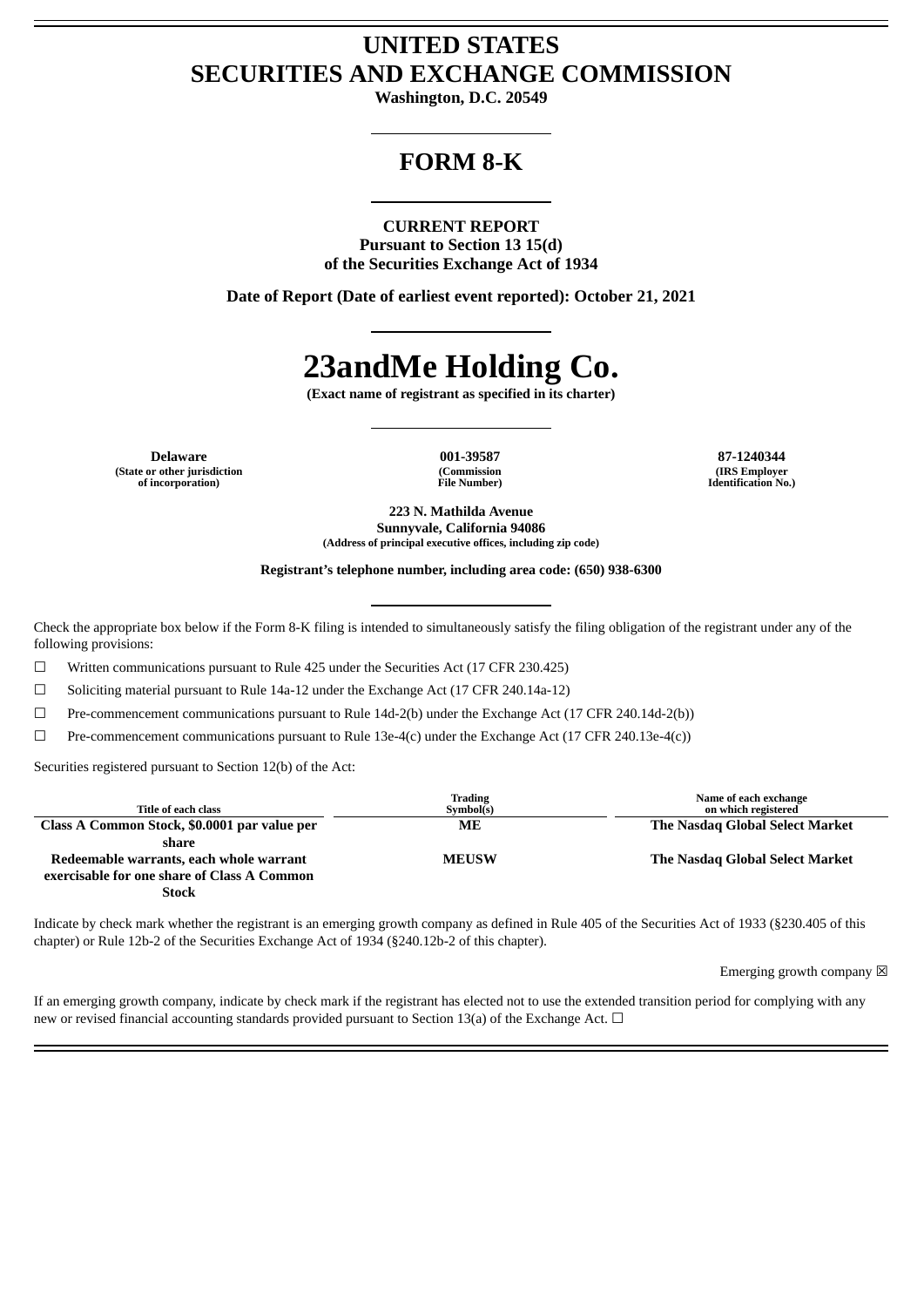# UNITED STATES
# SECURITIES AND EXCHANGE COMMISSION

**Washington, D.C. 20549**

## FORM 8-K

**CURRENT REPORT**
**Pursuant to Section 13 15(d)**
**of the Securities Exchange Act of 1934**

**Date of Report (Date of earliest event reported): October 21, 2021**

# 23andMe Holding Co.

**(Exact name of registrant as specified in its charter)**

| | | |
|---|---|---|
| **Delaware** | **001-39587** | **87-1240344** |
| **(State or other jurisdiction of incorporation)** | **(Commission File Number)** | **(IRS Employer Identification No.)** |

**223 N. Mathilda Avenue**
**Sunnyvale, California 94086**
**(Address of principal executive offices, including zip code)**

**Registrant's telephone number, including area code: (650) 938-6300**

Check the appropriate box below if the Form 8-K filing is intended to simultaneously satisfy the filing obligation of the registrant under any of the following provisions:

☐ Written communications pursuant to Rule 425 under the Securities Act (17 CFR 230.425)

☐ Soliciting material pursuant to Rule 14a-12 under the Exchange Act (17 CFR 240.14a-12)

☐ Pre-commencement communications pursuant to Rule 14d-2(b) under the Exchange Act (17 CFR 240.14d-2(b))

☐ Pre-commencement communications pursuant to Rule 13e-4(c) under the Exchange Act (17 CFR 240.13e-4(c))

Securities registered pursuant to Section 12(b) of the Act:

| Title of each class | Trading Symbol(s) | Name of each exchange on which registered |
|---|---|---|
| **Class A Common Stock, $0.0001 par value per share** | **ME** | **The Nasdaq Global Select Market** |
| **Redeemable warrants, each whole warrant exercisable for one share of Class A Common Stock** | **MEUSW** | **The Nasdaq Global Select Market** |

Indicate by check mark whether the registrant is an emerging growth company as defined in Rule 405 of the Securities Act of 1933 (§230.405 of this chapter) or Rule 12b-2 of the Securities Exchange Act of 1934 (§240.12b-2 of this chapter).

Emerging growth company ☒

If an emerging growth company, indicate by check mark if the registrant has elected not to use the extended transition period for complying with any new or revised financial accounting standards provided pursuant to Section 13(a) of the Exchange Act. ☐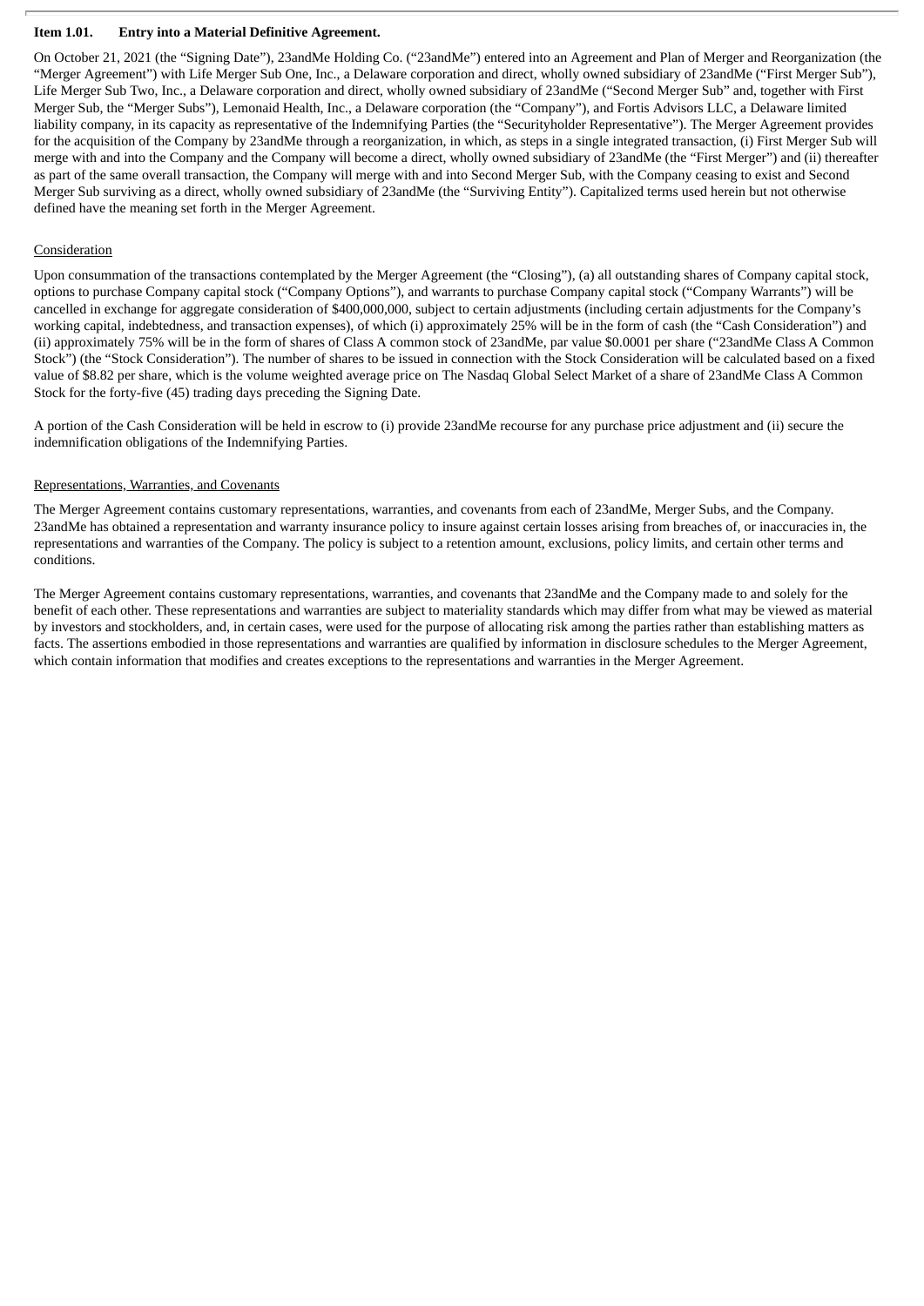**Item 1.01. Entry into a Material Definitive Agreement.**

On October 21, 2021 (the "Signing Date"), 23andMe Holding Co. ("23andMe") entered into an Agreement and Plan of Merger and Reorganization (the "Merger Agreement") with Life Merger Sub One, Inc., a Delaware corporation and direct, wholly owned subsidiary of 23andMe ("First Merger Sub"), Life Merger Sub Two, Inc., a Delaware corporation and direct, wholly owned subsidiary of 23andMe ("Second Merger Sub" and, together with First Merger Sub, the "Merger Subs"), Lemonaid Health, Inc., a Delaware corporation (the "Company"), and Fortis Advisors LLC, a Delaware limited liability company, in its capacity as representative of the Indemnifying Parties (the "Securityholder Representative"). The Merger Agreement provides for the acquisition of the Company by 23andMe through a reorganization, in which, as steps in a single integrated transaction, (i) First Merger Sub will merge with and into the Company and the Company will become a direct, wholly owned subsidiary of 23andMe (the "First Merger") and (ii) thereafter as part of the same overall transaction, the Company will merge with and into Second Merger Sub, with the Company ceasing to exist and Second Merger Sub surviving as a direct, wholly owned subsidiary of 23andMe (the "Surviving Entity"). Capitalized terms used herein but not otherwise defined have the meaning set forth in the Merger Agreement.

Consideration

Upon consummation of the transactions contemplated by the Merger Agreement (the "Closing"), (a) all outstanding shares of Company capital stock, options to purchase Company capital stock ("Company Options"), and warrants to purchase Company capital stock ("Company Warrants") will be cancelled in exchange for aggregate consideration of $400,000,000, subject to certain adjustments (including certain adjustments for the Company's working capital, indebtedness, and transaction expenses), of which (i) approximately 25% will be in the form of cash (the "Cash Consideration") and (ii) approximately 75% will be in the form of shares of Class A common stock of 23andMe, par value $0.0001 per share ("23andMe Class A Common Stock") (the "Stock Consideration"). The number of shares to be issued in connection with the Stock Consideration will be calculated based on a fixed value of $8.82 per share, which is the volume weighted average price on The Nasdaq Global Select Market of a share of 23andMe Class A Common Stock for the forty-five (45) trading days preceding the Signing Date.

A portion of the Cash Consideration will be held in escrow to (i) provide 23andMe recourse for any purchase price adjustment and (ii) secure the indemnification obligations of the Indemnifying Parties.

Representations, Warranties, and Covenants

The Merger Agreement contains customary representations, warranties, and covenants from each of 23andMe, Merger Subs, and the Company. 23andMe has obtained a representation and warranty insurance policy to insure against certain losses arising from breaches of, or inaccuracies in, the representations and warranties of the Company. The policy is subject to a retention amount, exclusions, policy limits, and certain other terms and conditions.

The Merger Agreement contains customary representations, warranties, and covenants that 23andMe and the Company made to and solely for the benefit of each other. These representations and warranties are subject to materiality standards which may differ from what may be viewed as material by investors and stockholders, and, in certain cases, were used for the purpose of allocating risk among the parties rather than establishing matters as facts. The assertions embodied in those representations and warranties are qualified by information in disclosure schedules to the Merger Agreement, which contain information that modifies and creates exceptions to the representations and warranties in the Merger Agreement.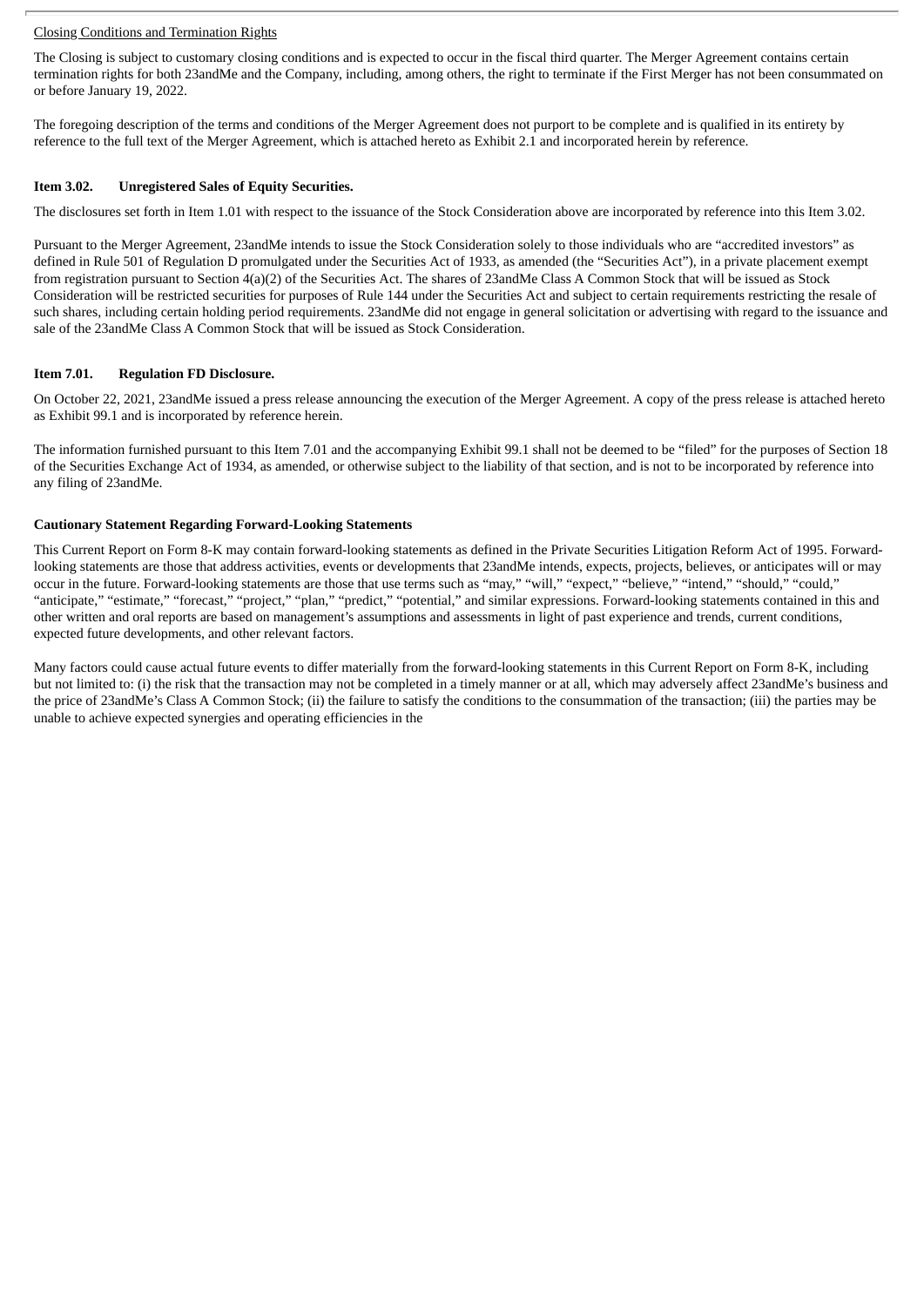Closing Conditions and Termination Rights

The Closing is subject to customary closing conditions and is expected to occur in the fiscal third quarter. The Merger Agreement contains certain termination rights for both 23andMe and the Company, including, among others, the right to terminate if the First Merger has not been consummated on or before January 19, 2022.

The foregoing description of the terms and conditions of the Merger Agreement does not purport to be complete and is qualified in its entirety by reference to the full text of the Merger Agreement, which is attached hereto as Exhibit 2.1 and incorporated herein by reference.

**Item 3.02. Unregistered Sales of Equity Securities.**

The disclosures set forth in Item 1.01 with respect to the issuance of the Stock Consideration above are incorporated by reference into this Item 3.02.

Pursuant to the Merger Agreement, 23andMe intends to issue the Stock Consideration solely to those individuals who are "accredited investors" as defined in Rule 501 of Regulation D promulgated under the Securities Act of 1933, as amended (the "Securities Act"), in a private placement exempt from registration pursuant to Section 4(a)(2) of the Securities Act. The shares of 23andMe Class A Common Stock that will be issued as Stock Consideration will be restricted securities for purposes of Rule 144 under the Securities Act and subject to certain requirements restricting the resale of such shares, including certain holding period requirements. 23andMe did not engage in general solicitation or advertising with regard to the issuance and sale of the 23andMe Class A Common Stock that will be issued as Stock Consideration.

**Item 7.01. Regulation FD Disclosure.**

On October 22, 2021, 23andMe issued a press release announcing the execution of the Merger Agreement. A copy of the press release is attached hereto as Exhibit 99.1 and is incorporated by reference herein.

The information furnished pursuant to this Item 7.01 and the accompanying Exhibit 99.1 shall not be deemed to be "filed" for the purposes of Section 18 of the Securities Exchange Act of 1934, as amended, or otherwise subject to the liability of that section, and is not to be incorporated by reference into any filing of 23andMe.

**Cautionary Statement Regarding Forward-Looking Statements**

This Current Report on Form 8-K may contain forward-looking statements as defined in the Private Securities Litigation Reform Act of 1995. Forward-looking statements are those that address activities, events or developments that 23andMe intends, expects, projects, believes, or anticipates will or may occur in the future. Forward-looking statements are those that use terms such as "may," "will," "expect," "believe," "intend," "should," "could," "anticipate," "estimate," "forecast," "project," "plan," "predict," "potential," and similar expressions. Forward-looking statements contained in this and other written and oral reports are based on management's assumptions and assessments in light of past experience and trends, current conditions, expected future developments, and other relevant factors.

Many factors could cause actual future events to differ materially from the forward-looking statements in this Current Report on Form 8-K, including but not limited to: (i) the risk that the transaction may not be completed in a timely manner or at all, which may adversely affect 23andMe's business and the price of 23andMe's Class A Common Stock; (ii) the failure to satisfy the conditions to the consummation of the transaction; (iii) the parties may be unable to achieve expected synergies and operating efficiencies in the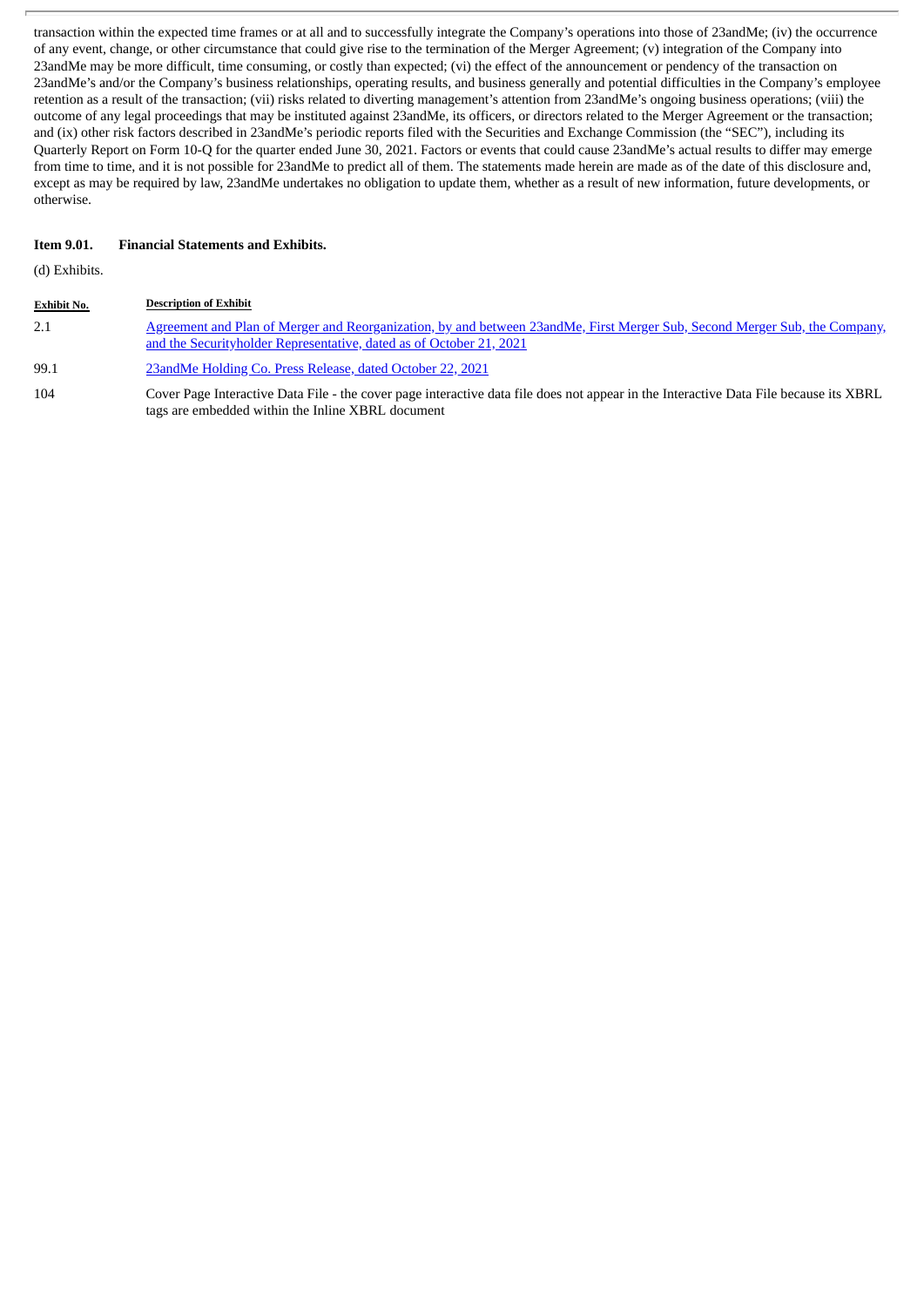transaction within the expected time frames or at all and to successfully integrate the Company's operations into those of 23andMe; (iv) the occurrence of any event, change, or other circumstance that could give rise to the termination of the Merger Agreement; (v) integration of the Company into 23andMe may be more difficult, time consuming, or costly than expected; (vi) the effect of the announcement or pendency of the transaction on 23andMe's and/or the Company's business relationships, operating results, and business generally and potential difficulties in the Company's employee retention as a result of the transaction; (vii) risks related to diverting management's attention from 23andMe's ongoing business operations; (viii) the outcome of any legal proceedings that may be instituted against 23andMe, its officers, or directors related to the Merger Agreement or the transaction; and (ix) other risk factors described in 23andMe's periodic reports filed with the Securities and Exchange Commission (the "SEC"), including its Quarterly Report on Form 10-Q for the quarter ended June 30, 2021. Factors or events that could cause 23andMe's actual results to differ may emerge from time to time, and it is not possible for 23andMe to predict all of them. The statements made herein are made as of the date of this disclosure and, except as may be required by law, 23andMe undertakes no obligation to update them, whether as a result of new information, future developments, or otherwise.

**Item 9.01. Financial Statements and Exhibits.**

(d) Exhibits.

| Exhibit No. | Description of Exhibit |
|---|---|
| 2.1 | Agreement and Plan of Merger and Reorganization, by and between 23andMe, First Merger Sub, Second Merger Sub, the Company, and the Securityholder Representative, dated as of October 21, 2021 |
| 99.1 | 23andMe Holding Co. Press Release, dated October 22, 2021 |
| 104 | Cover Page Interactive Data File - the cover page interactive data file does not appear in the Interactive Data File because its XBRL tags are embedded within the Inline XBRL document |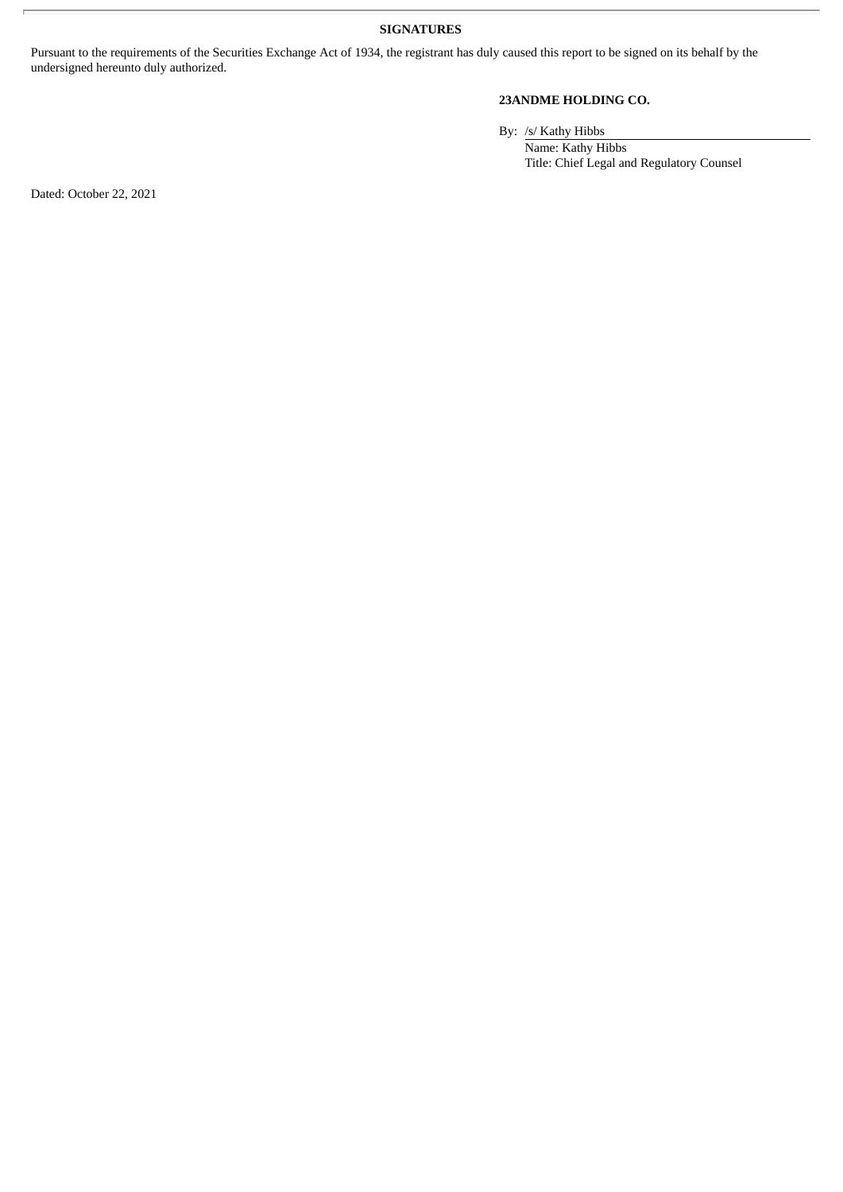**SIGNATURES**

Pursuant to the requirements of the Securities Exchange Act of 1934, the registrant has duly caused this report to be signed on its behalf by the undersigned hereunto duly authorized.

**23ANDME HOLDING CO.**

By: /s/ Kathy Hibbs
Name: Kathy Hibbs
Title: Chief Legal and Regulatory Counsel

Dated: October 22, 2021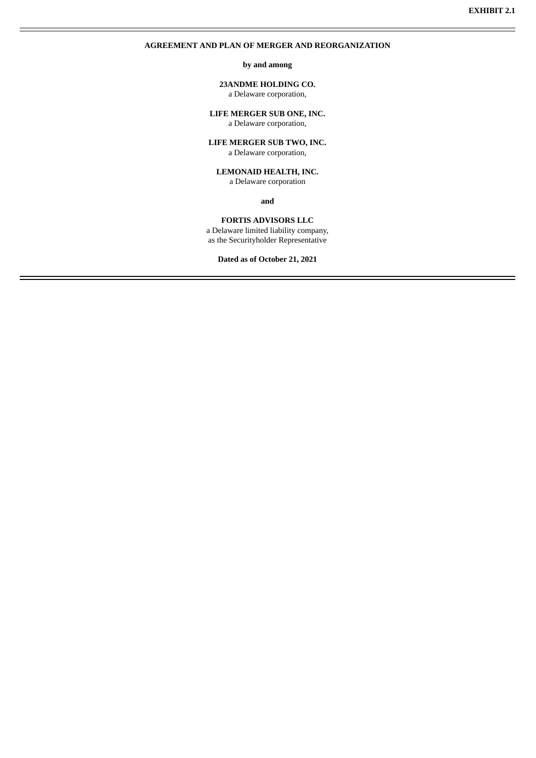**EXHIBIT 2.1**

# AGREEMENT AND PLAN OF MERGER AND REORGANIZATION

**by and among**

**23ANDME HOLDING CO.**
a Delaware corporation,

**LIFE MERGER SUB ONE, INC.**
a Delaware corporation,

**LIFE MERGER SUB TWO, INC.**
a Delaware corporation,

**LEMONAID HEALTH, INC.**
a Delaware corporation

**and**

**FORTIS ADVISORS LLC**
a Delaware limited liability company,
as the Securityholder Representative

**Dated as of October 21, 2021**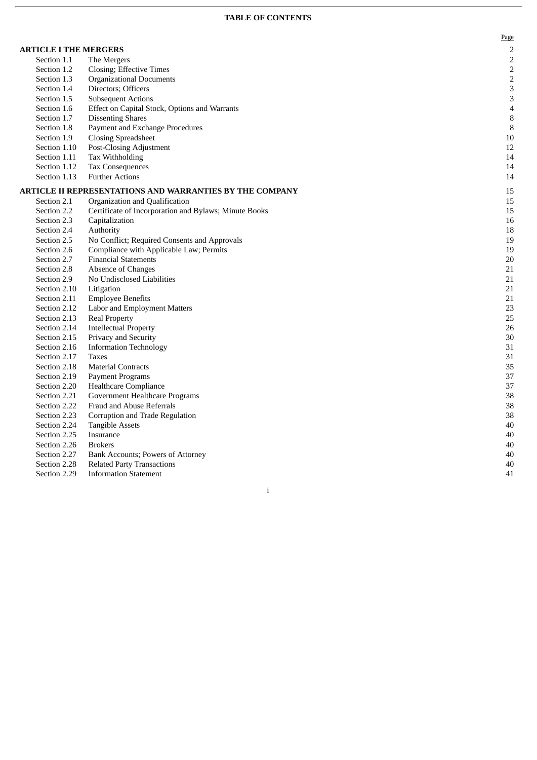# TABLE OF CONTENTS

| | | Page |
|---|---|---|
| **ARTICLE I THE MERGERS** | | 2 |
| Section 1.1 | The Mergers | 2 |
| Section 1.2 | Closing; Effective Times | 2 |
| Section 1.3 | Organizational Documents | 2 |
| Section 1.4 | Directors; Officers | 3 |
| Section 1.5 | Subsequent Actions | 3 |
| Section 1.6 | Effect on Capital Stock, Options and Warrants | 4 |
| Section 1.7 | Dissenting Shares | 8 |
| Section 1.8 | Payment and Exchange Procedures | 8 |
| Section 1.9 | Closing Spreadsheet | 10 |
| Section 1.10 | Post-Closing Adjustment | 12 |
| Section 1.11 | Tax Withholding | 14 |
| Section 1.12 | Tax Consequences | 14 |
| Section 1.13 | Further Actions | 14 |
| **ARTICLE II REPRESENTATIONS AND WARRANTIES BY THE COMPANY** | | 15 |
| Section 2.1 | Organization and Qualification | 15 |
| Section 2.2 | Certificate of Incorporation and Bylaws; Minute Books | 15 |
| Section 2.3 | Capitalization | 16 |
| Section 2.4 | Authority | 18 |
| Section 2.5 | No Conflict; Required Consents and Approvals | 19 |
| Section 2.6 | Compliance with Applicable Law; Permits | 19 |
| Section 2.7 | Financial Statements | 20 |
| Section 2.8 | Absence of Changes | 21 |
| Section 2.9 | No Undisclosed Liabilities | 21 |
| Section 2.10 | Litigation | 21 |
| Section 2.11 | Employee Benefits | 21 |
| Section 2.12 | Labor and Employment Matters | 23 |
| Section 2.13 | Real Property | 25 |
| Section 2.14 | Intellectual Property | 26 |
| Section 2.15 | Privacy and Security | 30 |
| Section 2.16 | Information Technology | 31 |
| Section 2.17 | Taxes | 31 |
| Section 2.18 | Material Contracts | 35 |
| Section 2.19 | Payment Programs | 37 |
| Section 2.20 | Healthcare Compliance | 37 |
| Section 2.21 | Government Healthcare Programs | 38 |
| Section 2.22 | Fraud and Abuse Referrals | 38 |
| Section 2.23 | Corruption and Trade Regulation | 38 |
| Section 2.24 | Tangible Assets | 40 |
| Section 2.25 | Insurance | 40 |
| Section 2.26 | Brokers | 40 |
| Section 2.27 | Bank Accounts; Powers of Attorney | 40 |
| Section 2.28 | Related Party Transactions | 40 |
| Section 2.29 | Information Statement | 41 |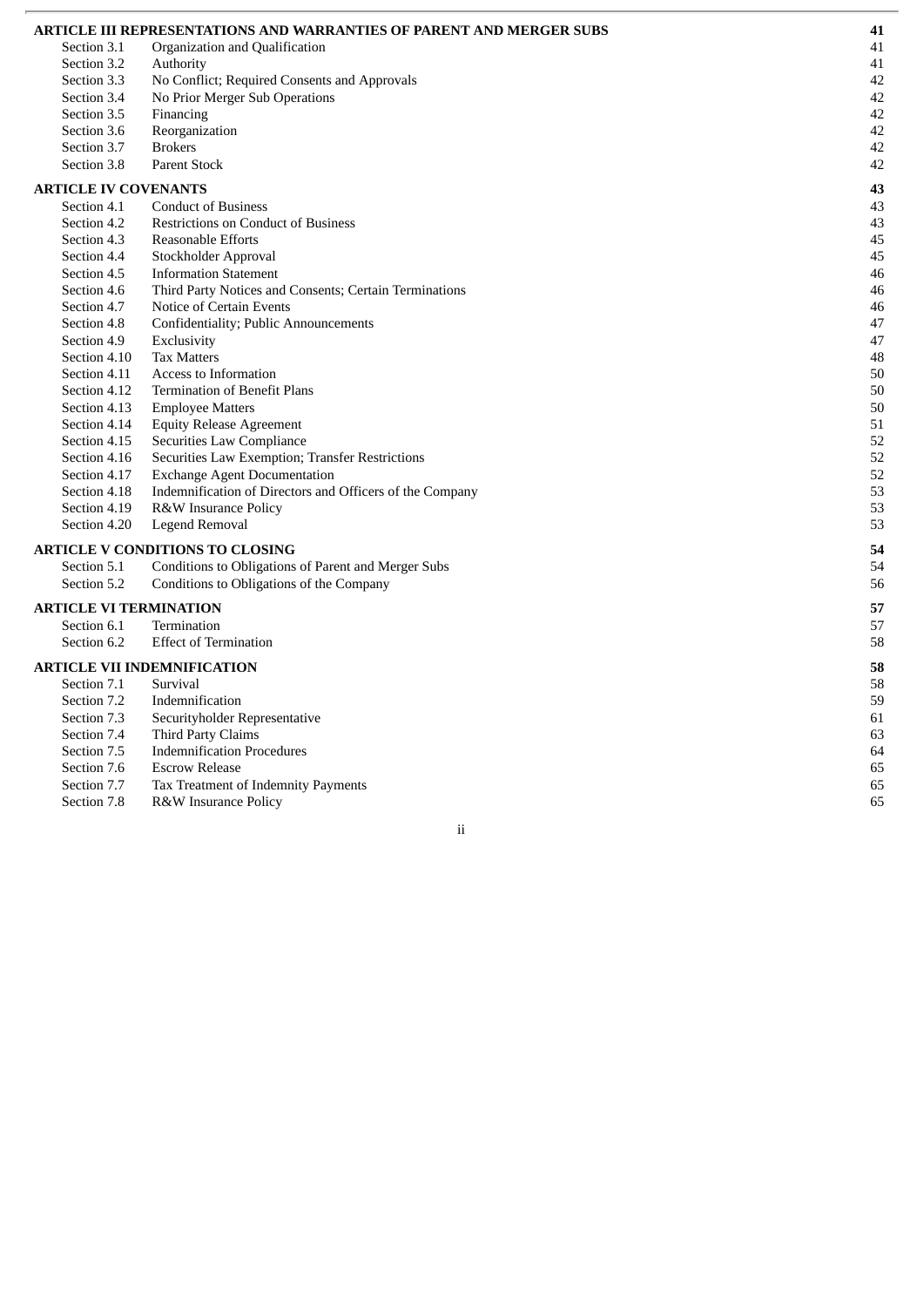| | | |
|---|---|---|
| **ARTICLE III REPRESENTATIONS AND WARRANTIES OF PARENT AND MERGER SUBS** | | **41** |
| Section 3.1 | Organization and Qualification | 41 |
| Section 3.2 | Authority | 41 |
| Section 3.3 | No Conflict; Required Consents and Approvals | 42 |
| Section 3.4 | No Prior Merger Sub Operations | 42 |
| Section 3.5 | Financing | 42 |
| Section 3.6 | Reorganization | 42 |
| Section 3.7 | Brokers | 42 |
| Section 3.8 | Parent Stock | 42 |
| **ARTICLE IV COVENANTS** | | **43** |
| Section 4.1 | Conduct of Business | 43 |
| Section 4.2 | Restrictions on Conduct of Business | 43 |
| Section 4.3 | Reasonable Efforts | 45 |
| Section 4.4 | Stockholder Approval | 45 |
| Section 4.5 | Information Statement | 46 |
| Section 4.6 | Third Party Notices and Consents; Certain Terminations | 46 |
| Section 4.7 | Notice of Certain Events | 46 |
| Section 4.8 | Confidentiality; Public Announcements | 47 |
| Section 4.9 | Exclusivity | 47 |
| Section 4.10 | Tax Matters | 48 |
| Section 4.11 | Access to Information | 50 |
| Section 4.12 | Termination of Benefit Plans | 50 |
| Section 4.13 | Employee Matters | 50 |
| Section 4.14 | Equity Release Agreement | 51 |
| Section 4.15 | Securities Law Compliance | 52 |
| Section 4.16 | Securities Law Exemption; Transfer Restrictions | 52 |
| Section 4.17 | Exchange Agent Documentation | 52 |
| Section 4.18 | Indemnification of Directors and Officers of the Company | 53 |
| Section 4.19 | R&W Insurance Policy | 53 |
| Section 4.20 | Legend Removal | 53 |
| **ARTICLE V CONDITIONS TO CLOSING** | | **54** |
| Section 5.1 | Conditions to Obligations of Parent and Merger Subs | 54 |
| Section 5.2 | Conditions to Obligations of the Company | 56 |
| **ARTICLE VI TERMINATION** | | **57** |
| Section 6.1 | Termination | 57 |
| Section 6.2 | Effect of Termination | 58 |
| **ARTICLE VII INDEMNIFICATION** | | **58** |
| Section 7.1 | Survival | 58 |
| Section 7.2 | Indemnification | 59 |
| Section 7.3 | Securityholder Representative | 61 |
| Section 7.4 | Third Party Claims | 63 |
| Section 7.5 | Indemnification Procedures | 64 |
| Section 7.6 | Escrow Release | 65 |
| Section 7.7 | Tax Treatment of Indemnity Payments | 65 |
| Section 7.8 | R&W Insurance Policy | 65 |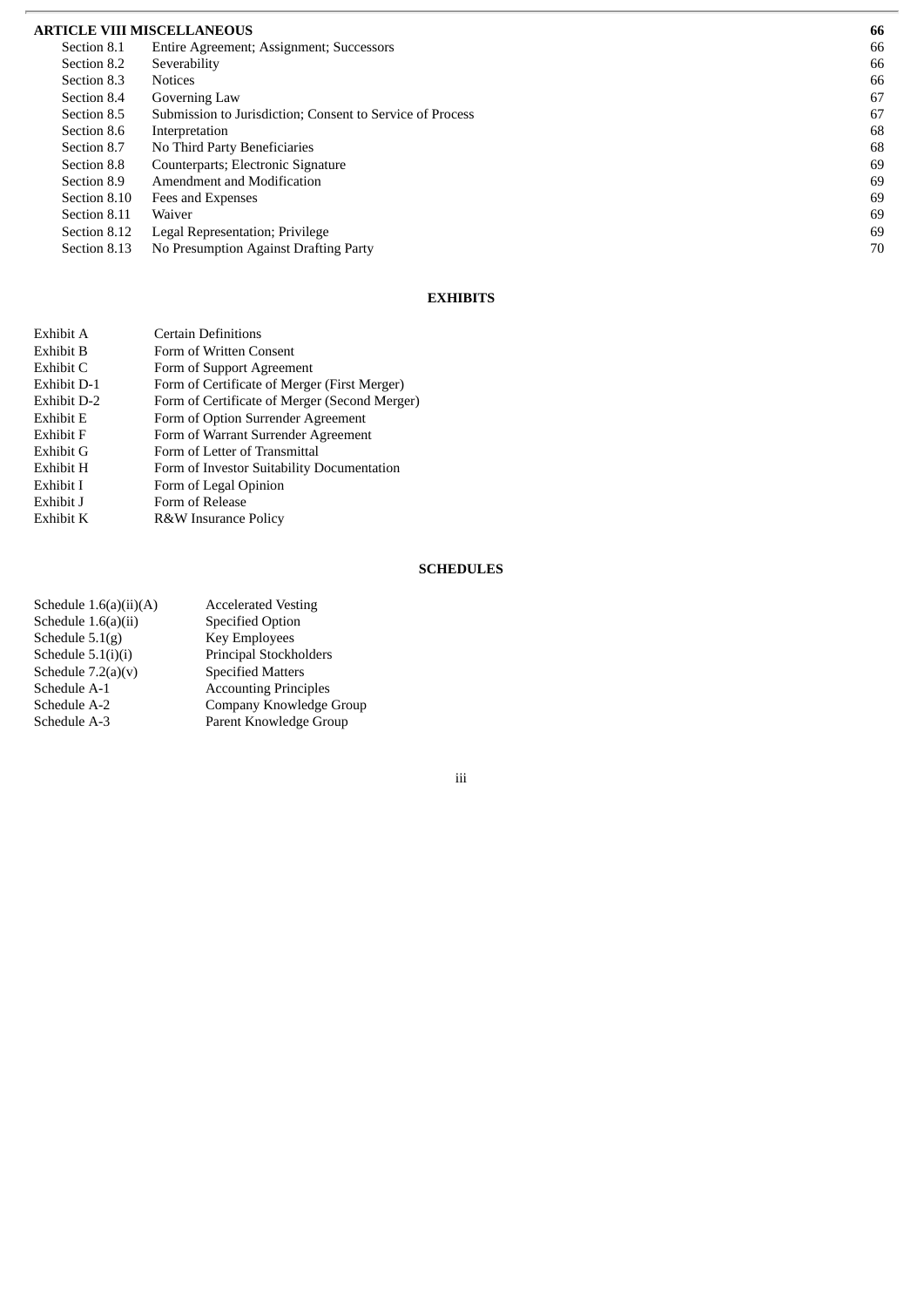| | | |
|---|---|---|
| **ARTICLE VIII MISCELLANEOUS** | | **66** |
| Section 8.1 | Entire Agreement; Assignment; Successors | 66 |
| Section 8.2 | Severability | 66 |
| Section 8.3 | Notices | 66 |
| Section 8.4 | Governing Law | 67 |
| Section 8.5 | Submission to Jurisdiction; Consent to Service of Process | 67 |
| Section 8.6 | Interpretation | 68 |
| Section 8.7 | No Third Party Beneficiaries | 68 |
| Section 8.8 | Counterparts; Electronic Signature | 69 |
| Section 8.9 | Amendment and Modification | 69 |
| Section 8.10 | Fees and Expenses | 69 |
| Section 8.11 | Waiver | 69 |
| Section 8.12 | Legal Representation; Privilege | 69 |
| Section 8.13 | No Presumption Against Drafting Party | 70 |

**EXHIBITS**

| | |
|---|---|
| Exhibit A | Certain Definitions |
| Exhibit B | Form of Written Consent |
| Exhibit C | Form of Support Agreement |
| Exhibit D-1 | Form of Certificate of Merger (First Merger) |
| Exhibit D-2 | Form of Certificate of Merger (Second Merger) |
| Exhibit E | Form of Option Surrender Agreement |
| Exhibit F | Form of Warrant Surrender Agreement |
| Exhibit G | Form of Letter of Transmittal |
| Exhibit H | Form of Investor Suitability Documentation |
| Exhibit I | Form of Legal Opinion |
| Exhibit J | Form of Release |
| Exhibit K | R&W Insurance Policy |

**SCHEDULES**

| | |
|---|---|
| Schedule 1.6(a)(ii)(A) | Accelerated Vesting |
| Schedule 1.6(a)(ii) | Specified Option |
| Schedule 5.1(g) | Key Employees |
| Schedule 5.1(i)(i) | Principal Stockholders |
| Schedule 7.2(a)(v) | Specified Matters |
| Schedule A-1 | Accounting Principles |
| Schedule A-2 | Company Knowledge Group |
| Schedule A-3 | Parent Knowledge Group |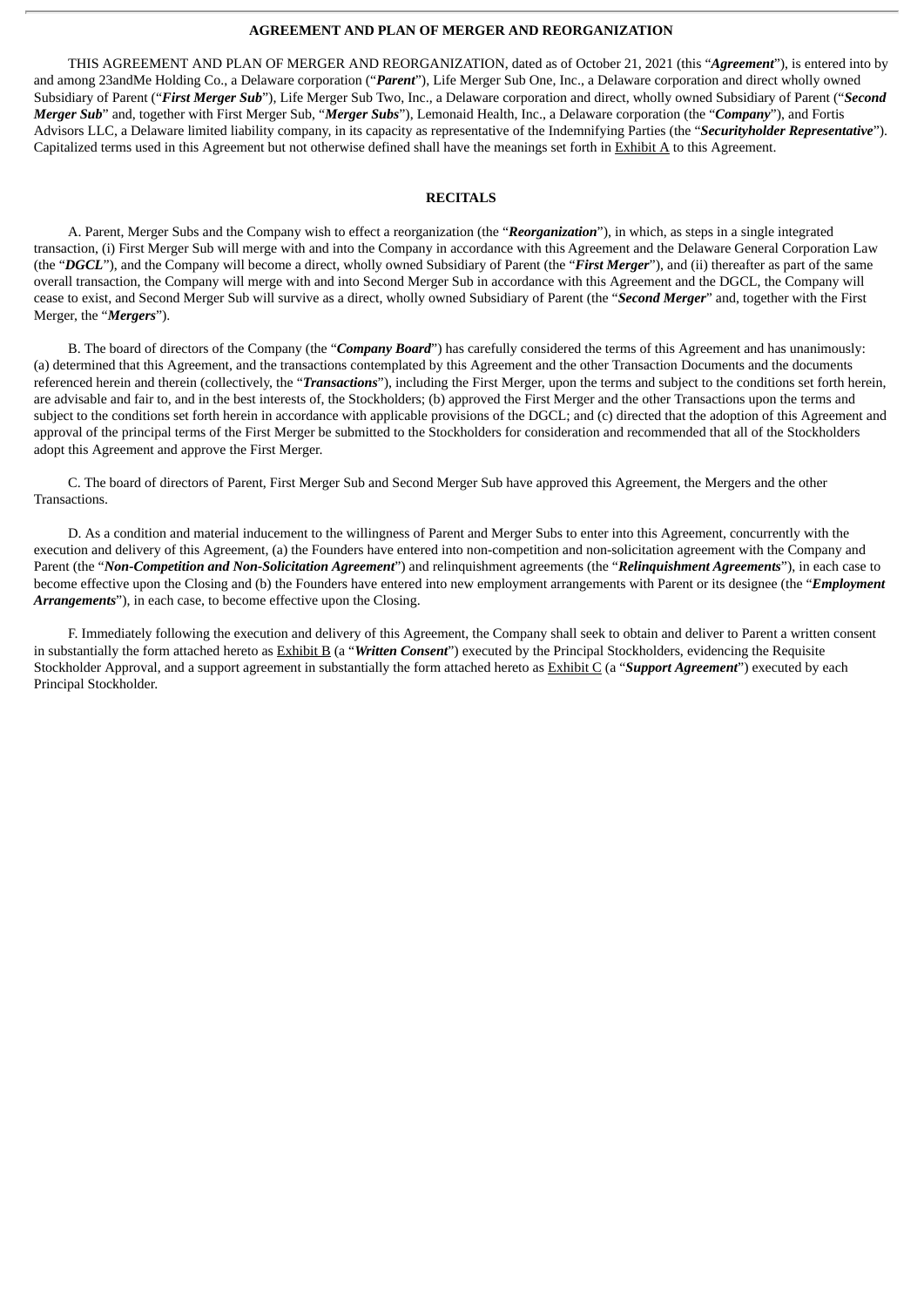# AGREEMENT AND PLAN OF MERGER AND REORGANIZATION

THIS AGREEMENT AND PLAN OF MERGER AND REORGANIZATION, dated as of October 21, 2021 (this "***Agreement***"), is entered into by and among 23andMe Holding Co., a Delaware corporation ("***Parent***"), Life Merger Sub One, Inc., a Delaware corporation and direct wholly owned Subsidiary of Parent ("***First Merger Sub***"), Life Merger Sub Two, Inc., a Delaware corporation and direct, wholly owned Subsidiary of Parent ("***Second Merger Sub***" and, together with First Merger Sub, "***Merger Subs***"), Lemonaid Health, Inc., a Delaware corporation (the "***Company***"), and Fortis Advisors LLC, a Delaware limited liability company, in its capacity as representative of the Indemnifying Parties (the "***Securityholder Representative***"). Capitalized terms used in this Agreement but not otherwise defined shall have the meanings set forth in Exhibit A to this Agreement.

## RECITALS

A. Parent, Merger Subs and the Company wish to effect a reorganization (the "***Reorganization***"), in which, as steps in a single integrated transaction, (i) First Merger Sub will merge with and into the Company in accordance with this Agreement and the Delaware General Corporation Law (the "***DGCL***"), and the Company will become a direct, wholly owned Subsidiary of Parent (the "***First Merger***"), and (ii) thereafter as part of the same overall transaction, the Company will merge with and into Second Merger Sub in accordance with this Agreement and the DGCL, the Company will cease to exist, and Second Merger Sub will survive as a direct, wholly owned Subsidiary of Parent (the "***Second Merger***" and, together with the First Merger, the "***Mergers***").

B. The board of directors of the Company (the "***Company Board***") has carefully considered the terms of this Agreement and has unanimously: (a) determined that this Agreement, and the transactions contemplated by this Agreement and the other Transaction Documents and the documents referenced herein and therein (collectively, the "***Transactions***"), including the First Merger, upon the terms and subject to the conditions set forth herein, are advisable and fair to, and in the best interests of, the Stockholders; (b) approved the First Merger and the other Transactions upon the terms and subject to the conditions set forth herein in accordance with applicable provisions of the DGCL; and (c) directed that the adoption of this Agreement and approval of the principal terms of the First Merger be submitted to the Stockholders for consideration and recommended that all of the Stockholders adopt this Agreement and approve the First Merger.

C. The board of directors of Parent, First Merger Sub and Second Merger Sub have approved this Agreement, the Mergers and the other Transactions.

D. As a condition and material inducement to the willingness of Parent and Merger Subs to enter into this Agreement, concurrently with the execution and delivery of this Agreement, (a) the Founders have entered into non-competition and non-solicitation agreement with the Company and Parent (the "***Non-Competition and Non-Solicitation Agreement***") and relinquishment agreements (the "***Relinquishment Agreements***"), in each case to become effective upon the Closing and (b) the Founders have entered into new employment arrangements with Parent or its designee (the "***Employment Arrangements***"), in each case, to become effective upon the Closing.

F. Immediately following the execution and delivery of this Agreement, the Company shall seek to obtain and deliver to Parent a written consent in substantially the form attached hereto as Exhibit B (a "***Written Consent***") executed by the Principal Stockholders, evidencing the Requisite Stockholder Approval, and a support agreement in substantially the form attached hereto as Exhibit C (a "***Support Agreement***") executed by each Principal Stockholder.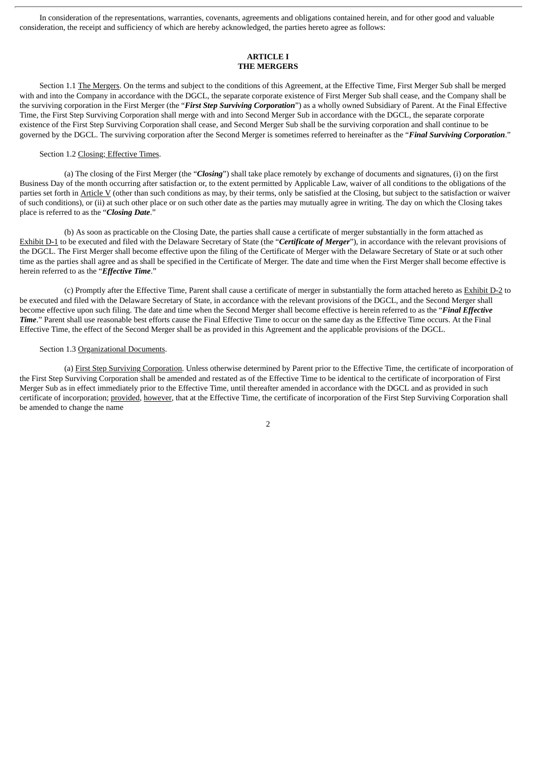In consideration of the representations, warranties, covenants, agreements and obligations contained herein, and for other good and valuable consideration, the receipt and sufficiency of which are hereby acknowledged, the parties hereto agree as follows:

## ARTICLE I
## THE MERGERS

Section 1.1 The Mergers. On the terms and subject to the conditions of this Agreement, at the Effective Time, First Merger Sub shall be merged with and into the Company in accordance with the DGCL, the separate corporate existence of First Merger Sub shall cease, and the Company shall be the surviving corporation in the First Merger (the "***First Step Surviving Corporation***") as a wholly owned Subsidiary of Parent. At the Final Effective Time, the First Step Surviving Corporation shall merge with and into Second Merger Sub in accordance with the DGCL, the separate corporate existence of the First Step Surviving Corporation shall cease, and Second Merger Sub shall be the surviving corporation and shall continue to be governed by the DGCL. The surviving corporation after the Second Merger is sometimes referred to hereinafter as the "***Final Surviving Corporation***."

Section 1.2 Closing; Effective Times.

(a) The closing of the First Merger (the "***Closing***") shall take place remotely by exchange of documents and signatures, (i) on the first Business Day of the month occurring after satisfaction or, to the extent permitted by Applicable Law, waiver of all conditions to the obligations of the parties set forth in Article V (other than such conditions as may, by their terms, only be satisfied at the Closing, but subject to the satisfaction or waiver of such conditions), or (ii) at such other place or on such other date as the parties may mutually agree in writing. The day on which the Closing takes place is referred to as the "***Closing Date***."

(b) As soon as practicable on the Closing Date, the parties shall cause a certificate of merger substantially in the form attached as Exhibit D-1 to be executed and filed with the Delaware Secretary of State (the "***Certificate of Merger***"), in accordance with the relevant provisions of the DGCL. The First Merger shall become effective upon the filing of the Certificate of Merger with the Delaware Secretary of State or at such other time as the parties shall agree and as shall be specified in the Certificate of Merger. The date and time when the First Merger shall become effective is herein referred to as the "***Effective Time***."

(c) Promptly after the Effective Time, Parent shall cause a certificate of merger in substantially the form attached hereto as Exhibit D-2 to be executed and filed with the Delaware Secretary of State, in accordance with the relevant provisions of the DGCL, and the Second Merger shall become effective upon such filing. The date and time when the Second Merger shall become effective is herein referred to as the "***Final Effective Time***." Parent shall use reasonable best efforts cause the Final Effective Time to occur on the same day as the Effective Time occurs. At the Final Effective Time, the effect of the Second Merger shall be as provided in this Agreement and the applicable provisions of the DGCL.

Section 1.3 Organizational Documents.

(a) First Step Surviving Corporation. Unless otherwise determined by Parent prior to the Effective Time, the certificate of incorporation of the First Step Surviving Corporation shall be amended and restated as of the Effective Time to be identical to the certificate of incorporation of First Merger Sub as in effect immediately prior to the Effective Time, until thereafter amended in accordance with the DGCL and as provided in such certificate of incorporation; provided, however, that at the Effective Time, the certificate of incorporation of the First Step Surviving Corporation shall be amended to change the name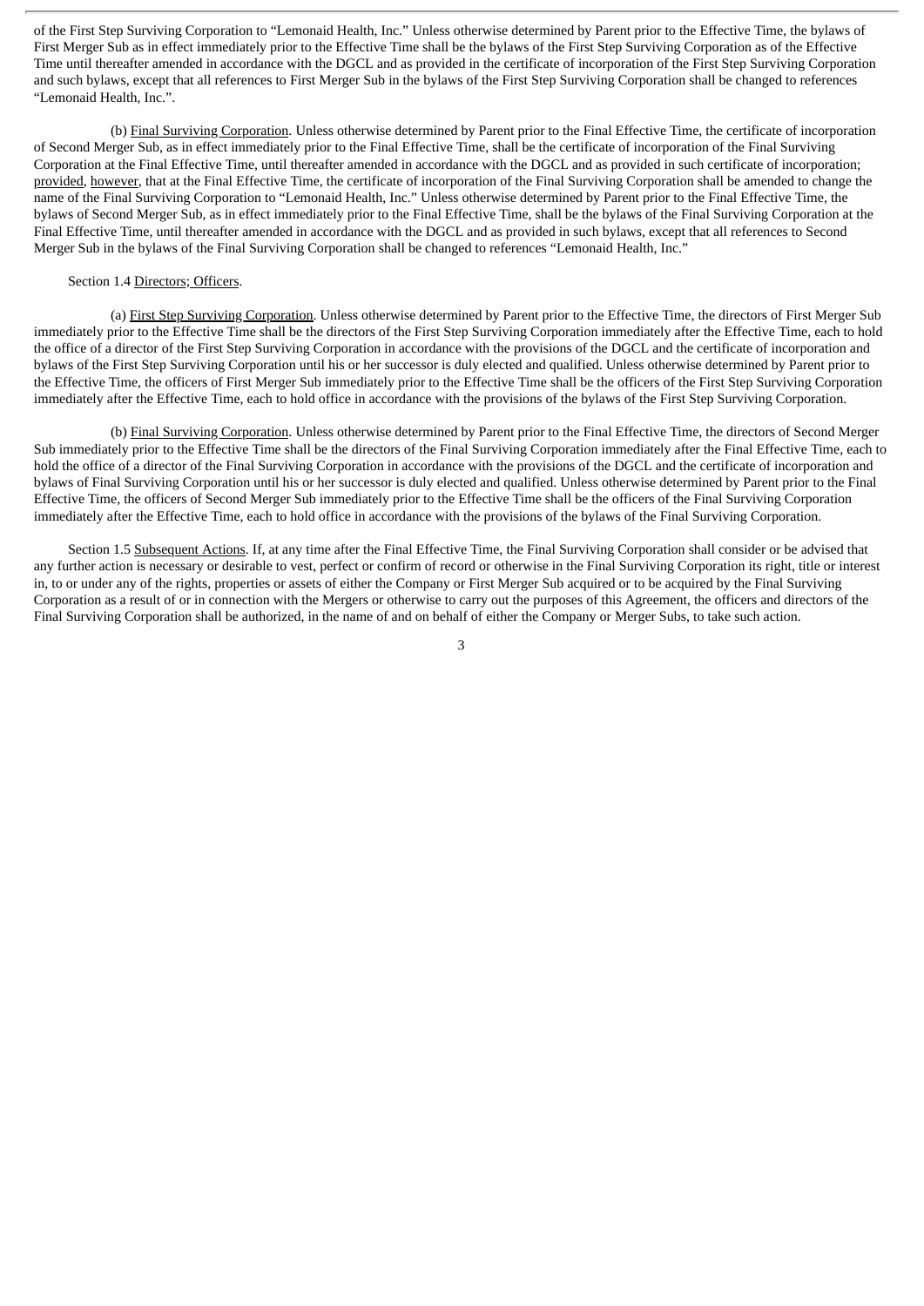of the First Step Surviving Corporation to "Lemonaid Health, Inc." Unless otherwise determined by Parent prior to the Effective Time, the bylaws of First Merger Sub as in effect immediately prior to the Effective Time shall be the bylaws of the First Step Surviving Corporation as of the Effective Time until thereafter amended in accordance with the DGCL and as provided in the certificate of incorporation of the First Step Surviving Corporation and such bylaws, except that all references to First Merger Sub in the bylaws of the First Step Surviving Corporation shall be changed to references "Lemonaid Health, Inc.".

(b) Final Surviving Corporation. Unless otherwise determined by Parent prior to the Final Effective Time, the certificate of incorporation of Second Merger Sub, as in effect immediately prior to the Final Effective Time, shall be the certificate of incorporation of the Final Surviving Corporation at the Final Effective Time, until thereafter amended in accordance with the DGCL and as provided in such certificate of incorporation; provided, however, that at the Final Effective Time, the certificate of incorporation of the Final Surviving Corporation shall be amended to change the name of the Final Surviving Corporation to "Lemonaid Health, Inc." Unless otherwise determined by Parent prior to the Final Effective Time, the bylaws of Second Merger Sub, as in effect immediately prior to the Final Effective Time, shall be the bylaws of the Final Surviving Corporation at the Final Effective Time, until thereafter amended in accordance with the DGCL and as provided in such bylaws, except that all references to Second Merger Sub in the bylaws of the Final Surviving Corporation shall be changed to references "Lemonaid Health, Inc."

Section 1.4 Directors; Officers.

(a) First Step Surviving Corporation. Unless otherwise determined by Parent prior to the Effective Time, the directors of First Merger Sub immediately prior to the Effective Time shall be the directors of the First Step Surviving Corporation immediately after the Effective Time, each to hold the office of a director of the First Step Surviving Corporation in accordance with the provisions of the DGCL and the certificate of incorporation and bylaws of the First Step Surviving Corporation until his or her successor is duly elected and qualified. Unless otherwise determined by Parent prior to the Effective Time, the officers of First Merger Sub immediately prior to the Effective Time shall be the officers of the First Step Surviving Corporation immediately after the Effective Time, each to hold office in accordance with the provisions of the bylaws of the First Step Surviving Corporation.

(b) Final Surviving Corporation. Unless otherwise determined by Parent prior to the Final Effective Time, the directors of Second Merger Sub immediately prior to the Effective Time shall be the directors of the Final Surviving Corporation immediately after the Final Effective Time, each to hold the office of a director of the Final Surviving Corporation in accordance with the provisions of the DGCL and the certificate of incorporation and bylaws of Final Surviving Corporation until his or her successor is duly elected and qualified. Unless otherwise determined by Parent prior to the Final Effective Time, the officers of Second Merger Sub immediately prior to the Effective Time shall be the officers of the Final Surviving Corporation immediately after the Effective Time, each to hold office in accordance with the provisions of the bylaws of the Final Surviving Corporation.

Section 1.5 Subsequent Actions. If, at any time after the Final Effective Time, the Final Surviving Corporation shall consider or be advised that any further action is necessary or desirable to vest, perfect or confirm of record or otherwise in the Final Surviving Corporation its right, title or interest in, to or under any of the rights, properties or assets of either the Company or First Merger Sub acquired or to be acquired by the Final Surviving Corporation as a result of or in connection with the Mergers or otherwise to carry out the purposes of this Agreement, the officers and directors of the Final Surviving Corporation shall be authorized, in the name of and on behalf of either the Company or Merger Subs, to take such action.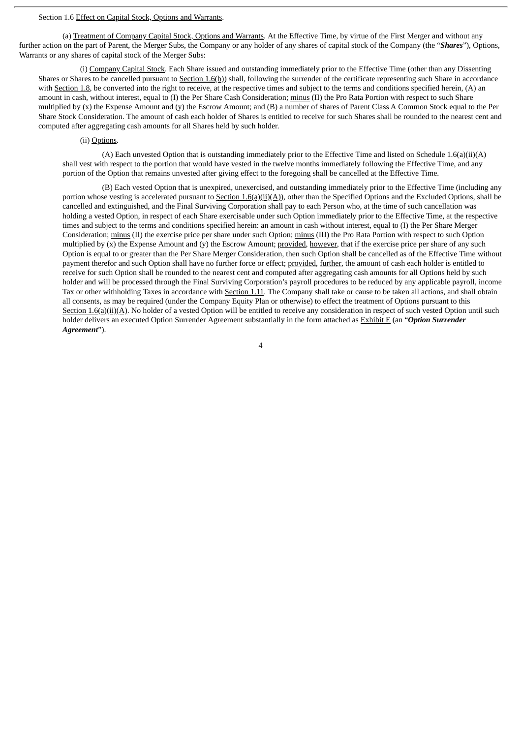Section 1.6 Effect on Capital Stock, Options and Warrants.

(a) Treatment of Company Capital Stock, Options and Warrants. At the Effective Time, by virtue of the First Merger and without any further action on the part of Parent, the Merger Subs, the Company or any holder of any shares of capital stock of the Company (the "***Shares***"), Options, Warrants or any shares of capital stock of the Merger Subs:

(i) Company Capital Stock. Each Share issued and outstanding immediately prior to the Effective Time (other than any Dissenting Shares or Shares to be cancelled pursuant to Section 1.6(b)) shall, following the surrender of the certificate representing such Share in accordance with Section 1.8, be converted into the right to receive, at the respective times and subject to the terms and conditions specified herein, (A) an amount in cash, without interest, equal to (I) the Per Share Cash Consideration; minus (II) the Pro Rata Portion with respect to such Share multiplied by (x) the Expense Amount and (y) the Escrow Amount; and (B) a number of shares of Parent Class A Common Stock equal to the Per Share Stock Consideration. The amount of cash each holder of Shares is entitled to receive for such Shares shall be rounded to the nearest cent and computed after aggregating cash amounts for all Shares held by such holder.

(ii) Options.

(A) Each unvested Option that is outstanding immediately prior to the Effective Time and listed on Schedule 1.6(a)(ii)(A) shall vest with respect to the portion that would have vested in the twelve months immediately following the Effective Time, and any portion of the Option that remains unvested after giving effect to the foregoing shall be cancelled at the Effective Time.

(B) Each vested Option that is unexpired, unexercised, and outstanding immediately prior to the Effective Time (including any portion whose vesting is accelerated pursuant to Section 1.6(a)(ii)(A)), other than the Specified Options and the Excluded Options, shall be cancelled and extinguished, and the Final Surviving Corporation shall pay to each Person who, at the time of such cancellation was holding a vested Option, in respect of each Share exercisable under such Option immediately prior to the Effective Time, at the respective times and subject to the terms and conditions specified herein: an amount in cash without interest, equal to (I) the Per Share Merger Consideration; minus (II) the exercise price per share under such Option; minus (III) the Pro Rata Portion with respect to such Option multiplied by (x) the Expense Amount and (y) the Escrow Amount; provided, however, that if the exercise price per share of any such Option is equal to or greater than the Per Share Merger Consideration, then such Option shall be cancelled as of the Effective Time without payment therefor and such Option shall have no further force or effect; provided, further, the amount of cash each holder is entitled to receive for such Option shall be rounded to the nearest cent and computed after aggregating cash amounts for all Options held by such holder and will be processed through the Final Surviving Corporation's payroll procedures to be reduced by any applicable payroll, income Tax or other withholding Taxes in accordance with Section 1.11. The Company shall take or cause to be taken all actions, and shall obtain all consents, as may be required (under the Company Equity Plan or otherwise) to effect the treatment of Options pursuant to this Section 1.6(a)(ii)(A). No holder of a vested Option will be entitled to receive any consideration in respect of such vested Option until such holder delivers an executed Option Surrender Agreement substantially in the form attached as Exhibit E (an "***Option Surrender Agreement***").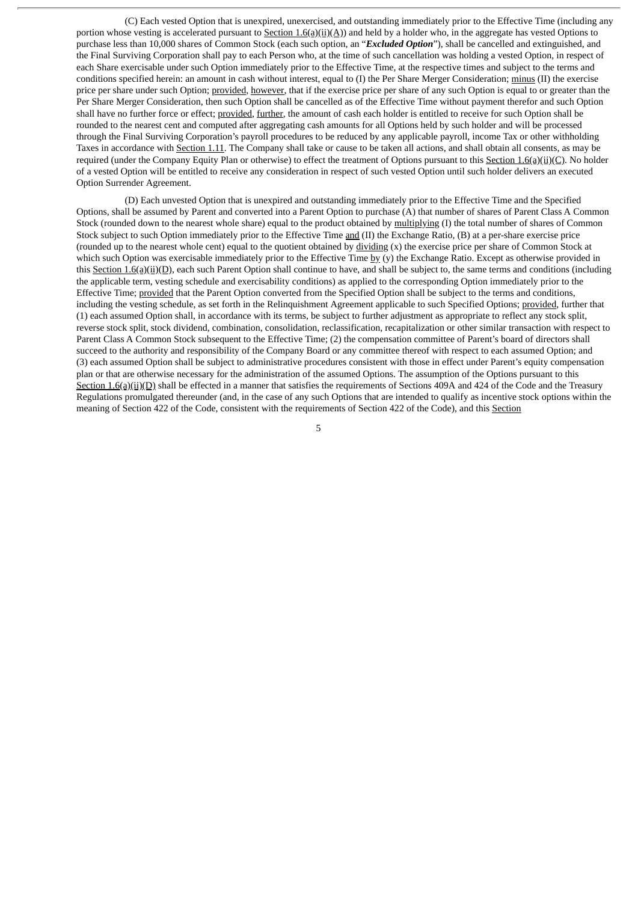(C) Each vested Option that is unexpired, unexercised, and outstanding immediately prior to the Effective Time (including any portion whose vesting is accelerated pursuant to Section 1.6(a)(ii)(A)) and held by a holder who, in the aggregate has vested Options to purchase less than 10,000 shares of Common Stock (each such option, an "***Excluded Option***"), shall be cancelled and extinguished, and the Final Surviving Corporation shall pay to each Person who, at the time of such cancellation was holding a vested Option, in respect of each Share exercisable under such Option immediately prior to the Effective Time, at the respective times and subject to the terms and conditions specified herein: an amount in cash without interest, equal to (I) the Per Share Merger Consideration; minus (II) the exercise price per share under such Option; provided, however, that if the exercise price per share of any such Option is equal to or greater than the Per Share Merger Consideration, then such Option shall be cancelled as of the Effective Time without payment therefor and such Option shall have no further force or effect; provided, further, the amount of cash each holder is entitled to receive for such Option shall be rounded to the nearest cent and computed after aggregating cash amounts for all Options held by such holder and will be processed through the Final Surviving Corporation's payroll procedures to be reduced by any applicable payroll, income Tax or other withholding Taxes in accordance with Section 1.11. The Company shall take or cause to be taken all actions, and shall obtain all consents, as may be required (under the Company Equity Plan or otherwise) to effect the treatment of Options pursuant to this Section 1.6(a)(ii)(C). No holder of a vested Option will be entitled to receive any consideration in respect of such vested Option until such holder delivers an executed Option Surrender Agreement.

(D) Each unvested Option that is unexpired and outstanding immediately prior to the Effective Time and the Specified Options, shall be assumed by Parent and converted into a Parent Option to purchase (A) that number of shares of Parent Class A Common Stock (rounded down to the nearest whole share) equal to the product obtained by multiplying (I) the total number of shares of Common Stock subject to such Option immediately prior to the Effective Time and (II) the Exchange Ratio, (B) at a per-share exercise price (rounded up to the nearest whole cent) equal to the quotient obtained by dividing (x) the exercise price per share of Common Stock at which such Option was exercisable immediately prior to the Effective Time by (y) the Exchange Ratio. Except as otherwise provided in this Section 1.6(a)(ii)(D), each such Parent Option shall continue to have, and shall be subject to, the same terms and conditions (including the applicable term, vesting schedule and exercisability conditions) as applied to the corresponding Option immediately prior to the Effective Time; provided that the Parent Option converted from the Specified Option shall be subject to the terms and conditions, including the vesting schedule, as set forth in the Relinquishment Agreement applicable to such Specified Options; provided, further that (1) each assumed Option shall, in accordance with its terms, be subject to further adjustment as appropriate to reflect any stock split, reverse stock split, stock dividend, combination, consolidation, reclassification, recapitalization or other similar transaction with respect to Parent Class A Common Stock subsequent to the Effective Time; (2) the compensation committee of Parent's board of directors shall succeed to the authority and responsibility of the Company Board or any committee thereof with respect to each assumed Option; and (3) each assumed Option shall be subject to administrative procedures consistent with those in effect under Parent's equity compensation plan or that are otherwise necessary for the administration of the assumed Options. The assumption of the Options pursuant to this Section 1.6(a)(ii)(D) shall be effected in a manner that satisfies the requirements of Sections 409A and 424 of the Code and the Treasury Regulations promulgated thereunder (and, in the case of any such Options that are intended to qualify as incentive stock options within the meaning of Section 422 of the Code, consistent with the requirements of Section 422 of the Code), and this Section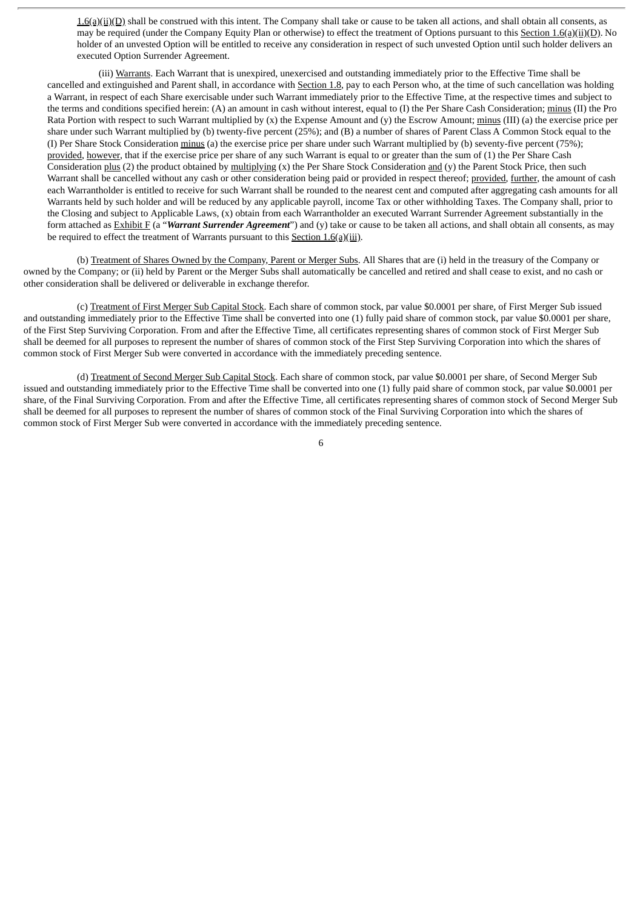1.6(a)(ii)(D) shall be construed with this intent. The Company shall take or cause to be taken all actions, and shall obtain all consents, as may be required (under the Company Equity Plan or otherwise) to effect the treatment of Options pursuant to this Section 1.6(a)(ii)(D). No holder of an unvested Option will be entitled to receive any consideration in respect of such unvested Option until such holder delivers an executed Option Surrender Agreement.

(iii) Warrants. Each Warrant that is unexpired, unexercised and outstanding immediately prior to the Effective Time shall be cancelled and extinguished and Parent shall, in accordance with Section 1.8, pay to each Person who, at the time of such cancellation was holding a Warrant, in respect of each Share exercisable under such Warrant immediately prior to the Effective Time, at the respective times and subject to the terms and conditions specified herein: (A) an amount in cash without interest, equal to (I) the Per Share Cash Consideration; minus (II) the Pro Rata Portion with respect to such Warrant multiplied by (x) the Expense Amount and (y) the Escrow Amount; minus (III) (a) the exercise price per share under such Warrant multiplied by (b) twenty-five percent (25%); and (B) a number of shares of Parent Class A Common Stock equal to the (I) Per Share Stock Consideration minus (a) the exercise price per share under such Warrant multiplied by (b) seventy-five percent (75%); provided, however, that if the exercise price per share of any such Warrant is equal to or greater than the sum of (1) the Per Share Cash Consideration plus (2) the product obtained by multiplying (x) the Per Share Stock Consideration and (y) the Parent Stock Price, then such Warrant shall be cancelled without any cash or other consideration being paid or provided in respect thereof; provided, further, the amount of cash each Warrantholder is entitled to receive for such Warrant shall be rounded to the nearest cent and computed after aggregating cash amounts for all Warrants held by such holder and will be reduced by any applicable payroll, income Tax or other withholding Taxes. The Company shall, prior to the Closing and subject to Applicable Laws, (x) obtain from each Warrantholder an executed Warrant Surrender Agreement substantially in the form attached as Exhibit F (a "***Warrant Surrender Agreement***") and (y) take or cause to be taken all actions, and shall obtain all consents, as may be required to effect the treatment of Warrants pursuant to this Section 1.6(a)(iii).

(b) Treatment of Shares Owned by the Company, Parent or Merger Subs. All Shares that are (i) held in the treasury of the Company or owned by the Company; or (ii) held by Parent or the Merger Subs shall automatically be cancelled and retired and shall cease to exist, and no cash or other consideration shall be delivered or deliverable in exchange therefor.

(c) Treatment of First Merger Sub Capital Stock. Each share of common stock, par value $0.0001 per share, of First Merger Sub issued and outstanding immediately prior to the Effective Time shall be converted into one (1) fully paid share of common stock, par value $0.0001 per share, of the First Step Surviving Corporation. From and after the Effective Time, all certificates representing shares of common stock of First Merger Sub shall be deemed for all purposes to represent the number of shares of common stock of the First Step Surviving Corporation into which the shares of common stock of First Merger Sub were converted in accordance with the immediately preceding sentence.

(d) Treatment of Second Merger Sub Capital Stock. Each share of common stock, par value $0.0001 per share, of Second Merger Sub issued and outstanding immediately prior to the Effective Time shall be converted into one (1) fully paid share of common stock, par value $0.0001 per share, of the Final Surviving Corporation. From and after the Effective Time, all certificates representing shares of common stock of Second Merger Sub shall be deemed for all purposes to represent the number of shares of common stock of the Final Surviving Corporation into which the shares of common stock of First Merger Sub were converted in accordance with the immediately preceding sentence.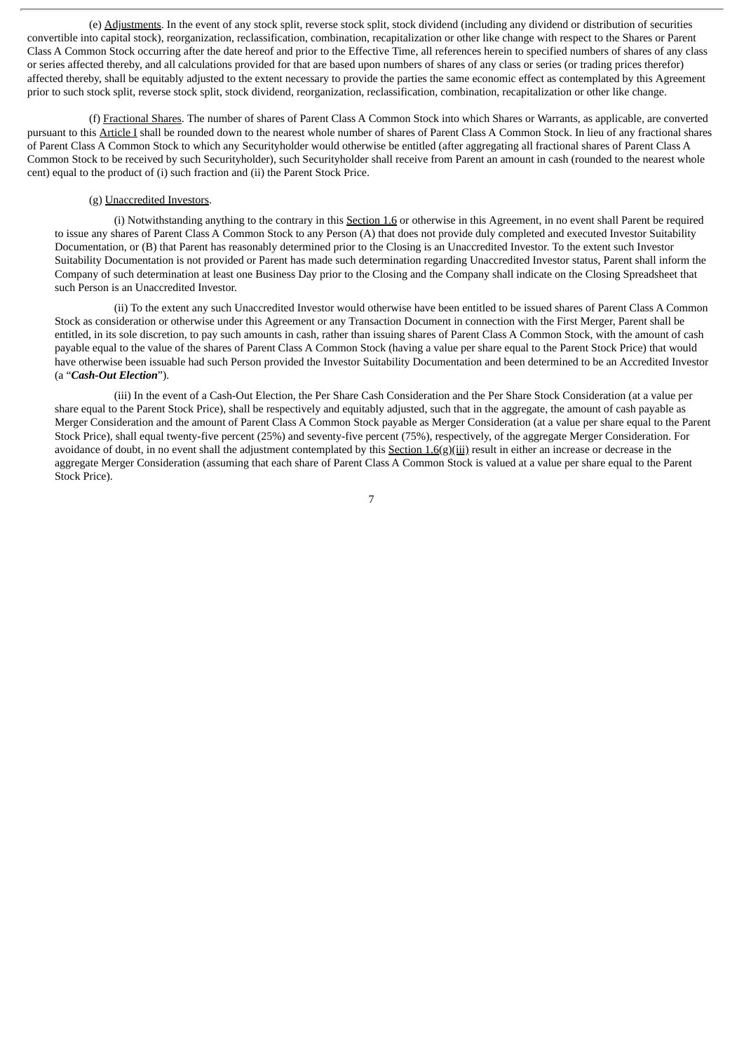(e) Adjustments. In the event of any stock split, reverse stock split, stock dividend (including any dividend or distribution of securities convertible into capital stock), reorganization, reclassification, combination, recapitalization or other like change with respect to the Shares or Parent Class A Common Stock occurring after the date hereof and prior to the Effective Time, all references herein to specified numbers of shares of any class or series affected thereby, and all calculations provided for that are based upon numbers of shares of any class or series (or trading prices therefor) affected thereby, shall be equitably adjusted to the extent necessary to provide the parties the same economic effect as contemplated by this Agreement prior to such stock split, reverse stock split, stock dividend, reorganization, reclassification, combination, recapitalization or other like change.

(f) Fractional Shares. The number of shares of Parent Class A Common Stock into which Shares or Warrants, as applicable, are converted pursuant to this Article I shall be rounded down to the nearest whole number of shares of Parent Class A Common Stock. In lieu of any fractional shares of Parent Class A Common Stock to which any Securityholder would otherwise be entitled (after aggregating all fractional shares of Parent Class A Common Stock to be received by such Securityholder), such Securityholder shall receive from Parent an amount in cash (rounded to the nearest whole cent) equal to the product of (i) such fraction and (ii) the Parent Stock Price.

(g) Unaccredited Investors.

(i) Notwithstanding anything to the contrary in this Section 1.6 or otherwise in this Agreement, in no event shall Parent be required to issue any shares of Parent Class A Common Stock to any Person (A) that does not provide duly completed and executed Investor Suitability Documentation, or (B) that Parent has reasonably determined prior to the Closing is an Unaccredited Investor. To the extent such Investor Suitability Documentation is not provided or Parent has made such determination regarding Unaccredited Investor status, Parent shall inform the Company of such determination at least one Business Day prior to the Closing and the Company shall indicate on the Closing Spreadsheet that such Person is an Unaccredited Investor.

(ii) To the extent any such Unaccredited Investor would otherwise have been entitled to be issued shares of Parent Class A Common Stock as consideration or otherwise under this Agreement or any Transaction Document in connection with the First Merger, Parent shall be entitled, in its sole discretion, to pay such amounts in cash, rather than issuing shares of Parent Class A Common Stock, with the amount of cash payable equal to the value of the shares of Parent Class A Common Stock (having a value per share equal to the Parent Stock Price) that would have otherwise been issuable had such Person provided the Investor Suitability Documentation and been determined to be an Accredited Investor (a "***Cash-Out Election***").

(iii) In the event of a Cash-Out Election, the Per Share Cash Consideration and the Per Share Stock Consideration (at a value per share equal to the Parent Stock Price), shall be respectively and equitably adjusted, such that in the aggregate, the amount of cash payable as Merger Consideration and the amount of Parent Class A Common Stock payable as Merger Consideration (at a value per share equal to the Parent Stock Price), shall equal twenty-five percent (25%) and seventy-five percent (75%), respectively, of the aggregate Merger Consideration. For avoidance of doubt, in no event shall the adjustment contemplated by this Section 1.6(g)(iii) result in either an increase or decrease in the aggregate Merger Consideration (assuming that each share of Parent Class A Common Stock is valued at a value per share equal to the Parent Stock Price).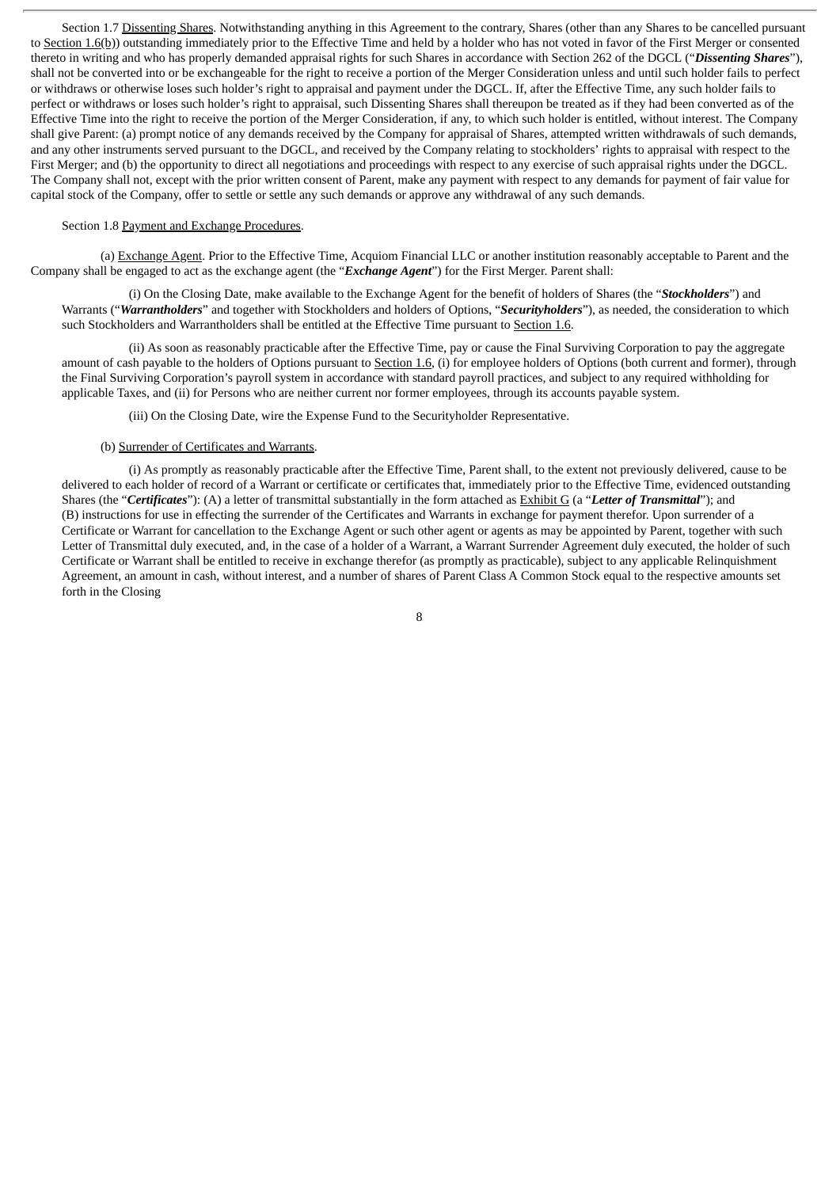Section 1.7 Dissenting Shares. Notwithstanding anything in this Agreement to the contrary, Shares (other than any Shares to be cancelled pursuant to Section 1.6(b)) outstanding immediately prior to the Effective Time and held by a holder who has not voted in favor of the First Merger or consented thereto in writing and who has properly demanded appraisal rights for such Shares in accordance with Section 262 of the DGCL ("***Dissenting Shares***"), shall not be converted into or be exchangeable for the right to receive a portion of the Merger Consideration unless and until such holder fails to perfect or withdraws or otherwise loses such holder's right to appraisal and payment under the DGCL. If, after the Effective Time, any such holder fails to perfect or withdraws or loses such holder's right to appraisal, such Dissenting Shares shall thereupon be treated as if they had been converted as of the Effective Time into the right to receive the portion of the Merger Consideration, if any, to which such holder is entitled, without interest. The Company shall give Parent: (a) prompt notice of any demands received by the Company for appraisal of Shares, attempted written withdrawals of such demands, and any other instruments served pursuant to the DGCL, and received by the Company relating to stockholders' rights to appraisal with respect to the First Merger; and (b) the opportunity to direct all negotiations and proceedings with respect to any exercise of such appraisal rights under the DGCL. The Company shall not, except with the prior written consent of Parent, make any payment with respect to any demands for payment of fair value for capital stock of the Company, offer to settle or settle any such demands or approve any withdrawal of any such demands.

Section 1.8 Payment and Exchange Procedures.

(a) Exchange Agent. Prior to the Effective Time, Acquiom Financial LLC or another institution reasonably acceptable to Parent and the Company shall be engaged to act as the exchange agent (the "***Exchange Agent***") for the First Merger. Parent shall:

(i) On the Closing Date, make available to the Exchange Agent for the benefit of holders of Shares (the "***Stockholders***") and Warrants ("***Warrantholders***" and together with Stockholders and holders of Options, "***Securityholders***"), as needed, the consideration to which such Stockholders and Warrantholders shall be entitled at the Effective Time pursuant to Section 1.6.

(ii) As soon as reasonably practicable after the Effective Time, pay or cause the Final Surviving Corporation to pay the aggregate amount of cash payable to the holders of Options pursuant to Section 1.6, (i) for employee holders of Options (both current and former), through the Final Surviving Corporation's payroll system in accordance with standard payroll practices, and subject to any required withholding for applicable Taxes, and (ii) for Persons who are neither current nor former employees, through its accounts payable system.

(iii) On the Closing Date, wire the Expense Fund to the Securityholder Representative.

(b) Surrender of Certificates and Warrants.

(i) As promptly as reasonably practicable after the Effective Time, Parent shall, to the extent not previously delivered, cause to be delivered to each holder of record of a Warrant or certificate or certificates that, immediately prior to the Effective Time, evidenced outstanding Shares (the "***Certificates***"): (A) a letter of transmittal substantially in the form attached as Exhibit G (a "***Letter of Transmittal***"); and (B) instructions for use in effecting the surrender of the Certificates and Warrants in exchange for payment therefor. Upon surrender of a Certificate or Warrant for cancellation to the Exchange Agent or such other agent or agents as may be appointed by Parent, together with such Letter of Transmittal duly executed, and, in the case of a holder of a Warrant, a Warrant Surrender Agreement duly executed, the holder of such Certificate or Warrant shall be entitled to receive in exchange therefor (as promptly as practicable), subject to any applicable Relinquishment Agreement, an amount in cash, without interest, and a number of shares of Parent Class A Common Stock equal to the respective amounts set forth in the Closing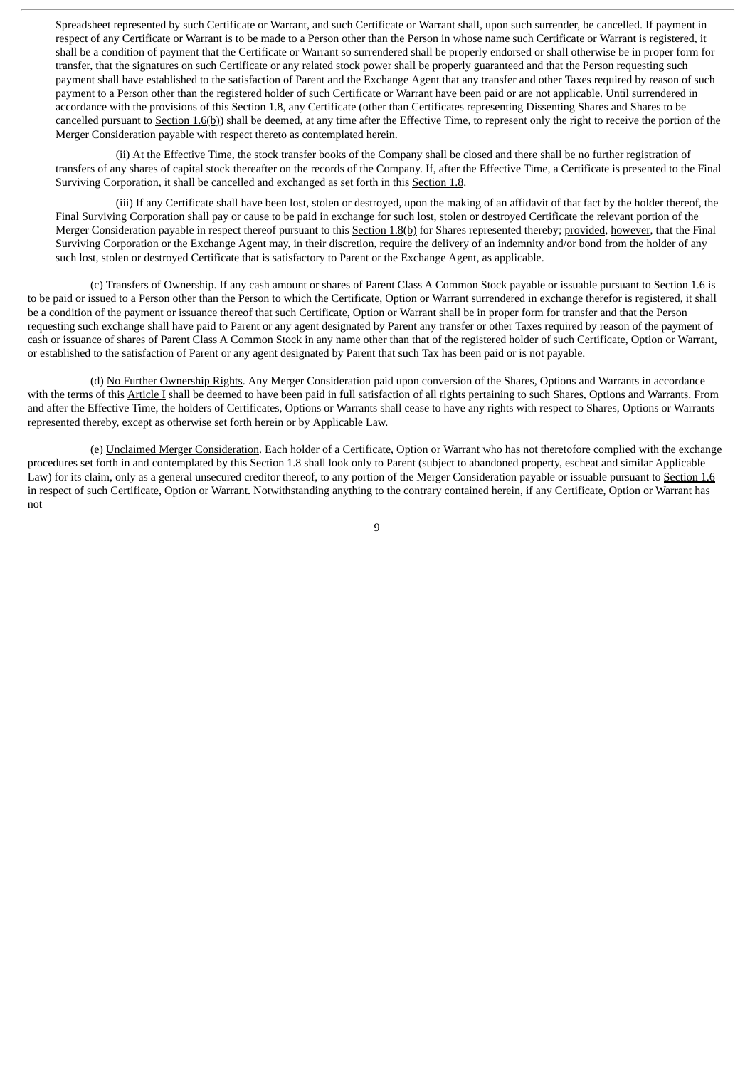Spreadsheet represented by such Certificate or Warrant, and such Certificate or Warrant shall, upon such surrender, be cancelled. If payment in respect of any Certificate or Warrant is to be made to a Person other than the Person in whose name such Certificate or Warrant is registered, it shall be a condition of payment that the Certificate or Warrant so surrendered shall be properly endorsed or shall otherwise be in proper form for transfer, that the signatures on such Certificate or any related stock power shall be properly guaranteed and that the Person requesting such payment shall have established to the satisfaction of Parent and the Exchange Agent that any transfer and other Taxes required by reason of such payment to a Person other than the registered holder of such Certificate or Warrant have been paid or are not applicable. Until surrendered in accordance with the provisions of this Section 1.8, any Certificate (other than Certificates representing Dissenting Shares and Shares to be cancelled pursuant to Section 1.6(b)) shall be deemed, at any time after the Effective Time, to represent only the right to receive the portion of the Merger Consideration payable with respect thereto as contemplated herein.

(ii) At the Effective Time, the stock transfer books of the Company shall be closed and there shall be no further registration of transfers of any shares of capital stock thereafter on the records of the Company. If, after the Effective Time, a Certificate is presented to the Final Surviving Corporation, it shall be cancelled and exchanged as set forth in this Section 1.8.

(iii) If any Certificate shall have been lost, stolen or destroyed, upon the making of an affidavit of that fact by the holder thereof, the Final Surviving Corporation shall pay or cause to be paid in exchange for such lost, stolen or destroyed Certificate the relevant portion of the Merger Consideration payable in respect thereof pursuant to this Section 1.8(b) for Shares represented thereby; provided, however, that the Final Surviving Corporation or the Exchange Agent may, in their discretion, require the delivery of an indemnity and/or bond from the holder of any such lost, stolen or destroyed Certificate that is satisfactory to Parent or the Exchange Agent, as applicable.

(c) Transfers of Ownership. If any cash amount or shares of Parent Class A Common Stock payable or issuable pursuant to Section 1.6 is to be paid or issued to a Person other than the Person to which the Certificate, Option or Warrant surrendered in exchange therefor is registered, it shall be a condition of the payment or issuance thereof that such Certificate, Option or Warrant shall be in proper form for transfer and that the Person requesting such exchange shall have paid to Parent or any agent designated by Parent any transfer or other Taxes required by reason of the payment of cash or issuance of shares of Parent Class A Common Stock in any name other than that of the registered holder of such Certificate, Option or Warrant, or established to the satisfaction of Parent or any agent designated by Parent that such Tax has been paid or is not payable.

(d) No Further Ownership Rights. Any Merger Consideration paid upon conversion of the Shares, Options and Warrants in accordance with the terms of this Article I shall be deemed to have been paid in full satisfaction of all rights pertaining to such Shares, Options and Warrants. From and after the Effective Time, the holders of Certificates, Options or Warrants shall cease to have any rights with respect to Shares, Options or Warrants represented thereby, except as otherwise set forth herein or by Applicable Law.

(e) Unclaimed Merger Consideration. Each holder of a Certificate, Option or Warrant who has not theretofore complied with the exchange procedures set forth in and contemplated by this Section 1.8 shall look only to Parent (subject to abandoned property, escheat and similar Applicable Law) for its claim, only as a general unsecured creditor thereof, to any portion of the Merger Consideration payable or issuable pursuant to Section 1.6 in respect of such Certificate, Option or Warrant. Notwithstanding anything to the contrary contained herein, if any Certificate, Option or Warrant has not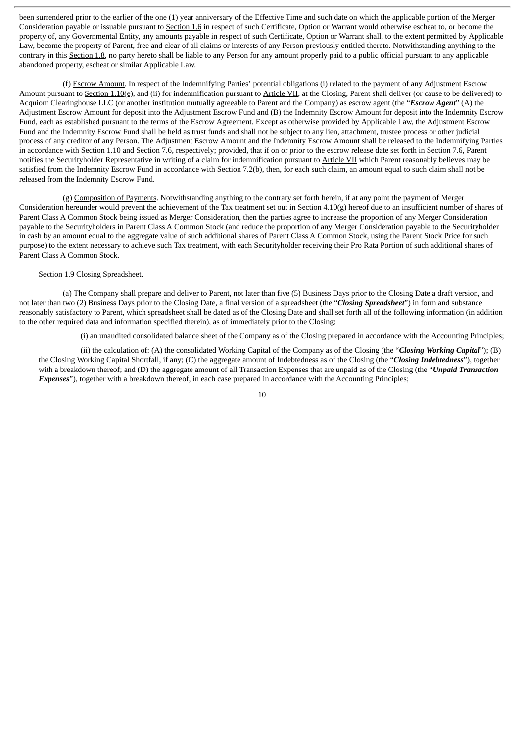been surrendered prior to the earlier of the one (1) year anniversary of the Effective Time and such date on which the applicable portion of the Merger Consideration payable or issuable pursuant to Section 1.6 in respect of such Certificate, Option or Warrant would otherwise escheat to, or become the property of, any Governmental Entity, any amounts payable in respect of such Certificate, Option or Warrant shall, to the extent permitted by Applicable Law, become the property of Parent, free and clear of all claims or interests of any Person previously entitled thereto. Notwithstanding anything to the contrary in this Section 1.8, no party hereto shall be liable to any Person for any amount properly paid to a public official pursuant to any applicable abandoned property, escheat or similar Applicable Law.

(f) Escrow Amount. In respect of the Indemnifying Parties' potential obligations (i) related to the payment of any Adjustment Escrow Amount pursuant to Section 1.10(e), and (ii) for indemnification pursuant to Article VII, at the Closing, Parent shall deliver (or cause to be delivered) to Acquiom Clearinghouse LLC (or another institution mutually agreeable to Parent and the Company) as escrow agent (the "***Escrow Agent***" (A) the Adjustment Escrow Amount for deposit into the Adjustment Escrow Fund and (B) the Indemnity Escrow Amount for deposit into the Indemnity Escrow Fund, each as established pursuant to the terms of the Escrow Agreement. Except as otherwise provided by Applicable Law, the Adjustment Escrow Fund and the Indemnity Escrow Fund shall be held as trust funds and shall not be subject to any lien, attachment, trustee process or other judicial process of any creditor of any Person. The Adjustment Escrow Amount and the Indemnity Escrow Amount shall be released to the Indemnifying Parties in accordance with Section 1.10 and Section 7.6, respectively; provided, that if on or prior to the escrow release date set forth in Section 7.6, Parent notifies the Securityholder Representative in writing of a claim for indemnification pursuant to Article VII which Parent reasonably believes may be satisfied from the Indemnity Escrow Fund in accordance with Section 7.2(b), then, for each such claim, an amount equal to such claim shall not be released from the Indemnity Escrow Fund.

(g) Composition of Payments. Notwithstanding anything to the contrary set forth herein, if at any point the payment of Merger Consideration hereunder would prevent the achievement of the Tax treatment set out in Section 4.10(g) hereof due to an insufficient number of shares of Parent Class A Common Stock being issued as Merger Consideration, then the parties agree to increase the proportion of any Merger Consideration payable to the Securityholders in Parent Class A Common Stock (and reduce the proportion of any Merger Consideration payable to the Securityholder in cash by an amount equal to the aggregate value of such additional shares of Parent Class A Common Stock, using the Parent Stock Price for such purpose) to the extent necessary to achieve such Tax treatment, with each Securityholder receiving their Pro Rata Portion of such additional shares of Parent Class A Common Stock.

Section 1.9 Closing Spreadsheet.

(a) The Company shall prepare and deliver to Parent, not later than five (5) Business Days prior to the Closing Date a draft version, and not later than two (2) Business Days prior to the Closing Date, a final version of a spreadsheet (the "***Closing Spreadsheet***") in form and substance reasonably satisfactory to Parent, which spreadsheet shall be dated as of the Closing Date and shall set forth all of the following information (in addition to the other required data and information specified therein), as of immediately prior to the Closing:

(i) an unaudited consolidated balance sheet of the Company as of the Closing prepared in accordance with the Accounting Principles;

(ii) the calculation of: (A) the consolidated Working Capital of the Company as of the Closing (the "***Closing Working Capital***"); (B) the Closing Working Capital Shortfall, if any; (C) the aggregate amount of Indebtedness as of the Closing (the "***Closing Indebtedness***"), together with a breakdown thereof; and (D) the aggregate amount of all Transaction Expenses that are unpaid as of the Closing (the "***Unpaid Transaction Expenses***"), together with a breakdown thereof, in each case prepared in accordance with the Accounting Principles;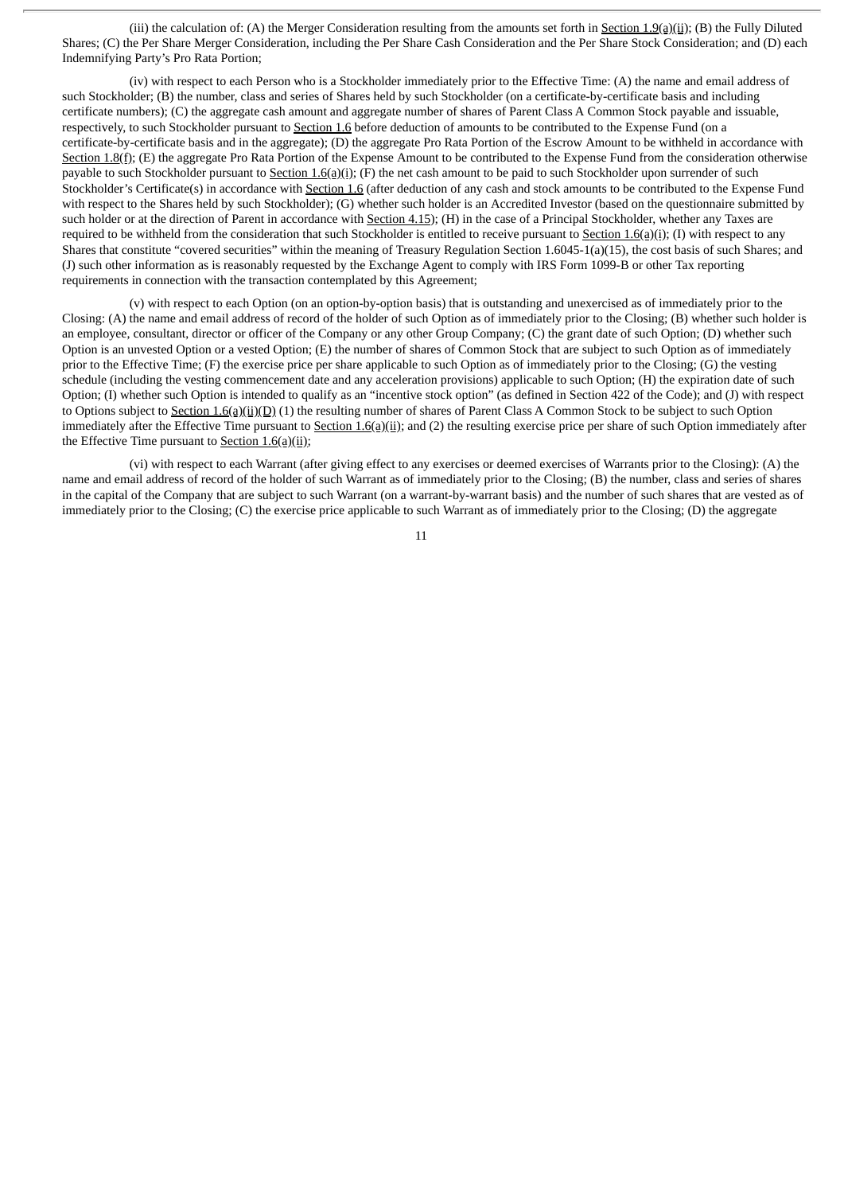(iii) the calculation of: (A) the Merger Consideration resulting from the amounts set forth in Section 1.9(a)(ii); (B) the Fully Diluted Shares; (C) the Per Share Merger Consideration, including the Per Share Cash Consideration and the Per Share Stock Consideration; and (D) each Indemnifying Party's Pro Rata Portion;

(iv) with respect to each Person who is a Stockholder immediately prior to the Effective Time: (A) the name and email address of such Stockholder; (B) the number, class and series of Shares held by such Stockholder (on a certificate-by-certificate basis and including certificate numbers); (C) the aggregate cash amount and aggregate number of shares of Parent Class A Common Stock payable and issuable, respectively, to such Stockholder pursuant to Section 1.6 before deduction of amounts to be contributed to the Expense Fund (on a certificate-by-certificate basis and in the aggregate); (D) the aggregate Pro Rata Portion of the Escrow Amount to be withheld in accordance with Section 1.8(f); (E) the aggregate Pro Rata Portion of the Expense Amount to be contributed to the Expense Fund from the consideration otherwise payable to such Stockholder pursuant to Section 1.6(a)(i); (F) the net cash amount to be paid to such Stockholder upon surrender of such Stockholder's Certificate(s) in accordance with Section 1.6 (after deduction of any cash and stock amounts to be contributed to the Expense Fund with respect to the Shares held by such Stockholder); (G) whether such holder is an Accredited Investor (based on the questionnaire submitted by such holder or at the direction of Parent in accordance with Section 4.15); (H) in the case of a Principal Stockholder, whether any Taxes are required to be withheld from the consideration that such Stockholder is entitled to receive pursuant to Section 1.6(a)(i); (I) with respect to any Shares that constitute "covered securities" within the meaning of Treasury Regulation Section 1.6045-1(a)(15), the cost basis of such Shares; and (J) such other information as is reasonably requested by the Exchange Agent to comply with IRS Form 1099-B or other Tax reporting requirements in connection with the transaction contemplated by this Agreement;

(v) with respect to each Option (on an option-by-option basis) that is outstanding and unexercised as of immediately prior to the Closing: (A) the name and email address of record of the holder of such Option as of immediately prior to the Closing; (B) whether such holder is an employee, consultant, director or officer of the Company or any other Group Company; (C) the grant date of such Option; (D) whether such Option is an unvested Option or a vested Option; (E) the number of shares of Common Stock that are subject to such Option as of immediately prior to the Effective Time; (F) the exercise price per share applicable to such Option as of immediately prior to the Closing; (G) the vesting schedule (including the vesting commencement date and any acceleration provisions) applicable to such Option; (H) the expiration date of such Option; (I) whether such Option is intended to qualify as an "incentive stock option" (as defined in Section 422 of the Code); and (J) with respect to Options subject to Section 1.6(a)(ii)(D) (1) the resulting number of shares of Parent Class A Common Stock to be subject to such Option immediately after the Effective Time pursuant to Section 1.6(a)(ii); and (2) the resulting exercise price per share of such Option immediately after the Effective Time pursuant to Section 1.6(a)(ii);

(vi) with respect to each Warrant (after giving effect to any exercises or deemed exercises of Warrants prior to the Closing): (A) the name and email address of record of the holder of such Warrant as of immediately prior to the Closing; (B) the number, class and series of shares in the capital of the Company that are subject to such Warrant (on a warrant-by-warrant basis) and the number of such shares that are vested as of immediately prior to the Closing; (C) the exercise price applicable to such Warrant as of immediately prior to the Closing; (D) the aggregate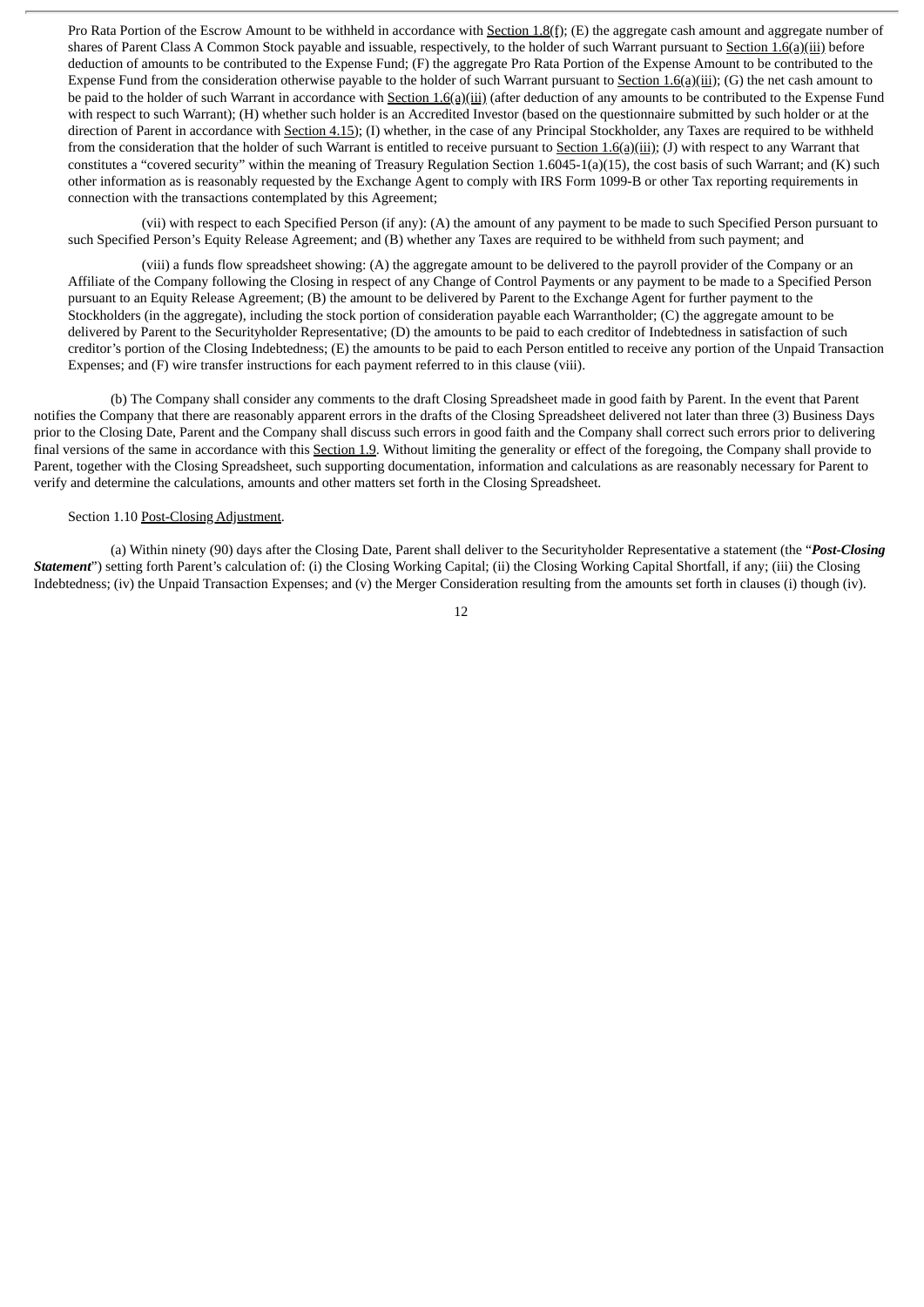Pro Rata Portion of the Escrow Amount to be withheld in accordance with Section 1.8(f); (E) the aggregate cash amount and aggregate number of shares of Parent Class A Common Stock payable and issuable, respectively, to the holder of such Warrant pursuant to Section 1.6(a)(iii) before deduction of amounts to be contributed to the Expense Fund; (F) the aggregate Pro Rata Portion of the Expense Amount to be contributed to the Expense Fund from the consideration otherwise payable to the holder of such Warrant pursuant to Section 1.6(a)(iii); (G) the net cash amount to be paid to the holder of such Warrant in accordance with Section 1.6(a)(iii) (after deduction of any amounts to be contributed to the Expense Fund with respect to such Warrant); (H) whether such holder is an Accredited Investor (based on the questionnaire submitted by such holder or at the direction of Parent in accordance with Section 4.15); (I) whether, in the case of any Principal Stockholder, any Taxes are required to be withheld from the consideration that the holder of such Warrant is entitled to receive pursuant to Section 1.6(a)(iii); (J) with respect to any Warrant that constitutes a "covered security" within the meaning of Treasury Regulation Section 1.6045-1(a)(15), the cost basis of such Warrant; and (K) such other information as is reasonably requested by the Exchange Agent to comply with IRS Form 1099-B or other Tax reporting requirements in connection with the transactions contemplated by this Agreement;

(vii) with respect to each Specified Person (if any): (A) the amount of any payment to be made to such Specified Person pursuant to such Specified Person's Equity Release Agreement; and (B) whether any Taxes are required to be withheld from such payment; and

(viii) a funds flow spreadsheet showing: (A) the aggregate amount to be delivered to the payroll provider of the Company or an Affiliate of the Company following the Closing in respect of any Change of Control Payments or any payment to be made to a Specified Person pursuant to an Equity Release Agreement; (B) the amount to be delivered by Parent to the Exchange Agent for further payment to the Stockholders (in the aggregate), including the stock portion of consideration payable each Warrantholder; (C) the aggregate amount to be delivered by Parent to the Securityholder Representative; (D) the amounts to be paid to each creditor of Indebtedness in satisfaction of such creditor's portion of the Closing Indebtedness; (E) the amounts to be paid to each Person entitled to receive any portion of the Unpaid Transaction Expenses; and (F) wire transfer instructions for each payment referred to in this clause (viii).

(b) The Company shall consider any comments to the draft Closing Spreadsheet made in good faith by Parent. In the event that Parent notifies the Company that there are reasonably apparent errors in the drafts of the Closing Spreadsheet delivered not later than three (3) Business Days prior to the Closing Date, Parent and the Company shall discuss such errors in good faith and the Company shall correct such errors prior to delivering final versions of the same in accordance with this Section 1.9. Without limiting the generality or effect of the foregoing, the Company shall provide to Parent, together with the Closing Spreadsheet, such supporting documentation, information and calculations as are reasonably necessary for Parent to verify and determine the calculations, amounts and other matters set forth in the Closing Spreadsheet.

Section 1.10 Post-Closing Adjustment.

(a) Within ninety (90) days after the Closing Date, Parent shall deliver to the Securityholder Representative a statement (the "***Post-Closing Statement***") setting forth Parent's calculation of: (i) the Closing Working Capital; (ii) the Closing Working Capital Shortfall, if any; (iii) the Closing Indebtedness; (iv) the Unpaid Transaction Expenses; and (v) the Merger Consideration resulting from the amounts set forth in clauses (i) though (iv).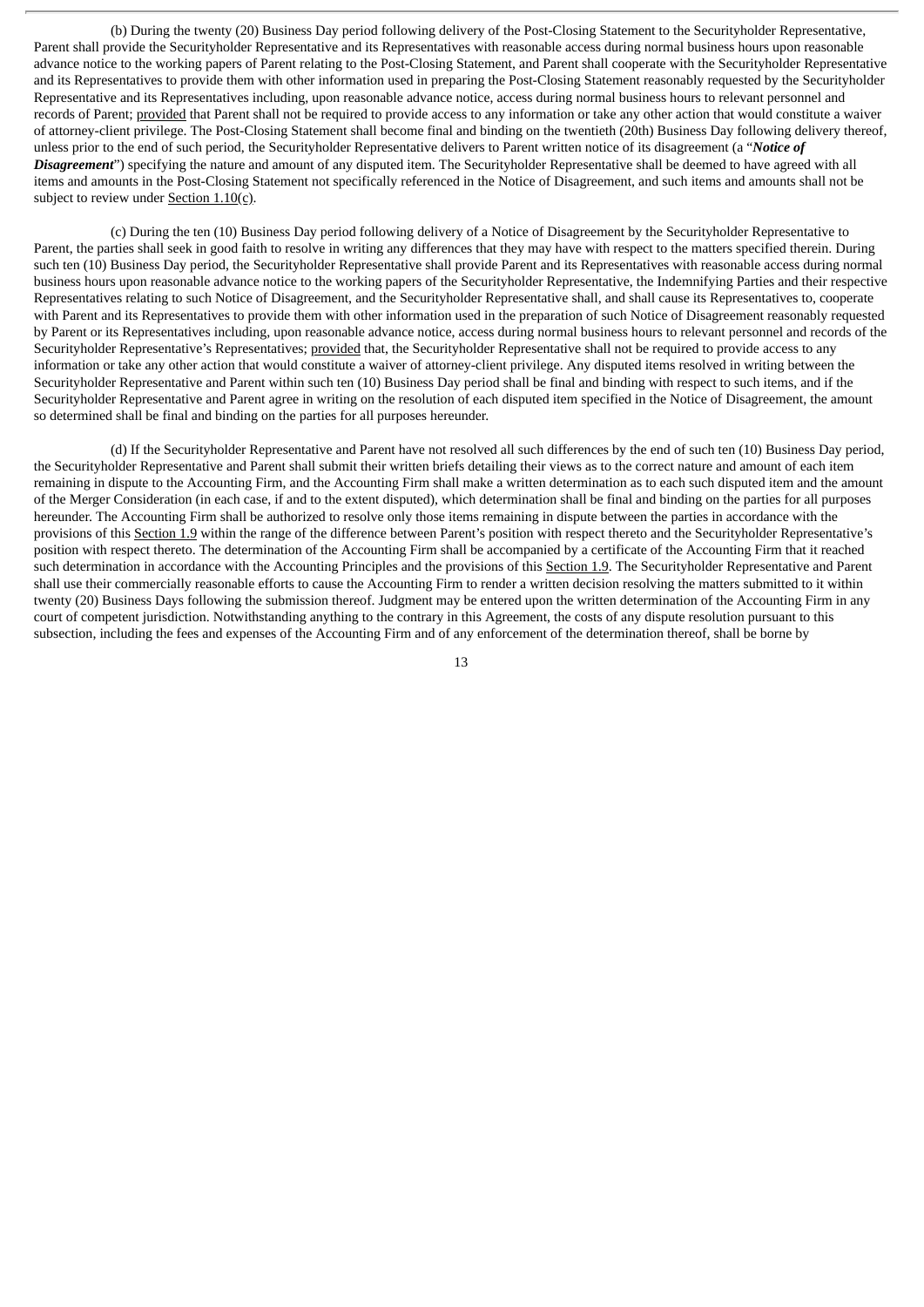(b) During the twenty (20) Business Day period following delivery of the Post-Closing Statement to the Securityholder Representative, Parent shall provide the Securityholder Representative and its Representatives with reasonable access during normal business hours upon reasonable advance notice to the working papers of Parent relating to the Post-Closing Statement, and Parent shall cooperate with the Securityholder Representative and its Representatives to provide them with other information used in preparing the Post-Closing Statement reasonably requested by the Securityholder Representative and its Representatives including, upon reasonable advance notice, access during normal business hours to relevant personnel and records of Parent; provided that Parent shall not be required to provide access to any information or take any other action that would constitute a waiver of attorney-client privilege. The Post-Closing Statement shall become final and binding on the twentieth (20th) Business Day following delivery thereof, unless prior to the end of such period, the Securityholder Representative delivers to Parent written notice of its disagreement (a "***Notice of Disagreement***") specifying the nature and amount of any disputed item. The Securityholder Representative shall be deemed to have agreed with all items and amounts in the Post-Closing Statement not specifically referenced in the Notice of Disagreement, and such items and amounts shall not be subject to review under Section 1.10(c).

(c) During the ten (10) Business Day period following delivery of a Notice of Disagreement by the Securityholder Representative to Parent, the parties shall seek in good faith to resolve in writing any differences that they may have with respect to the matters specified therein. During such ten (10) Business Day period, the Securityholder Representative shall provide Parent and its Representatives with reasonable access during normal business hours upon reasonable advance notice to the working papers of the Securityholder Representative, the Indemnifying Parties and their respective Representatives relating to such Notice of Disagreement, and the Securityholder Representative shall, and shall cause its Representatives to, cooperate with Parent and its Representatives to provide them with other information used in the preparation of such Notice of Disagreement reasonably requested by Parent or its Representatives including, upon reasonable advance notice, access during normal business hours to relevant personnel and records of the Securityholder Representative's Representatives; provided that, the Securityholder Representative shall not be required to provide access to any information or take any other action that would constitute a waiver of attorney-client privilege. Any disputed items resolved in writing between the Securityholder Representative and Parent within such ten (10) Business Day period shall be final and binding with respect to such items, and if the Securityholder Representative and Parent agree in writing on the resolution of each disputed item specified in the Notice of Disagreement, the amount so determined shall be final and binding on the parties for all purposes hereunder.

(d) If the Securityholder Representative and Parent have not resolved all such differences by the end of such ten (10) Business Day period, the Securityholder Representative and Parent shall submit their written briefs detailing their views as to the correct nature and amount of each item remaining in dispute to the Accounting Firm, and the Accounting Firm shall make a written determination as to each such disputed item and the amount of the Merger Consideration (in each case, if and to the extent disputed), which determination shall be final and binding on the parties for all purposes hereunder. The Accounting Firm shall be authorized to resolve only those items remaining in dispute between the parties in accordance with the provisions of this Section 1.9 within the range of the difference between Parent's position with respect thereto and the Securityholder Representative's position with respect thereto. The determination of the Accounting Firm shall be accompanied by a certificate of the Accounting Firm that it reached such determination in accordance with the Accounting Principles and the provisions of this Section 1.9. The Securityholder Representative and Parent shall use their commercially reasonable efforts to cause the Accounting Firm to render a written decision resolving the matters submitted to it within twenty (20) Business Days following the submission thereof. Judgment may be entered upon the written determination of the Accounting Firm in any court of competent jurisdiction. Notwithstanding anything to the contrary in this Agreement, the costs of any dispute resolution pursuant to this subsection, including the fees and expenses of the Accounting Firm and of any enforcement of the determination thereof, shall be borne by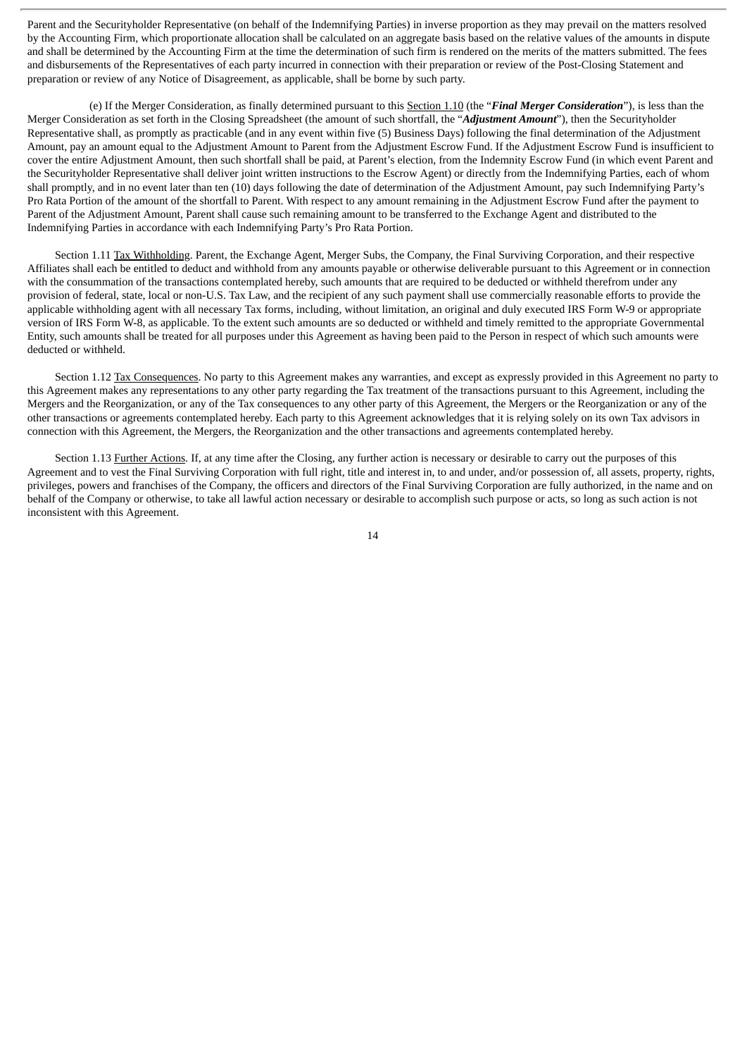Parent and the Securityholder Representative (on behalf of the Indemnifying Parties) in inverse proportion as they may prevail on the matters resolved by the Accounting Firm, which proportionate allocation shall be calculated on an aggregate basis based on the relative values of the amounts in dispute and shall be determined by the Accounting Firm at the time the determination of such firm is rendered on the merits of the matters submitted. The fees and disbursements of the Representatives of each party incurred in connection with their preparation or review of the Post-Closing Statement and preparation or review of any Notice of Disagreement, as applicable, shall be borne by such party.

(e) If the Merger Consideration, as finally determined pursuant to this Section 1.10 (the "***Final Merger Consideration***"), is less than the Merger Consideration as set forth in the Closing Spreadsheet (the amount of such shortfall, the "***Adjustment Amount***"), then the Securityholder Representative shall, as promptly as practicable (and in any event within five (5) Business Days) following the final determination of the Adjustment Amount, pay an amount equal to the Adjustment Amount to Parent from the Adjustment Escrow Fund. If the Adjustment Escrow Fund is insufficient to cover the entire Adjustment Amount, then such shortfall shall be paid, at Parent's election, from the Indemnity Escrow Fund (in which event Parent and the Securityholder Representative shall deliver joint written instructions to the Escrow Agent) or directly from the Indemnifying Parties, each of whom shall promptly, and in no event later than ten (10) days following the date of determination of the Adjustment Amount, pay such Indemnifying Party's Pro Rata Portion of the amount of the shortfall to Parent. With respect to any amount remaining in the Adjustment Escrow Fund after the payment to Parent of the Adjustment Amount, Parent shall cause such remaining amount to be transferred to the Exchange Agent and distributed to the Indemnifying Parties in accordance with each Indemnifying Party's Pro Rata Portion.

Section 1.11 Tax Withholding. Parent, the Exchange Agent, Merger Subs, the Company, the Final Surviving Corporation, and their respective Affiliates shall each be entitled to deduct and withhold from any amounts payable or otherwise deliverable pursuant to this Agreement or in connection with the consummation of the transactions contemplated hereby, such amounts that are required to be deducted or withheld therefrom under any provision of federal, state, local or non-U.S. Tax Law, and the recipient of any such payment shall use commercially reasonable efforts to provide the applicable withholding agent with all necessary Tax forms, including, without limitation, an original and duly executed IRS Form W-9 or appropriate version of IRS Form W-8, as applicable. To the extent such amounts are so deducted or withheld and timely remitted to the appropriate Governmental Entity, such amounts shall be treated for all purposes under this Agreement as having been paid to the Person in respect of which such amounts were deducted or withheld.

Section 1.12 Tax Consequences. No party to this Agreement makes any warranties, and except as expressly provided in this Agreement no party to this Agreement makes any representations to any other party regarding the Tax treatment of the transactions pursuant to this Agreement, including the Mergers and the Reorganization, or any of the Tax consequences to any other party of this Agreement, the Mergers or the Reorganization or any of the other transactions or agreements contemplated hereby. Each party to this Agreement acknowledges that it is relying solely on its own Tax advisors in connection with this Agreement, the Mergers, the Reorganization and the other transactions and agreements contemplated hereby.

Section 1.13 Further Actions. If, at any time after the Closing, any further action is necessary or desirable to carry out the purposes of this Agreement and to vest the Final Surviving Corporation with full right, title and interest in, to and under, and/or possession of, all assets, property, rights, privileges, powers and franchises of the Company, the officers and directors of the Final Surviving Corporation are fully authorized, in the name and on behalf of the Company or otherwise, to take all lawful action necessary or desirable to accomplish such purpose or acts, so long as such action is not inconsistent with this Agreement.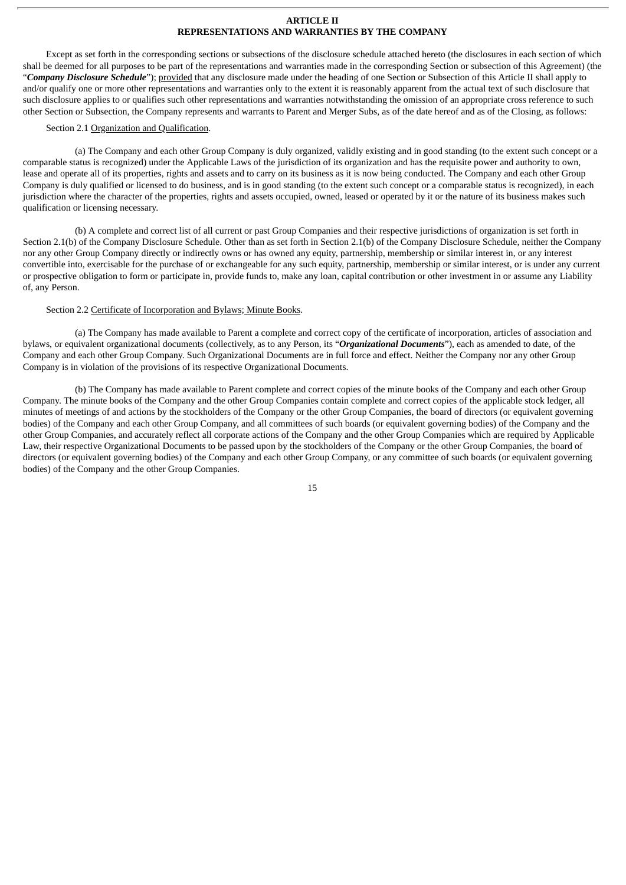# ARTICLE II
# REPRESENTATIONS AND WARRANTIES BY THE COMPANY

Except as set forth in the corresponding sections or subsections of the disclosure schedule attached hereto (the disclosures in each section of which shall be deemed for all purposes to be part of the representations and warranties made in the corresponding Section or subsection of this Agreement) (the "***Company Disclosure Schedule***"); provided that any disclosure made under the heading of one Section or Subsection of this Article II shall apply to and/or qualify one or more other representations and warranties only to the extent it is reasonably apparent from the actual text of such disclosure that such disclosure applies to or qualifies such other representations and warranties notwithstanding the omission of an appropriate cross reference to such other Section or Subsection, the Company represents and warrants to Parent and Merger Subs, as of the date hereof and as of the Closing, as follows:

Section 2.1 Organization and Qualification.

(a) The Company and each other Group Company is duly organized, validly existing and in good standing (to the extent such concept or a comparable status is recognized) under the Applicable Laws of the jurisdiction of its organization and has the requisite power and authority to own, lease and operate all of its properties, rights and assets and to carry on its business as it is now being conducted. The Company and each other Group Company is duly qualified or licensed to do business, and is in good standing (to the extent such concept or a comparable status is recognized), in each jurisdiction where the character of the properties, rights and assets occupied, owned, leased or operated by it or the nature of its business makes such qualification or licensing necessary.

(b) A complete and correct list of all current or past Group Companies and their respective jurisdictions of organization is set forth in Section 2.1(b) of the Company Disclosure Schedule. Other than as set forth in Section 2.1(b) of the Company Disclosure Schedule, neither the Company nor any other Group Company directly or indirectly owns or has owned any equity, partnership, membership or similar interest in, or any interest convertible into, exercisable for the purchase of or exchangeable for any such equity, partnership, membership or similar interest, or is under any current or prospective obligation to form or participate in, provide funds to, make any loan, capital contribution or other investment in or assume any Liability of, any Person.

Section 2.2 Certificate of Incorporation and Bylaws; Minute Books.

(a) The Company has made available to Parent a complete and correct copy of the certificate of incorporation, articles of association and bylaws, or equivalent organizational documents (collectively, as to any Person, its "***Organizational Documents***"), each as amended to date, of the Company and each other Group Company. Such Organizational Documents are in full force and effect. Neither the Company nor any other Group Company is in violation of the provisions of its respective Organizational Documents.

(b) The Company has made available to Parent complete and correct copies of the minute books of the Company and each other Group Company. The minute books of the Company and the other Group Companies contain complete and correct copies of the applicable stock ledger, all minutes of meetings of and actions by the stockholders of the Company or the other Group Companies, the board of directors (or equivalent governing bodies) of the Company and each other Group Company, and all committees of such boards (or equivalent governing bodies) of the Company and the other Group Companies, and accurately reflect all corporate actions of the Company and the other Group Companies which are required by Applicable Law, their respective Organizational Documents to be passed upon by the stockholders of the Company or the other Group Companies, the board of directors (or equivalent governing bodies) of the Company and each other Group Company, or any committee of such boards (or equivalent governing bodies) of the Company and the other Group Companies.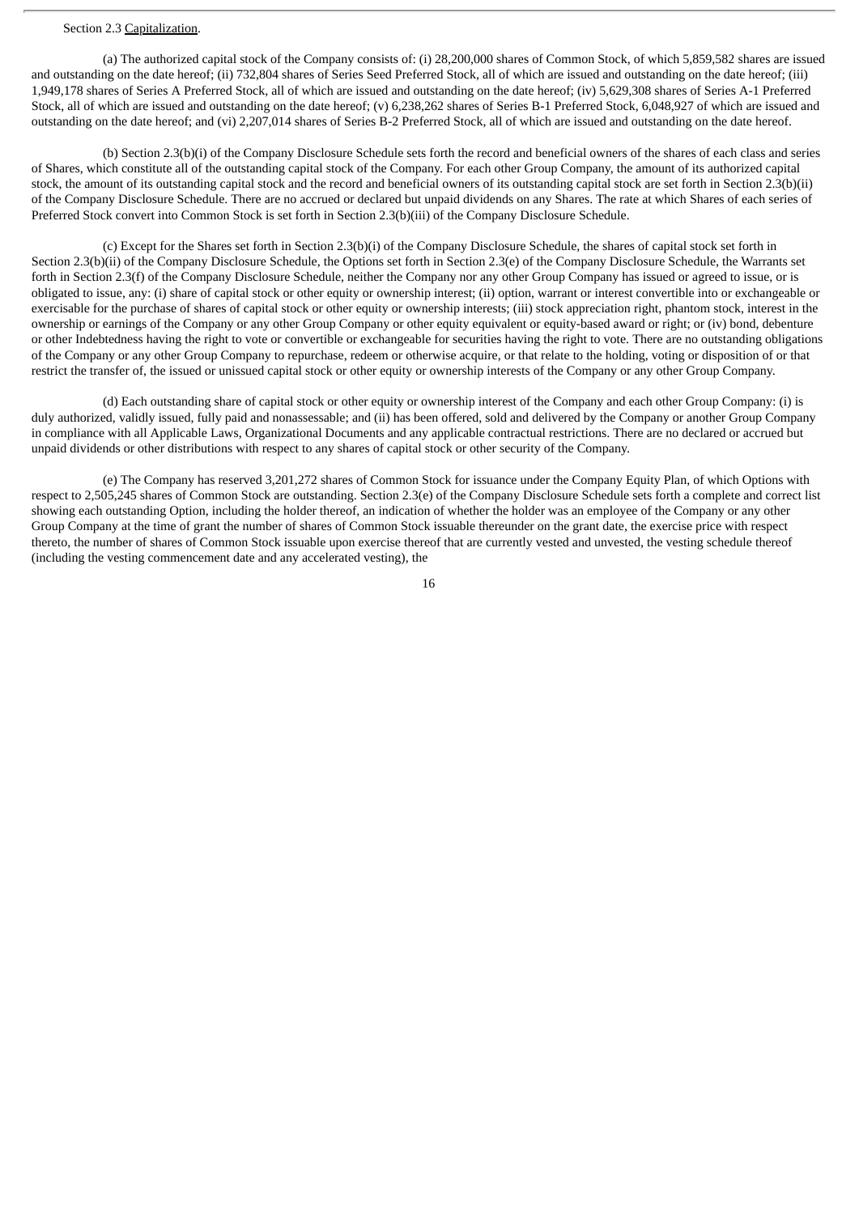Section 2.3 Capitalization.

(a) The authorized capital stock of the Company consists of: (i) 28,200,000 shares of Common Stock, of which 5,859,582 shares are issued and outstanding on the date hereof; (ii) 732,804 shares of Series Seed Preferred Stock, all of which are issued and outstanding on the date hereof; (iii) 1,949,178 shares of Series A Preferred Stock, all of which are issued and outstanding on the date hereof; (iv) 5,629,308 shares of Series A-1 Preferred Stock, all of which are issued and outstanding on the date hereof; (v) 6,238,262 shares of Series B-1 Preferred Stock, 6,048,927 of which are issued and outstanding on the date hereof; and (vi) 2,207,014 shares of Series B-2 Preferred Stock, all of which are issued and outstanding on the date hereof.

(b) Section 2.3(b)(i) of the Company Disclosure Schedule sets forth the record and beneficial owners of the shares of each class and series of Shares, which constitute all of the outstanding capital stock of the Company. For each other Group Company, the amount of its authorized capital stock, the amount of its outstanding capital stock and the record and beneficial owners of its outstanding capital stock are set forth in Section 2.3(b)(ii) of the Company Disclosure Schedule. There are no accrued or declared but unpaid dividends on any Shares. The rate at which Shares of each series of Preferred Stock convert into Common Stock is set forth in Section 2.3(b)(iii) of the Company Disclosure Schedule.

(c) Except for the Shares set forth in Section 2.3(b)(i) of the Company Disclosure Schedule, the shares of capital stock set forth in Section 2.3(b)(ii) of the Company Disclosure Schedule, the Options set forth in Section 2.3(e) of the Company Disclosure Schedule, the Warrants set forth in Section 2.3(f) of the Company Disclosure Schedule, neither the Company nor any other Group Company has issued or agreed to issue, or is obligated to issue, any: (i) share of capital stock or other equity or ownership interest; (ii) option, warrant or interest convertible into or exchangeable or exercisable for the purchase of shares of capital stock or other equity or ownership interests; (iii) stock appreciation right, phantom stock, interest in the ownership or earnings of the Company or any other Group Company or other equity equivalent or equity-based award or right; or (iv) bond, debenture or other Indebtedness having the right to vote or convertible or exchangeable for securities having the right to vote. There are no outstanding obligations of the Company or any other Group Company to repurchase, redeem or otherwise acquire, or that relate to the holding, voting or disposition of or that restrict the transfer of, the issued or unissued capital stock or other equity or ownership interests of the Company or any other Group Company.

(d) Each outstanding share of capital stock or other equity or ownership interest of the Company and each other Group Company: (i) is duly authorized, validly issued, fully paid and nonassessable; and (ii) has been offered, sold and delivered by the Company or another Group Company in compliance with all Applicable Laws, Organizational Documents and any applicable contractual restrictions. There are no declared or accrued but unpaid dividends or other distributions with respect to any shares of capital stock or other security of the Company.

(e) The Company has reserved 3,201,272 shares of Common Stock for issuance under the Company Equity Plan, of which Options with respect to 2,505,245 shares of Common Stock are outstanding. Section 2.3(e) of the Company Disclosure Schedule sets forth a complete and correct list showing each outstanding Option, including the holder thereof, an indication of whether the holder was an employee of the Company or any other Group Company at the time of grant the number of shares of Common Stock issuable thereunder on the grant date, the exercise price with respect thereto, the number of shares of Common Stock issuable upon exercise thereof that are currently vested and unvested, the vesting schedule thereof (including the vesting commencement date and any accelerated vesting), the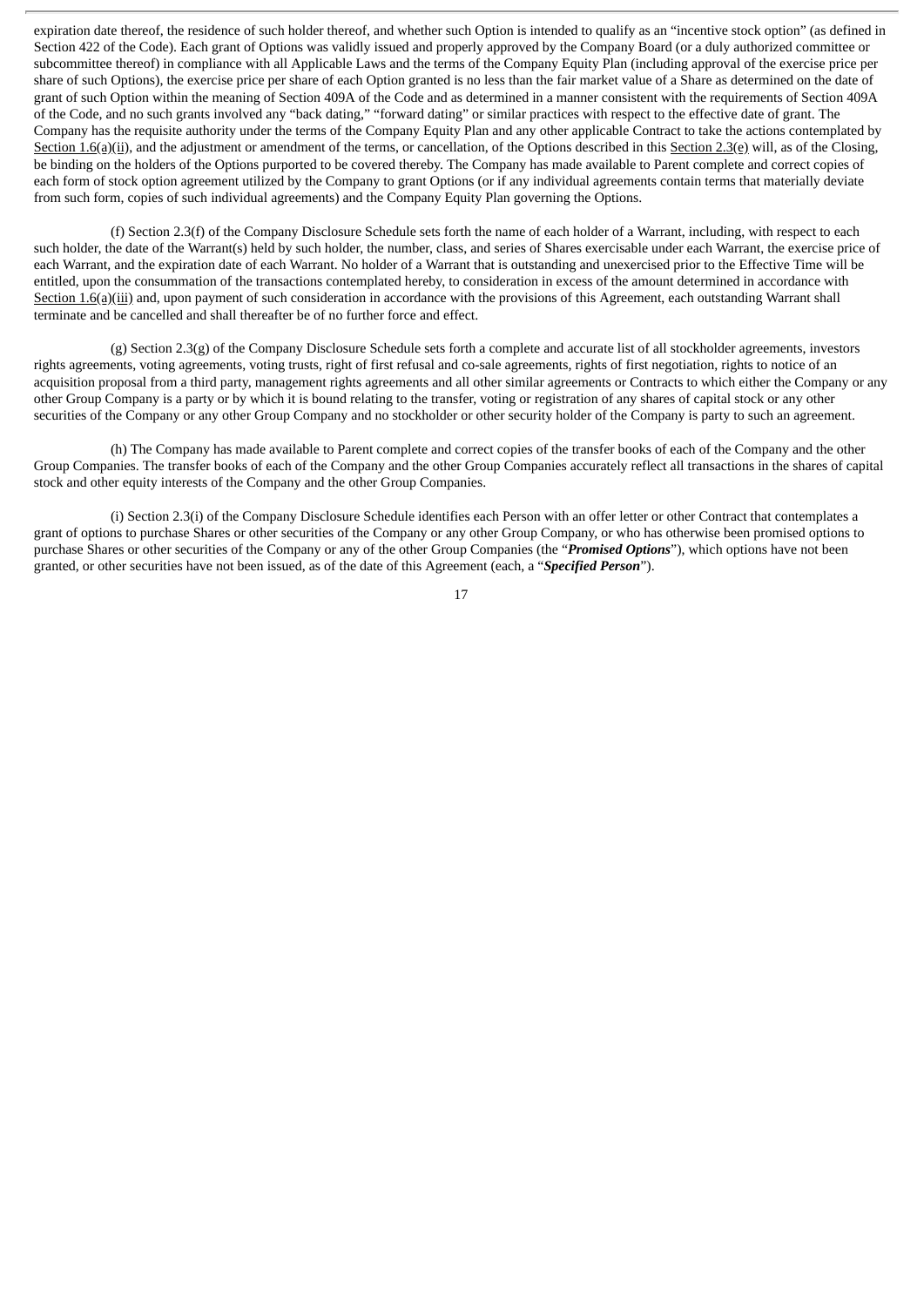expiration date thereof, the residence of such holder thereof, and whether such Option is intended to qualify as an "incentive stock option" (as defined in Section 422 of the Code). Each grant of Options was validly issued and properly approved by the Company Board (or a duly authorized committee or subcommittee thereof) in compliance with all Applicable Laws and the terms of the Company Equity Plan (including approval of the exercise price per share of such Options), the exercise price per share of each Option granted is no less than the fair market value of a Share as determined on the date of grant of such Option within the meaning of Section 409A of the Code and as determined in a manner consistent with the requirements of Section 409A of the Code, and no such grants involved any "back dating," "forward dating" or similar practices with respect to the effective date of grant. The Company has the requisite authority under the terms of the Company Equity Plan and any other applicable Contract to take the actions contemplated by Section 1.6(a)(ii), and the adjustment or amendment of the terms, or cancellation, of the Options described in this Section 2.3(e) will, as of the Closing, be binding on the holders of the Options purported to be covered thereby. The Company has made available to Parent complete and correct copies of each form of stock option agreement utilized by the Company to grant Options (or if any individual agreements contain terms that materially deviate from such form, copies of such individual agreements) and the Company Equity Plan governing the Options.

(f) Section 2.3(f) of the Company Disclosure Schedule sets forth the name of each holder of a Warrant, including, with respect to each such holder, the date of the Warrant(s) held by such holder, the number, class, and series of Shares exercisable under each Warrant, the exercise price of each Warrant, and the expiration date of each Warrant. No holder of a Warrant that is outstanding and unexercised prior to the Effective Time will be entitled, upon the consummation of the transactions contemplated hereby, to consideration in excess of the amount determined in accordance with Section 1.6(a)(iii) and, upon payment of such consideration in accordance with the provisions of this Agreement, each outstanding Warrant shall terminate and be cancelled and shall thereafter be of no further force and effect.

(g) Section 2.3(g) of the Company Disclosure Schedule sets forth a complete and accurate list of all stockholder agreements, investors rights agreements, voting agreements, voting trusts, right of first refusal and co-sale agreements, rights of first negotiation, rights to notice of an acquisition proposal from a third party, management rights agreements and all other similar agreements or Contracts to which either the Company or any other Group Company is a party or by which it is bound relating to the transfer, voting or registration of any shares of capital stock or any other securities of the Company or any other Group Company and no stockholder or other security holder of the Company is party to such an agreement.

(h) The Company has made available to Parent complete and correct copies of the transfer books of each of the Company and the other Group Companies. The transfer books of each of the Company and the other Group Companies accurately reflect all transactions in the shares of capital stock and other equity interests of the Company and the other Group Companies.

(i) Section 2.3(i) of the Company Disclosure Schedule identifies each Person with an offer letter or other Contract that contemplates a grant of options to purchase Shares or other securities of the Company or any other Group Company, or who has otherwise been promised options to purchase Shares or other securities of the Company or any of the other Group Companies (the "***Promised Options***"), which options have not been granted, or other securities have not been issued, as of the date of this Agreement (each, a "***Specified Person***").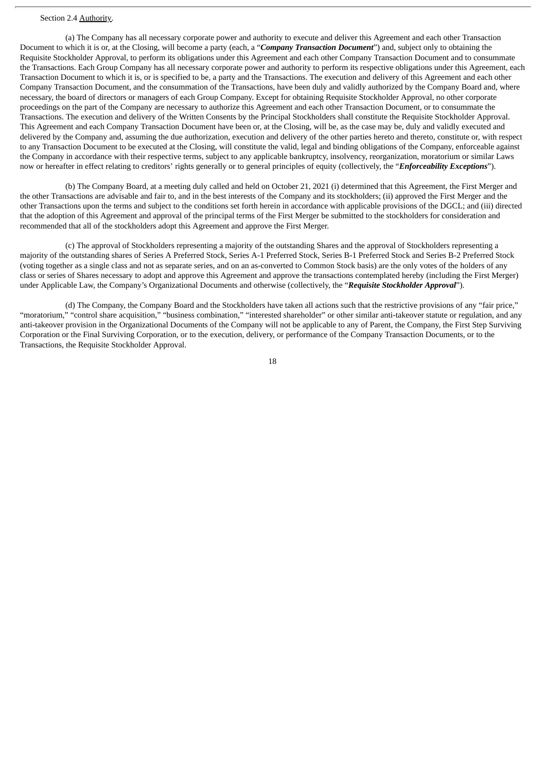Section 2.4 Authority.

(a) The Company has all necessary corporate power and authority to execute and deliver this Agreement and each other Transaction Document to which it is or, at the Closing, will become a party (each, a "***Company Transaction Document***") and, subject only to obtaining the Requisite Stockholder Approval, to perform its obligations under this Agreement and each other Company Transaction Document and to consummate the Transactions. Each Group Company has all necessary corporate power and authority to perform its respective obligations under this Agreement, each Transaction Document to which it is, or is specified to be, a party and the Transactions. The execution and delivery of this Agreement and each other Company Transaction Document, and the consummation of the Transactions, have been duly and validly authorized by the Company Board and, where necessary, the board of directors or managers of each Group Company. Except for obtaining Requisite Stockholder Approval, no other corporate proceedings on the part of the Company are necessary to authorize this Agreement and each other Transaction Document, or to consummate the Transactions. The execution and delivery of the Written Consents by the Principal Stockholders shall constitute the Requisite Stockholder Approval. This Agreement and each Company Transaction Document have been or, at the Closing, will be, as the case may be, duly and validly executed and delivered by the Company and, assuming the due authorization, execution and delivery of the other parties hereto and thereto, constitute or, with respect to any Transaction Document to be executed at the Closing, will constitute the valid, legal and binding obligations of the Company, enforceable against the Company in accordance with their respective terms, subject to any applicable bankruptcy, insolvency, reorganization, moratorium or similar Laws now or hereafter in effect relating to creditors' rights generally or to general principles of equity (collectively, the "***Enforceability Exceptions***").

(b) The Company Board, at a meeting duly called and held on October 21, 2021 (i) determined that this Agreement, the First Merger and the other Transactions are advisable and fair to, and in the best interests of the Company and its stockholders; (ii) approved the First Merger and the other Transactions upon the terms and subject to the conditions set forth herein in accordance with applicable provisions of the DGCL; and (iii) directed that the adoption of this Agreement and approval of the principal terms of the First Merger be submitted to the stockholders for consideration and recommended that all of the stockholders adopt this Agreement and approve the First Merger.

(c) The approval of Stockholders representing a majority of the outstanding Shares and the approval of Stockholders representing a majority of the outstanding shares of Series A Preferred Stock, Series A-1 Preferred Stock, Series B-1 Preferred Stock and Series B-2 Preferred Stock (voting together as a single class and not as separate series, and on an as-converted to Common Stock basis) are the only votes of the holders of any class or series of Shares necessary to adopt and approve this Agreement and approve the transactions contemplated hereby (including the First Merger) under Applicable Law, the Company's Organizational Documents and otherwise (collectively, the "***Requisite Stockholder Approval***").

(d) The Company, the Company Board and the Stockholders have taken all actions such that the restrictive provisions of any "fair price," "moratorium," "control share acquisition," "business combination," "interested shareholder" or other similar anti-takeover statute or regulation, and any anti-takeover provision in the Organizational Documents of the Company will not be applicable to any of Parent, the Company, the First Step Surviving Corporation or the Final Surviving Corporation, or to the execution, delivery, or performance of the Company Transaction Documents, or to the Transactions, the Requisite Stockholder Approval.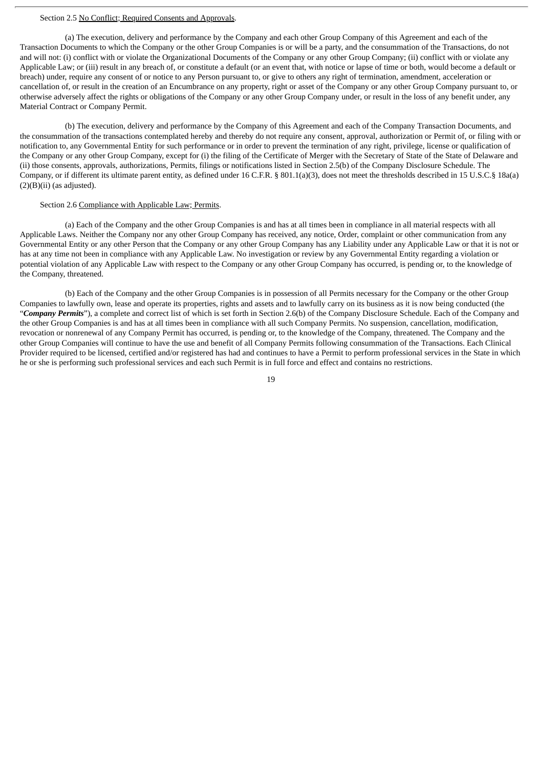Section 2.5 No Conflict; Required Consents and Approvals.

(a) The execution, delivery and performance by the Company and each other Group Company of this Agreement and each of the Transaction Documents to which the Company or the other Group Companies is or will be a party, and the consummation of the Transactions, do not and will not: (i) conflict with or violate the Organizational Documents of the Company or any other Group Company; (ii) conflict with or violate any Applicable Law; or (iii) result in any breach of, or constitute a default (or an event that, with notice or lapse of time or both, would become a default or breach) under, require any consent of or notice to any Person pursuant to, or give to others any right of termination, amendment, acceleration or cancellation of, or result in the creation of an Encumbrance on any property, right or asset of the Company or any other Group Company pursuant to, or otherwise adversely affect the rights or obligations of the Company or any other Group Company under, or result in the loss of any benefit under, any Material Contract or Company Permit.

(b) The execution, delivery and performance by the Company of this Agreement and each of the Company Transaction Documents, and the consummation of the transactions contemplated hereby and thereby do not require any consent, approval, authorization or Permit of, or filing with or notification to, any Governmental Entity for such performance or in order to prevent the termination of any right, privilege, license or qualification of the Company or any other Group Company, except for (i) the filing of the Certificate of Merger with the Secretary of State of the State of Delaware and (ii) those consents, approvals, authorizations, Permits, filings or notifications listed in Section 2.5(b) of the Company Disclosure Schedule. The Company, or if different its ultimate parent entity, as defined under 16 C.F.R. § 801.1(a)(3), does not meet the thresholds described in 15 U.S.C.§ 18a(a)(2)(B)(ii) (as adjusted).

Section 2.6 Compliance with Applicable Law; Permits.

(a) Each of the Company and the other Group Companies is and has at all times been in compliance in all material respects with all Applicable Laws. Neither the Company nor any other Group Company has received, any notice, Order, complaint or other communication from any Governmental Entity or any other Person that the Company or any other Group Company has any Liability under any Applicable Law or that it is not or has at any time not been in compliance with any Applicable Law. No investigation or review by any Governmental Entity regarding a violation or potential violation of any Applicable Law with respect to the Company or any other Group Company has occurred, is pending or, to the knowledge of the Company, threatened.

(b) Each of the Company and the other Group Companies is in possession of all Permits necessary for the Company or the other Group Companies to lawfully own, lease and operate its properties, rights and assets and to lawfully carry on its business as it is now being conducted (the "***Company Permits***"), a complete and correct list of which is set forth in Section 2.6(b) of the Company Disclosure Schedule. Each of the Company and the other Group Companies is and has at all times been in compliance with all such Company Permits. No suspension, cancellation, modification, revocation or nonrenewal of any Company Permit has occurred, is pending or, to the knowledge of the Company, threatened. The Company and the other Group Companies will continue to have the use and benefit of all Company Permits following consummation of the Transactions. Each Clinical Provider required to be licensed, certified and/or registered has had and continues to have a Permit to perform professional services in the State in which he or she is performing such professional services and each such Permit is in full force and effect and contains no restrictions.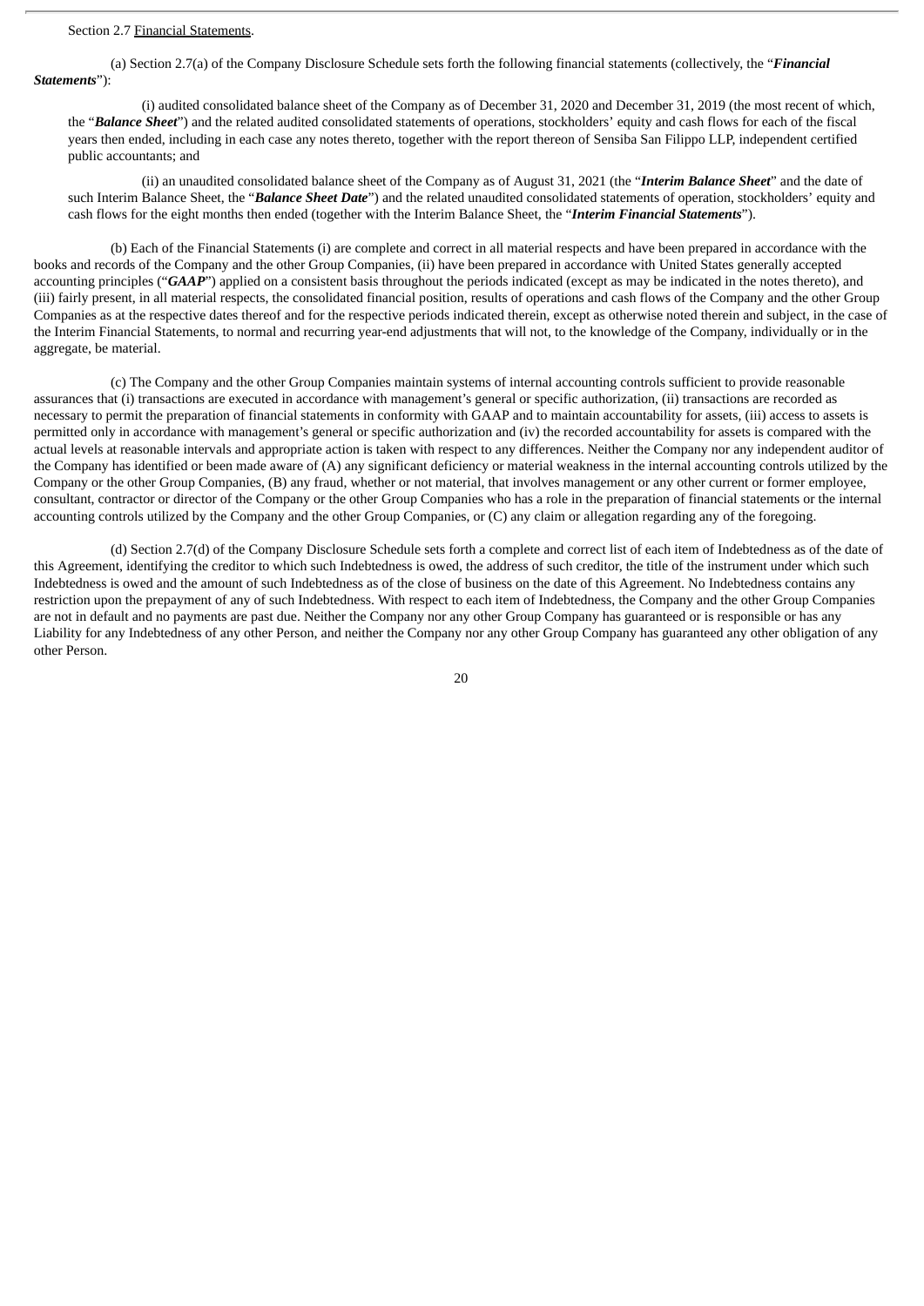Section 2.7 Financial Statements.

(a) Section 2.7(a) of the Company Disclosure Schedule sets forth the following financial statements (collectively, the "***Financial Statements***"):

(i) audited consolidated balance sheet of the Company as of December 31, 2020 and December 31, 2019 (the most recent of which, the "***Balance Sheet***") and the related audited consolidated statements of operations, stockholders' equity and cash flows for each of the fiscal years then ended, including in each case any notes thereto, together with the report thereon of Sensiba San Filippo LLP, independent certified public accountants; and

(ii) an unaudited consolidated balance sheet of the Company as of August 31, 2021 (the "***Interim Balance Sheet***" and the date of such Interim Balance Sheet, the "***Balance Sheet Date***") and the related unaudited consolidated statements of operation, stockholders' equity and cash flows for the eight months then ended (together with the Interim Balance Sheet, the "***Interim Financial Statements***").

(b) Each of the Financial Statements (i) are complete and correct in all material respects and have been prepared in accordance with the books and records of the Company and the other Group Companies, (ii) have been prepared in accordance with United States generally accepted accounting principles ("***GAAP***") applied on a consistent basis throughout the periods indicated (except as may be indicated in the notes thereto), and (iii) fairly present, in all material respects, the consolidated financial position, results of operations and cash flows of the Company and the other Group Companies as at the respective dates thereof and for the respective periods indicated therein, except as otherwise noted therein and subject, in the case of the Interim Financial Statements, to normal and recurring year-end adjustments that will not, to the knowledge of the Company, individually or in the aggregate, be material.

(c) The Company and the other Group Companies maintain systems of internal accounting controls sufficient to provide reasonable assurances that (i) transactions are executed in accordance with management's general or specific authorization, (ii) transactions are recorded as necessary to permit the preparation of financial statements in conformity with GAAP and to maintain accountability for assets, (iii) access to assets is permitted only in accordance with management's general or specific authorization and (iv) the recorded accountability for assets is compared with the actual levels at reasonable intervals and appropriate action is taken with respect to any differences. Neither the Company nor any independent auditor of the Company has identified or been made aware of (A) any significant deficiency or material weakness in the internal accounting controls utilized by the Company or the other Group Companies, (B) any fraud, whether or not material, that involves management or any other current or former employee, consultant, contractor or director of the Company or the other Group Companies who has a role in the preparation of financial statements or the internal accounting controls utilized by the Company and the other Group Companies, or (C) any claim or allegation regarding any of the foregoing.

(d) Section 2.7(d) of the Company Disclosure Schedule sets forth a complete and correct list of each item of Indebtedness as of the date of this Agreement, identifying the creditor to which such Indebtedness is owed, the address of such creditor, the title of the instrument under which such Indebtedness is owed and the amount of such Indebtedness as of the close of business on the date of this Agreement. No Indebtedness contains any restriction upon the prepayment of any of such Indebtedness. With respect to each item of Indebtedness, the Company and the other Group Companies are not in default and no payments are past due. Neither the Company nor any other Group Company has guaranteed or is responsible or has any Liability for any Indebtedness of any other Person, and neither the Company nor any other Group Company has guaranteed any other obligation of any other Person.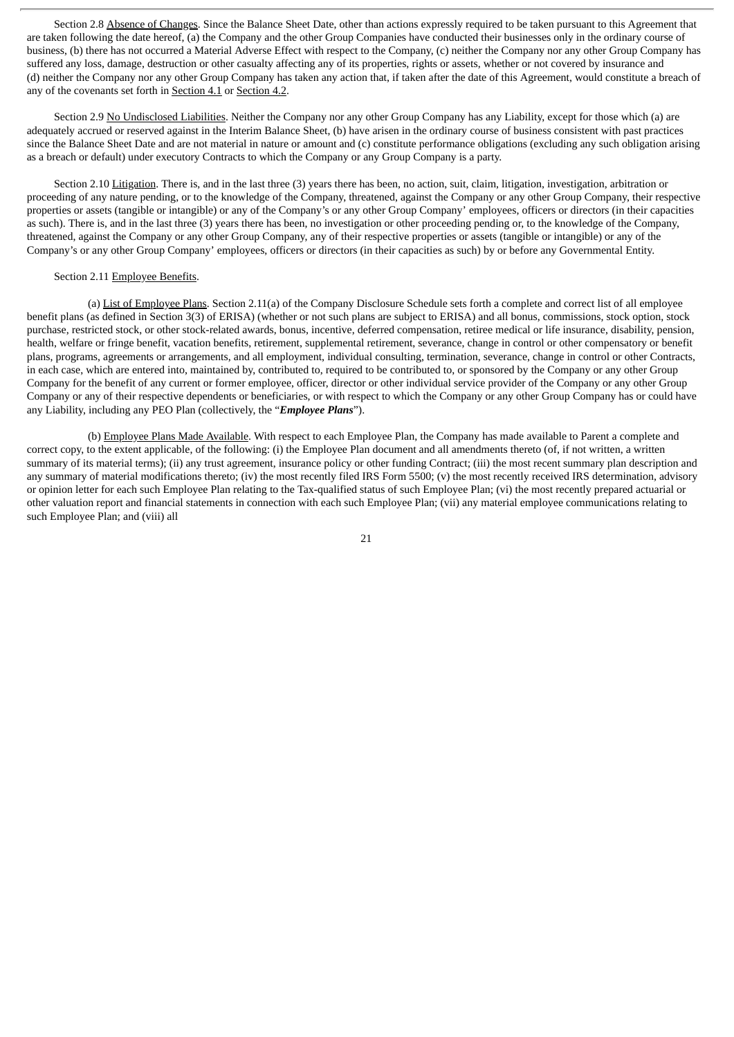Section 2.8 Absence of Changes. Since the Balance Sheet Date, other than actions expressly required to be taken pursuant to this Agreement that are taken following the date hereof, (a) the Company and the other Group Companies have conducted their businesses only in the ordinary course of business, (b) there has not occurred a Material Adverse Effect with respect to the Company, (c) neither the Company nor any other Group Company has suffered any loss, damage, destruction or other casualty affecting any of its properties, rights or assets, whether or not covered by insurance and (d) neither the Company nor any other Group Company has taken any action that, if taken after the date of this Agreement, would constitute a breach of any of the covenants set forth in Section 4.1 or Section 4.2.

Section 2.9 No Undisclosed Liabilities. Neither the Company nor any other Group Company has any Liability, except for those which (a) are adequately accrued or reserved against in the Interim Balance Sheet, (b) have arisen in the ordinary course of business consistent with past practices since the Balance Sheet Date and are not material in nature or amount and (c) constitute performance obligations (excluding any such obligation arising as a breach or default) under executory Contracts to which the Company or any Group Company is a party.

Section 2.10 Litigation. There is, and in the last three (3) years there has been, no action, suit, claim, litigation, investigation, arbitration or proceeding of any nature pending, or to the knowledge of the Company, threatened, against the Company or any other Group Company, their respective properties or assets (tangible or intangible) or any of the Company's or any other Group Company' employees, officers or directors (in their capacities as such). There is, and in the last three (3) years there has been, no investigation or other proceeding pending or, to the knowledge of the Company, threatened, against the Company or any other Group Company, any of their respective properties or assets (tangible or intangible) or any of the Company's or any other Group Company' employees, officers or directors (in their capacities as such) by or before any Governmental Entity.

Section 2.11 Employee Benefits.

(a) List of Employee Plans. Section 2.11(a) of the Company Disclosure Schedule sets forth a complete and correct list of all employee benefit plans (as defined in Section 3(3) of ERISA) (whether or not such plans are subject to ERISA) and all bonus, commissions, stock option, stock purchase, restricted stock, or other stock-related awards, bonus, incentive, deferred compensation, retiree medical or life insurance, disability, pension, health, welfare or fringe benefit, vacation benefits, retirement, supplemental retirement, severance, change in control or other compensatory or benefit plans, programs, agreements or arrangements, and all employment, individual consulting, termination, severance, change in control or other Contracts, in each case, which are entered into, maintained by, contributed to, required to be contributed to, or sponsored by the Company or any other Group Company for the benefit of any current or former employee, officer, director or other individual service provider of the Company or any other Group Company or any of their respective dependents or beneficiaries, or with respect to which the Company or any other Group Company has or could have any Liability, including any PEO Plan (collectively, the "***Employee Plans***").

(b) Employee Plans Made Available. With respect to each Employee Plan, the Company has made available to Parent a complete and correct copy, to the extent applicable, of the following: (i) the Employee Plan document and all amendments thereto (of, if not written, a written summary of its material terms); (ii) any trust agreement, insurance policy or other funding Contract; (iii) the most recent summary plan description and any summary of material modifications thereto; (iv) the most recently filed IRS Form 5500; (v) the most recently received IRS determination, advisory or opinion letter for each such Employee Plan relating to the Tax-qualified status of such Employee Plan; (vi) the most recently prepared actuarial or other valuation report and financial statements in connection with each such Employee Plan; (vii) any material employee communications relating to such Employee Plan; and (viii) all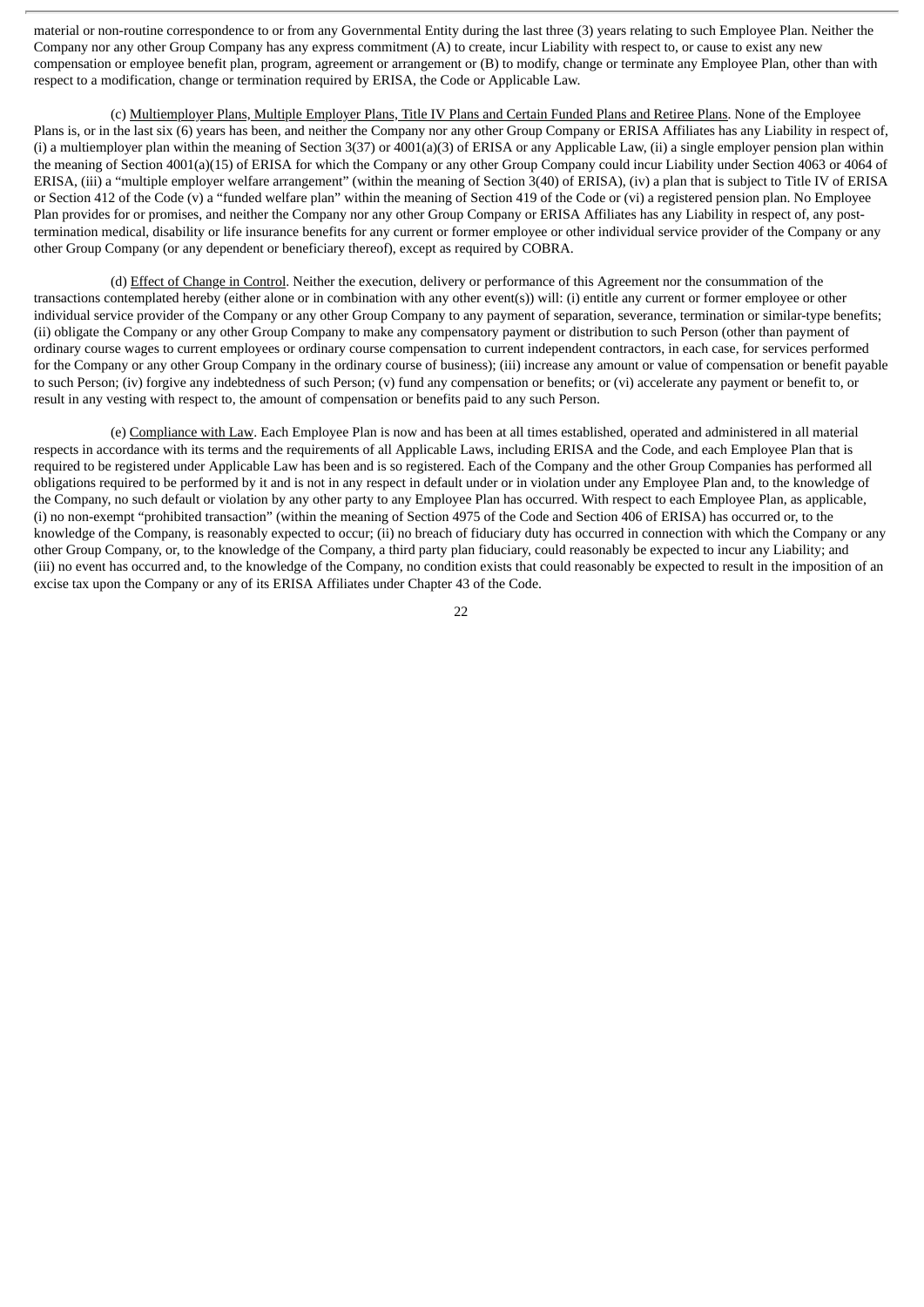material or non-routine correspondence to or from any Governmental Entity during the last three (3) years relating to such Employee Plan. Neither the Company nor any other Group Company has any express commitment (A) to create, incur Liability with respect to, or cause to exist any new compensation or employee benefit plan, program, agreement or arrangement or (B) to modify, change or terminate any Employee Plan, other than with respect to a modification, change or termination required by ERISA, the Code or Applicable Law.

(c) Multiemployer Plans, Multiple Employer Plans, Title IV Plans and Certain Funded Plans and Retiree Plans. None of the Employee Plans is, or in the last six (6) years has been, and neither the Company nor any other Group Company or ERISA Affiliates has any Liability in respect of, (i) a multiemployer plan within the meaning of Section 3(37) or 4001(a)(3) of ERISA or any Applicable Law, (ii) a single employer pension plan within the meaning of Section 4001(a)(15) of ERISA for which the Company or any other Group Company could incur Liability under Section 4063 or 4064 of ERISA, (iii) a "multiple employer welfare arrangement" (within the meaning of Section 3(40) of ERISA), (iv) a plan that is subject to Title IV of ERISA or Section 412 of the Code (v) a "funded welfare plan" within the meaning of Section 419 of the Code or (vi) a registered pension plan. No Employee Plan provides for or promises, and neither the Company nor any other Group Company or ERISA Affiliates has any Liability in respect of, any post-termination medical, disability or life insurance benefits for any current or former employee or other individual service provider of the Company or any other Group Company (or any dependent or beneficiary thereof), except as required by COBRA.

(d) Effect of Change in Control. Neither the execution, delivery or performance of this Agreement nor the consummation of the transactions contemplated hereby (either alone or in combination with any other event(s)) will: (i) entitle any current or former employee or other individual service provider of the Company or any other Group Company to any payment of separation, severance, termination or similar-type benefits; (ii) obligate the Company or any other Group Company to make any compensatory payment or distribution to such Person (other than payment of ordinary course wages to current employees or ordinary course compensation to current independent contractors, in each case, for services performed for the Company or any other Group Company in the ordinary course of business); (iii) increase any amount or value of compensation or benefit payable to such Person; (iv) forgive any indebtedness of such Person; (v) fund any compensation or benefits; or (vi) accelerate any payment or benefit to, or result in any vesting with respect to, the amount of compensation or benefits paid to any such Person.

(e) Compliance with Law. Each Employee Plan is now and has been at all times established, operated and administered in all material respects in accordance with its terms and the requirements of all Applicable Laws, including ERISA and the Code, and each Employee Plan that is required to be registered under Applicable Law has been and is so registered. Each of the Company and the other Group Companies has performed all obligations required to be performed by it and is not in any respect in default under or in violation under any Employee Plan and, to the knowledge of the Company, no such default or violation by any other party to any Employee Plan has occurred. With respect to each Employee Plan, as applicable, (i) no non-exempt "prohibited transaction" (within the meaning of Section 4975 of the Code and Section 406 of ERISA) has occurred or, to the knowledge of the Company, is reasonably expected to occur; (ii) no breach of fiduciary duty has occurred in connection with which the Company or any other Group Company, or, to the knowledge of the Company, a third party plan fiduciary, could reasonably be expected to incur any Liability; and (iii) no event has occurred and, to the knowledge of the Company, no condition exists that could reasonably be expected to result in the imposition of an excise tax upon the Company or any of its ERISA Affiliates under Chapter 43 of the Code.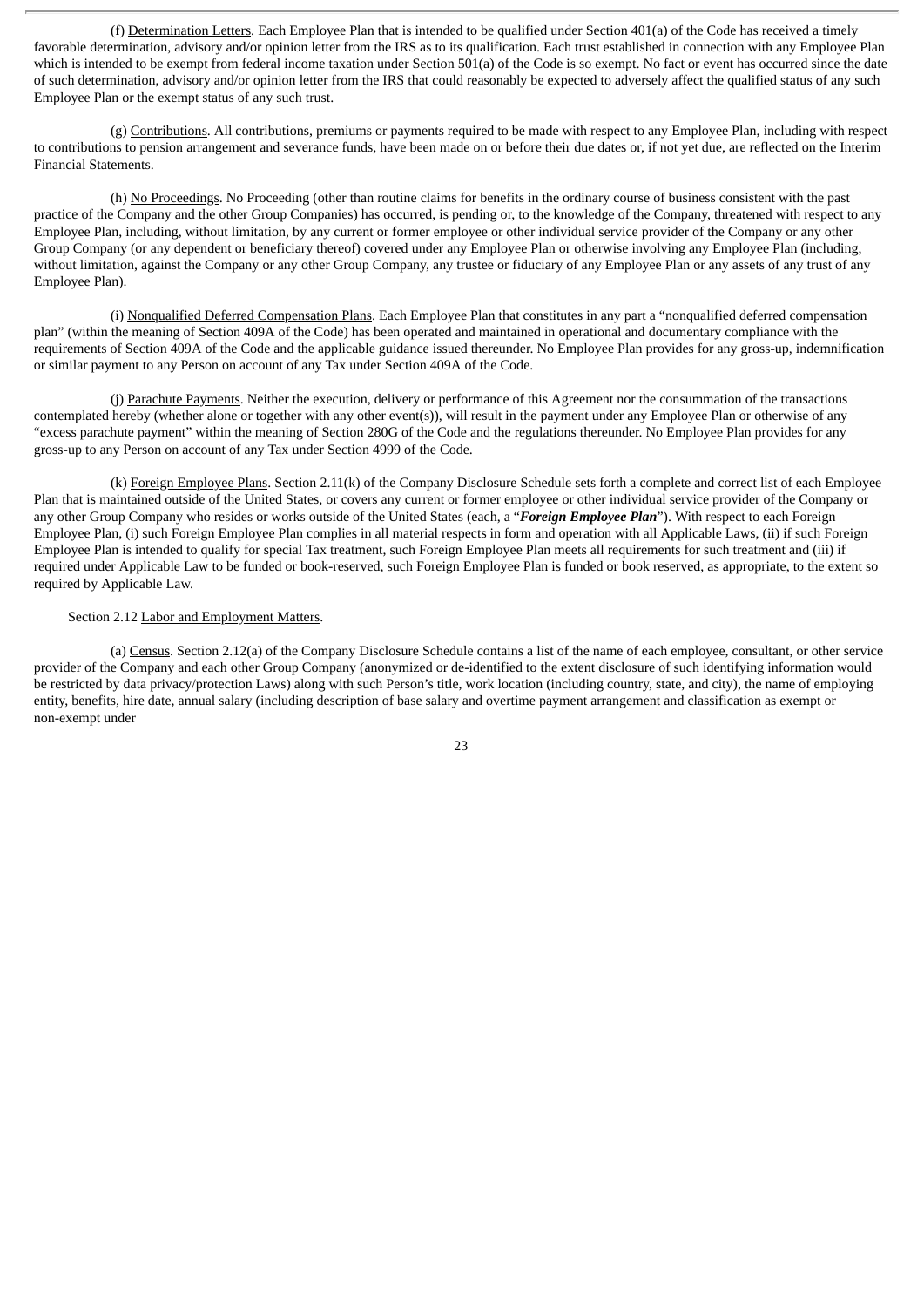(f) Determination Letters. Each Employee Plan that is intended to be qualified under Section 401(a) of the Code has received a timely favorable determination, advisory and/or opinion letter from the IRS as to its qualification. Each trust established in connection with any Employee Plan which is intended to be exempt from federal income taxation under Section 501(a) of the Code is so exempt. No fact or event has occurred since the date of such determination, advisory and/or opinion letter from the IRS that could reasonably be expected to adversely affect the qualified status of any such Employee Plan or the exempt status of any such trust.

(g) Contributions. All contributions, premiums or payments required to be made with respect to any Employee Plan, including with respect to contributions to pension arrangement and severance funds, have been made on or before their due dates or, if not yet due, are reflected on the Interim Financial Statements.

(h) No Proceedings. No Proceeding (other than routine claims for benefits in the ordinary course of business consistent with the past practice of the Company and the other Group Companies) has occurred, is pending or, to the knowledge of the Company, threatened with respect to any Employee Plan, including, without limitation, by any current or former employee or other individual service provider of the Company or any other Group Company (or any dependent or beneficiary thereof) covered under any Employee Plan or otherwise involving any Employee Plan (including, without limitation, against the Company or any other Group Company, any trustee or fiduciary of any Employee Plan or any assets of any trust of any Employee Plan).

(i) Nonqualified Deferred Compensation Plans. Each Employee Plan that constitutes in any part a "nonqualified deferred compensation plan" (within the meaning of Section 409A of the Code) has been operated and maintained in operational and documentary compliance with the requirements of Section 409A of the Code and the applicable guidance issued thereunder. No Employee Plan provides for any gross-up, indemnification or similar payment to any Person on account of any Tax under Section 409A of the Code.

(j) Parachute Payments. Neither the execution, delivery or performance of this Agreement nor the consummation of the transactions contemplated hereby (whether alone or together with any other event(s)), will result in the payment under any Employee Plan or otherwise of any "excess parachute payment" within the meaning of Section 280G of the Code and the regulations thereunder. No Employee Plan provides for any gross-up to any Person on account of any Tax under Section 4999 of the Code.

(k) Foreign Employee Plans. Section 2.11(k) of the Company Disclosure Schedule sets forth a complete and correct list of each Employee Plan that is maintained outside of the United States, or covers any current or former employee or other individual service provider of the Company or any other Group Company who resides or works outside of the United States (each, a "***Foreign Employee Plan***"). With respect to each Foreign Employee Plan, (i) such Foreign Employee Plan complies in all material respects in form and operation with all Applicable Laws, (ii) if such Foreign Employee Plan is intended to qualify for special Tax treatment, such Foreign Employee Plan meets all requirements for such treatment and (iii) if required under Applicable Law to be funded or book-reserved, such Foreign Employee Plan is funded or book reserved, as appropriate, to the extent so required by Applicable Law.

Section 2.12 Labor and Employment Matters.

(a) Census. Section 2.12(a) of the Company Disclosure Schedule contains a list of the name of each employee, consultant, or other service provider of the Company and each other Group Company (anonymized or de-identified to the extent disclosure of such identifying information would be restricted by data privacy/protection Laws) along with such Person's title, work location (including country, state, and city), the name of employing entity, benefits, hire date, annual salary (including description of base salary and overtime payment arrangement and classification as exempt or non-exempt under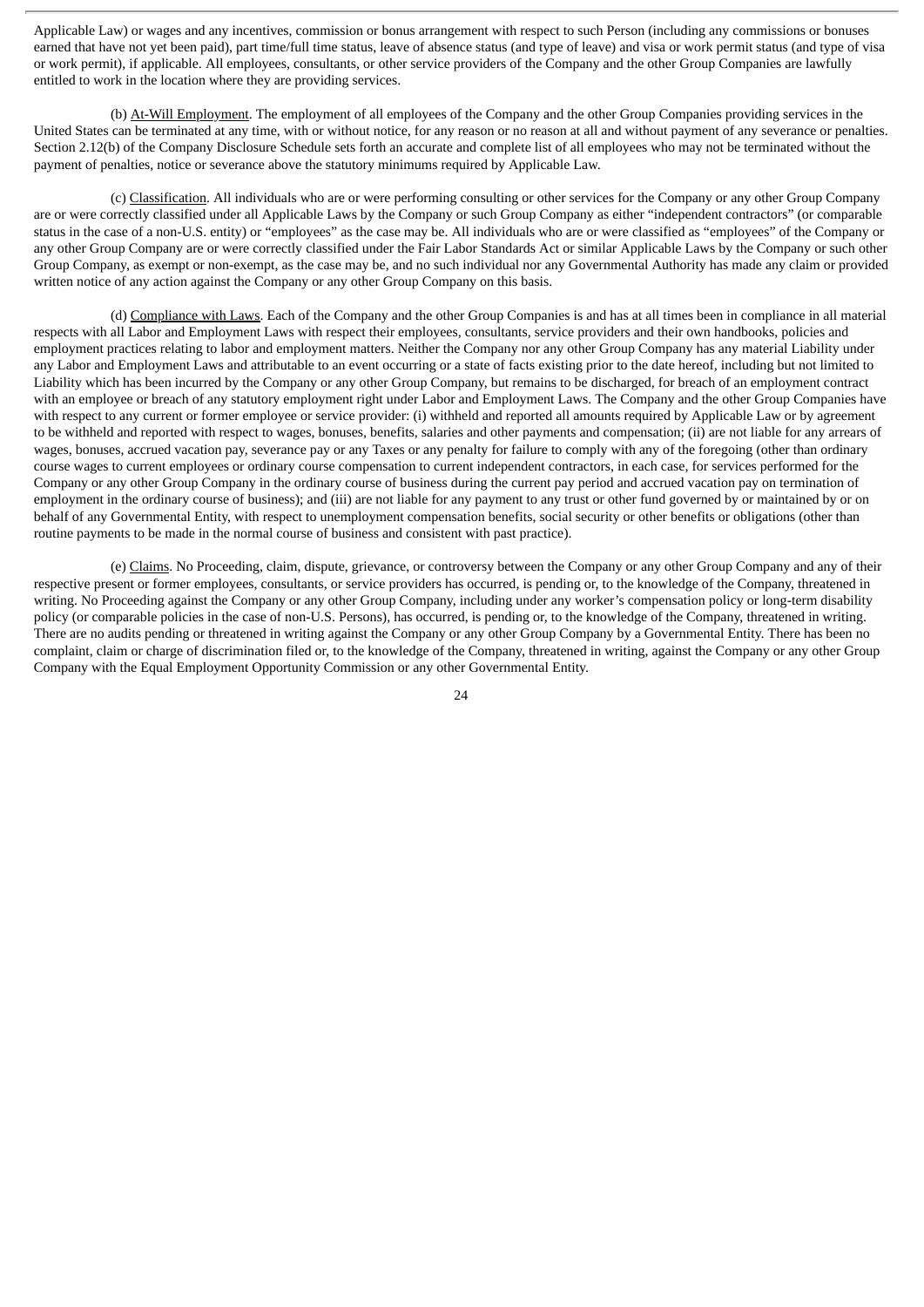Applicable Law) or wages and any incentives, commission or bonus arrangement with respect to such Person (including any commissions or bonuses earned that have not yet been paid), part time/full time status, leave of absence status (and type of leave) and visa or work permit status (and type of visa or work permit), if applicable. All employees, consultants, or other service providers of the Company and the other Group Companies are lawfully entitled to work in the location where they are providing services.

(b) At-Will Employment. The employment of all employees of the Company and the other Group Companies providing services in the United States can be terminated at any time, with or without notice, for any reason or no reason at all and without payment of any severance or penalties. Section 2.12(b) of the Company Disclosure Schedule sets forth an accurate and complete list of all employees who may not be terminated without the payment of penalties, notice or severance above the statutory minimums required by Applicable Law.

(c) Classification. All individuals who are or were performing consulting or other services for the Company or any other Group Company are or were correctly classified under all Applicable Laws by the Company or such Group Company as either "independent contractors" (or comparable status in the case of a non-U.S. entity) or "employees" as the case may be. All individuals who are or were classified as "employees" of the Company or any other Group Company are or were correctly classified under the Fair Labor Standards Act or similar Applicable Laws by the Company or such other Group Company, as exempt or non-exempt, as the case may be, and no such individual nor any Governmental Authority has made any claim or provided written notice of any action against the Company or any other Group Company on this basis.

(d) Compliance with Laws. Each of the Company and the other Group Companies is and has at all times been in compliance in all material respects with all Labor and Employment Laws with respect their employees, consultants, service providers and their own handbooks, policies and employment practices relating to labor and employment matters. Neither the Company nor any other Group Company has any material Liability under any Labor and Employment Laws and attributable to an event occurring or a state of facts existing prior to the date hereof, including but not limited to Liability which has been incurred by the Company or any other Group Company, but remains to be discharged, for breach of an employment contract with an employee or breach of any statutory employment right under Labor and Employment Laws. The Company and the other Group Companies have with respect to any current or former employee or service provider: (i) withheld and reported all amounts required by Applicable Law or by agreement to be withheld and reported with respect to wages, bonuses, benefits, salaries and other payments and compensation; (ii) are not liable for any arrears of wages, bonuses, accrued vacation pay, severance pay or any Taxes or any penalty for failure to comply with any of the foregoing (other than ordinary course wages to current employees or ordinary course compensation to current independent contractors, in each case, for services performed for the Company or any other Group Company in the ordinary course of business during the current pay period and accrued vacation pay on termination of employment in the ordinary course of business); and (iii) are not liable for any payment to any trust or other fund governed by or maintained by or on behalf of any Governmental Entity, with respect to unemployment compensation benefits, social security or other benefits or obligations (other than routine payments to be made in the normal course of business and consistent with past practice).

(e) Claims. No Proceeding, claim, dispute, grievance, or controversy between the Company or any other Group Company and any of their respective present or former employees, consultants, or service providers has occurred, is pending or, to the knowledge of the Company, threatened in writing. No Proceeding against the Company or any other Group Company, including under any worker's compensation policy or long-term disability policy (or comparable policies in the case of non-U.S. Persons), has occurred, is pending or, to the knowledge of the Company, threatened in writing. There are no audits pending or threatened in writing against the Company or any other Group Company by a Governmental Entity. There has been no complaint, claim or charge of discrimination filed or, to the knowledge of the Company, threatened in writing, against the Company or any other Group Company with the Equal Employment Opportunity Commission or any other Governmental Entity.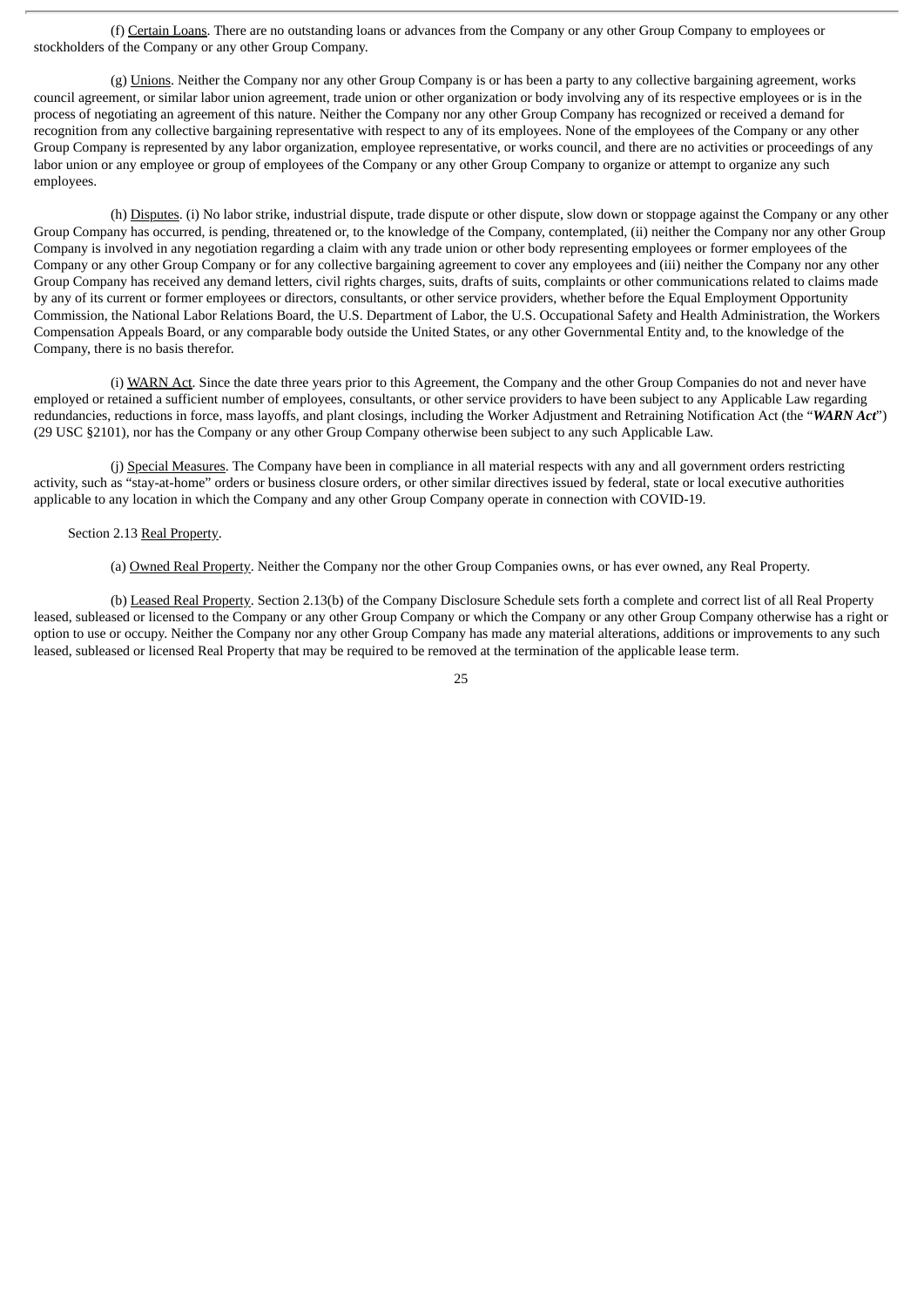(f) Certain Loans. There are no outstanding loans or advances from the Company or any other Group Company to employees or stockholders of the Company or any other Group Company.

(g) Unions. Neither the Company nor any other Group Company is or has been a party to any collective bargaining agreement, works council agreement, or similar labor union agreement, trade union or other organization or body involving any of its respective employees or is in the process of negotiating an agreement of this nature. Neither the Company nor any other Group Company has recognized or received a demand for recognition from any collective bargaining representative with respect to any of its employees. None of the employees of the Company or any other Group Company is represented by any labor organization, employee representative, or works council, and there are no activities or proceedings of any labor union or any employee or group of employees of the Company or any other Group Company to organize or attempt to organize any such employees.

(h) Disputes. (i) No labor strike, industrial dispute, trade dispute or other dispute, slow down or stoppage against the Company or any other Group Company has occurred, is pending, threatened or, to the knowledge of the Company, contemplated, (ii) neither the Company nor any other Group Company is involved in any negotiation regarding a claim with any trade union or other body representing employees or former employees of the Company or any other Group Company or for any collective bargaining agreement to cover any employees and (iii) neither the Company nor any other Group Company has received any demand letters, civil rights charges, suits, drafts of suits, complaints or other communications related to claims made by any of its current or former employees or directors, consultants, or other service providers, whether before the Equal Employment Opportunity Commission, the National Labor Relations Board, the U.S. Department of Labor, the U.S. Occupational Safety and Health Administration, the Workers Compensation Appeals Board, or any comparable body outside the United States, or any other Governmental Entity and, to the knowledge of the Company, there is no basis therefor.

(i) WARN Act. Since the date three years prior to this Agreement, the Company and the other Group Companies do not and never have employed or retained a sufficient number of employees, consultants, or other service providers to have been subject to any Applicable Law regarding redundancies, reductions in force, mass layoffs, and plant closings, including the Worker Adjustment and Retraining Notification Act (the "***WARN Act***") (29 USC §2101), nor has the Company or any other Group Company otherwise been subject to any such Applicable Law.

(j) Special Measures. The Company have been in compliance in all material respects with any and all government orders restricting activity, such as "stay-at-home" orders or business closure orders, or other similar directives issued by federal, state or local executive authorities applicable to any location in which the Company and any other Group Company operate in connection with COVID-19.

Section 2.13 Real Property.

(a) Owned Real Property. Neither the Company nor the other Group Companies owns, or has ever owned, any Real Property.

(b) Leased Real Property. Section 2.13(b) of the Company Disclosure Schedule sets forth a complete and correct list of all Real Property leased, subleased or licensed to the Company or any other Group Company or which the Company or any other Group Company otherwise has a right or option to use or occupy. Neither the Company nor any other Group Company has made any material alterations, additions or improvements to any such leased, subleased or licensed Real Property that may be required to be removed at the termination of the applicable lease term.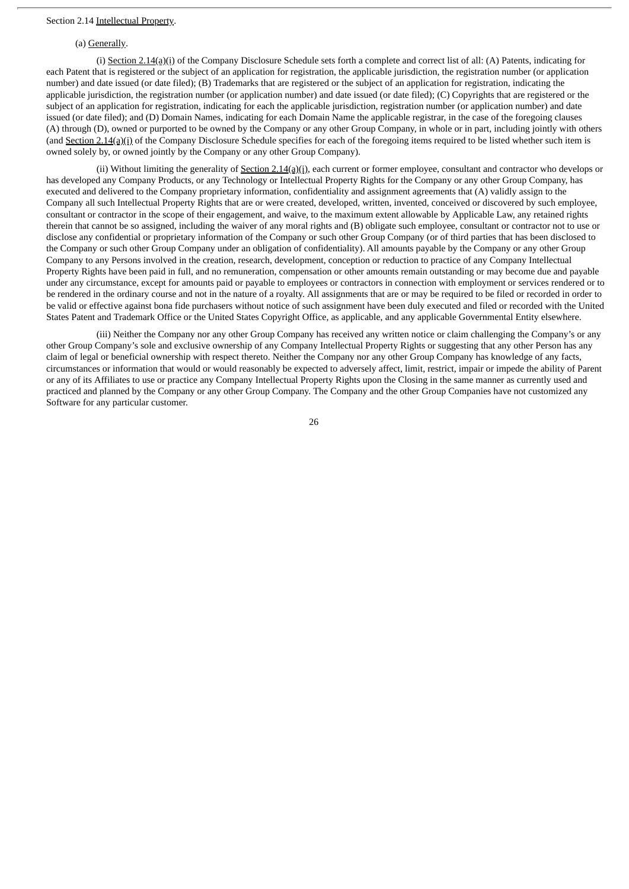Section 2.14 Intellectual Property.

(a) Generally.

(i) Section 2.14(a)(i) of the Company Disclosure Schedule sets forth a complete and correct list of all: (A) Patents, indicating for each Patent that is registered or the subject of an application for registration, the applicable jurisdiction, the registration number (or application number) and date issued (or date filed); (B) Trademarks that are registered or the subject of an application for registration, indicating the applicable jurisdiction, the registration number (or application number) and date issued (or date filed); (C) Copyrights that are registered or the subject of an application for registration, indicating for each the applicable jurisdiction, registration number (or application number) and date issued (or date filed); and (D) Domain Names, indicating for each Domain Name the applicable registrar, in the case of the foregoing clauses (A) through (D), owned or purported to be owned by the Company or any other Group Company, in whole or in part, including jointly with others (and Section 2.14(a)(i) of the Company Disclosure Schedule specifies for each of the foregoing items required to be listed whether such item is owned solely by, or owned jointly by the Company or any other Group Company).

(ii) Without limiting the generality of Section 2.14(a)(i), each current or former employee, consultant and contractor who develops or has developed any Company Products, or any Technology or Intellectual Property Rights for the Company or any other Group Company, has executed and delivered to the Company proprietary information, confidentiality and assignment agreements that (A) validly assign to the Company all such Intellectual Property Rights that are or were created, developed, written, invented, conceived or discovered by such employee, consultant or contractor in the scope of their engagement, and waive, to the maximum extent allowable by Applicable Law, any retained rights therein that cannot be so assigned, including the waiver of any moral rights and (B) obligate such employee, consultant or contractor not to use or disclose any confidential or proprietary information of the Company or such other Group Company (or of third parties that has been disclosed to the Company or such other Group Company under an obligation of confidentiality). All amounts payable by the Company or any other Group Company to any Persons involved in the creation, research, development, conception or reduction to practice of any Company Intellectual Property Rights have been paid in full, and no remuneration, compensation or other amounts remain outstanding or may become due and payable under any circumstance, except for amounts paid or payable to employees or contractors in connection with employment or services rendered or to be rendered in the ordinary course and not in the nature of a royalty. All assignments that are or may be required to be filed or recorded in order to be valid or effective against bona fide purchasers without notice of such assignment have been duly executed and filed or recorded with the United States Patent and Trademark Office or the United States Copyright Office, as applicable, and any applicable Governmental Entity elsewhere.

(iii) Neither the Company nor any other Group Company has received any written notice or claim challenging the Company's or any other Group Company's sole and exclusive ownership of any Company Intellectual Property Rights or suggesting that any other Person has any claim of legal or beneficial ownership with respect thereto. Neither the Company nor any other Group Company has knowledge of any facts, circumstances or information that would or would reasonably be expected to adversely affect, limit, restrict, impair or impede the ability of Parent or any of its Affiliates to use or practice any Company Intellectual Property Rights upon the Closing in the same manner as currently used and practiced and planned by the Company or any other Group Company. The Company and the other Group Companies have not customized any Software for any particular customer.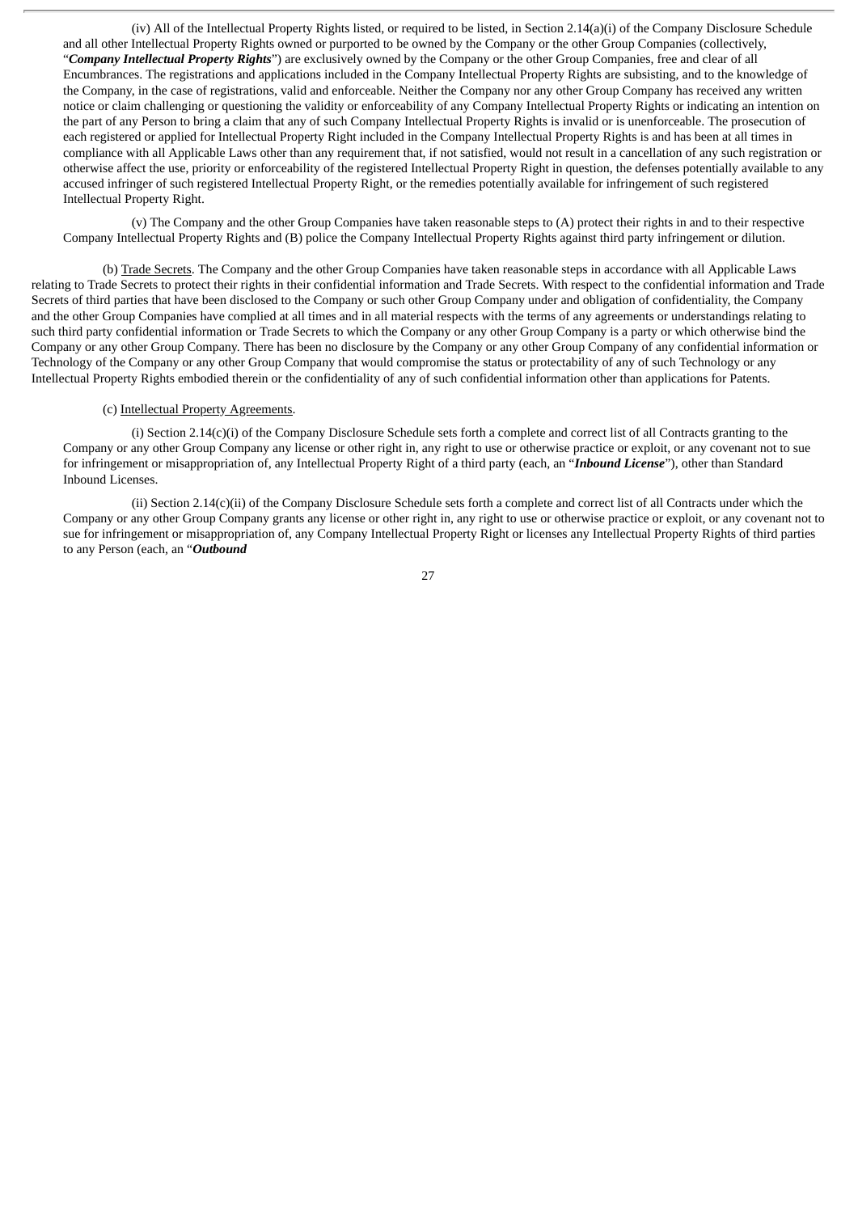(iv) All of the Intellectual Property Rights listed, or required to be listed, in Section 2.14(a)(i) of the Company Disclosure Schedule and all other Intellectual Property Rights owned or purported to be owned by the Company or the other Group Companies (collectively, "***Company Intellectual Property Rights***") are exclusively owned by the Company or the other Group Companies, free and clear of all Encumbrances. The registrations and applications included in the Company Intellectual Property Rights are subsisting, and to the knowledge of the Company, in the case of registrations, valid and enforceable. Neither the Company nor any other Group Company has received any written notice or claim challenging or questioning the validity or enforceability of any Company Intellectual Property Rights or indicating an intention on the part of any Person to bring a claim that any of such Company Intellectual Property Rights is invalid or is unenforceable. The prosecution of each registered or applied for Intellectual Property Right included in the Company Intellectual Property Rights is and has been at all times in compliance with all Applicable Laws other than any requirement that, if not satisfied, would not result in a cancellation of any such registration or otherwise affect the use, priority or enforceability of the registered Intellectual Property Right in question, the defenses potentially available to any accused infringer of such registered Intellectual Property Right, or the remedies potentially available for infringement of such registered Intellectual Property Right.

(v) The Company and the other Group Companies have taken reasonable steps to (A) protect their rights in and to their respective Company Intellectual Property Rights and (B) police the Company Intellectual Property Rights against third party infringement or dilution.

(b) Trade Secrets. The Company and the other Group Companies have taken reasonable steps in accordance with all Applicable Laws relating to Trade Secrets to protect their rights in their confidential information and Trade Secrets. With respect to the confidential information and Trade Secrets of third parties that have been disclosed to the Company or such other Group Company under and obligation of confidentiality, the Company and the other Group Companies have complied at all times and in all material respects with the terms of any agreements or understandings relating to such third party confidential information or Trade Secrets to which the Company or any other Group Company is a party or which otherwise bind the Company or any other Group Company. There has been no disclosure by the Company or any other Group Company of any confidential information or Technology of the Company or any other Group Company that would compromise the status or protectability of any of such Technology or any Intellectual Property Rights embodied therein or the confidentiality of any of such confidential information other than applications for Patents.

(c) Intellectual Property Agreements.

(i) Section 2.14(c)(i) of the Company Disclosure Schedule sets forth a complete and correct list of all Contracts granting to the Company or any other Group Company any license or other right in, any right to use or otherwise practice or exploit, or any covenant not to sue for infringement or misappropriation of, any Intellectual Property Right of a third party (each, an "***Inbound License***"), other than Standard Inbound Licenses.

(ii) Section 2.14(c)(ii) of the Company Disclosure Schedule sets forth a complete and correct list of all Contracts under which the Company or any other Group Company grants any license or other right in, any right to use or otherwise practice or exploit, or any covenant not to sue for infringement or misappropriation of, any Company Intellectual Property Right or licenses any Intellectual Property Rights of third parties to any Person (each, an "***Outbound***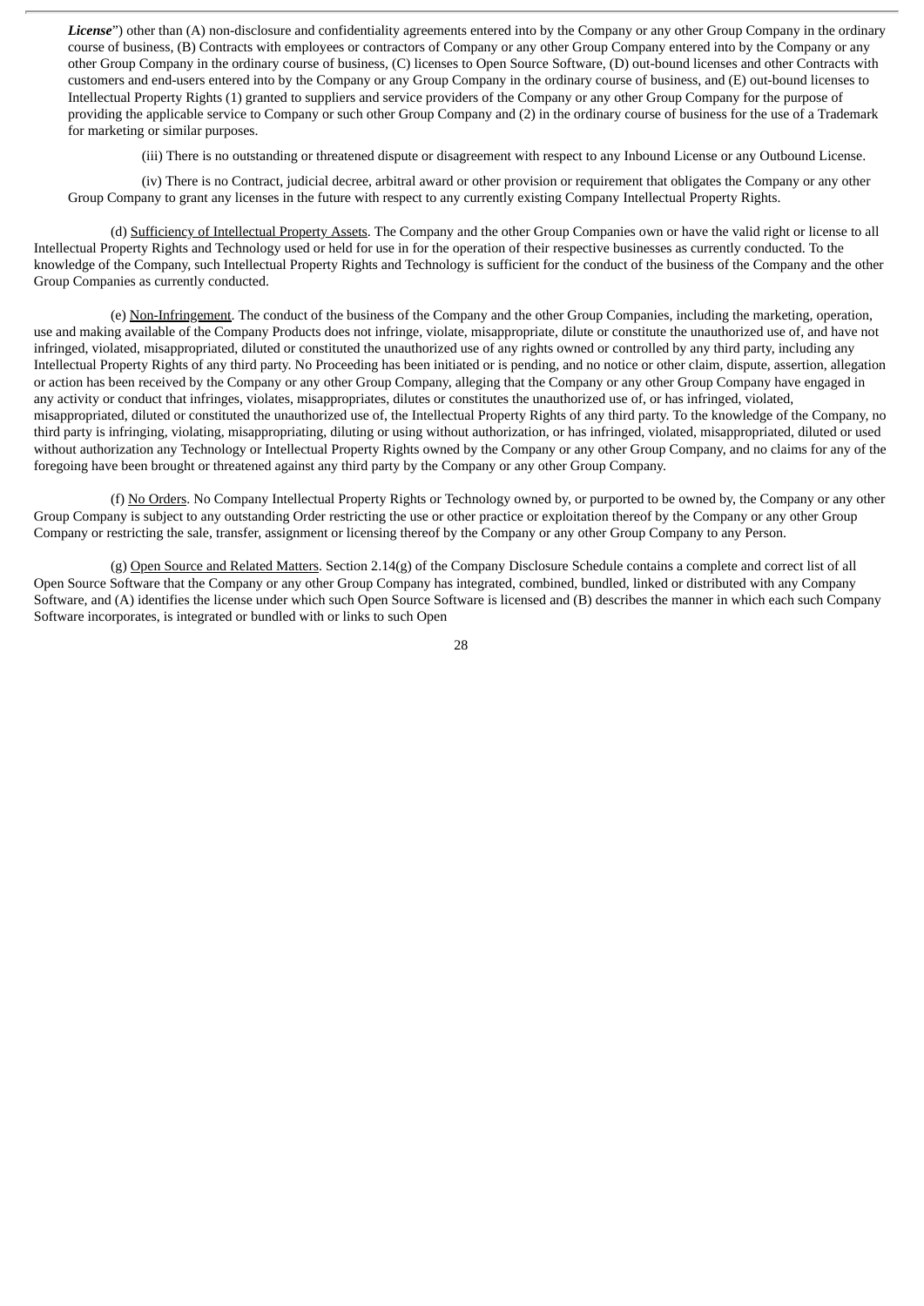***License***") other than (A) non-disclosure and confidentiality agreements entered into by the Company or any other Group Company in the ordinary course of business, (B) Contracts with employees or contractors of Company or any other Group Company entered into by the Company or any other Group Company in the ordinary course of business, (C) licenses to Open Source Software, (D) out-bound licenses and other Contracts with customers and end-users entered into by the Company or any Group Company in the ordinary course of business, and (E) out-bound licenses to Intellectual Property Rights (1) granted to suppliers and service providers of the Company or any other Group Company for the purpose of providing the applicable service to Company or such other Group Company and (2) in the ordinary course of business for the use of a Trademark for marketing or similar purposes.

(iii) There is no outstanding or threatened dispute or disagreement with respect to any Inbound License or any Outbound License.

(iv) There is no Contract, judicial decree, arbitral award or other provision or requirement that obligates the Company or any other Group Company to grant any licenses in the future with respect to any currently existing Company Intellectual Property Rights.

(d) Sufficiency of Intellectual Property Assets. The Company and the other Group Companies own or have the valid right or license to all Intellectual Property Rights and Technology used or held for use in for the operation of their respective businesses as currently conducted. To the knowledge of the Company, such Intellectual Property Rights and Technology is sufficient for the conduct of the business of the Company and the other Group Companies as currently conducted.

(e) Non-Infringement. The conduct of the business of the Company and the other Group Companies, including the marketing, operation, use and making available of the Company Products does not infringe, violate, misappropriate, dilute or constitute the unauthorized use of, and have not infringed, violated, misappropriated, diluted or constituted the unauthorized use of any rights owned or controlled by any third party, including any Intellectual Property Rights of any third party. No Proceeding has been initiated or is pending, and no notice or other claim, dispute, assertion, allegation or action has been received by the Company or any other Group Company, alleging that the Company or any other Group Company have engaged in any activity or conduct that infringes, violates, misappropriates, dilutes or constitutes the unauthorized use of, or has infringed, violated, misappropriated, diluted or constituted the unauthorized use of, the Intellectual Property Rights of any third party. To the knowledge of the Company, no third party is infringing, violating, misappropriating, diluting or using without authorization, or has infringed, violated, misappropriated, diluted or used without authorization any Technology or Intellectual Property Rights owned by the Company or any other Group Company, and no claims for any of the foregoing have been brought or threatened against any third party by the Company or any other Group Company.

(f) No Orders. No Company Intellectual Property Rights or Technology owned by, or purported to be owned by, the Company or any other Group Company is subject to any outstanding Order restricting the use or other practice or exploitation thereof by the Company or any other Group Company or restricting the sale, transfer, assignment or licensing thereof by the Company or any other Group Company to any Person.

(g) Open Source and Related Matters. Section 2.14(g) of the Company Disclosure Schedule contains a complete and correct list of all Open Source Software that the Company or any other Group Company has integrated, combined, bundled, linked or distributed with any Company Software, and (A) identifies the license under which such Open Source Software is licensed and (B) describes the manner in which each such Company Software incorporates, is integrated or bundled with or links to such Open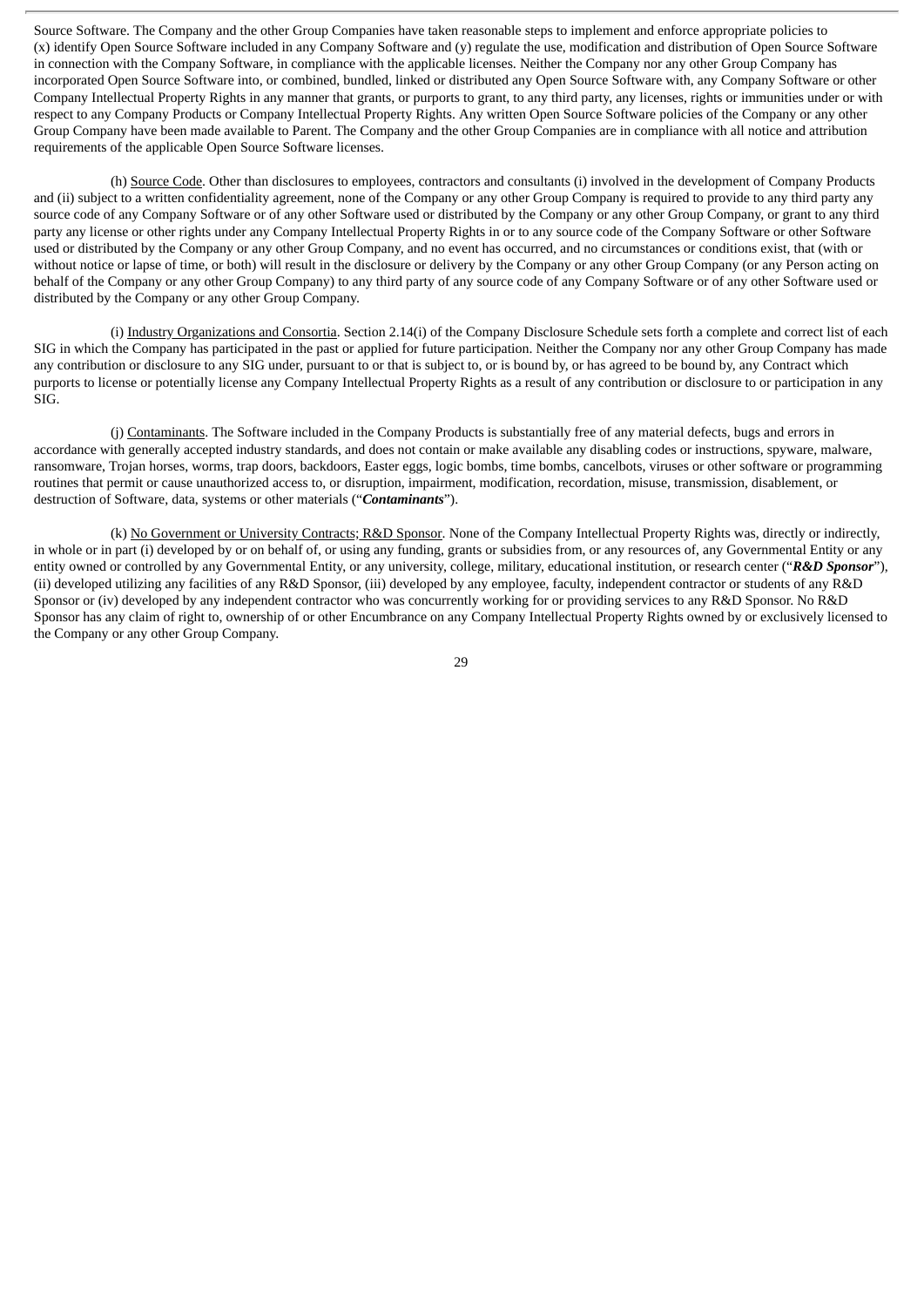Source Software. The Company and the other Group Companies have taken reasonable steps to implement and enforce appropriate policies to (x) identify Open Source Software included in any Company Software and (y) regulate the use, modification and distribution of Open Source Software in connection with the Company Software, in compliance with the applicable licenses. Neither the Company nor any other Group Company has incorporated Open Source Software into, or combined, bundled, linked or distributed any Open Source Software with, any Company Software or other Company Intellectual Property Rights in any manner that grants, or purports to grant, to any third party, any licenses, rights or immunities under or with respect to any Company Products or Company Intellectual Property Rights. Any written Open Source Software policies of the Company or any other Group Company have been made available to Parent. The Company and the other Group Companies are in compliance with all notice and attribution requirements of the applicable Open Source Software licenses.

(h) Source Code. Other than disclosures to employees, contractors and consultants (i) involved in the development of Company Products and (ii) subject to a written confidentiality agreement, none of the Company or any other Group Company is required to provide to any third party any source code of any Company Software or of any other Software used or distributed by the Company or any other Group Company, or grant to any third party any license or other rights under any Company Intellectual Property Rights in or to any source code of the Company Software or other Software used or distributed by the Company or any other Group Company, and no event has occurred, and no circumstances or conditions exist, that (with or without notice or lapse of time, or both) will result in the disclosure or delivery by the Company or any other Group Company (or any Person acting on behalf of the Company or any other Group Company) to any third party of any source code of any Company Software or of any other Software used or distributed by the Company or any other Group Company.

(i) Industry Organizations and Consortia. Section 2.14(i) of the Company Disclosure Schedule sets forth a complete and correct list of each SIG in which the Company has participated in the past or applied for future participation. Neither the Company nor any other Group Company has made any contribution or disclosure to any SIG under, pursuant to or that is subject to, or is bound by, or has agreed to be bound by, any Contract which purports to license or potentially license any Company Intellectual Property Rights as a result of any contribution or disclosure to or participation in any SIG.

(j) Contaminants. The Software included in the Company Products is substantially free of any material defects, bugs and errors in accordance with generally accepted industry standards, and does not contain or make available any disabling codes or instructions, spyware, malware, ransomware, Trojan horses, worms, trap doors, backdoors, Easter eggs, logic bombs, time bombs, cancelbots, viruses or other software or programming routines that permit or cause unauthorized access to, or disruption, impairment, modification, recordation, misuse, transmission, disablement, or destruction of Software, data, systems or other materials ("***Contaminants***").

(k) No Government or University Contracts; R&D Sponsor. None of the Company Intellectual Property Rights was, directly or indirectly, in whole or in part (i) developed by or on behalf of, or using any funding, grants or subsidies from, or any resources of, any Governmental Entity or any entity owned or controlled by any Governmental Entity, or any university, college, military, educational institution, or research center ("***R&D Sponsor***"), (ii) developed utilizing any facilities of any R&D Sponsor, (iii) developed by any employee, faculty, independent contractor or students of any R&D Sponsor or (iv) developed by any independent contractor who was concurrently working for or providing services to any R&D Sponsor. No R&D Sponsor has any claim of right to, ownership of or other Encumbrance on any Company Intellectual Property Rights owned by or exclusively licensed to the Company or any other Group Company.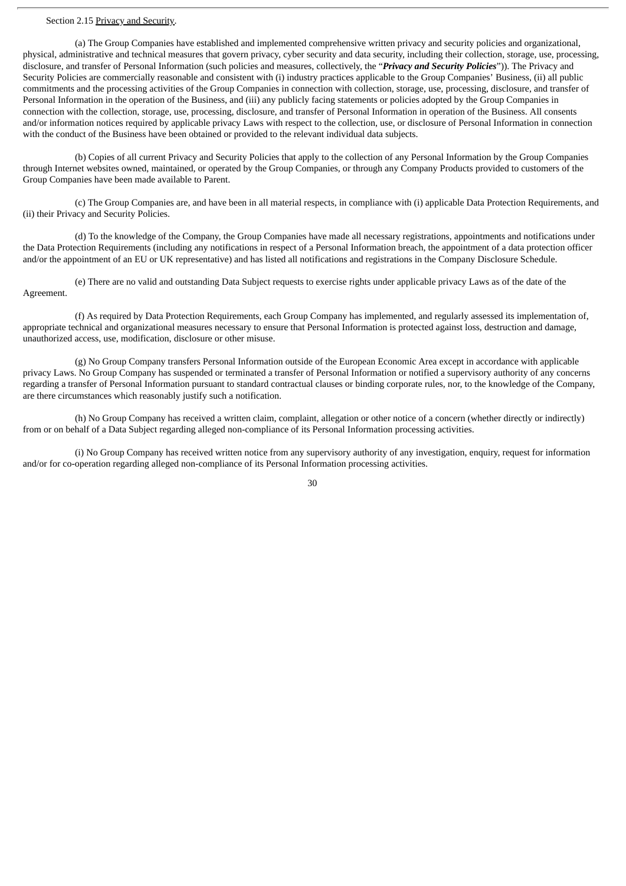Section 2.15 Privacy and Security.

(a) The Group Companies have established and implemented comprehensive written privacy and security policies and organizational, physical, administrative and technical measures that govern privacy, cyber security and data security, including their collection, storage, use, processing, disclosure, and transfer of Personal Information (such policies and measures, collectively, the "***Privacy and Security Policies***")). The Privacy and Security Policies are commercially reasonable and consistent with (i) industry practices applicable to the Group Companies' Business, (ii) all public commitments and the processing activities of the Group Companies in connection with collection, storage, use, processing, disclosure, and transfer of Personal Information in the operation of the Business, and (iii) any publicly facing statements or policies adopted by the Group Companies in connection with the collection, storage, use, processing, disclosure, and transfer of Personal Information in operation of the Business. All consents and/or information notices required by applicable privacy Laws with respect to the collection, use, or disclosure of Personal Information in connection with the conduct of the Business have been obtained or provided to the relevant individual data subjects.

(b) Copies of all current Privacy and Security Policies that apply to the collection of any Personal Information by the Group Companies through Internet websites owned, maintained, or operated by the Group Companies, or through any Company Products provided to customers of the Group Companies have been made available to Parent.

(c) The Group Companies are, and have been in all material respects, in compliance with (i) applicable Data Protection Requirements, and (ii) their Privacy and Security Policies.

(d) To the knowledge of the Company, the Group Companies have made all necessary registrations, appointments and notifications under the Data Protection Requirements (including any notifications in respect of a Personal Information breach, the appointment of a data protection officer and/or the appointment of an EU or UK representative) and has listed all notifications and registrations in the Company Disclosure Schedule.

(e) There are no valid and outstanding Data Subject requests to exercise rights under applicable privacy Laws as of the date of the Agreement.

(f) As required by Data Protection Requirements, each Group Company has implemented, and regularly assessed its implementation of, appropriate technical and organizational measures necessary to ensure that Personal Information is protected against loss, destruction and damage, unauthorized access, use, modification, disclosure or other misuse.

(g) No Group Company transfers Personal Information outside of the European Economic Area except in accordance with applicable privacy Laws. No Group Company has suspended or terminated a transfer of Personal Information or notified a supervisory authority of any concerns regarding a transfer of Personal Information pursuant to standard contractual clauses or binding corporate rules, nor, to the knowledge of the Company, are there circumstances which reasonably justify such a notification.

(h) No Group Company has received a written claim, complaint, allegation or other notice of a concern (whether directly or indirectly) from or on behalf of a Data Subject regarding alleged non-compliance of its Personal Information processing activities.

(i) No Group Company has received written notice from any supervisory authority of any investigation, enquiry, request for information and/or for co-operation regarding alleged non-compliance of its Personal Information processing activities.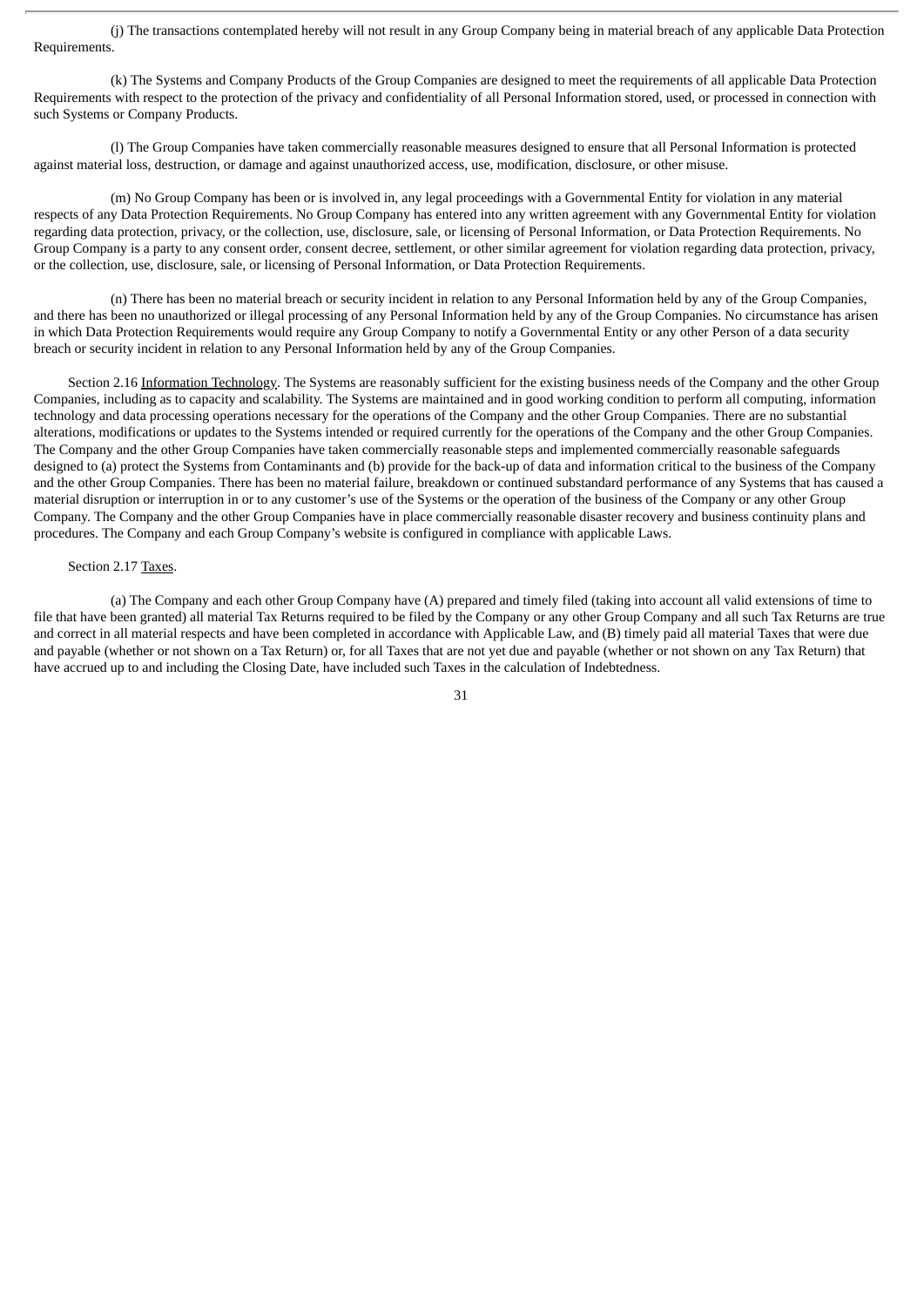(j) The transactions contemplated hereby will not result in any Group Company being in material breach of any applicable Data Protection Requirements.

(k) The Systems and Company Products of the Group Companies are designed to meet the requirements of all applicable Data Protection Requirements with respect to the protection of the privacy and confidentiality of all Personal Information stored, used, or processed in connection with such Systems or Company Products.

(l) The Group Companies have taken commercially reasonable measures designed to ensure that all Personal Information is protected against material loss, destruction, or damage and against unauthorized access, use, modification, disclosure, or other misuse.

(m) No Group Company has been or is involved in, any legal proceedings with a Governmental Entity for violation in any material respects of any Data Protection Requirements. No Group Company has entered into any written agreement with any Governmental Entity for violation regarding data protection, privacy, or the collection, use, disclosure, sale, or licensing of Personal Information, or Data Protection Requirements. No Group Company is a party to any consent order, consent decree, settlement, or other similar agreement for violation regarding data protection, privacy, or the collection, use, disclosure, sale, or licensing of Personal Information, or Data Protection Requirements.

(n) There has been no material breach or security incident in relation to any Personal Information held by any of the Group Companies, and there has been no unauthorized or illegal processing of any Personal Information held by any of the Group Companies. No circumstance has arisen in which Data Protection Requirements would require any Group Company to notify a Governmental Entity or any other Person of a data security breach or security incident in relation to any Personal Information held by any of the Group Companies.

Section 2.16 Information Technology. The Systems are reasonably sufficient for the existing business needs of the Company and the other Group Companies, including as to capacity and scalability. The Systems are maintained and in good working condition to perform all computing, information technology and data processing operations necessary for the operations of the Company and the other Group Companies. There are no substantial alterations, modifications or updates to the Systems intended or required currently for the operations of the Company and the other Group Companies. The Company and the other Group Companies have taken commercially reasonable steps and implemented commercially reasonable safeguards designed to (a) protect the Systems from Contaminants and (b) provide for the back-up of data and information critical to the business of the Company and the other Group Companies. There has been no material failure, breakdown or continued substandard performance of any Systems that has caused a material disruption or interruption in or to any customer's use of the Systems or the operation of the business of the Company or any other Group Company. The Company and the other Group Companies have in place commercially reasonable disaster recovery and business continuity plans and procedures. The Company and each Group Company's website is configured in compliance with applicable Laws.

Section 2.17 Taxes.

(a) The Company and each other Group Company have (A) prepared and timely filed (taking into account all valid extensions of time to file that have been granted) all material Tax Returns required to be filed by the Company or any other Group Company and all such Tax Returns are true and correct in all material respects and have been completed in accordance with Applicable Law, and (B) timely paid all material Taxes that were due and payable (whether or not shown on a Tax Return) or, for all Taxes that are not yet due and payable (whether or not shown on any Tax Return) that have accrued up to and including the Closing Date, have included such Taxes in the calculation of Indebtedness.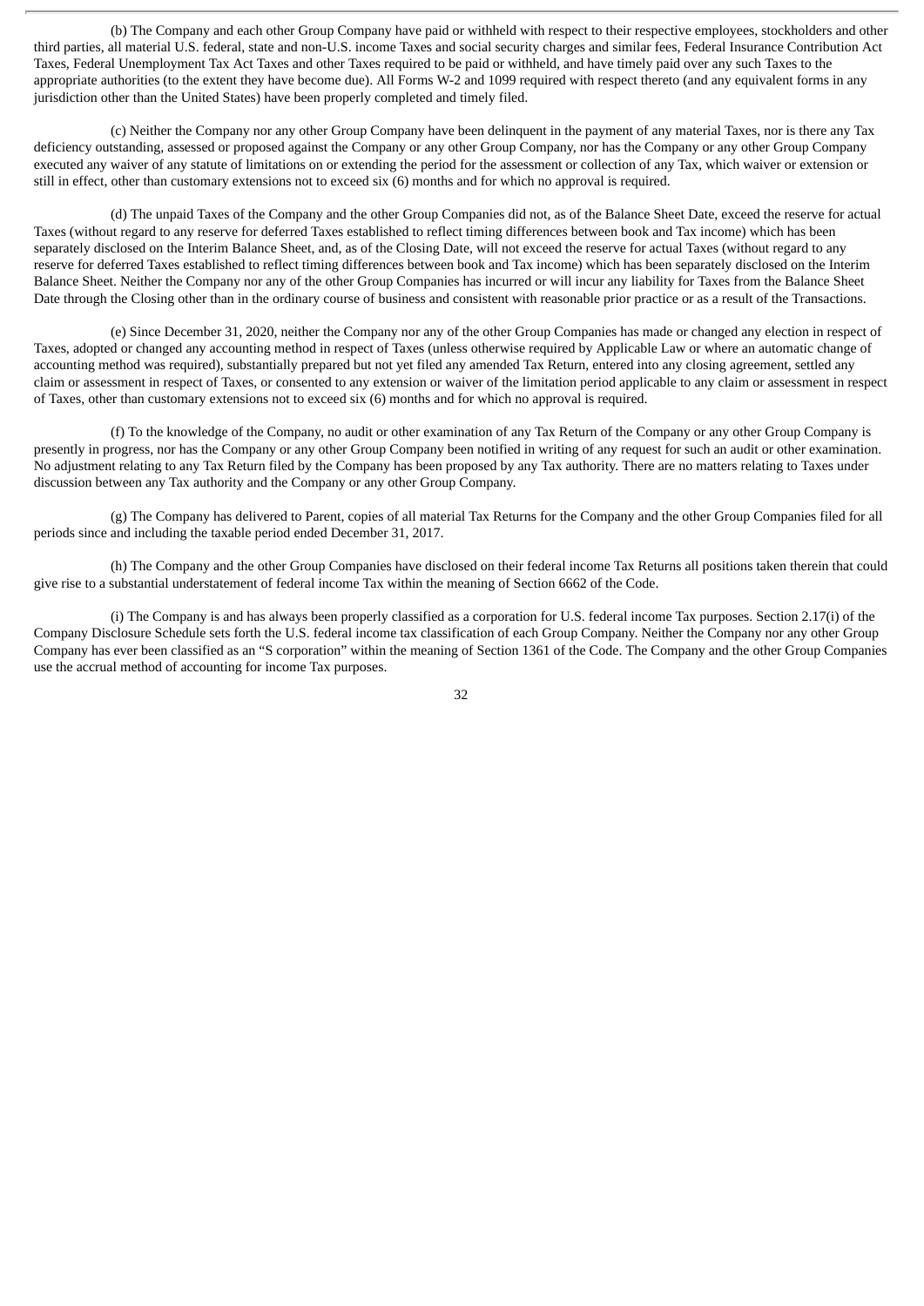(b) The Company and each other Group Company have paid or withheld with respect to their respective employees, stockholders and other third parties, all material U.S. federal, state and non-U.S. income Taxes and social security charges and similar fees, Federal Insurance Contribution Act Taxes, Federal Unemployment Tax Act Taxes and other Taxes required to be paid or withheld, and have timely paid over any such Taxes to the appropriate authorities (to the extent they have become due). All Forms W-2 and 1099 required with respect thereto (and any equivalent forms in any jurisdiction other than the United States) have been properly completed and timely filed.

(c) Neither the Company nor any other Group Company have been delinquent in the payment of any material Taxes, nor is there any Tax deficiency outstanding, assessed or proposed against the Company or any other Group Company, nor has the Company or any other Group Company executed any waiver of any statute of limitations on or extending the period for the assessment or collection of any Tax, which waiver or extension or still in effect, other than customary extensions not to exceed six (6) months and for which no approval is required.

(d) The unpaid Taxes of the Company and the other Group Companies did not, as of the Balance Sheet Date, exceed the reserve for actual Taxes (without regard to any reserve for deferred Taxes established to reflect timing differences between book and Tax income) which has been separately disclosed on the Interim Balance Sheet, and, as of the Closing Date, will not exceed the reserve for actual Taxes (without regard to any reserve for deferred Taxes established to reflect timing differences between book and Tax income) which has been separately disclosed on the Interim Balance Sheet. Neither the Company nor any of the other Group Companies has incurred or will incur any liability for Taxes from the Balance Sheet Date through the Closing other than in the ordinary course of business and consistent with reasonable prior practice or as a result of the Transactions.

(e) Since December 31, 2020, neither the Company nor any of the other Group Companies has made or changed any election in respect of Taxes, adopted or changed any accounting method in respect of Taxes (unless otherwise required by Applicable Law or where an automatic change of accounting method was required), substantially prepared but not yet filed any amended Tax Return, entered into any closing agreement, settled any claim or assessment in respect of Taxes, or consented to any extension or waiver of the limitation period applicable to any claim or assessment in respect of Taxes, other than customary extensions not to exceed six (6) months and for which no approval is required.

(f) To the knowledge of the Company, no audit or other examination of any Tax Return of the Company or any other Group Company is presently in progress, nor has the Company or any other Group Company been notified in writing of any request for such an audit or other examination. No adjustment relating to any Tax Return filed by the Company has been proposed by any Tax authority. There are no matters relating to Taxes under discussion between any Tax authority and the Company or any other Group Company.

(g) The Company has delivered to Parent, copies of all material Tax Returns for the Company and the other Group Companies filed for all periods since and including the taxable period ended December 31, 2017.

(h) The Company and the other Group Companies have disclosed on their federal income Tax Returns all positions taken therein that could give rise to a substantial understatement of federal income Tax within the meaning of Section 6662 of the Code.

(i) The Company is and has always been properly classified as a corporation for U.S. federal income Tax purposes. Section 2.17(i) of the Company Disclosure Schedule sets forth the U.S. federal income tax classification of each Group Company. Neither the Company nor any other Group Company has ever been classified as an "S corporation" within the meaning of Section 1361 of the Code. The Company and the other Group Companies use the accrual method of accounting for income Tax purposes.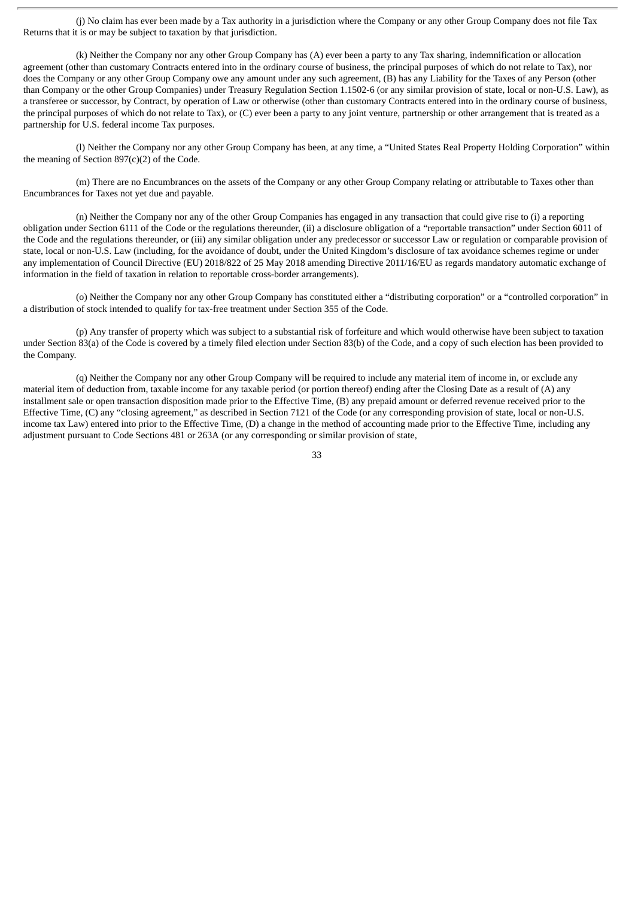(j) No claim has ever been made by a Tax authority in a jurisdiction where the Company or any other Group Company does not file Tax Returns that it is or may be subject to taxation by that jurisdiction.

(k) Neither the Company nor any other Group Company has (A) ever been a party to any Tax sharing, indemnification or allocation agreement (other than customary Contracts entered into in the ordinary course of business, the principal purposes of which do not relate to Tax), nor does the Company or any other Group Company owe any amount under any such agreement, (B) has any Liability for the Taxes of any Person (other than Company or the other Group Companies) under Treasury Regulation Section 1.1502-6 (or any similar provision of state, local or non-U.S. Law), as a transferee or successor, by Contract, by operation of Law or otherwise (other than customary Contracts entered into in the ordinary course of business, the principal purposes of which do not relate to Tax), or (C) ever been a party to any joint venture, partnership or other arrangement that is treated as a partnership for U.S. federal income Tax purposes.

(l) Neither the Company nor any other Group Company has been, at any time, a "United States Real Property Holding Corporation" within the meaning of Section 897(c)(2) of the Code.

(m) There are no Encumbrances on the assets of the Company or any other Group Company relating or attributable to Taxes other than Encumbrances for Taxes not yet due and payable.

(n) Neither the Company nor any of the other Group Companies has engaged in any transaction that could give rise to (i) a reporting obligation under Section 6111 of the Code or the regulations thereunder, (ii) a disclosure obligation of a "reportable transaction" under Section 6011 of the Code and the regulations thereunder, or (iii) any similar obligation under any predecessor or successor Law or regulation or comparable provision of state, local or non-U.S. Law (including, for the avoidance of doubt, under the United Kingdom's disclosure of tax avoidance schemes regime or under any implementation of Council Directive (EU) 2018/822 of 25 May 2018 amending Directive 2011/16/EU as regards mandatory automatic exchange of information in the field of taxation in relation to reportable cross-border arrangements).

(o) Neither the Company nor any other Group Company has constituted either a "distributing corporation" or a "controlled corporation" in a distribution of stock intended to qualify for tax-free treatment under Section 355 of the Code.

(p) Any transfer of property which was subject to a substantial risk of forfeiture and which would otherwise have been subject to taxation under Section 83(a) of the Code is covered by a timely filed election under Section 83(b) of the Code, and a copy of such election has been provided to the Company.

(q) Neither the Company nor any other Group Company will be required to include any material item of income in, or exclude any material item of deduction from, taxable income for any taxable period (or portion thereof) ending after the Closing Date as a result of (A) any installment sale or open transaction disposition made prior to the Effective Time, (B) any prepaid amount or deferred revenue received prior to the Effective Time, (C) any "closing agreement," as described in Section 7121 of the Code (or any corresponding provision of state, local or non-U.S. income tax Law) entered into prior to the Effective Time, (D) a change in the method of accounting made prior to the Effective Time, including any adjustment pursuant to Code Sections 481 or 263A (or any corresponding or similar provision of state,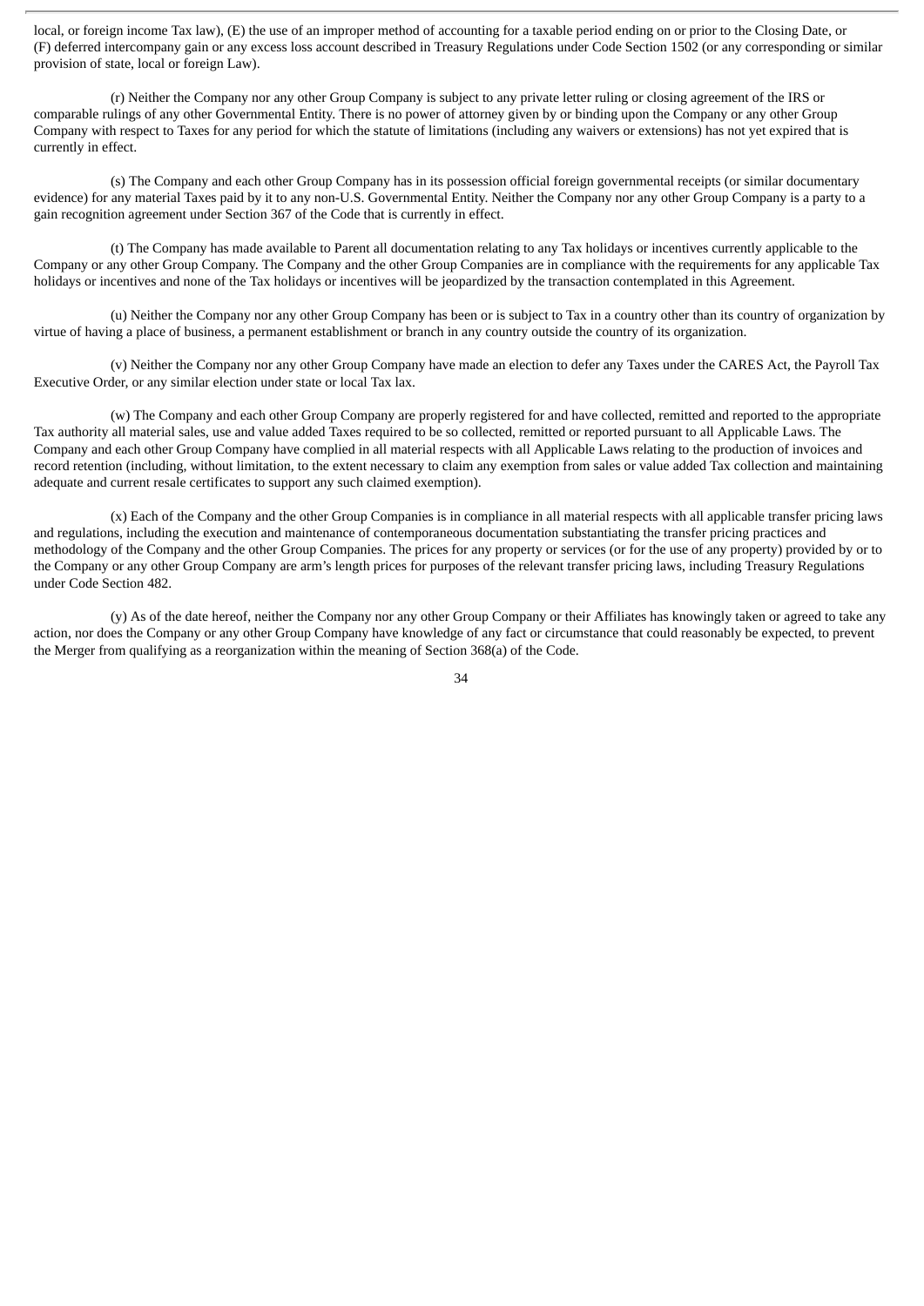local, or foreign income Tax law), (E) the use of an improper method of accounting for a taxable period ending on or prior to the Closing Date, or (F) deferred intercompany gain or any excess loss account described in Treasury Regulations under Code Section 1502 (or any corresponding or similar provision of state, local or foreign Law).

(r) Neither the Company nor any other Group Company is subject to any private letter ruling or closing agreement of the IRS or comparable rulings of any other Governmental Entity. There is no power of attorney given by or binding upon the Company or any other Group Company with respect to Taxes for any period for which the statute of limitations (including any waivers or extensions) has not yet expired that is currently in effect.

(s) The Company and each other Group Company has in its possession official foreign governmental receipts (or similar documentary evidence) for any material Taxes paid by it to any non-U.S. Governmental Entity. Neither the Company nor any other Group Company is a party to a gain recognition agreement under Section 367 of the Code that is currently in effect.

(t) The Company has made available to Parent all documentation relating to any Tax holidays or incentives currently applicable to the Company or any other Group Company. The Company and the other Group Companies are in compliance with the requirements for any applicable Tax holidays or incentives and none of the Tax holidays or incentives will be jeopardized by the transaction contemplated in this Agreement.

(u) Neither the Company nor any other Group Company has been or is subject to Tax in a country other than its country of organization by virtue of having a place of business, a permanent establishment or branch in any country outside the country of its organization.

(v) Neither the Company nor any other Group Company have made an election to defer any Taxes under the CARES Act, the Payroll Tax Executive Order, or any similar election under state or local Tax lax.

(w) The Company and each other Group Company are properly registered for and have collected, remitted and reported to the appropriate Tax authority all material sales, use and value added Taxes required to be so collected, remitted or reported pursuant to all Applicable Laws. The Company and each other Group Company have complied in all material respects with all Applicable Laws relating to the production of invoices and record retention (including, without limitation, to the extent necessary to claim any exemption from sales or value added Tax collection and maintaining adequate and current resale certificates to support any such claimed exemption).

(x) Each of the Company and the other Group Companies is in compliance in all material respects with all applicable transfer pricing laws and regulations, including the execution and maintenance of contemporaneous documentation substantiating the transfer pricing practices and methodology of the Company and the other Group Companies. The prices for any property or services (or for the use of any property) provided by or to the Company or any other Group Company are arm's length prices for purposes of the relevant transfer pricing laws, including Treasury Regulations under Code Section 482.

(y) As of the date hereof, neither the Company nor any other Group Company or their Affiliates has knowingly taken or agreed to take any action, nor does the Company or any other Group Company have knowledge of any fact or circumstance that could reasonably be expected, to prevent the Merger from qualifying as a reorganization within the meaning of Section 368(a) of the Code.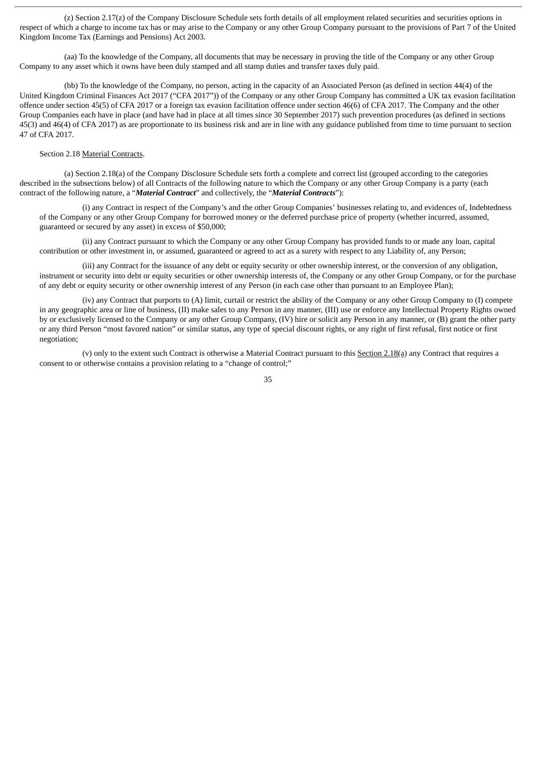(z) Section 2.17(z) of the Company Disclosure Schedule sets forth details of all employment related securities and securities options in respect of which a charge to income tax has or may arise to the Company or any other Group Company pursuant to the provisions of Part 7 of the United Kingdom Income Tax (Earnings and Pensions) Act 2003.

(aa) To the knowledge of the Company, all documents that may be necessary in proving the title of the Company or any other Group Company to any asset which it owns have been duly stamped and all stamp duties and transfer taxes duly paid.

(bb) To the knowledge of the Company, no person, acting in the capacity of an Associated Person (as defined in section 44(4) of the United Kingdom Criminal Finances Act 2017 ("CFA 2017")) of the Company or any other Group Company has committed a UK tax evasion facilitation offence under section 45(5) of CFA 2017 or a foreign tax evasion facilitation offence under section 46(6) of CFA 2017. The Company and the other Group Companies each have in place (and have had in place at all times since 30 September 2017) such prevention procedures (as defined in sections 45(3) and 46(4) of CFA 2017) as are proportionate to its business risk and are in line with any guidance published from time to time pursuant to section 47 of CFA 2017.

Section 2.18 Material Contracts.

(a) Section 2.18(a) of the Company Disclosure Schedule sets forth a complete and correct list (grouped according to the categories described in the subsections below) of all Contracts of the following nature to which the Company or any other Group Company is a party (each contract of the following nature, a "***Material Contract***" and collectively, the "***Material Contracts***"):

(i) any Contract in respect of the Company's and the other Group Companies' businesses relating to, and evidences of, Indebtedness of the Company or any other Group Company for borrowed money or the deferred purchase price of property (whether incurred, assumed, guaranteed or secured by any asset) in excess of $50,000;

(ii) any Contract pursuant to which the Company or any other Group Company has provided funds to or made any loan, capital contribution or other investment in, or assumed, guaranteed or agreed to act as a surety with respect to any Liability of, any Person;

(iii) any Contract for the issuance of any debt or equity security or other ownership interest, or the conversion of any obligation, instrument or security into debt or equity securities or other ownership interests of, the Company or any other Group Company, or for the purchase of any debt or equity security or other ownership interest of any Person (in each case other than pursuant to an Employee Plan);

(iv) any Contract that purports to (A) limit, curtail or restrict the ability of the Company or any other Group Company to (I) compete in any geographic area or line of business, (II) make sales to any Person in any manner, (III) use or enforce any Intellectual Property Rights owned by or exclusively licensed to the Company or any other Group Company, (IV) hire or solicit any Person in any manner, or (B) grant the other party or any third Person "most favored nation" or similar status, any type of special discount rights, or any right of first refusal, first notice or first negotiation;

(v) only to the extent such Contract is otherwise a Material Contract pursuant to this Section 2.18(a) any Contract that requires a consent to or otherwise contains a provision relating to a "change of control;"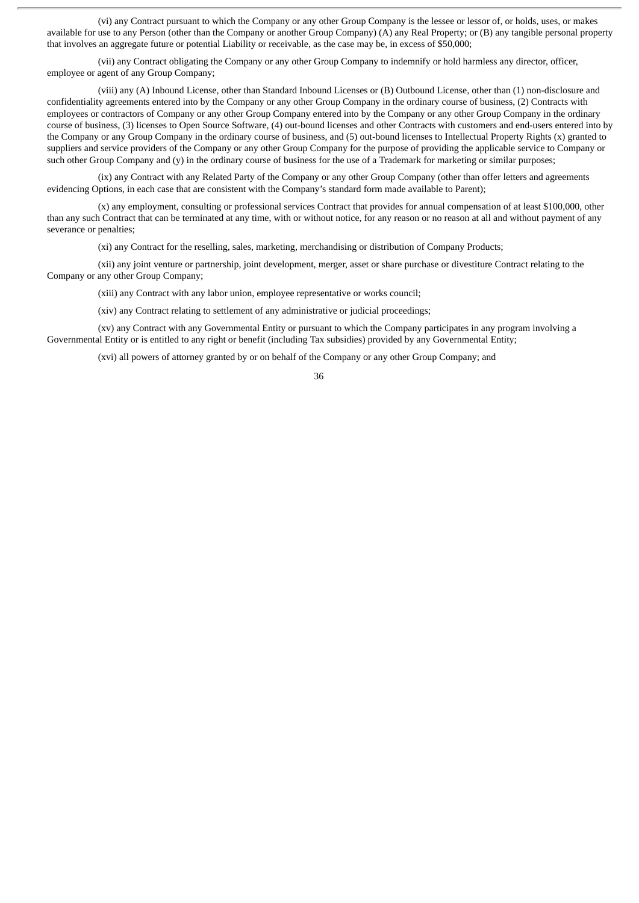(vi) any Contract pursuant to which the Company or any other Group Company is the lessee or lessor of, or holds, uses, or makes available for use to any Person (other than the Company or another Group Company) (A) any Real Property; or (B) any tangible personal property that involves an aggregate future or potential Liability or receivable, as the case may be, in excess of $50,000;

(vii) any Contract obligating the Company or any other Group Company to indemnify or hold harmless any director, officer, employee or agent of any Group Company;

(viii) any (A) Inbound License, other than Standard Inbound Licenses or (B) Outbound License, other than (1) non-disclosure and confidentiality agreements entered into by the Company or any other Group Company in the ordinary course of business, (2) Contracts with employees or contractors of Company or any other Group Company entered into by the Company or any other Group Company in the ordinary course of business, (3) licenses to Open Source Software, (4) out-bound licenses and other Contracts with customers and end-users entered into by the Company or any Group Company in the ordinary course of business, and (5) out-bound licenses to Intellectual Property Rights (x) granted to suppliers and service providers of the Company or any other Group Company for the purpose of providing the applicable service to Company or such other Group Company and (y) in the ordinary course of business for the use of a Trademark for marketing or similar purposes;

(ix) any Contract with any Related Party of the Company or any other Group Company (other than offer letters and agreements evidencing Options, in each case that are consistent with the Company's standard form made available to Parent);

(x) any employment, consulting or professional services Contract that provides for annual compensation of at least $100,000, other than any such Contract that can be terminated at any time, with or without notice, for any reason or no reason at all and without payment of any severance or penalties;

(xi) any Contract for the reselling, sales, marketing, merchandising or distribution of Company Products;

(xii) any joint venture or partnership, joint development, merger, asset or share purchase or divestiture Contract relating to the Company or any other Group Company;

(xiii) any Contract with any labor union, employee representative or works council;

(xiv) any Contract relating to settlement of any administrative or judicial proceedings;

(xv) any Contract with any Governmental Entity or pursuant to which the Company participates in any program involving a Governmental Entity or is entitled to any right or benefit (including Tax subsidies) provided by any Governmental Entity;

(xvi) all powers of attorney granted by or on behalf of the Company or any other Group Company; and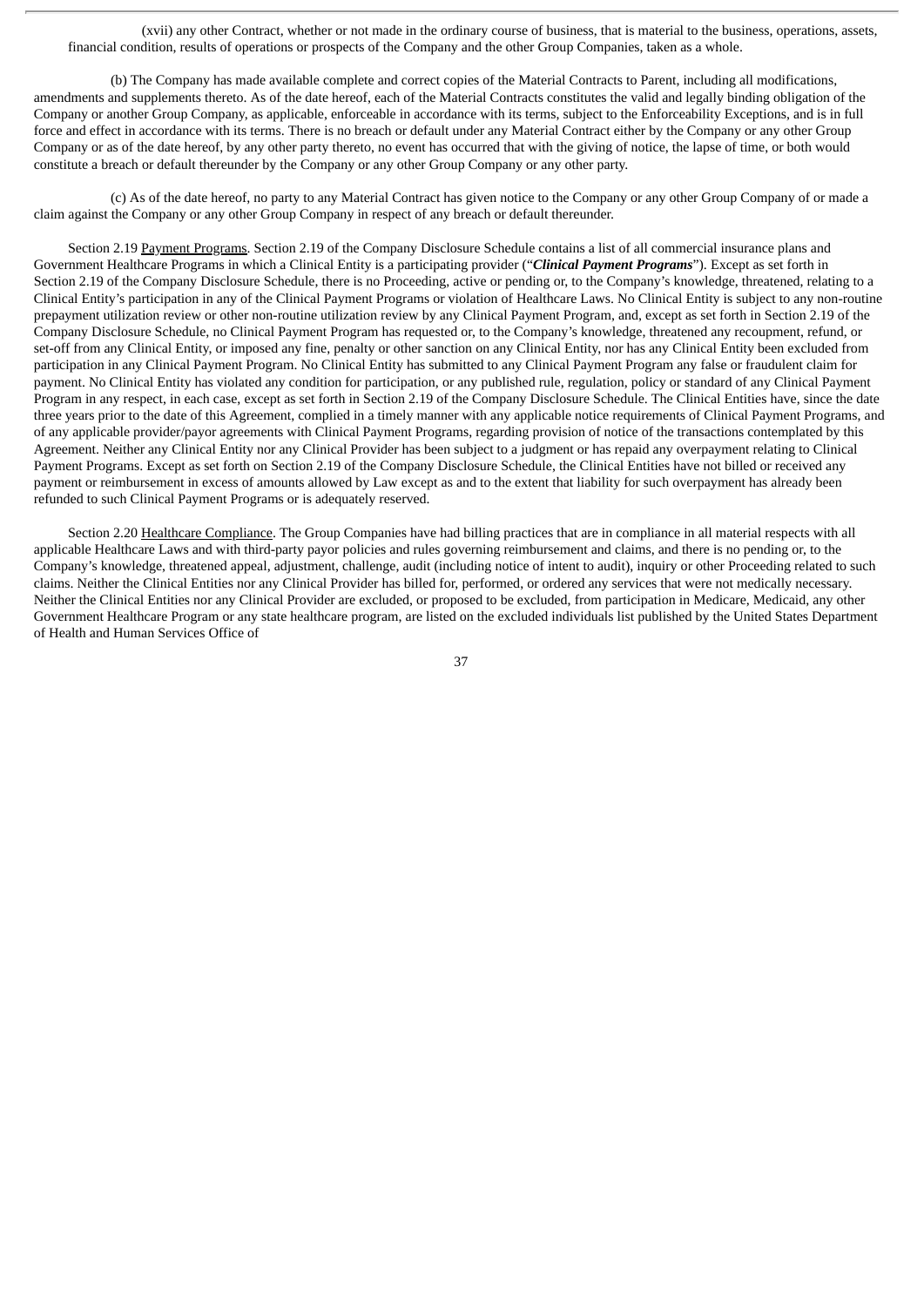(xvii) any other Contract, whether or not made in the ordinary course of business, that is material to the business, operations, assets, financial condition, results of operations or prospects of the Company and the other Group Companies, taken as a whole.

(b) The Company has made available complete and correct copies of the Material Contracts to Parent, including all modifications, amendments and supplements thereto. As of the date hereof, each of the Material Contracts constitutes the valid and legally binding obligation of the Company or another Group Company, as applicable, enforceable in accordance with its terms, subject to the Enforceability Exceptions, and is in full force and effect in accordance with its terms. There is no breach or default under any Material Contract either by the Company or any other Group Company or as of the date hereof, by any other party thereto, no event has occurred that with the giving of notice, the lapse of time, or both would constitute a breach or default thereunder by the Company or any other Group Company or any other party.

(c) As of the date hereof, no party to any Material Contract has given notice to the Company or any other Group Company of or made a claim against the Company or any other Group Company in respect of any breach or default thereunder.

Section 2.19 Payment Programs. Section 2.19 of the Company Disclosure Schedule contains a list of all commercial insurance plans and Government Healthcare Programs in which a Clinical Entity is a participating provider ("***Clinical Payment Programs***"). Except as set forth in Section 2.19 of the Company Disclosure Schedule, there is no Proceeding, active or pending or, to the Company's knowledge, threatened, relating to a Clinical Entity's participation in any of the Clinical Payment Programs or violation of Healthcare Laws. No Clinical Entity is subject to any non-routine prepayment utilization review or other non-routine utilization review by any Clinical Payment Program, and, except as set forth in Section 2.19 of the Company Disclosure Schedule, no Clinical Payment Program has requested or, to the Company's knowledge, threatened any recoupment, refund, or set-off from any Clinical Entity, or imposed any fine, penalty or other sanction on any Clinical Entity, nor has any Clinical Entity been excluded from participation in any Clinical Payment Program. No Clinical Entity has submitted to any Clinical Payment Program any false or fraudulent claim for payment. No Clinical Entity has violated any condition for participation, or any published rule, regulation, policy or standard of any Clinical Payment Program in any respect, in each case, except as set forth in Section 2.19 of the Company Disclosure Schedule. The Clinical Entities have, since the date three years prior to the date of this Agreement, complied in a timely manner with any applicable notice requirements of Clinical Payment Programs, and of any applicable provider/payor agreements with Clinical Payment Programs, regarding provision of notice of the transactions contemplated by this Agreement. Neither any Clinical Entity nor any Clinical Provider has been subject to a judgment or has repaid any overpayment relating to Clinical Payment Programs. Except as set forth on Section 2.19 of the Company Disclosure Schedule, the Clinical Entities have not billed or received any payment or reimbursement in excess of amounts allowed by Law except as and to the extent that liability for such overpayment has already been refunded to such Clinical Payment Programs or is adequately reserved.

Section 2.20 Healthcare Compliance. The Group Companies have had billing practices that are in compliance in all material respects with all applicable Healthcare Laws and with third-party payor policies and rules governing reimbursement and claims, and there is no pending or, to the Company's knowledge, threatened appeal, adjustment, challenge, audit (including notice of intent to audit), inquiry or other Proceeding related to such claims. Neither the Clinical Entities nor any Clinical Provider has billed for, performed, or ordered any services that were not medically necessary. Neither the Clinical Entities nor any Clinical Provider are excluded, or proposed to be excluded, from participation in Medicare, Medicaid, any other Government Healthcare Program or any state healthcare program, are listed on the excluded individuals list published by the United States Department of Health and Human Services Office of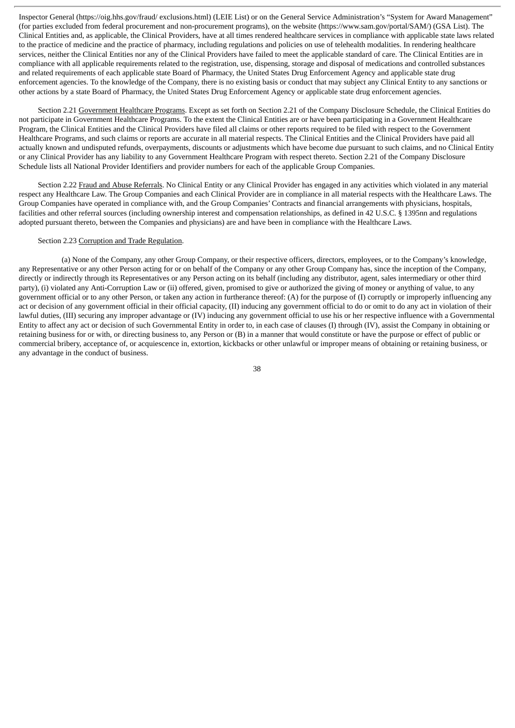Inspector General (https://oig.hhs.gov/fraud/ exclusions.html) (LEIE List) or on the General Service Administration's "System for Award Management" (for parties excluded from federal procurement and non-procurement programs), on the website (https://www.sam.gov/portal/SAM/) (GSA List). The Clinical Entities and, as applicable, the Clinical Providers, have at all times rendered healthcare services in compliance with applicable state laws related to the practice of medicine and the practice of pharmacy, including regulations and policies on use of telehealth modalities. In rendering healthcare services, neither the Clinical Entities nor any of the Clinical Providers have failed to meet the applicable standard of care. The Clinical Entities are in compliance with all applicable requirements related to the registration, use, dispensing, storage and disposal of medications and controlled substances and related requirements of each applicable state Board of Pharmacy, the United States Drug Enforcement Agency and applicable state drug enforcement agencies. To the knowledge of the Company, there is no existing basis or conduct that may subject any Clinical Entity to any sanctions or other actions by a state Board of Pharmacy, the United States Drug Enforcement Agency or applicable state drug enforcement agencies.

Section 2.21 Government Healthcare Programs. Except as set forth on Section 2.21 of the Company Disclosure Schedule, the Clinical Entities do not participate in Government Healthcare Programs. To the extent the Clinical Entities are or have been participating in a Government Healthcare Program, the Clinical Entities and the Clinical Providers have filed all claims or other reports required to be filed with respect to the Government Healthcare Programs, and such claims or reports are accurate in all material respects. The Clinical Entities and the Clinical Providers have paid all actually known and undisputed refunds, overpayments, discounts or adjustments which have become due pursuant to such claims, and no Clinical Entity or any Clinical Provider has any liability to any Government Healthcare Program with respect thereto. Section 2.21 of the Company Disclosure Schedule lists all National Provider Identifiers and provider numbers for each of the applicable Group Companies.

Section 2.22 Fraud and Abuse Referrals. No Clinical Entity or any Clinical Provider has engaged in any activities which violated in any material respect any Healthcare Law. The Group Companies and each Clinical Provider are in compliance in all material respects with the Healthcare Laws. The Group Companies have operated in compliance with, and the Group Companies' Contracts and financial arrangements with physicians, hospitals, facilities and other referral sources (including ownership interest and compensation relationships, as defined in 42 U.S.C. § 1395nn and regulations adopted pursuant thereto, between the Companies and physicians) are and have been in compliance with the Healthcare Laws.

Section 2.23 Corruption and Trade Regulation.

(a) None of the Company, any other Group Company, or their respective officers, directors, employees, or to the Company's knowledge, any Representative or any other Person acting for or on behalf of the Company or any other Group Company has, since the inception of the Company, directly or indirectly through its Representatives or any Person acting on its behalf (including any distributor, agent, sales intermediary or other third party), (i) violated any Anti-Corruption Law or (ii) offered, given, promised to give or authorized the giving of money or anything of value, to any government official or to any other Person, or taken any action in furtherance thereof: (A) for the purpose of (I) corruptly or improperly influencing any act or decision of any government official in their official capacity, (II) inducing any government official to do or omit to do any act in violation of their lawful duties, (III) securing any improper advantage or (IV) inducing any government official to use his or her respective influence with a Governmental Entity to affect any act or decision of such Governmental Entity in order to, in each case of clauses (I) through (IV), assist the Company in obtaining or retaining business for or with, or directing business to, any Person or (B) in a manner that would constitute or have the purpose or effect of public or commercial bribery, acceptance of, or acquiescence in, extortion, kickbacks or other unlawful or improper means of obtaining or retaining business, or any advantage in the conduct of business.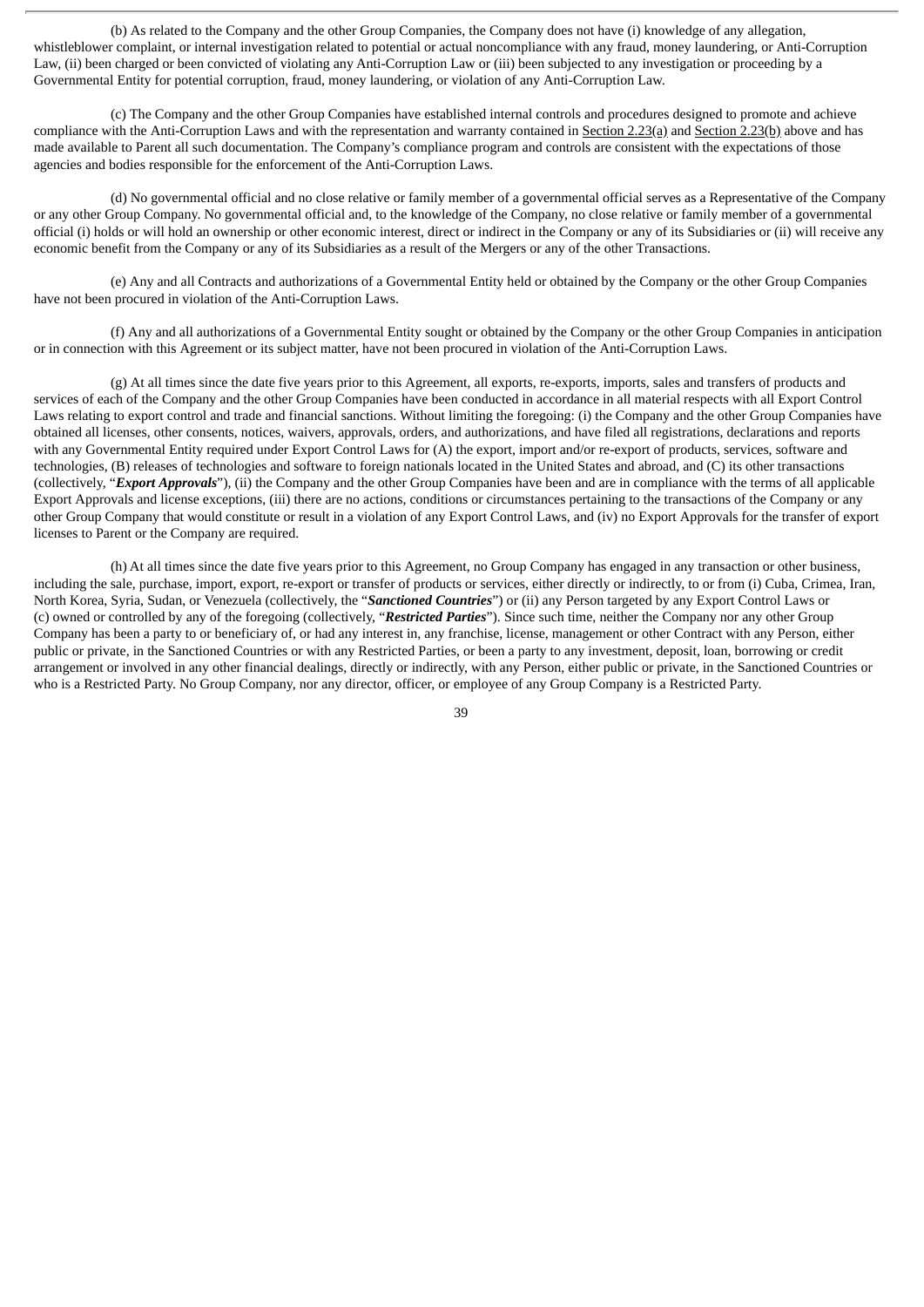(b) As related to the Company and the other Group Companies, the Company does not have (i) knowledge of any allegation, whistleblower complaint, or internal investigation related to potential or actual noncompliance with any fraud, money laundering, or Anti-Corruption Law, (ii) been charged or been convicted of violating any Anti-Corruption Law or (iii) been subjected to any investigation or proceeding by a Governmental Entity for potential corruption, fraud, money laundering, or violation of any Anti-Corruption Law.

(c) The Company and the other Group Companies have established internal controls and procedures designed to promote and achieve compliance with the Anti-Corruption Laws and with the representation and warranty contained in Section 2.23(a) and Section 2.23(b) above and has made available to Parent all such documentation. The Company's compliance program and controls are consistent with the expectations of those agencies and bodies responsible for the enforcement of the Anti-Corruption Laws.

(d) No governmental official and no close relative or family member of a governmental official serves as a Representative of the Company or any other Group Company. No governmental official and, to the knowledge of the Company, no close relative or family member of a governmental official (i) holds or will hold an ownership or other economic interest, direct or indirect in the Company or any of its Subsidiaries or (ii) will receive any economic benefit from the Company or any of its Subsidiaries as a result of the Mergers or any of the other Transactions.

(e) Any and all Contracts and authorizations of a Governmental Entity held or obtained by the Company or the other Group Companies have not been procured in violation of the Anti-Corruption Laws.

(f) Any and all authorizations of a Governmental Entity sought or obtained by the Company or the other Group Companies in anticipation or in connection with this Agreement or its subject matter, have not been procured in violation of the Anti-Corruption Laws.

(g) At all times since the date five years prior to this Agreement, all exports, re-exports, imports, sales and transfers of products and services of each of the Company and the other Group Companies have been conducted in accordance in all material respects with all Export Control Laws relating to export control and trade and financial sanctions. Without limiting the foregoing: (i) the Company and the other Group Companies have obtained all licenses, other consents, notices, waivers, approvals, orders, and authorizations, and have filed all registrations, declarations and reports with any Governmental Entity required under Export Control Laws for (A) the export, import and/or re-export of products, services, software and technologies, (B) releases of technologies and software to foreign nationals located in the United States and abroad, and (C) its other transactions (collectively, "***Export Approvals***"), (ii) the Company and the other Group Companies have been and are in compliance with the terms of all applicable Export Approvals and license exceptions, (iii) there are no actions, conditions or circumstances pertaining to the transactions of the Company or any other Group Company that would constitute or result in a violation of any Export Control Laws, and (iv) no Export Approvals for the transfer of export licenses to Parent or the Company are required.

(h) At all times since the date five years prior to this Agreement, no Group Company has engaged in any transaction or other business, including the sale, purchase, import, export, re-export or transfer of products or services, either directly or indirectly, to or from (i) Cuba, Crimea, Iran, North Korea, Syria, Sudan, or Venezuela (collectively, the "***Sanctioned Countries***") or (ii) any Person targeted by any Export Control Laws or (c) owned or controlled by any of the foregoing (collectively, "***Restricted Parties***"). Since such time, neither the Company nor any other Group Company has been a party to or beneficiary of, or had any interest in, any franchise, license, management or other Contract with any Person, either public or private, in the Sanctioned Countries or with any Restricted Parties, or been a party to any investment, deposit, loan, borrowing or credit arrangement or involved in any other financial dealings, directly or indirectly, with any Person, either public or private, in the Sanctioned Countries or who is a Restricted Party. No Group Company, nor any director, officer, or employee of any Group Company is a Restricted Party.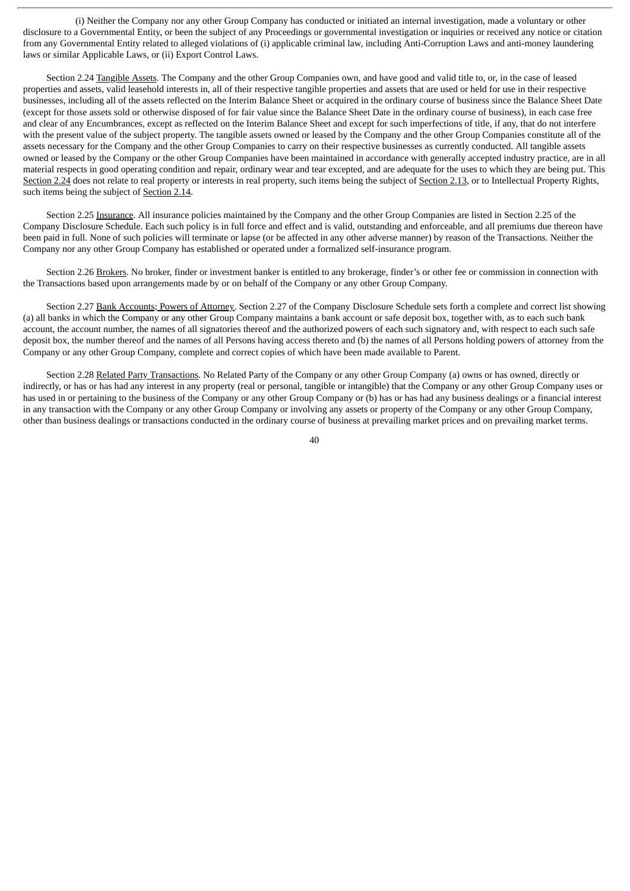(i) Neither the Company nor any other Group Company has conducted or initiated an internal investigation, made a voluntary or other disclosure to a Governmental Entity, or been the subject of any Proceedings or governmental investigation or inquiries or received any notice or citation from any Governmental Entity related to alleged violations of (i) applicable criminal law, including Anti-Corruption Laws and anti-money laundering laws or similar Applicable Laws, or (ii) Export Control Laws.

Section 2.24 Tangible Assets. The Company and the other Group Companies own, and have good and valid title to, or, in the case of leased properties and assets, valid leasehold interests in, all of their respective tangible properties and assets that are used or held for use in their respective businesses, including all of the assets reflected on the Interim Balance Sheet or acquired in the ordinary course of business since the Balance Sheet Date (except for those assets sold or otherwise disposed of for fair value since the Balance Sheet Date in the ordinary course of business), in each case free and clear of any Encumbrances, except as reflected on the Interim Balance Sheet and except for such imperfections of title, if any, that do not interfere with the present value of the subject property. The tangible assets owned or leased by the Company and the other Group Companies constitute all of the assets necessary for the Company and the other Group Companies to carry on their respective businesses as currently conducted. All tangible assets owned or leased by the Company or the other Group Companies have been maintained in accordance with generally accepted industry practice, are in all material respects in good operating condition and repair, ordinary wear and tear excepted, and are adequate for the uses to which they are being put. This Section 2.24 does not relate to real property or interests in real property, such items being the subject of Section 2.13, or to Intellectual Property Rights, such items being the subject of Section 2.14.

Section 2.25 Insurance. All insurance policies maintained by the Company and the other Group Companies are listed in Section 2.25 of the Company Disclosure Schedule. Each such policy is in full force and effect and is valid, outstanding and enforceable, and all premiums due thereon have been paid in full. None of such policies will terminate or lapse (or be affected in any other adverse manner) by reason of the Transactions. Neither the Company nor any other Group Company has established or operated under a formalized self-insurance program.

Section 2.26 Brokers. No broker, finder or investment banker is entitled to any brokerage, finder's or other fee or commission in connection with the Transactions based upon arrangements made by or on behalf of the Company or any other Group Company.

Section 2.27 Bank Accounts; Powers of Attorney. Section 2.27 of the Company Disclosure Schedule sets forth a complete and correct list showing (a) all banks in which the Company or any other Group Company maintains a bank account or safe deposit box, together with, as to each such bank account, the account number, the names of all signatories thereof and the authorized powers of each such signatory and, with respect to each such safe deposit box, the number thereof and the names of all Persons having access thereto and (b) the names of all Persons holding powers of attorney from the Company or any other Group Company, complete and correct copies of which have been made available to Parent.

Section 2.28 Related Party Transactions. No Related Party of the Company or any other Group Company (a) owns or has owned, directly or indirectly, or has or has had any interest in any property (real or personal, tangible or intangible) that the Company or any other Group Company uses or has used in or pertaining to the business of the Company or any other Group Company or (b) has or has had any business dealings or a financial interest in any transaction with the Company or any other Group Company or involving any assets or property of the Company or any other Group Company, other than business dealings or transactions conducted in the ordinary course of business at prevailing market prices and on prevailing market terms.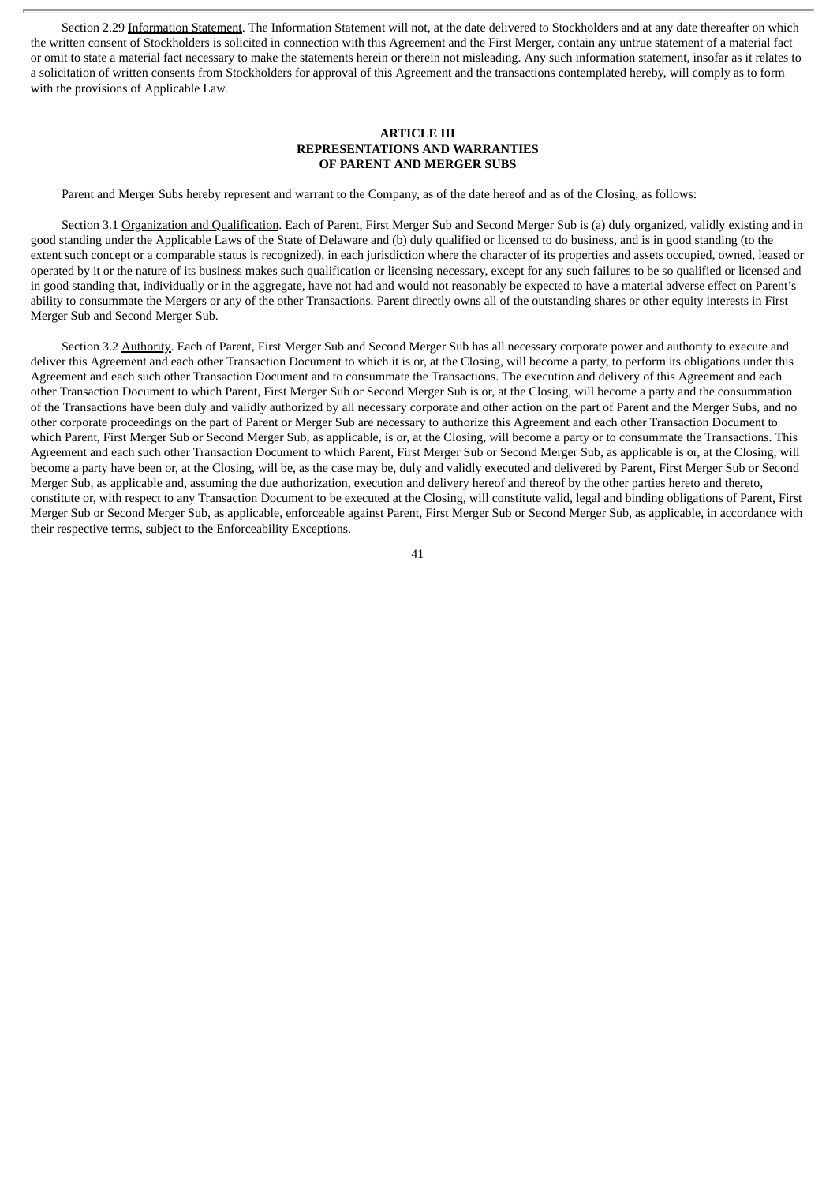Section 2.29 Information Statement. The Information Statement will not, at the date delivered to Stockholders and at any date thereafter on which the written consent of Stockholders is solicited in connection with this Agreement and the First Merger, contain any untrue statement of a material fact or omit to state a material fact necessary to make the statements herein or therein not misleading. Any such information statement, insofar as it relates to a solicitation of written consents from Stockholders for approval of this Agreement and the transactions contemplated hereby, will comply as to form with the provisions of Applicable Law.

## ARTICLE III
## REPRESENTATIONS AND WARRANTIES
## OF PARENT AND MERGER SUBS

Parent and Merger Subs hereby represent and warrant to the Company, as of the date hereof and as of the Closing, as follows:

Section 3.1 Organization and Qualification. Each of Parent, First Merger Sub and Second Merger Sub is (a) duly organized, validly existing and in good standing under the Applicable Laws of the State of Delaware and (b) duly qualified or licensed to do business, and is in good standing (to the extent such concept or a comparable status is recognized), in each jurisdiction where the character of its properties and assets occupied, owned, leased or operated by it or the nature of its business makes such qualification or licensing necessary, except for any such failures to be so qualified or licensed and in good standing that, individually or in the aggregate, have not had and would not reasonably be expected to have a material adverse effect on Parent's ability to consummate the Mergers or any of the other Transactions. Parent directly owns all of the outstanding shares or other equity interests in First Merger Sub and Second Merger Sub.

Section 3.2 Authority. Each of Parent, First Merger Sub and Second Merger Sub has all necessary corporate power and authority to execute and deliver this Agreement and each other Transaction Document to which it is or, at the Closing, will become a party, to perform its obligations under this Agreement and each such other Transaction Document and to consummate the Transactions. The execution and delivery of this Agreement and each other Transaction Document to which Parent, First Merger Sub or Second Merger Sub is or, at the Closing, will become a party and the consummation of the Transactions have been duly and validly authorized by all necessary corporate and other action on the part of Parent and the Merger Subs, and no other corporate proceedings on the part of Parent or Merger Sub are necessary to authorize this Agreement and each other Transaction Document to which Parent, First Merger Sub or Second Merger Sub, as applicable, is or, at the Closing, will become a party or to consummate the Transactions. This Agreement and each such other Transaction Document to which Parent, First Merger Sub or Second Merger Sub, as applicable is or, at the Closing, will become a party have been or, at the Closing, will be, as the case may be, duly and validly executed and delivered by Parent, First Merger Sub or Second Merger Sub, as applicable and, assuming the due authorization, execution and delivery hereof and thereof by the other parties hereto and thereto, constitute or, with respect to any Transaction Document to be executed at the Closing, will constitute valid, legal and binding obligations of Parent, First Merger Sub or Second Merger Sub, as applicable, enforceable against Parent, First Merger Sub or Second Merger Sub, as applicable, in accordance with their respective terms, subject to the Enforceability Exceptions.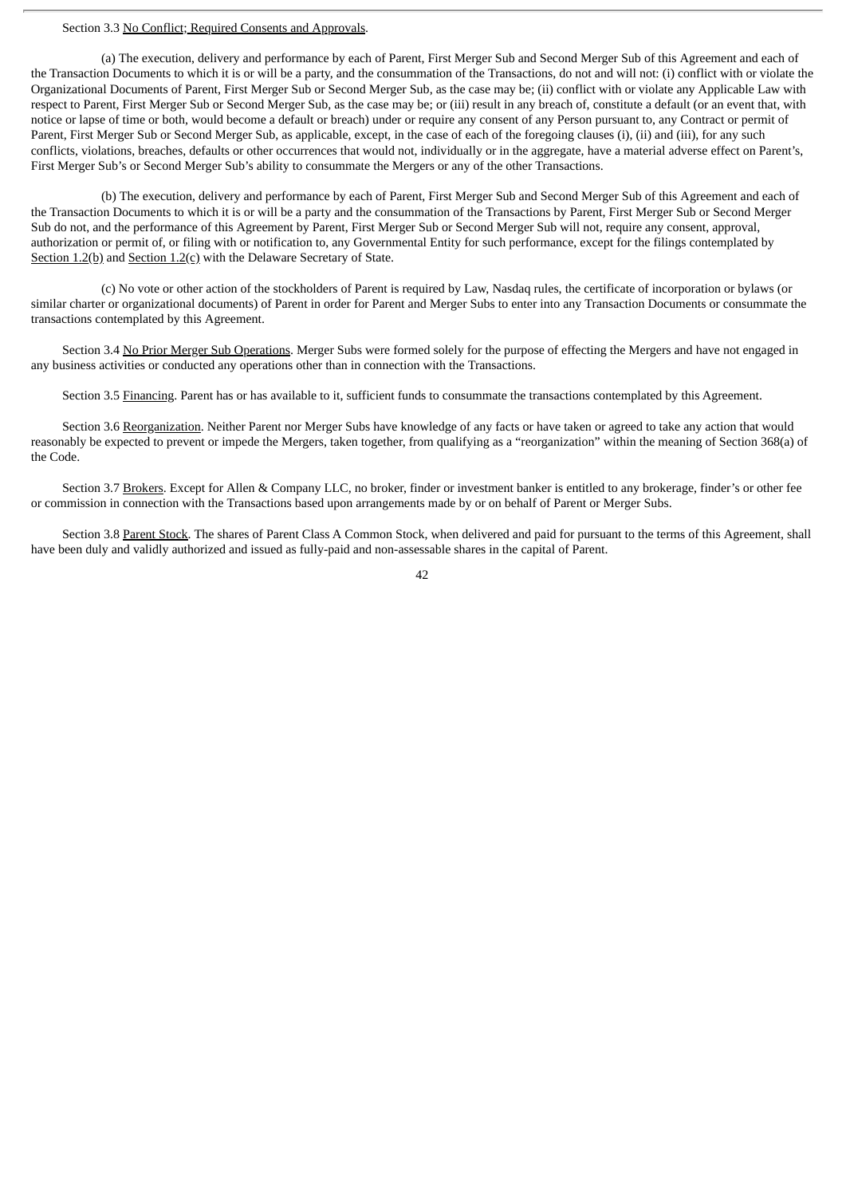Section 3.3 No Conflict; Required Consents and Approvals.

(a) The execution, delivery and performance by each of Parent, First Merger Sub and Second Merger Sub of this Agreement and each of the Transaction Documents to which it is or will be a party, and the consummation of the Transactions, do not and will not: (i) conflict with or violate the Organizational Documents of Parent, First Merger Sub or Second Merger Sub, as the case may be; (ii) conflict with or violate any Applicable Law with respect to Parent, First Merger Sub or Second Merger Sub, as the case may be; or (iii) result in any breach of, constitute a default (or an event that, with notice or lapse of time or both, would become a default or breach) under or require any consent of any Person pursuant to, any Contract or permit of Parent, First Merger Sub or Second Merger Sub, as applicable, except, in the case of each of the foregoing clauses (i), (ii) and (iii), for any such conflicts, violations, breaches, defaults or other occurrences that would not, individually or in the aggregate, have a material adverse effect on Parent's, First Merger Sub's or Second Merger Sub's ability to consummate the Mergers or any of the other Transactions.

(b) The execution, delivery and performance by each of Parent, First Merger Sub and Second Merger Sub of this Agreement and each of the Transaction Documents to which it is or will be a party and the consummation of the Transactions by Parent, First Merger Sub or Second Merger Sub do not, and the performance of this Agreement by Parent, First Merger Sub or Second Merger Sub will not, require any consent, approval, authorization or permit of, or filing with or notification to, any Governmental Entity for such performance, except for the filings contemplated by Section 1.2(b) and Section 1.2(c) with the Delaware Secretary of State.

(c) No vote or other action of the stockholders of Parent is required by Law, Nasdaq rules, the certificate of incorporation or bylaws (or similar charter or organizational documents) of Parent in order for Parent and Merger Subs to enter into any Transaction Documents or consummate the transactions contemplated by this Agreement.

Section 3.4 No Prior Merger Sub Operations. Merger Subs were formed solely for the purpose of effecting the Mergers and have not engaged in any business activities or conducted any operations other than in connection with the Transactions.

Section 3.5 Financing. Parent has or has available to it, sufficient funds to consummate the transactions contemplated by this Agreement.

Section 3.6 Reorganization. Neither Parent nor Merger Subs have knowledge of any facts or have taken or agreed to take any action that would reasonably be expected to prevent or impede the Mergers, taken together, from qualifying as a "reorganization" within the meaning of Section 368(a) of the Code.

Section 3.7 Brokers. Except for Allen & Company LLC, no broker, finder or investment banker is entitled to any brokerage, finder's or other fee or commission in connection with the Transactions based upon arrangements made by or on behalf of Parent or Merger Subs.

Section 3.8 Parent Stock. The shares of Parent Class A Common Stock, when delivered and paid for pursuant to the terms of this Agreement, shall have been duly and validly authorized and issued as fully-paid and non-assessable shares in the capital of Parent.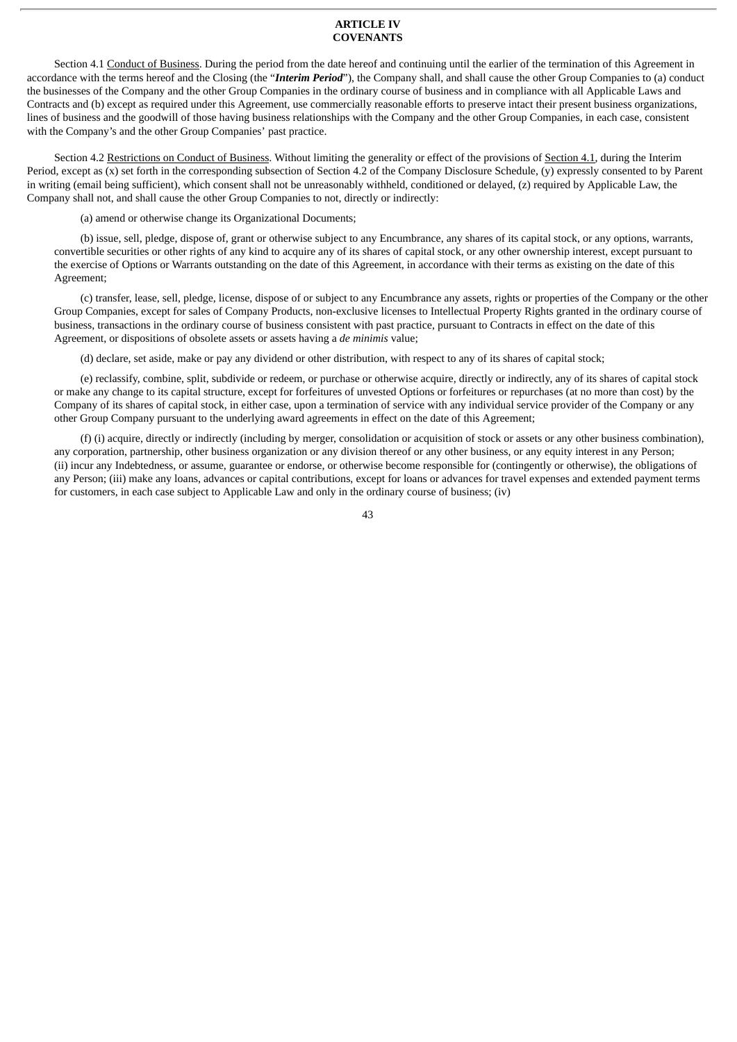# ARTICLE IV
# COVENANTS

Section 4.1 Conduct of Business. During the period from the date hereof and continuing until the earlier of the termination of this Agreement in accordance with the terms hereof and the Closing (the "***Interim Period***"), the Company shall, and shall cause the other Group Companies to (a) conduct the businesses of the Company and the other Group Companies in the ordinary course of business and in compliance with all Applicable Laws and Contracts and (b) except as required under this Agreement, use commercially reasonable efforts to preserve intact their present business organizations, lines of business and the goodwill of those having business relationships with the Company and the other Group Companies, in each case, consistent with the Company's and the other Group Companies' past practice.

Section 4.2 Restrictions on Conduct of Business. Without limiting the generality or effect of the provisions of Section 4.1, during the Interim Period, except as (x) set forth in the corresponding subsection of Section 4.2 of the Company Disclosure Schedule, (y) expressly consented to by Parent in writing (email being sufficient), which consent shall not be unreasonably withheld, conditioned or delayed, (z) required by Applicable Law, the Company shall not, and shall cause the other Group Companies to not, directly or indirectly:

(a) amend or otherwise change its Organizational Documents;

(b) issue, sell, pledge, dispose of, grant or otherwise subject to any Encumbrance, any shares of its capital stock, or any options, warrants, convertible securities or other rights of any kind to acquire any of its shares of capital stock, or any other ownership interest, except pursuant to the exercise of Options or Warrants outstanding on the date of this Agreement, in accordance with their terms as existing on the date of this Agreement;

(c) transfer, lease, sell, pledge, license, dispose of or subject to any Encumbrance any assets, rights or properties of the Company or the other Group Companies, except for sales of Company Products, non-exclusive licenses to Intellectual Property Rights granted in the ordinary course of business, transactions in the ordinary course of business consistent with past practice, pursuant to Contracts in effect on the date of this Agreement, or dispositions of obsolete assets or assets having a *de minimis* value;

(d) declare, set aside, make or pay any dividend or other distribution, with respect to any of its shares of capital stock;

(e) reclassify, combine, split, subdivide or redeem, or purchase or otherwise acquire, directly or indirectly, any of its shares of capital stock or make any change to its capital structure, except for forfeitures of unvested Options or forfeitures or repurchases (at no more than cost) by the Company of its shares of capital stock, in either case, upon a termination of service with any individual service provider of the Company or any other Group Company pursuant to the underlying award agreements in effect on the date of this Agreement;

(f) (i) acquire, directly or indirectly (including by merger, consolidation or acquisition of stock or assets or any other business combination), any corporation, partnership, other business organization or any division thereof or any other business, or any equity interest in any Person; (ii) incur any Indebtedness, or assume, guarantee or endorse, or otherwise become responsible for (contingently or otherwise), the obligations of any Person; (iii) make any loans, advances or capital contributions, except for loans or advances for travel expenses and extended payment terms for customers, in each case subject to Applicable Law and only in the ordinary course of business; (iv)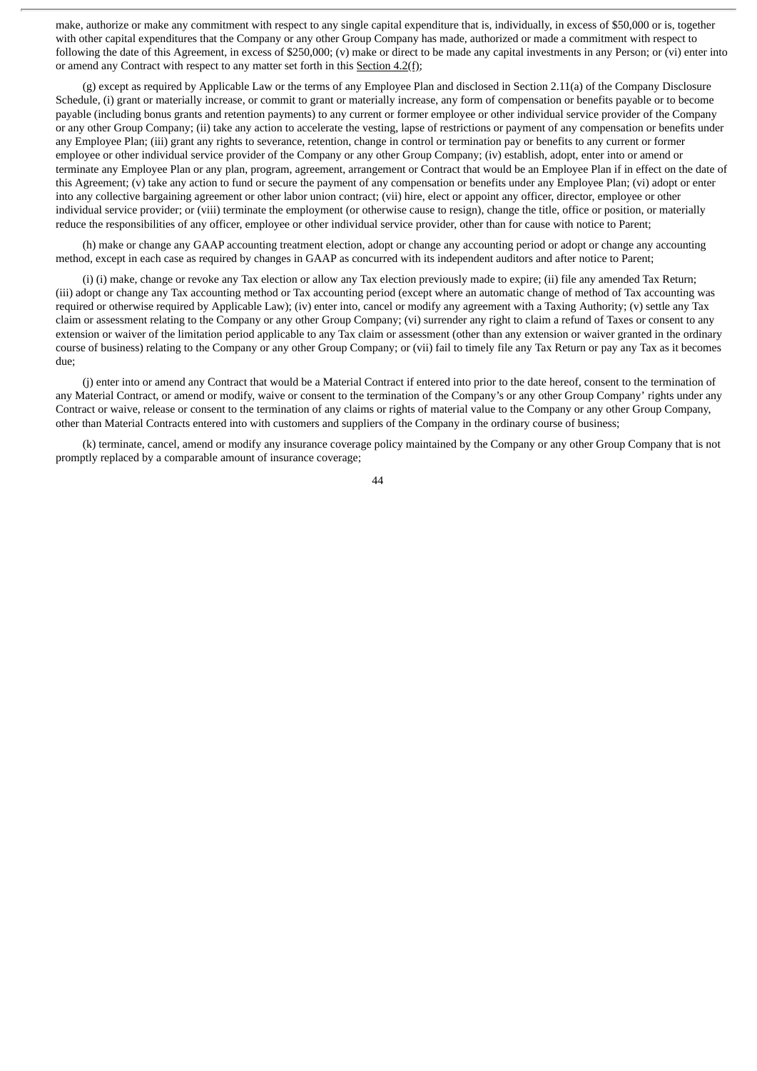make, authorize or make any commitment with respect to any single capital expenditure that is, individually, in excess of $50,000 or is, together with other capital expenditures that the Company or any other Group Company has made, authorized or made a commitment with respect to following the date of this Agreement, in excess of $250,000; (v) make or direct to be made any capital investments in any Person; or (vi) enter into or amend any Contract with respect to any matter set forth in this Section 4.2(f);

(g) except as required by Applicable Law or the terms of any Employee Plan and disclosed in Section 2.11(a) of the Company Disclosure Schedule, (i) grant or materially increase, or commit to grant or materially increase, any form of compensation or benefits payable or to become payable (including bonus grants and retention payments) to any current or former employee or other individual service provider of the Company or any other Group Company; (ii) take any action to accelerate the vesting, lapse of restrictions or payment of any compensation or benefits under any Employee Plan; (iii) grant any rights to severance, retention, change in control or termination pay or benefits to any current or former employee or other individual service provider of the Company or any other Group Company; (iv) establish, adopt, enter into or amend or terminate any Employee Plan or any plan, program, agreement, arrangement or Contract that would be an Employee Plan if in effect on the date of this Agreement; (v) take any action to fund or secure the payment of any compensation or benefits under any Employee Plan; (vi) adopt or enter into any collective bargaining agreement or other labor union contract; (vii) hire, elect or appoint any officer, director, employee or other individual service provider; or (viii) terminate the employment (or otherwise cause to resign), change the title, office or position, or materially reduce the responsibilities of any officer, employee or other individual service provider, other than for cause with notice to Parent;

(h) make or change any GAAP accounting treatment election, adopt or change any accounting period or adopt or change any accounting method, except in each case as required by changes in GAAP as concurred with its independent auditors and after notice to Parent;

(i) (i) make, change or revoke any Tax election or allow any Tax election previously made to expire; (ii) file any amended Tax Return; (iii) adopt or change any Tax accounting method or Tax accounting period (except where an automatic change of method of Tax accounting was required or otherwise required by Applicable Law); (iv) enter into, cancel or modify any agreement with a Taxing Authority; (v) settle any Tax claim or assessment relating to the Company or any other Group Company; (vi) surrender any right to claim a refund of Taxes or consent to any extension or waiver of the limitation period applicable to any Tax claim or assessment (other than any extension or waiver granted in the ordinary course of business) relating to the Company or any other Group Company; or (vii) fail to timely file any Tax Return or pay any Tax as it becomes due;

(j) enter into or amend any Contract that would be a Material Contract if entered into prior to the date hereof, consent to the termination of any Material Contract, or amend or modify, waive or consent to the termination of the Company's or any other Group Company' rights under any Contract or waive, release or consent to the termination of any claims or rights of material value to the Company or any other Group Company, other than Material Contracts entered into with customers and suppliers of the Company in the ordinary course of business;

(k) terminate, cancel, amend or modify any insurance coverage policy maintained by the Company or any other Group Company that is not promptly replaced by a comparable amount of insurance coverage;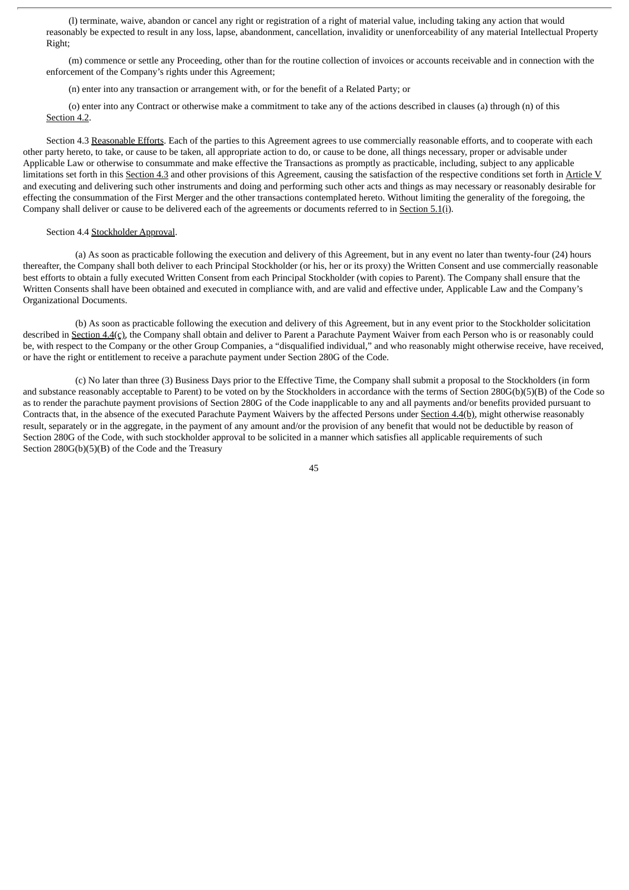(l) terminate, waive, abandon or cancel any right or registration of a right of material value, including taking any action that would reasonably be expected to result in any loss, lapse, abandonment, cancellation, invalidity or unenforceability of any material Intellectual Property Right;

(m) commence or settle any Proceeding, other than for the routine collection of invoices or accounts receivable and in connection with the enforcement of the Company's rights under this Agreement;

(n) enter into any transaction or arrangement with, or for the benefit of a Related Party; or

(o) enter into any Contract or otherwise make a commitment to take any of the actions described in clauses (a) through (n) of this Section 4.2.

Section 4.3 Reasonable Efforts. Each of the parties to this Agreement agrees to use commercially reasonable efforts, and to cooperate with each other party hereto, to take, or cause to be taken, all appropriate action to do, or cause to be done, all things necessary, proper or advisable under Applicable Law or otherwise to consummate and make effective the Transactions as promptly as practicable, including, subject to any applicable limitations set forth in this Section 4.3 and other provisions of this Agreement, causing the satisfaction of the respective conditions set forth in Article V and executing and delivering such other instruments and doing and performing such other acts and things as may necessary or reasonably desirable for effecting the consummation of the First Merger and the other transactions contemplated hereto. Without limiting the generality of the foregoing, the Company shall deliver or cause to be delivered each of the agreements or documents referred to in Section 5.1(i).

Section 4.4 Stockholder Approval.

(a) As soon as practicable following the execution and delivery of this Agreement, but in any event no later than twenty-four (24) hours thereafter, the Company shall both deliver to each Principal Stockholder (or his, her or its proxy) the Written Consent and use commercially reasonable best efforts to obtain a fully executed Written Consent from each Principal Stockholder (with copies to Parent). The Company shall ensure that the Written Consents shall have been obtained and executed in compliance with, and are valid and effective under, Applicable Law and the Company's Organizational Documents.

(b) As soon as practicable following the execution and delivery of this Agreement, but in any event prior to the Stockholder solicitation described in Section 4.4(c), the Company shall obtain and deliver to Parent a Parachute Payment Waiver from each Person who is or reasonably could be, with respect to the Company or the other Group Companies, a "disqualified individual," and who reasonably might otherwise receive, have received, or have the right or entitlement to receive a parachute payment under Section 280G of the Code.

(c) No later than three (3) Business Days prior to the Effective Time, the Company shall submit a proposal to the Stockholders (in form and substance reasonably acceptable to Parent) to be voted on by the Stockholders in accordance with the terms of Section 280G(b)(5)(B) of the Code so as to render the parachute payment provisions of Section 280G of the Code inapplicable to any and all payments and/or benefits provided pursuant to Contracts that, in the absence of the executed Parachute Payment Waivers by the affected Persons under Section 4.4(b), might otherwise reasonably result, separately or in the aggregate, in the payment of any amount and/or the provision of any benefit that would not be deductible by reason of Section 280G of the Code, with such stockholder approval to be solicited in a manner which satisfies all applicable requirements of such Section 280G(b)(5)(B) of the Code and the Treasury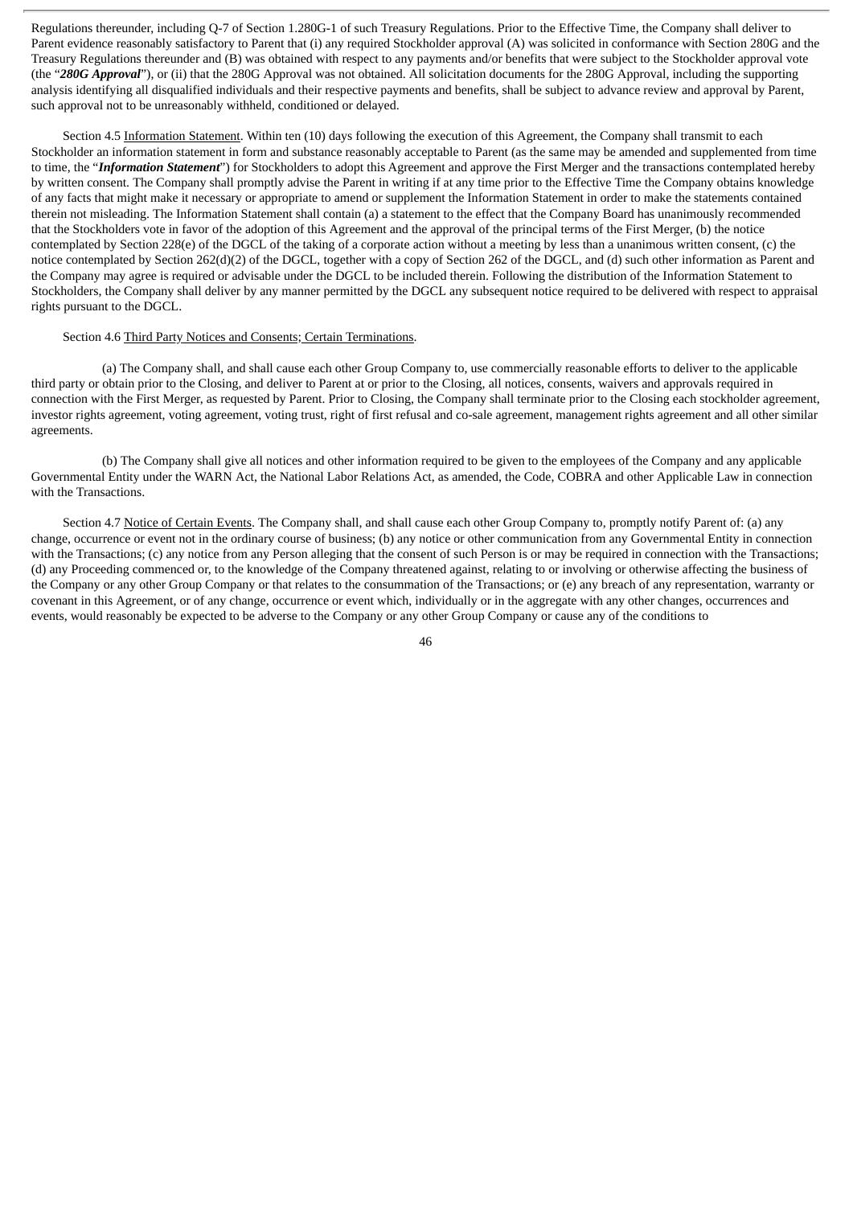Regulations thereunder, including Q-7 of Section 1.280G-1 of such Treasury Regulations. Prior to the Effective Time, the Company shall deliver to Parent evidence reasonably satisfactory to Parent that (i) any required Stockholder approval (A) was solicited in conformance with Section 280G and the Treasury Regulations thereunder and (B) was obtained with respect to any payments and/or benefits that were subject to the Stockholder approval vote (the "***280G Approval***"), or (ii) that the 280G Approval was not obtained. All solicitation documents for the 280G Approval, including the supporting analysis identifying all disqualified individuals and their respective payments and benefits, shall be subject to advance review and approval by Parent, such approval not to be unreasonably withheld, conditioned or delayed.

Section 4.5 Information Statement. Within ten (10) days following the execution of this Agreement, the Company shall transmit to each Stockholder an information statement in form and substance reasonably acceptable to Parent (as the same may be amended and supplemented from time to time, the "***Information Statement***") for Stockholders to adopt this Agreement and approve the First Merger and the transactions contemplated hereby by written consent. The Company shall promptly advise the Parent in writing if at any time prior to the Effective Time the Company obtains knowledge of any facts that might make it necessary or appropriate to amend or supplement the Information Statement in order to make the statements contained therein not misleading. The Information Statement shall contain (a) a statement to the effect that the Company Board has unanimously recommended that the Stockholders vote in favor of the adoption of this Agreement and the approval of the principal terms of the First Merger, (b) the notice contemplated by Section 228(e) of the DGCL of the taking of a corporate action without a meeting by less than a unanimous written consent, (c) the notice contemplated by Section 262(d)(2) of the DGCL, together with a copy of Section 262 of the DGCL, and (d) such other information as Parent and the Company may agree is required or advisable under the DGCL to be included therein. Following the distribution of the Information Statement to Stockholders, the Company shall deliver by any manner permitted by the DGCL any subsequent notice required to be delivered with respect to appraisal rights pursuant to the DGCL.

Section 4.6 Third Party Notices and Consents; Certain Terminations.

(a) The Company shall, and shall cause each other Group Company to, use commercially reasonable efforts to deliver to the applicable third party or obtain prior to the Closing, and deliver to Parent at or prior to the Closing, all notices, consents, waivers and approvals required in connection with the First Merger, as requested by Parent. Prior to Closing, the Company shall terminate prior to the Closing each stockholder agreement, investor rights agreement, voting agreement, voting trust, right of first refusal and co-sale agreement, management rights agreement and all other similar agreements.

(b) The Company shall give all notices and other information required to be given to the employees of the Company and any applicable Governmental Entity under the WARN Act, the National Labor Relations Act, as amended, the Code, COBRA and other Applicable Law in connection with the Transactions.

Section 4.7 Notice of Certain Events. The Company shall, and shall cause each other Group Company to, promptly notify Parent of: (a) any change, occurrence or event not in the ordinary course of business; (b) any notice or other communication from any Governmental Entity in connection with the Transactions; (c) any notice from any Person alleging that the consent of such Person is or may be required in connection with the Transactions; (d) any Proceeding commenced or, to the knowledge of the Company threatened against, relating to or involving or otherwise affecting the business of the Company or any other Group Company or that relates to the consummation of the Transactions; or (e) any breach of any representation, warranty or covenant in this Agreement, or of any change, occurrence or event which, individually or in the aggregate with any other changes, occurrences and events, would reasonably be expected to be adverse to the Company or any other Group Company or cause any of the conditions to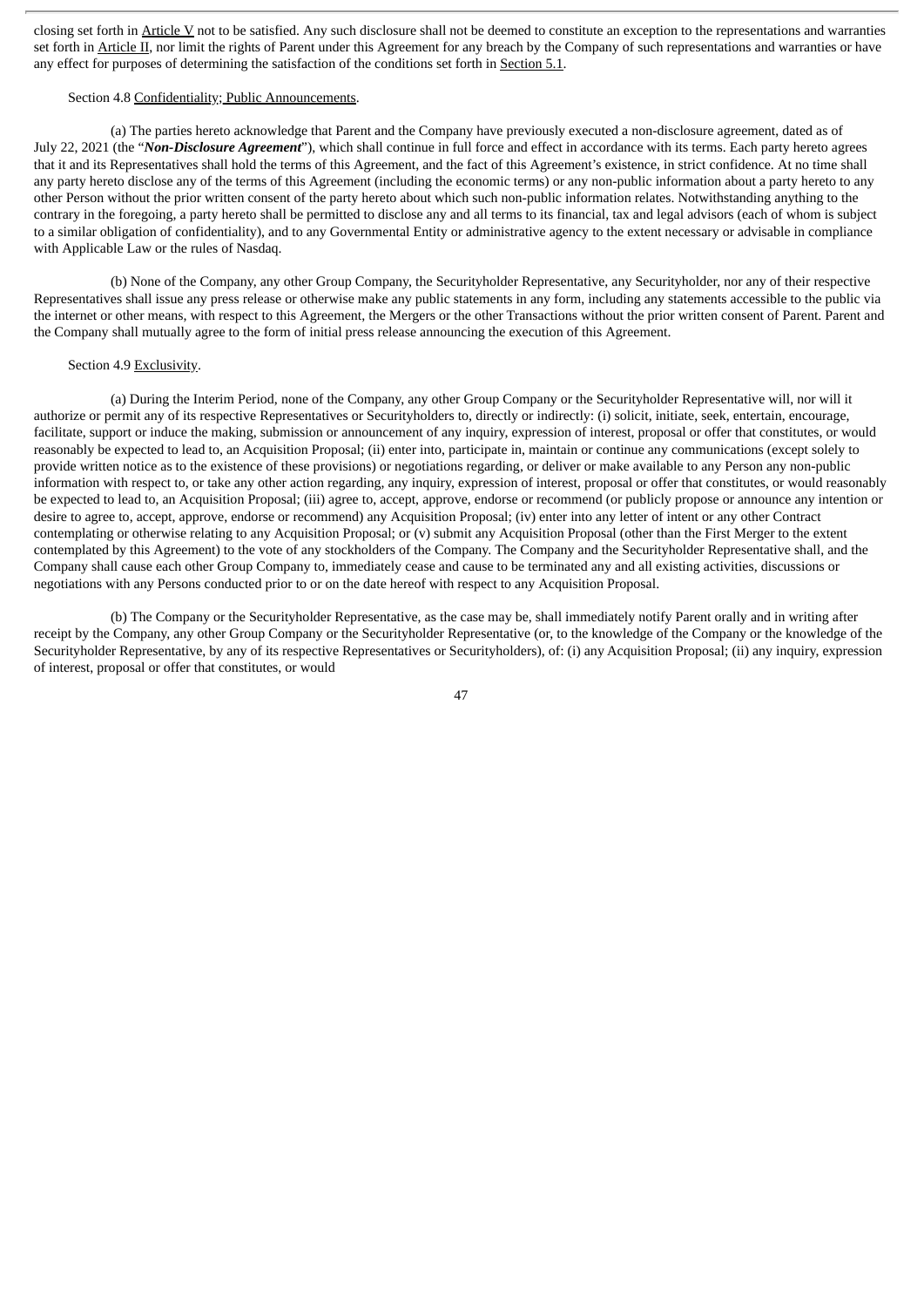closing set forth in Article V not to be satisfied. Any such disclosure shall not be deemed to constitute an exception to the representations and warranties set forth in Article II, nor limit the rights of Parent under this Agreement for any breach by the Company of such representations and warranties or have any effect for purposes of determining the satisfaction of the conditions set forth in Section 5.1.

Section 4.8 Confidentiality; Public Announcements.

(a) The parties hereto acknowledge that Parent and the Company have previously executed a non-disclosure agreement, dated as of July 22, 2021 (the "***Non-Disclosure Agreement***"), which shall continue in full force and effect in accordance with its terms. Each party hereto agrees that it and its Representatives shall hold the terms of this Agreement, and the fact of this Agreement's existence, in strict confidence. At no time shall any party hereto disclose any of the terms of this Agreement (including the economic terms) or any non-public information about a party hereto to any other Person without the prior written consent of the party hereto about which such non-public information relates. Notwithstanding anything to the contrary in the foregoing, a party hereto shall be permitted to disclose any and all terms to its financial, tax and legal advisors (each of whom is subject to a similar obligation of confidentiality), and to any Governmental Entity or administrative agency to the extent necessary or advisable in compliance with Applicable Law or the rules of Nasdaq.

(b) None of the Company, any other Group Company, the Securityholder Representative, any Securityholder, nor any of their respective Representatives shall issue any press release or otherwise make any public statements in any form, including any statements accessible to the public via the internet or other means, with respect to this Agreement, the Mergers or the other Transactions without the prior written consent of Parent. Parent and the Company shall mutually agree to the form of initial press release announcing the execution of this Agreement.

Section 4.9 Exclusivity.

(a) During the Interim Period, none of the Company, any other Group Company or the Securityholder Representative will, nor will it authorize or permit any of its respective Representatives or Securityholders to, directly or indirectly: (i) solicit, initiate, seek, entertain, encourage, facilitate, support or induce the making, submission or announcement of any inquiry, expression of interest, proposal or offer that constitutes, or would reasonably be expected to lead to, an Acquisition Proposal; (ii) enter into, participate in, maintain or continue any communications (except solely to provide written notice as to the existence of these provisions) or negotiations regarding, or deliver or make available to any Person any non-public information with respect to, or take any other action regarding, any inquiry, expression of interest, proposal or offer that constitutes, or would reasonably be expected to lead to, an Acquisition Proposal; (iii) agree to, accept, approve, endorse or recommend (or publicly propose or announce any intention or desire to agree to, accept, approve, endorse or recommend) any Acquisition Proposal; (iv) enter into any letter of intent or any other Contract contemplating or otherwise relating to any Acquisition Proposal; or (v) submit any Acquisition Proposal (other than the First Merger to the extent contemplated by this Agreement) to the vote of any stockholders of the Company. The Company and the Securityholder Representative shall, and the Company shall cause each other Group Company to, immediately cease and cause to be terminated any and all existing activities, discussions or negotiations with any Persons conducted prior to or on the date hereof with respect to any Acquisition Proposal.

(b) The Company or the Securityholder Representative, as the case may be, shall immediately notify Parent orally and in writing after receipt by the Company, any other Group Company or the Securityholder Representative (or, to the knowledge of the Company or the knowledge of the Securityholder Representative, by any of its respective Representatives or Securityholders), of: (i) any Acquisition Proposal; (ii) any inquiry, expression of interest, proposal or offer that constitutes, or would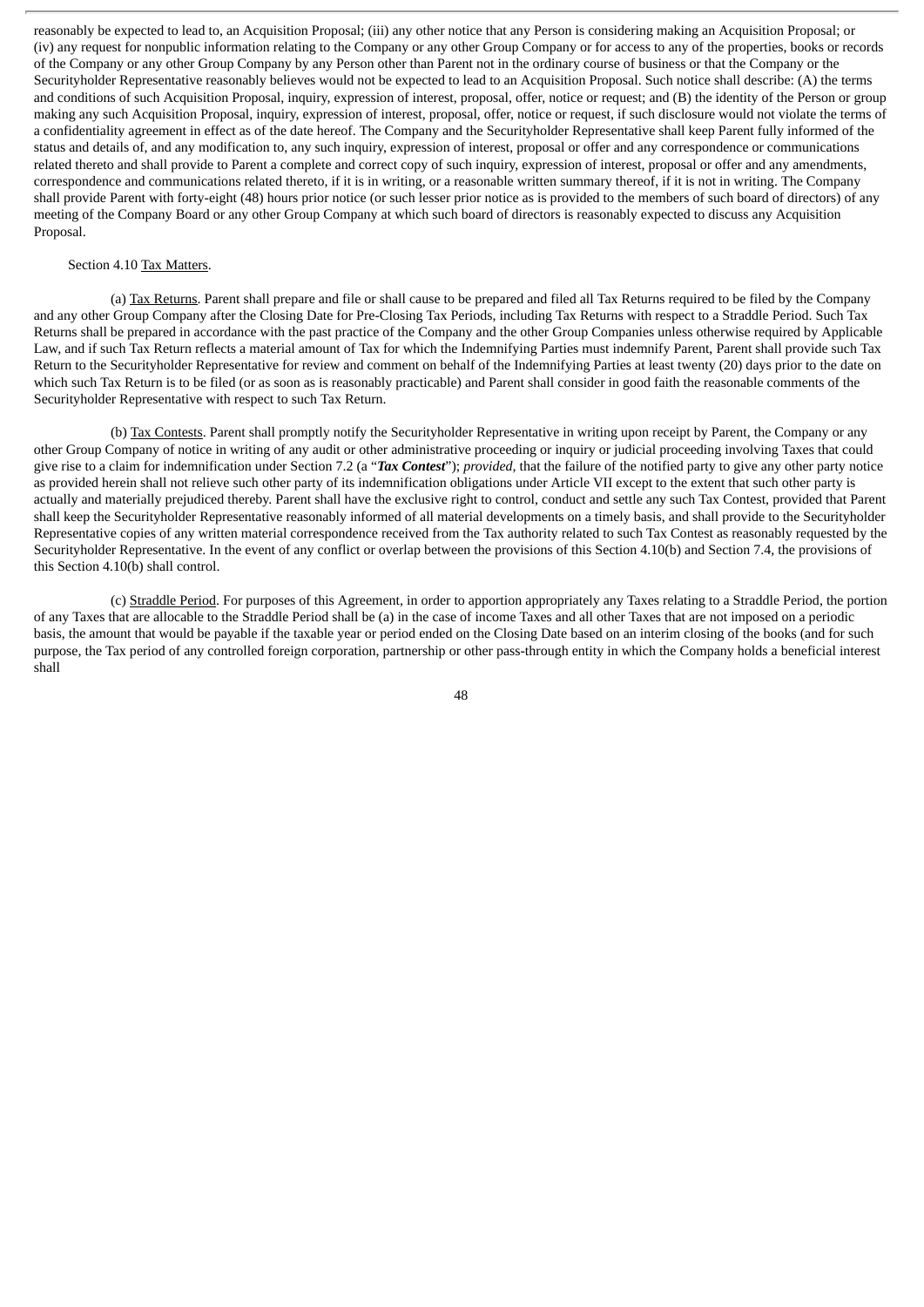reasonably be expected to lead to, an Acquisition Proposal; (iii) any other notice that any Person is considering making an Acquisition Proposal; or (iv) any request for nonpublic information relating to the Company or any other Group Company or for access to any of the properties, books or records of the Company or any other Group Company by any Person other than Parent not in the ordinary course of business or that the Company or the Securityholder Representative reasonably believes would not be expected to lead to an Acquisition Proposal. Such notice shall describe: (A) the terms and conditions of such Acquisition Proposal, inquiry, expression of interest, proposal, offer, notice or request; and (B) the identity of the Person or group making any such Acquisition Proposal, inquiry, expression of interest, proposal, offer, notice or request, if such disclosure would not violate the terms of a confidentiality agreement in effect as of the date hereof. The Company and the Securityholder Representative shall keep Parent fully informed of the status and details of, and any modification to, any such inquiry, expression of interest, proposal or offer and any correspondence or communications related thereto and shall provide to Parent a complete and correct copy of such inquiry, expression of interest, proposal or offer and any amendments, correspondence and communications related thereto, if it is in writing, or a reasonable written summary thereof, if it is not in writing. The Company shall provide Parent with forty-eight (48) hours prior notice (or such lesser prior notice as is provided to the members of such board of directors) of any meeting of the Company Board or any other Group Company at which such board of directors is reasonably expected to discuss any Acquisition Proposal.

Section 4.10 Tax Matters.

(a) Tax Returns. Parent shall prepare and file or shall cause to be prepared and filed all Tax Returns required to be filed by the Company and any other Group Company after the Closing Date for Pre-Closing Tax Periods, including Tax Returns with respect to a Straddle Period. Such Tax Returns shall be prepared in accordance with the past practice of the Company and the other Group Companies unless otherwise required by Applicable Law, and if such Tax Return reflects a material amount of Tax for which the Indemnifying Parties must indemnify Parent, Parent shall provide such Tax Return to the Securityholder Representative for review and comment on behalf of the Indemnifying Parties at least twenty (20) days prior to the date on which such Tax Return is to be filed (or as soon as is reasonably practicable) and Parent shall consider in good faith the reasonable comments of the Securityholder Representative with respect to such Tax Return.

(b) Tax Contests. Parent shall promptly notify the Securityholder Representative in writing upon receipt by Parent, the Company or any other Group Company of notice in writing of any audit or other administrative proceeding or inquiry or judicial proceeding involving Taxes that could give rise to a claim for indemnification under Section 7.2 (a "***Tax Contest***"); *provided*, that the failure of the notified party to give any other party notice as provided herein shall not relieve such other party of its indemnification obligations under Article VII except to the extent that such other party is actually and materially prejudiced thereby. Parent shall have the exclusive right to control, conduct and settle any such Tax Contest, provided that Parent shall keep the Securityholder Representative reasonably informed of all material developments on a timely basis, and shall provide to the Securityholder Representative copies of any written material correspondence received from the Tax authority related to such Tax Contest as reasonably requested by the Securityholder Representative. In the event of any conflict or overlap between the provisions of this Section 4.10(b) and Section 7.4, the provisions of this Section 4.10(b) shall control.

(c) Straddle Period. For purposes of this Agreement, in order to apportion appropriately any Taxes relating to a Straddle Period, the portion of any Taxes that are allocable to the Straddle Period shall be (a) in the case of income Taxes and all other Taxes that are not imposed on a periodic basis, the amount that would be payable if the taxable year or period ended on the Closing Date based on an interim closing of the books (and for such purpose, the Tax period of any controlled foreign corporation, partnership or other pass-through entity in which the Company holds a beneficial interest shall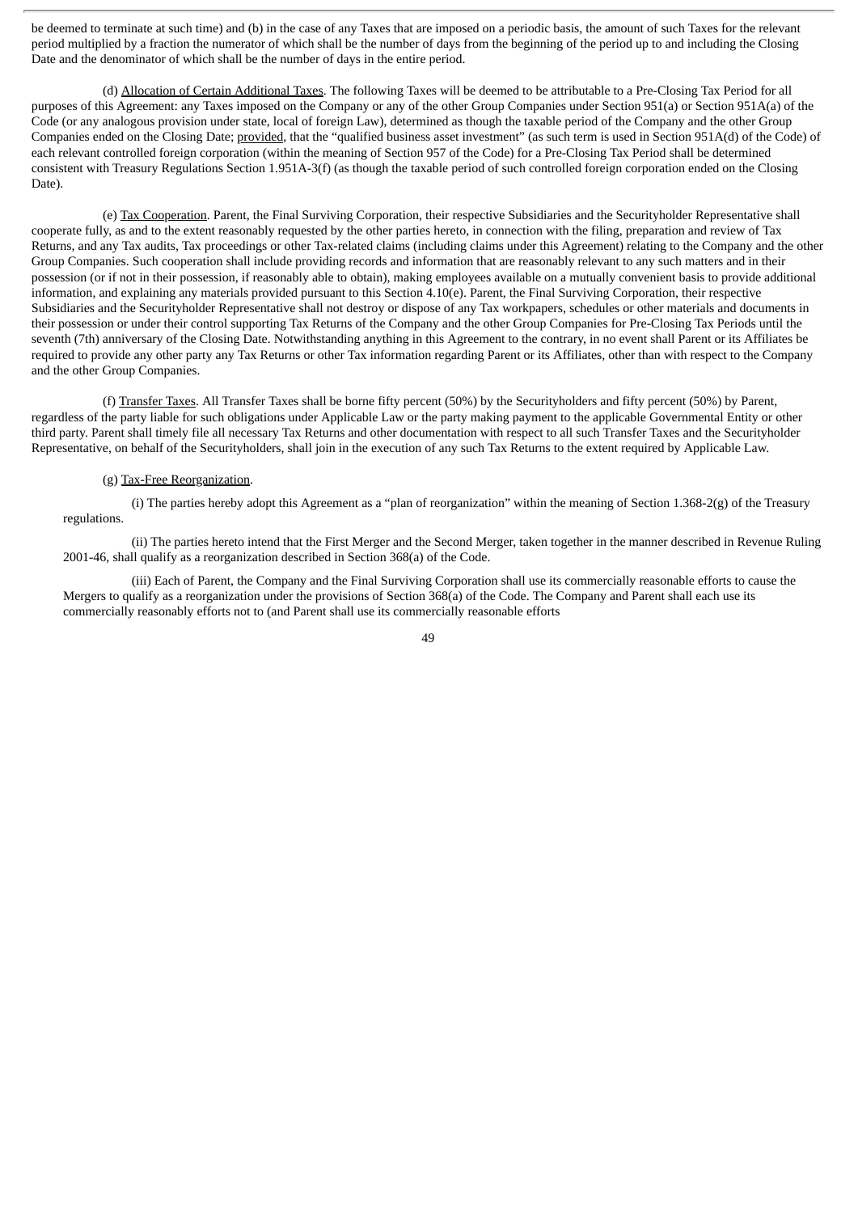be deemed to terminate at such time) and (b) in the case of any Taxes that are imposed on a periodic basis, the amount of such Taxes for the relevant period multiplied by a fraction the numerator of which shall be the number of days from the beginning of the period up to and including the Closing Date and the denominator of which shall be the number of days in the entire period.

(d) Allocation of Certain Additional Taxes. The following Taxes will be deemed to be attributable to a Pre-Closing Tax Period for all purposes of this Agreement: any Taxes imposed on the Company or any of the other Group Companies under Section 951(a) or Section 951A(a) of the Code (or any analogous provision under state, local of foreign Law), determined as though the taxable period of the Company and the other Group Companies ended on the Closing Date; provided, that the "qualified business asset investment" (as such term is used in Section 951A(d) of the Code) of each relevant controlled foreign corporation (within the meaning of Section 957 of the Code) for a Pre-Closing Tax Period shall be determined consistent with Treasury Regulations Section 1.951A-3(f) (as though the taxable period of such controlled foreign corporation ended on the Closing Date).

(e) Tax Cooperation. Parent, the Final Surviving Corporation, their respective Subsidiaries and the Securityholder Representative shall cooperate fully, as and to the extent reasonably requested by the other parties hereto, in connection with the filing, preparation and review of Tax Returns, and any Tax audits, Tax proceedings or other Tax-related claims (including claims under this Agreement) relating to the Company and the other Group Companies. Such cooperation shall include providing records and information that are reasonably relevant to any such matters and in their possession (or if not in their possession, if reasonably able to obtain), making employees available on a mutually convenient basis to provide additional information, and explaining any materials provided pursuant to this Section 4.10(e). Parent, the Final Surviving Corporation, their respective Subsidiaries and the Securityholder Representative shall not destroy or dispose of any Tax workpapers, schedules or other materials and documents in their possession or under their control supporting Tax Returns of the Company and the other Group Companies for Pre-Closing Tax Periods until the seventh (7th) anniversary of the Closing Date. Notwithstanding anything in this Agreement to the contrary, in no event shall Parent or its Affiliates be required to provide any other party any Tax Returns or other Tax information regarding Parent or its Affiliates, other than with respect to the Company and the other Group Companies.

(f) Transfer Taxes. All Transfer Taxes shall be borne fifty percent (50%) by the Securityholders and fifty percent (50%) by Parent, regardless of the party liable for such obligations under Applicable Law or the party making payment to the applicable Governmental Entity or other third party. Parent shall timely file all necessary Tax Returns and other documentation with respect to all such Transfer Taxes and the Securityholder Representative, on behalf of the Securityholders, shall join in the execution of any such Tax Returns to the extent required by Applicable Law.

(g) Tax-Free Reorganization.

(i) The parties hereby adopt this Agreement as a "plan of reorganization" within the meaning of Section 1.368-2(g) of the Treasury regulations.

(ii) The parties hereto intend that the First Merger and the Second Merger, taken together in the manner described in Revenue Ruling 2001-46, shall qualify as a reorganization described in Section 368(a) of the Code.

(iii) Each of Parent, the Company and the Final Surviving Corporation shall use its commercially reasonable efforts to cause the Mergers to qualify as a reorganization under the provisions of Section 368(a) of the Code. The Company and Parent shall each use its commercially reasonably efforts not to (and Parent shall use its commercially reasonable efforts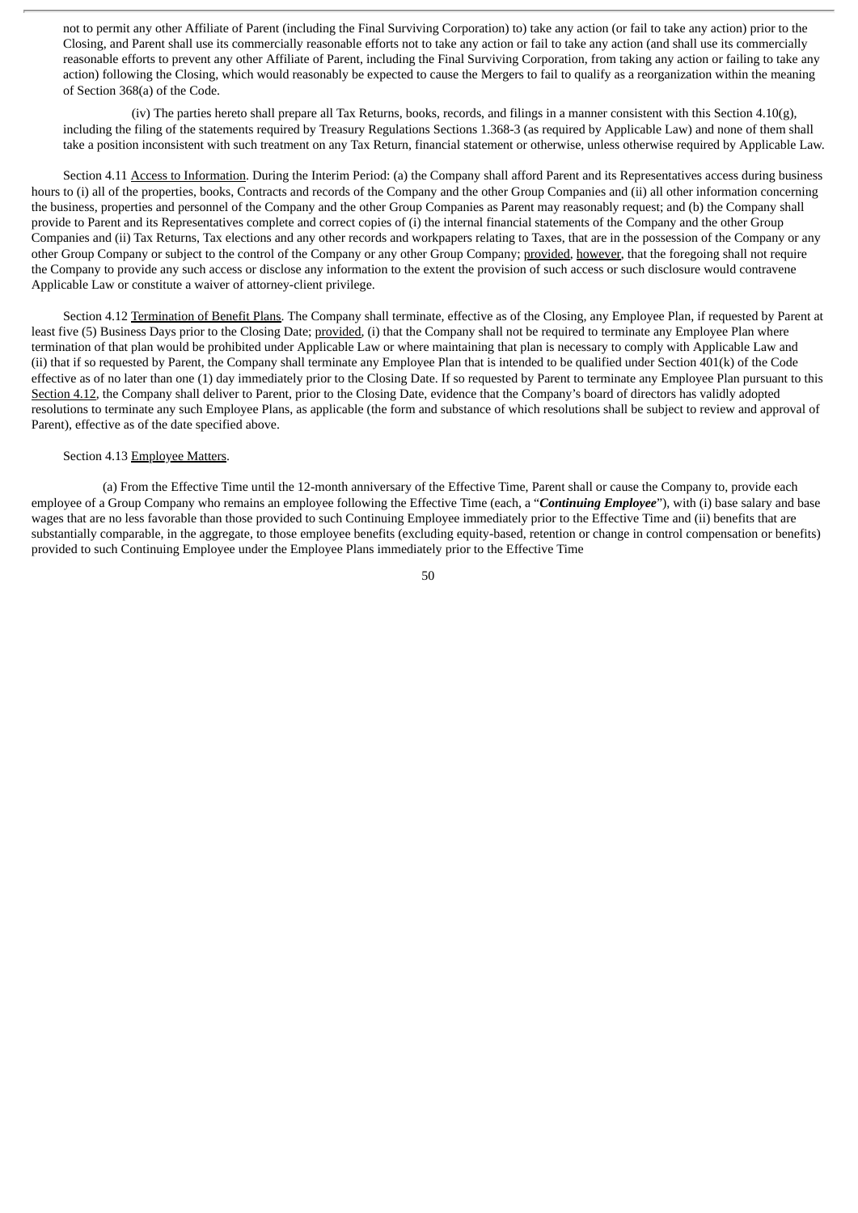not to permit any other Affiliate of Parent (including the Final Surviving Corporation) to) take any action (or fail to take any action) prior to the Closing, and Parent shall use its commercially reasonable efforts not to take any action or fail to take any action (and shall use its commercially reasonable efforts to prevent any other Affiliate of Parent, including the Final Surviving Corporation, from taking any action or failing to take any action) following the Closing, which would reasonably be expected to cause the Mergers to fail to qualify as a reorganization within the meaning of Section 368(a) of the Code.

(iv) The parties hereto shall prepare all Tax Returns, books, records, and filings in a manner consistent with this Section 4.10(g), including the filing of the statements required by Treasury Regulations Sections 1.368-3 (as required by Applicable Law) and none of them shall take a position inconsistent with such treatment on any Tax Return, financial statement or otherwise, unless otherwise required by Applicable Law.

Section 4.11 Access to Information. During the Interim Period: (a) the Company shall afford Parent and its Representatives access during business hours to (i) all of the properties, books, Contracts and records of the Company and the other Group Companies and (ii) all other information concerning the business, properties and personnel of the Company and the other Group Companies as Parent may reasonably request; and (b) the Company shall provide to Parent and its Representatives complete and correct copies of (i) the internal financial statements of the Company and the other Group Companies and (ii) Tax Returns, Tax elections and any other records and workpapers relating to Taxes, that are in the possession of the Company or any other Group Company or subject to the control of the Company or any other Group Company; provided, however, that the foregoing shall not require the Company to provide any such access or disclose any information to the extent the provision of such access or such disclosure would contravene Applicable Law or constitute a waiver of attorney-client privilege.

Section 4.12 Termination of Benefit Plans. The Company shall terminate, effective as of the Closing, any Employee Plan, if requested by Parent at least five (5) Business Days prior to the Closing Date; provided, (i) that the Company shall not be required to terminate any Employee Plan where termination of that plan would be prohibited under Applicable Law or where maintaining that plan is necessary to comply with Applicable Law and (ii) that if so requested by Parent, the Company shall terminate any Employee Plan that is intended to be qualified under Section 401(k) of the Code effective as of no later than one (1) day immediately prior to the Closing Date. If so requested by Parent to terminate any Employee Plan pursuant to this Section 4.12, the Company shall deliver to Parent, prior to the Closing Date, evidence that the Company's board of directors has validly adopted resolutions to terminate any such Employee Plans, as applicable (the form and substance of which resolutions shall be subject to review and approval of Parent), effective as of the date specified above.

Section 4.13 Employee Matters.

(a) From the Effective Time until the 12-month anniversary of the Effective Time, Parent shall or cause the Company to, provide each employee of a Group Company who remains an employee following the Effective Time (each, a "***Continuing Employee***"), with (i) base salary and base wages that are no less favorable than those provided to such Continuing Employee immediately prior to the Effective Time and (ii) benefits that are substantially comparable, in the aggregate, to those employee benefits (excluding equity-based, retention or change in control compensation or benefits) provided to such Continuing Employee under the Employee Plans immediately prior to the Effective Time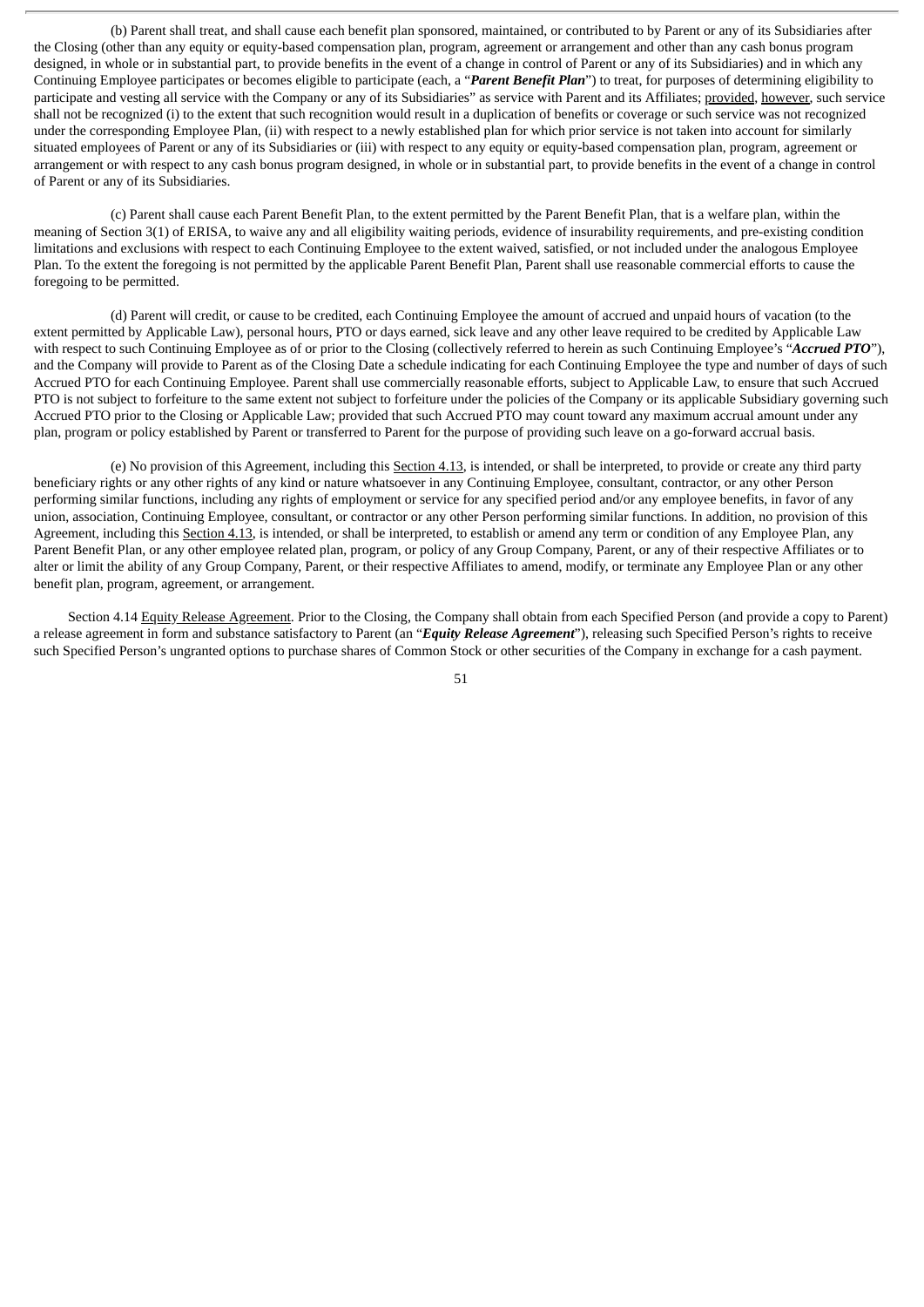(b) Parent shall treat, and shall cause each benefit plan sponsored, maintained, or contributed to by Parent or any of its Subsidiaries after the Closing (other than any equity or equity-based compensation plan, program, agreement or arrangement and other than any cash bonus program designed, in whole or in substantial part, to provide benefits in the event of a change in control of Parent or any of its Subsidiaries) and in which any Continuing Employee participates or becomes eligible to participate (each, a "***Parent Benefit Plan***") to treat, for purposes of determining eligibility to participate and vesting all service with the Company or any of its Subsidiaries" as service with Parent and its Affiliates; provided, however, such service shall not be recognized (i) to the extent that such recognition would result in a duplication of benefits or coverage or such service was not recognized under the corresponding Employee Plan, (ii) with respect to a newly established plan for which prior service is not taken into account for similarly situated employees of Parent or any of its Subsidiaries or (iii) with respect to any equity or equity-based compensation plan, program, agreement or arrangement or with respect to any cash bonus program designed, in whole or in substantial part, to provide benefits in the event of a change in control of Parent or any of its Subsidiaries.

(c) Parent shall cause each Parent Benefit Plan, to the extent permitted by the Parent Benefit Plan, that is a welfare plan, within the meaning of Section 3(1) of ERISA, to waive any and all eligibility waiting periods, evidence of insurability requirements, and pre-existing condition limitations and exclusions with respect to each Continuing Employee to the extent waived, satisfied, or not included under the analogous Employee Plan. To the extent the foregoing is not permitted by the applicable Parent Benefit Plan, Parent shall use reasonable commercial efforts to cause the foregoing to be permitted.

(d) Parent will credit, or cause to be credited, each Continuing Employee the amount of accrued and unpaid hours of vacation (to the extent permitted by Applicable Law), personal hours, PTO or days earned, sick leave and any other leave required to be credited by Applicable Law with respect to such Continuing Employee as of or prior to the Closing (collectively referred to herein as such Continuing Employee's "***Accrued PTO***"), and the Company will provide to Parent as of the Closing Date a schedule indicating for each Continuing Employee the type and number of days of such Accrued PTO for each Continuing Employee. Parent shall use commercially reasonable efforts, subject to Applicable Law, to ensure that such Accrued PTO is not subject to forfeiture to the same extent not subject to forfeiture under the policies of the Company or its applicable Subsidiary governing such Accrued PTO prior to the Closing or Applicable Law; provided that such Accrued PTO may count toward any maximum accrual amount under any plan, program or policy established by Parent or transferred to Parent for the purpose of providing such leave on a go-forward accrual basis.

(e) No provision of this Agreement, including this Section 4.13, is intended, or shall be interpreted, to provide or create any third party beneficiary rights or any other rights of any kind or nature whatsoever in any Continuing Employee, consultant, contractor, or any other Person performing similar functions, including any rights of employment or service for any specified period and/or any employee benefits, in favor of any union, association, Continuing Employee, consultant, or contractor or any other Person performing similar functions. In addition, no provision of this Agreement, including this Section 4.13, is intended, or shall be interpreted, to establish or amend any term or condition of any Employee Plan, any Parent Benefit Plan, or any other employee related plan, program, or policy of any Group Company, Parent, or any of their respective Affiliates or to alter or limit the ability of any Group Company, Parent, or their respective Affiliates to amend, modify, or terminate any Employee Plan or any other benefit plan, program, agreement, or arrangement.

Section 4.14 Equity Release Agreement. Prior to the Closing, the Company shall obtain from each Specified Person (and provide a copy to Parent) a release agreement in form and substance satisfactory to Parent (an "***Equity Release Agreement***"), releasing such Specified Person's rights to receive such Specified Person's ungranted options to purchase shares of Common Stock or other securities of the Company in exchange for a cash payment.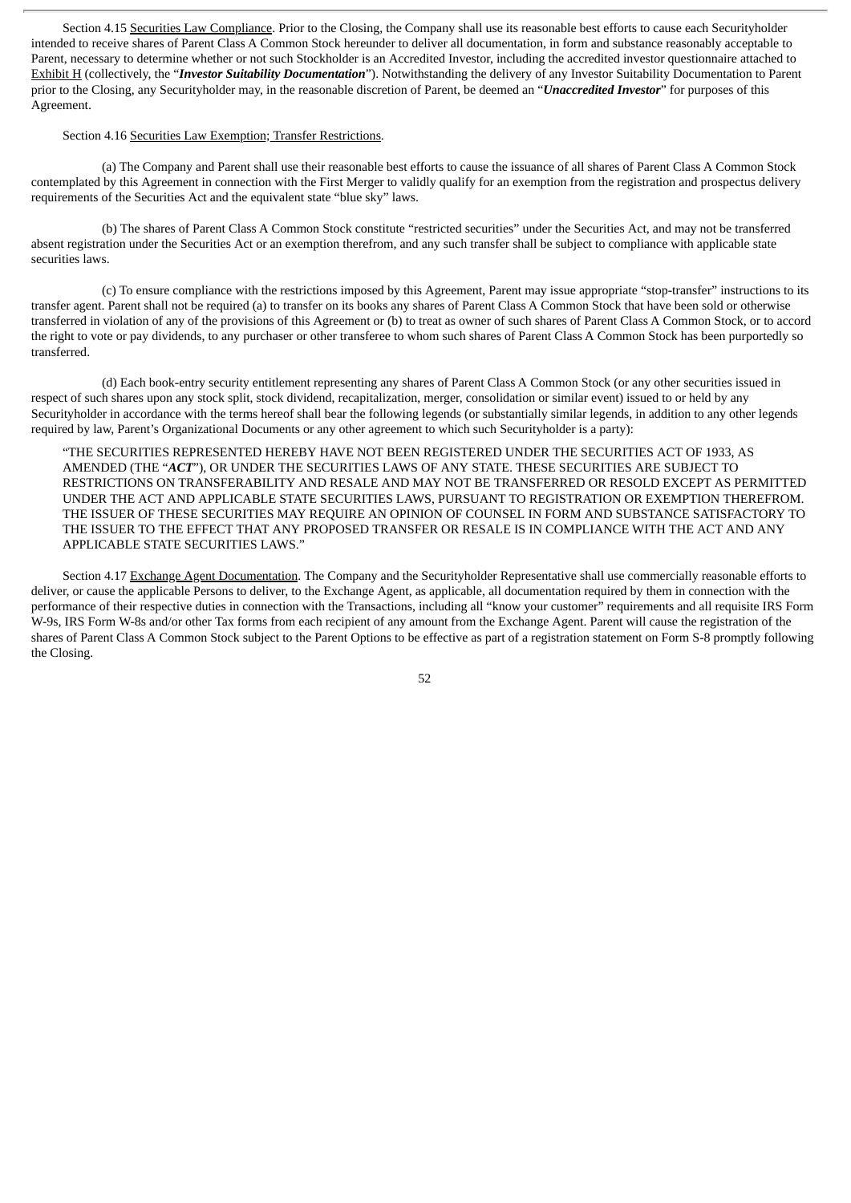Section 4.15 Securities Law Compliance. Prior to the Closing, the Company shall use its reasonable best efforts to cause each Securityholder intended to receive shares of Parent Class A Common Stock hereunder to deliver all documentation, in form and substance reasonably acceptable to Parent, necessary to determine whether or not such Stockholder is an Accredited Investor, including the accredited investor questionnaire attached to Exhibit H (collectively, the "***Investor Suitability Documentation***"). Notwithstanding the delivery of any Investor Suitability Documentation to Parent prior to the Closing, any Securityholder may, in the reasonable discretion of Parent, be deemed an "***Unaccredited Investor***" for purposes of this Agreement.

Section 4.16 Securities Law Exemption; Transfer Restrictions.

(a) The Company and Parent shall use their reasonable best efforts to cause the issuance of all shares of Parent Class A Common Stock contemplated by this Agreement in connection with the First Merger to validly qualify for an exemption from the registration and prospectus delivery requirements of the Securities Act and the equivalent state "blue sky" laws.

(b) The shares of Parent Class A Common Stock constitute "restricted securities" under the Securities Act, and may not be transferred absent registration under the Securities Act or an exemption therefrom, and any such transfer shall be subject to compliance with applicable state securities laws.

(c) To ensure compliance with the restrictions imposed by this Agreement, Parent may issue appropriate "stop-transfer" instructions to its transfer agent. Parent shall not be required (a) to transfer on its books any shares of Parent Class A Common Stock that have been sold or otherwise transferred in violation of any of the provisions of this Agreement or (b) to treat as owner of such shares of Parent Class A Common Stock, or to accord the right to vote or pay dividends, to any purchaser or other transferee to whom such shares of Parent Class A Common Stock has been purportedly so transferred.

(d) Each book-entry security entitlement representing any shares of Parent Class A Common Stock (or any other securities issued in respect of such shares upon any stock split, stock dividend, recapitalization, merger, consolidation or similar event) issued to or held by any Securityholder in accordance with the terms hereof shall bear the following legends (or substantially similar legends, in addition to any other legends required by law, Parent's Organizational Documents or any other agreement to which such Securityholder is a party):

> "THE SECURITIES REPRESENTED HEREBY HAVE NOT BEEN REGISTERED UNDER THE SECURITIES ACT OF 1933, AS AMENDED (THE "***ACT***"), OR UNDER THE SECURITIES LAWS OF ANY STATE. THESE SECURITIES ARE SUBJECT TO RESTRICTIONS ON TRANSFERABILITY AND RESALE AND MAY NOT BE TRANSFERRED OR RESOLD EXCEPT AS PERMITTED UNDER THE ACT AND APPLICABLE STATE SECURITIES LAWS, PURSUANT TO REGISTRATION OR EXEMPTION THEREFROM. THE ISSUER OF THESE SECURITIES MAY REQUIRE AN OPINION OF COUNSEL IN FORM AND SUBSTANCE SATISFACTORY TO THE ISSUER TO THE EFFECT THAT ANY PROPOSED TRANSFER OR RESALE IS IN COMPLIANCE WITH THE ACT AND ANY APPLICABLE STATE SECURITIES LAWS."

Section 4.17 Exchange Agent Documentation. The Company and the Securityholder Representative shall use commercially reasonable efforts to deliver, or cause the applicable Persons to deliver, to the Exchange Agent, as applicable, all documentation required by them in connection with the performance of their respective duties in connection with the Transactions, including all "know your customer" requirements and all requisite IRS Form W-9s, IRS Form W-8s and/or other Tax forms from each recipient of any amount from the Exchange Agent. Parent will cause the registration of the shares of Parent Class A Common Stock subject to the Parent Options to be effective as part of a registration statement on Form S-8 promptly following the Closing.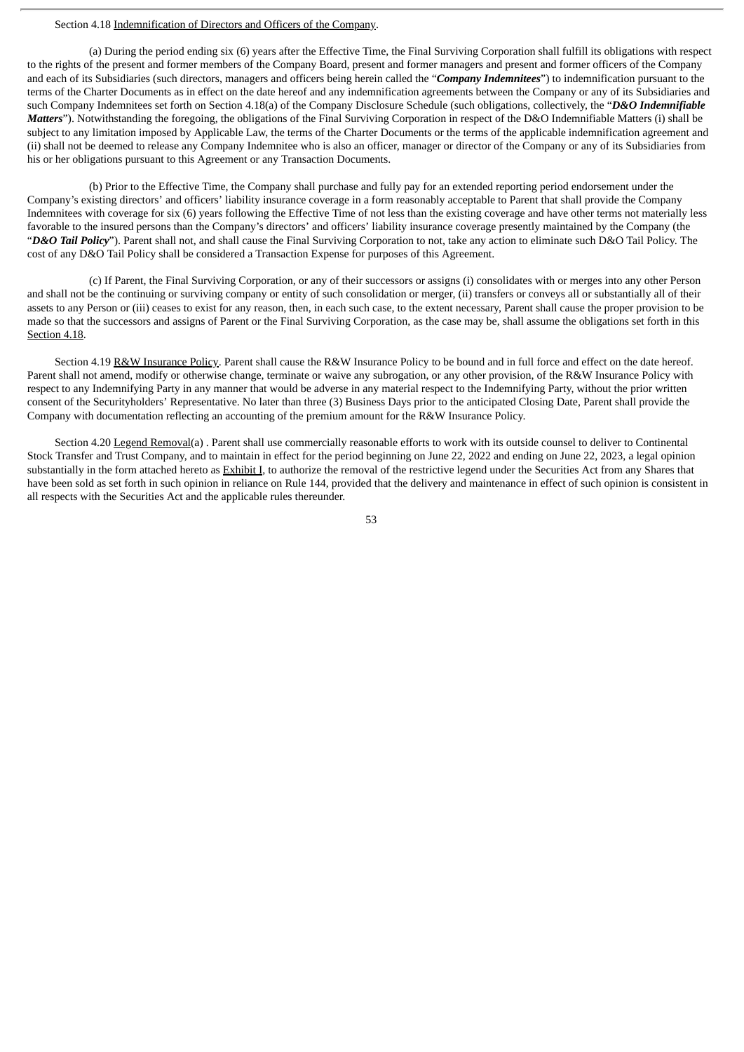Section 4.18 Indemnification of Directors and Officers of the Company.

(a) During the period ending six (6) years after the Effective Time, the Final Surviving Corporation shall fulfill its obligations with respect to the rights of the present and former members of the Company Board, present and former managers and present and former officers of the Company and each of its Subsidiaries (such directors, managers and officers being herein called the "***Company Indemnitees***") to indemnification pursuant to the terms of the Charter Documents as in effect on the date hereof and any indemnification agreements between the Company or any of its Subsidiaries and such Company Indemnitees set forth on Section 4.18(a) of the Company Disclosure Schedule (such obligations, collectively, the "***D&O Indemnifiable Matters***"). Notwithstanding the foregoing, the obligations of the Final Surviving Corporation in respect of the D&O Indemnifiable Matters (i) shall be subject to any limitation imposed by Applicable Law, the terms of the Charter Documents or the terms of the applicable indemnification agreement and (ii) shall not be deemed to release any Company Indemnitee who is also an officer, manager or director of the Company or any of its Subsidiaries from his or her obligations pursuant to this Agreement or any Transaction Documents.

(b) Prior to the Effective Time, the Company shall purchase and fully pay for an extended reporting period endorsement under the Company's existing directors' and officers' liability insurance coverage in a form reasonably acceptable to Parent that shall provide the Company Indemnitees with coverage for six (6) years following the Effective Time of not less than the existing coverage and have other terms not materially less favorable to the insured persons than the Company's directors' and officers' liability insurance coverage presently maintained by the Company (the "***D&O Tail Policy***"). Parent shall not, and shall cause the Final Surviving Corporation to not, take any action to eliminate such D&O Tail Policy. The cost of any D&O Tail Policy shall be considered a Transaction Expense for purposes of this Agreement.

(c) If Parent, the Final Surviving Corporation, or any of their successors or assigns (i) consolidates with or merges into any other Person and shall not be the continuing or surviving company or entity of such consolidation or merger, (ii) transfers or conveys all or substantially all of their assets to any Person or (iii) ceases to exist for any reason, then, in each such case, to the extent necessary, Parent shall cause the proper provision to be made so that the successors and assigns of Parent or the Final Surviving Corporation, as the case may be, shall assume the obligations set forth in this Section 4.18.

Section 4.19 R&W Insurance Policy. Parent shall cause the R&W Insurance Policy to be bound and in full force and effect on the date hereof. Parent shall not amend, modify or otherwise change, terminate or waive any subrogation, or any other provision, of the R&W Insurance Policy with respect to any Indemnifying Party in any manner that would be adverse in any material respect to the Indemnifying Party, without the prior written consent of the Securityholders' Representative. No later than three (3) Business Days prior to the anticipated Closing Date, Parent shall provide the Company with documentation reflecting an accounting of the premium amount for the R&W Insurance Policy.

Section 4.20 Legend Removal(a) . Parent shall use commercially reasonable efforts to work with its outside counsel to deliver to Continental Stock Transfer and Trust Company, and to maintain in effect for the period beginning on June 22, 2022 and ending on June 22, 2023, a legal opinion substantially in the form attached hereto as Exhibit I, to authorize the removal of the restrictive legend under the Securities Act from any Shares that have been sold as set forth in such opinion in reliance on Rule 144, provided that the delivery and maintenance in effect of such opinion is consistent in all respects with the Securities Act and the applicable rules thereunder.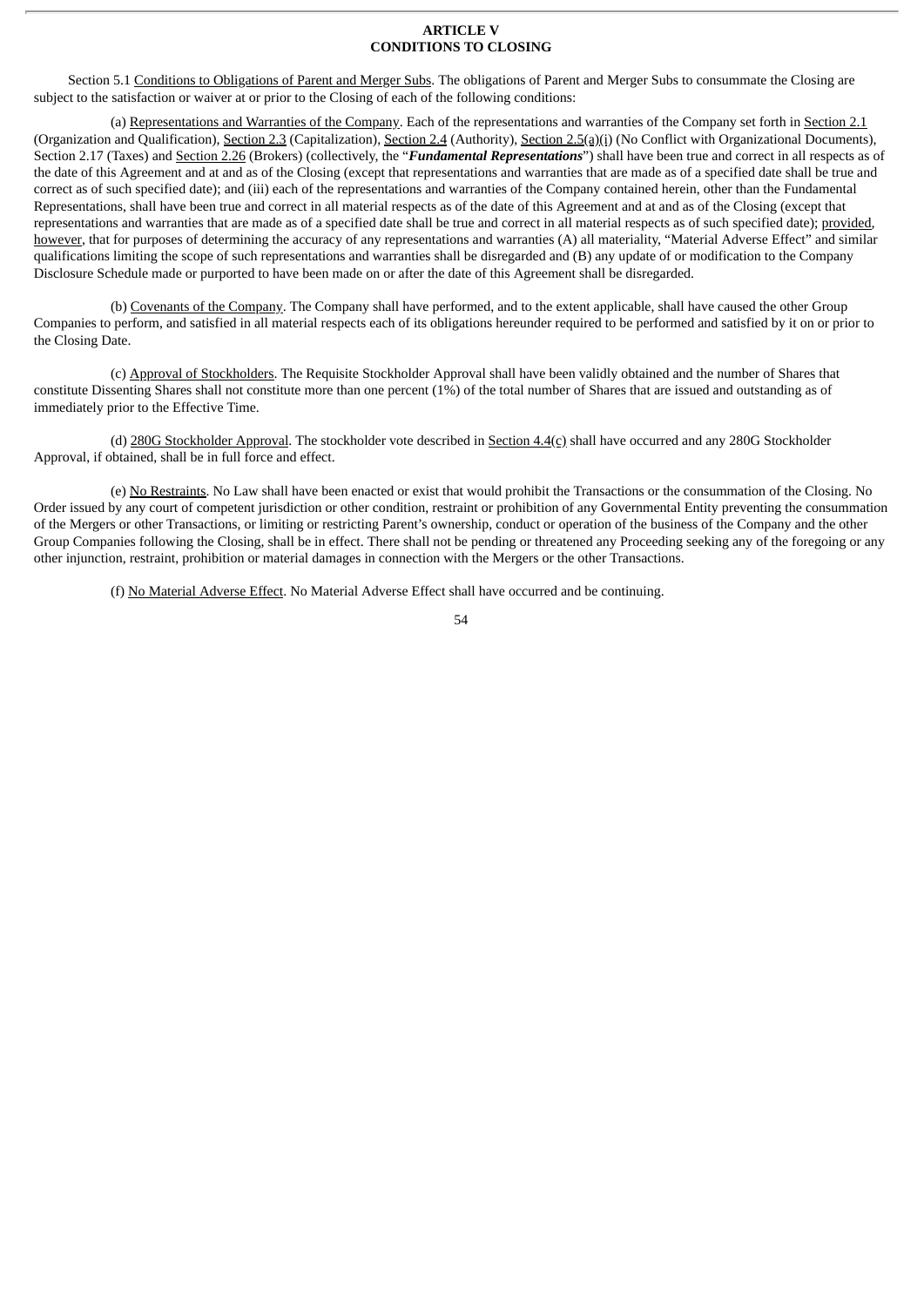# ARTICLE V
# CONDITIONS TO CLOSING

Section 5.1 Conditions to Obligations of Parent and Merger Subs. The obligations of Parent and Merger Subs to consummate the Closing are subject to the satisfaction or waiver at or prior to the Closing of each of the following conditions:

(a) Representations and Warranties of the Company. Each of the representations and warranties of the Company set forth in Section 2.1 (Organization and Qualification), Section 2.3 (Capitalization), Section 2.4 (Authority), Section 2.5(a)(i) (No Conflict with Organizational Documents), Section 2.17 (Taxes) and Section 2.26 (Brokers) (collectively, the "***Fundamental Representations***") shall have been true and correct in all respects as of the date of this Agreement and at and as of the Closing (except that representations and warranties that are made as of a specified date shall be true and correct as of such specified date); and (iii) each of the representations and warranties of the Company contained herein, other than the Fundamental Representations, shall have been true and correct in all material respects as of the date of this Agreement and at and as of the Closing (except that representations and warranties that are made as of a specified date shall be true and correct in all material respects as of such specified date); provided, however, that for purposes of determining the accuracy of any representations and warranties (A) all materiality, "Material Adverse Effect" and similar qualifications limiting the scope of such representations and warranties shall be disregarded and (B) any update of or modification to the Company Disclosure Schedule made or purported to have been made on or after the date of this Agreement shall be disregarded.

(b) Covenants of the Company. The Company shall have performed, and to the extent applicable, shall have caused the other Group Companies to perform, and satisfied in all material respects each of its obligations hereunder required to be performed and satisfied by it on or prior to the Closing Date.

(c) Approval of Stockholders. The Requisite Stockholder Approval shall have been validly obtained and the number of Shares that constitute Dissenting Shares shall not constitute more than one percent (1%) of the total number of Shares that are issued and outstanding as of immediately prior to the Effective Time.

(d) 280G Stockholder Approval. The stockholder vote described in Section 4.4(c) shall have occurred and any 280G Stockholder Approval, if obtained, shall be in full force and effect.

(e) No Restraints. No Law shall have been enacted or exist that would prohibit the Transactions or the consummation of the Closing. No Order issued by any court of competent jurisdiction or other condition, restraint or prohibition of any Governmental Entity preventing the consummation of the Mergers or other Transactions, or limiting or restricting Parent's ownership, conduct or operation of the business of the Company and the other Group Companies following the Closing, shall be in effect. There shall not be pending or threatened any Proceeding seeking any of the foregoing or any other injunction, restraint, prohibition or material damages in connection with the Mergers or the other Transactions.

(f) No Material Adverse Effect. No Material Adverse Effect shall have occurred and be continuing.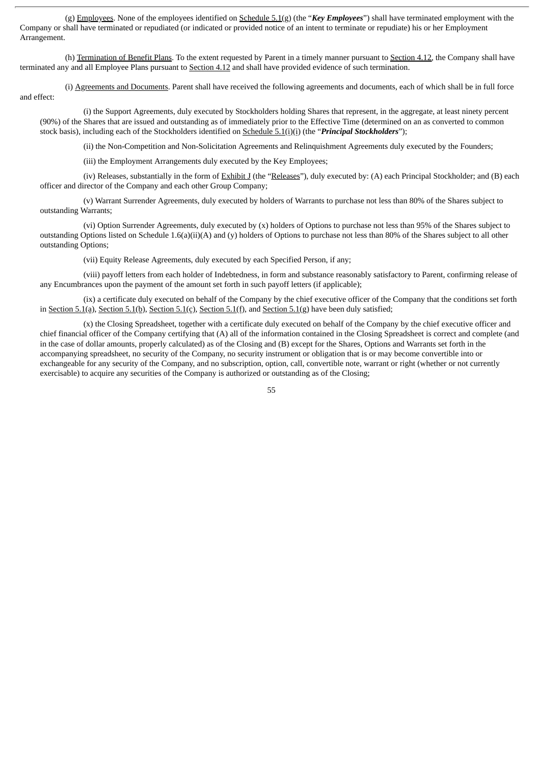(g) Employees. None of the employees identified on Schedule 5.1(g) (the "***Key Employees***") shall have terminated employment with the Company or shall have terminated or repudiated (or indicated or provided notice of an intent to terminate or repudiate) his or her Employment Arrangement.

(h) Termination of Benefit Plans. To the extent requested by Parent in a timely manner pursuant to Section 4.12, the Company shall have terminated any and all Employee Plans pursuant to Section 4.12 and shall have provided evidence of such termination.

(i) Agreements and Documents. Parent shall have received the following agreements and documents, each of which shall be in full force and effect:

(i) the Support Agreements, duly executed by Stockholders holding Shares that represent, in the aggregate, at least ninety percent (90%) of the Shares that are issued and outstanding as of immediately prior to the Effective Time (determined on an as converted to common stock basis), including each of the Stockholders identified on Schedule 5.1(i)(i) (the "***Principal Stockholders***");

(ii) the Non-Competition and Non-Solicitation Agreements and Relinquishment Agreements duly executed by the Founders;

(iii) the Employment Arrangements duly executed by the Key Employees;

(iv) Releases, substantially in the form of Exhibit J (the "Releases"), duly executed by: (A) each Principal Stockholder; and (B) each officer and director of the Company and each other Group Company;

(v) Warrant Surrender Agreements, duly executed by holders of Warrants to purchase not less than 80% of the Shares subject to outstanding Warrants;

(vi) Option Surrender Agreements, duly executed by (x) holders of Options to purchase not less than 95% of the Shares subject to outstanding Options listed on Schedule 1.6(a)(ii)(A) and (y) holders of Options to purchase not less than 80% of the Shares subject to all other outstanding Options;

(vii) Equity Release Agreements, duly executed by each Specified Person, if any;

(viii) payoff letters from each holder of Indebtedness, in form and substance reasonably satisfactory to Parent, confirming release of any Encumbrances upon the payment of the amount set forth in such payoff letters (if applicable);

(ix) a certificate duly executed on behalf of the Company by the chief executive officer of the Company that the conditions set forth in Section 5.1(a), Section 5.1(b), Section 5.1(c), Section 5.1(f), and Section 5.1(g) have been duly satisfied;

(x) the Closing Spreadsheet, together with a certificate duly executed on behalf of the Company by the chief executive officer and chief financial officer of the Company certifying that (A) all of the information contained in the Closing Spreadsheet is correct and complete (and in the case of dollar amounts, properly calculated) as of the Closing and (B) except for the Shares, Options and Warrants set forth in the accompanying spreadsheet, no security of the Company, no security instrument or obligation that is or may become convertible into or exchangeable for any security of the Company, and no subscription, option, call, convertible note, warrant or right (whether or not currently exercisable) to acquire any securities of the Company is authorized or outstanding as of the Closing;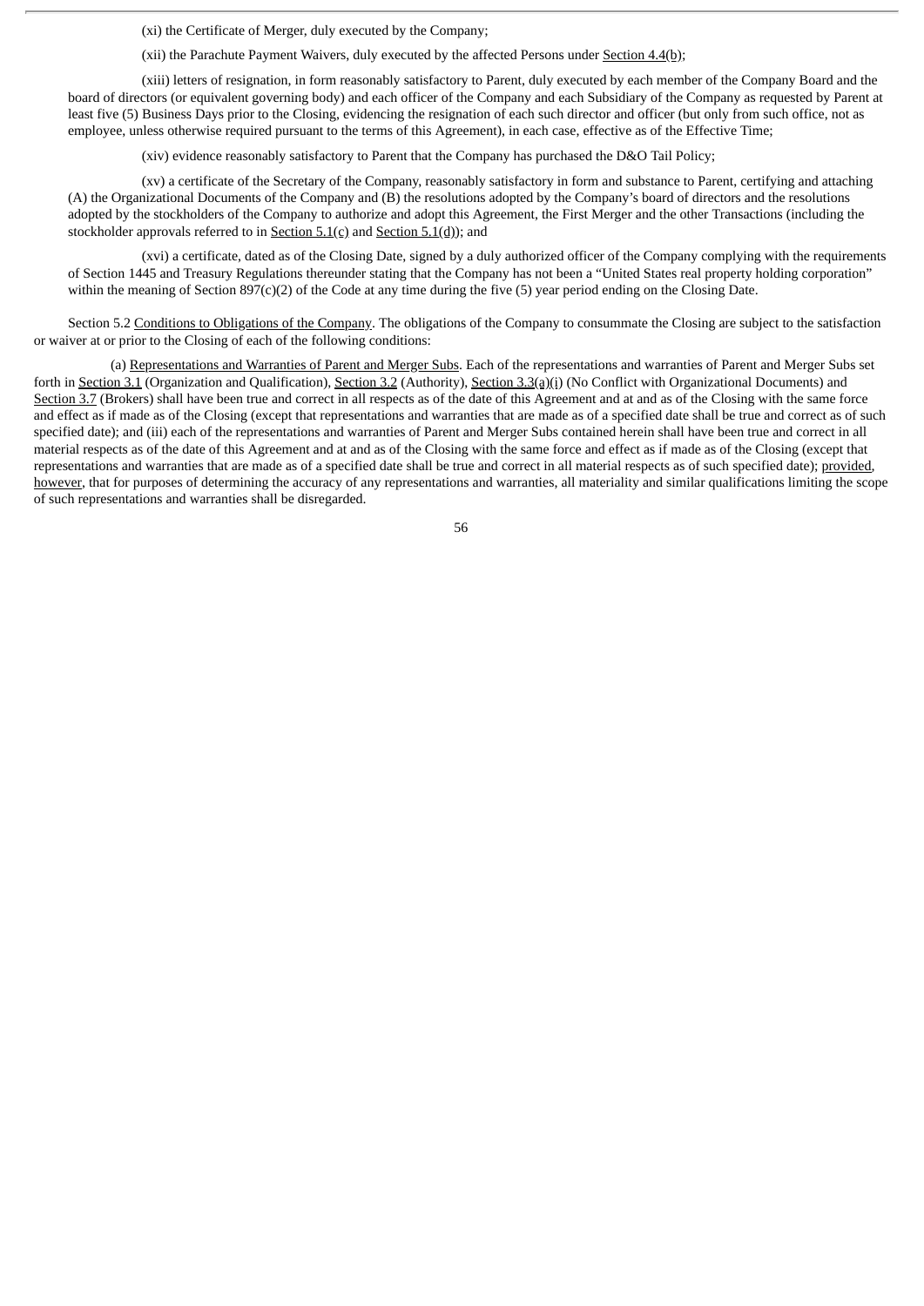(xi) the Certificate of Merger, duly executed by the Company;

(xii) the Parachute Payment Waivers, duly executed by the affected Persons under Section 4.4(b);

(xiii) letters of resignation, in form reasonably satisfactory to Parent, duly executed by each member of the Company Board and the board of directors (or equivalent governing body) and each officer of the Company and each Subsidiary of the Company as requested by Parent at least five (5) Business Days prior to the Closing, evidencing the resignation of each such director and officer (but only from such office, not as employee, unless otherwise required pursuant to the terms of this Agreement), in each case, effective as of the Effective Time;

(xiv) evidence reasonably satisfactory to Parent that the Company has purchased the D&O Tail Policy;

(xv) a certificate of the Secretary of the Company, reasonably satisfactory in form and substance to Parent, certifying and attaching (A) the Organizational Documents of the Company and (B) the resolutions adopted by the Company's board of directors and the resolutions adopted by the stockholders of the Company to authorize and adopt this Agreement, the First Merger and the other Transactions (including the stockholder approvals referred to in Section 5.1(c) and Section 5.1(d)); and

(xvi) a certificate, dated as of the Closing Date, signed by a duly authorized officer of the Company complying with the requirements of Section 1445 and Treasury Regulations thereunder stating that the Company has not been a "United States real property holding corporation" within the meaning of Section 897(c)(2) of the Code at any time during the five (5) year period ending on the Closing Date.

Section 5.2 Conditions to Obligations of the Company. The obligations of the Company to consummate the Closing are subject to the satisfaction or waiver at or prior to the Closing of each of the following conditions:

(a) Representations and Warranties of Parent and Merger Subs. Each of the representations and warranties of Parent and Merger Subs set forth in Section 3.1 (Organization and Qualification), Section 3.2 (Authority), Section 3.3(a)(i) (No Conflict with Organizational Documents) and Section 3.7 (Brokers) shall have been true and correct in all respects as of the date of this Agreement and at and as of the Closing with the same force and effect as if made as of the Closing (except that representations and warranties that are made as of a specified date shall be true and correct as of such specified date); and (iii) each of the representations and warranties of Parent and Merger Subs contained herein shall have been true and correct in all material respects as of the date of this Agreement and at and as of the Closing with the same force and effect as if made as of the Closing (except that representations and warranties that are made as of a specified date shall be true and correct in all material respects as of such specified date); provided, however, that for purposes of determining the accuracy of any representations and warranties, all materiality and similar qualifications limiting the scope of such representations and warranties shall be disregarded.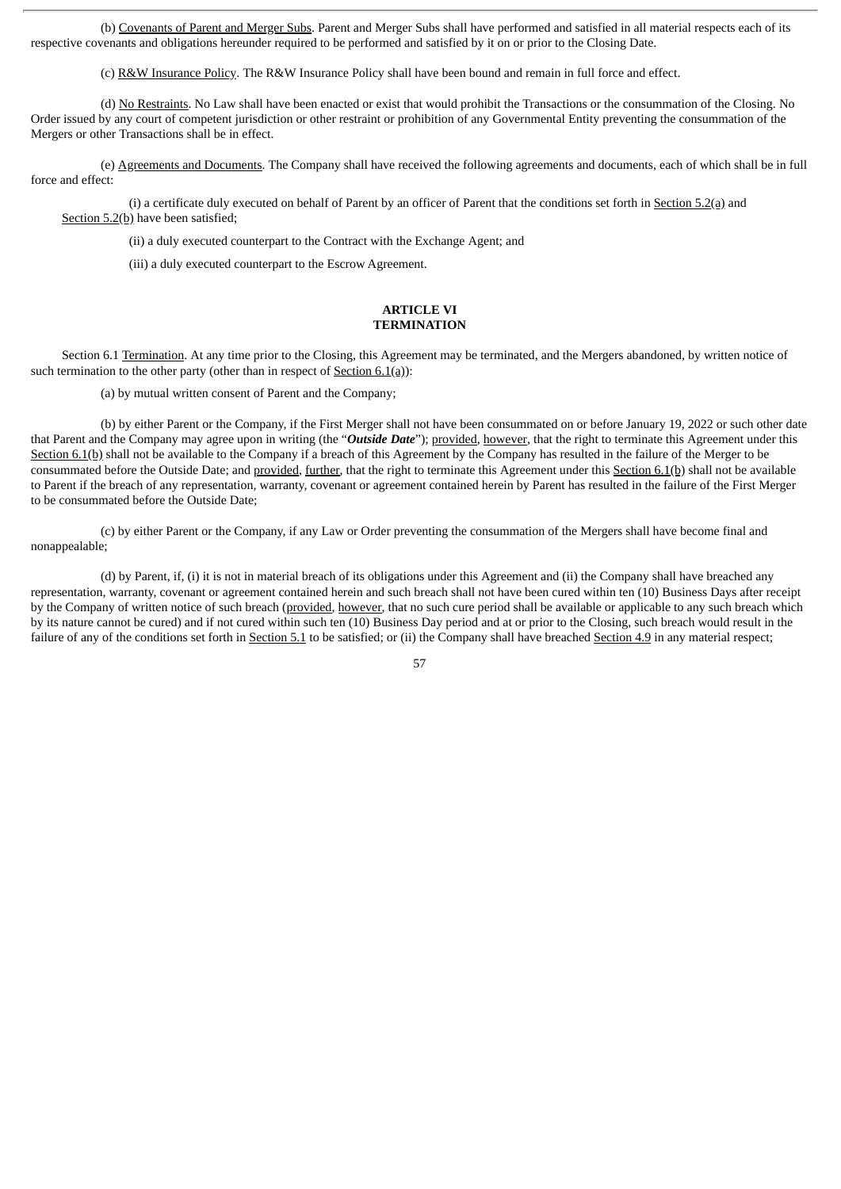(b) Covenants of Parent and Merger Subs. Parent and Merger Subs shall have performed and satisfied in all material respects each of its respective covenants and obligations hereunder required to be performed and satisfied by it on or prior to the Closing Date.

(c) R&W Insurance Policy. The R&W Insurance Policy shall have been bound and remain in full force and effect.

(d) No Restraints. No Law shall have been enacted or exist that would prohibit the Transactions or the consummation of the Closing. No Order issued by any court of competent jurisdiction or other restraint or prohibition of any Governmental Entity preventing the consummation of the Mergers or other Transactions shall be in effect.

(e) Agreements and Documents. The Company shall have received the following agreements and documents, each of which shall be in full force and effect:

(i) a certificate duly executed on behalf of Parent by an officer of Parent that the conditions set forth in Section 5.2(a) and Section 5.2(b) have been satisfied;

(ii) a duly executed counterpart to the Contract with the Exchange Agent; and

(iii) a duly executed counterpart to the Escrow Agreement.

## ARTICLE VI
## TERMINATION

Section 6.1 Termination. At any time prior to the Closing, this Agreement may be terminated, and the Mergers abandoned, by written notice of such termination to the other party (other than in respect of Section 6.1(a)):

(a) by mutual written consent of Parent and the Company;

(b) by either Parent or the Company, if the First Merger shall not have been consummated on or before January 19, 2022 or such other date that Parent and the Company may agree upon in writing (the "***Outside Date***"); provided, however, that the right to terminate this Agreement under this Section 6.1(b) shall not be available to the Company if a breach of this Agreement by the Company has resulted in the failure of the Merger to be consummated before the Outside Date; and provided, further, that the right to terminate this Agreement under this Section 6.1(b) shall not be available to Parent if the breach of any representation, warranty, covenant or agreement contained herein by Parent has resulted in the failure of the First Merger to be consummated before the Outside Date;

(c) by either Parent or the Company, if any Law or Order preventing the consummation of the Mergers shall have become final and nonappealable;

(d) by Parent, if, (i) it is not in material breach of its obligations under this Agreement and (ii) the Company shall have breached any representation, warranty, covenant or agreement contained herein and such breach shall not have been cured within ten (10) Business Days after receipt by the Company of written notice of such breach (provided, however, that no such cure period shall be available or applicable to any such breach which by its nature cannot be cured) and if not cured within such ten (10) Business Day period and at or prior to the Closing, such breach would result in the failure of any of the conditions set forth in Section 5.1 to be satisfied; or (ii) the Company shall have breached Section 4.9 in any material respect;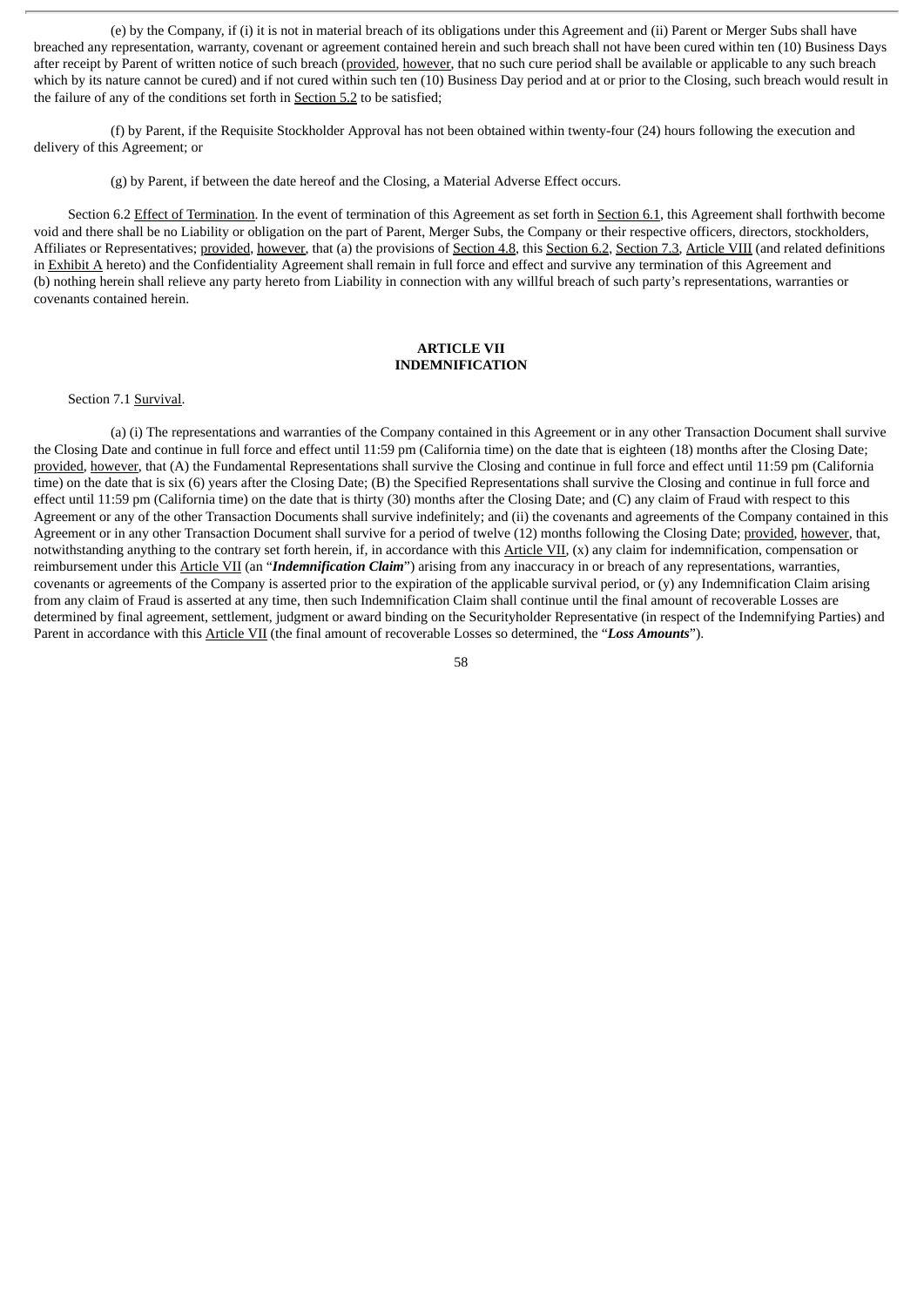(e) by the Company, if (i) it is not in material breach of its obligations under this Agreement and (ii) Parent or Merger Subs shall have breached any representation, warranty, covenant or agreement contained herein and such breach shall not have been cured within ten (10) Business Days after receipt by Parent of written notice of such breach (provided, however, that no such cure period shall be available or applicable to any such breach which by its nature cannot be cured) and if not cured within such ten (10) Business Day period and at or prior to the Closing, such breach would result in the failure of any of the conditions set forth in Section 5.2 to be satisfied;

(f) by Parent, if the Requisite Stockholder Approval has not been obtained within twenty-four (24) hours following the execution and delivery of this Agreement; or

(g) by Parent, if between the date hereof and the Closing, a Material Adverse Effect occurs.

Section 6.2 Effect of Termination. In the event of termination of this Agreement as set forth in Section 6.1, this Agreement shall forthwith become void and there shall be no Liability or obligation on the part of Parent, Merger Subs, the Company or their respective officers, directors, stockholders, Affiliates or Representatives; provided, however, that (a) the provisions of Section 4.8, this Section 6.2, Section 7.3, Article VIII (and related definitions in Exhibit A hereto) and the Confidentiality Agreement shall remain in full force and effect and survive any termination of this Agreement and (b) nothing herein shall relieve any party hereto from Liability in connection with any willful breach of such party's representations, warranties or covenants contained herein.

## ARTICLE VII
## INDEMNIFICATION

Section 7.1 Survival.

(a) (i) The representations and warranties of the Company contained in this Agreement or in any other Transaction Document shall survive the Closing Date and continue in full force and effect until 11:59 pm (California time) on the date that is eighteen (18) months after the Closing Date; provided, however, that (A) the Fundamental Representations shall survive the Closing and continue in full force and effect until 11:59 pm (California time) on the date that is six (6) years after the Closing Date; (B) the Specified Representations shall survive the Closing and continue in full force and effect until 11:59 pm (California time) on the date that is thirty (30) months after the Closing Date; and (C) any claim of Fraud with respect to this Agreement or any of the other Transaction Documents shall survive indefinitely; and (ii) the covenants and agreements of the Company contained in this Agreement or in any other Transaction Document shall survive for a period of twelve (12) months following the Closing Date; provided, however, that, notwithstanding anything to the contrary set forth herein, if, in accordance with this Article VII, (x) any claim for indemnification, compensation or reimbursement under this Article VII (an "***Indemnification Claim***") arising from any inaccuracy in or breach of any representations, warranties, covenants or agreements of the Company is asserted prior to the expiration of the applicable survival period, or (y) any Indemnification Claim arising from any claim of Fraud is asserted at any time, then such Indemnification Claim shall continue until the final amount of recoverable Losses are determined by final agreement, settlement, judgment or award binding on the Securityholder Representative (in respect of the Indemnifying Parties) and Parent in accordance with this Article VII (the final amount of recoverable Losses so determined, the "***Loss Amounts***").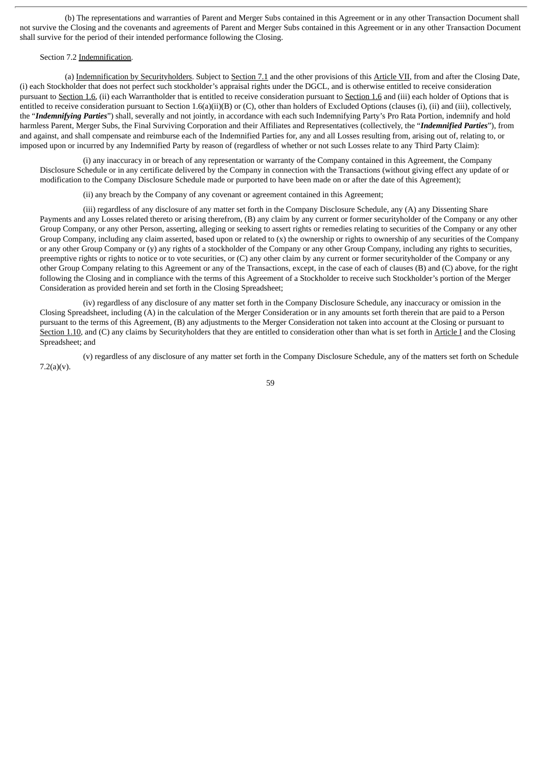(b) The representations and warranties of Parent and Merger Subs contained in this Agreement or in any other Transaction Document shall not survive the Closing and the covenants and agreements of Parent and Merger Subs contained in this Agreement or in any other Transaction Document shall survive for the period of their intended performance following the Closing.

Section 7.2 Indemnification.

(a) Indemnification by Securityholders. Subject to Section 7.1 and the other provisions of this Article VII, from and after the Closing Date, (i) each Stockholder that does not perfect such stockholder's appraisal rights under the DGCL, and is otherwise entitled to receive consideration pursuant to Section 1.6, (ii) each Warrantholder that is entitled to receive consideration pursuant to Section 1.6 and (iii) each holder of Options that is entitled to receive consideration pursuant to Section 1.6(a)(ii)(B) or (C), other than holders of Excluded Options (clauses (i), (ii) and (iii), collectively, the "***Indemnifying Parties***") shall, severally and not jointly, in accordance with each such Indemnifying Party's Pro Rata Portion, indemnify and hold harmless Parent, Merger Subs, the Final Surviving Corporation and their Affiliates and Representatives (collectively, the "***Indemnified Parties***"), from and against, and shall compensate and reimburse each of the Indemnified Parties for, any and all Losses resulting from, arising out of, relating to, or imposed upon or incurred by any Indemnified Party by reason of (regardless of whether or not such Losses relate to any Third Party Claim):

(i) any inaccuracy in or breach of any representation or warranty of the Company contained in this Agreement, the Company Disclosure Schedule or in any certificate delivered by the Company in connection with the Transactions (without giving effect any update of or modification to the Company Disclosure Schedule made or purported to have been made on or after the date of this Agreement);

(ii) any breach by the Company of any covenant or agreement contained in this Agreement;

(iii) regardless of any disclosure of any matter set forth in the Company Disclosure Schedule, any (A) any Dissenting Share Payments and any Losses related thereto or arising therefrom, (B) any claim by any current or former securityholder of the Company or any other Group Company, or any other Person, asserting, alleging or seeking to assert rights or remedies relating to securities of the Company or any other Group Company, including any claim asserted, based upon or related to (x) the ownership or rights to ownership of any securities of the Company or any other Group Company or (y) any rights of a stockholder of the Company or any other Group Company, including any rights to securities, preemptive rights or rights to notice or to vote securities, or (C) any other claim by any current or former securityholder of the Company or any other Group Company relating to this Agreement or any of the Transactions, except, in the case of each of clauses (B) and (C) above, for the right following the Closing and in compliance with the terms of this Agreement of a Stockholder to receive such Stockholder's portion of the Merger Consideration as provided herein and set forth in the Closing Spreadsheet;

(iv) regardless of any disclosure of any matter set forth in the Company Disclosure Schedule, any inaccuracy or omission in the Closing Spreadsheet, including (A) in the calculation of the Merger Consideration or in any amounts set forth therein that are paid to a Person pursuant to the terms of this Agreement, (B) any adjustments to the Merger Consideration not taken into account at the Closing or pursuant to Section 1.10, and (C) any claims by Securityholders that they are entitled to consideration other than what is set forth in Article I and the Closing Spreadsheet; and

(v) regardless of any disclosure of any matter set forth in the Company Disclosure Schedule, any of the matters set forth on Schedule 7.2(a)(v).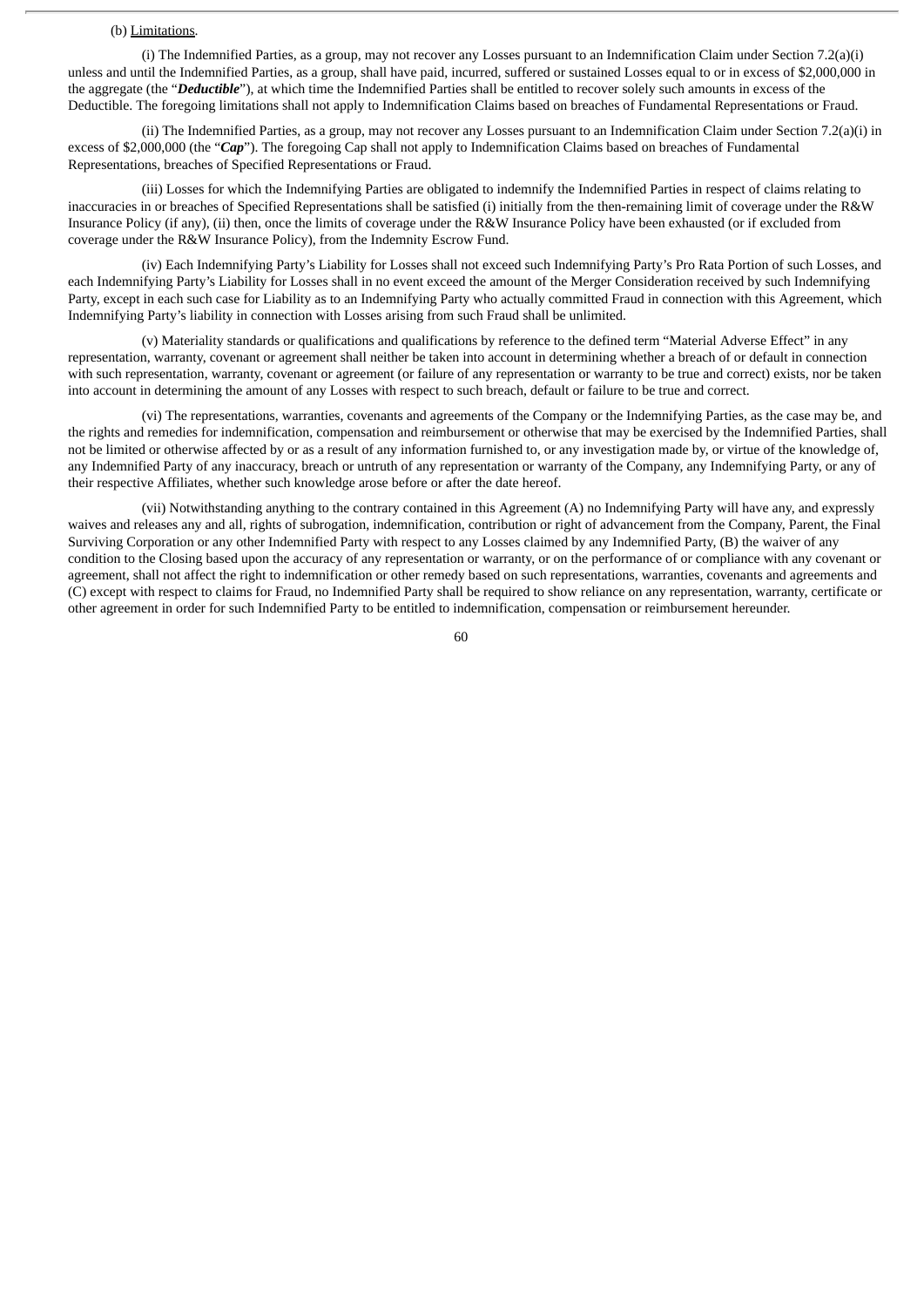(b) Limitations.

(i) The Indemnified Parties, as a group, may not recover any Losses pursuant to an Indemnification Claim under Section 7.2(a)(i) unless and until the Indemnified Parties, as a group, shall have paid, incurred, suffered or sustained Losses equal to or in excess of $2,000,000 in the aggregate (the "***Deductible***"), at which time the Indemnified Parties shall be entitled to recover solely such amounts in excess of the Deductible. The foregoing limitations shall not apply to Indemnification Claims based on breaches of Fundamental Representations or Fraud.

(ii) The Indemnified Parties, as a group, may not recover any Losses pursuant to an Indemnification Claim under Section 7.2(a)(i) in excess of $2,000,000 (the "***Cap***"). The foregoing Cap shall not apply to Indemnification Claims based on breaches of Fundamental Representations, breaches of Specified Representations or Fraud.

(iii) Losses for which the Indemnifying Parties are obligated to indemnify the Indemnified Parties in respect of claims relating to inaccuracies in or breaches of Specified Representations shall be satisfied (i) initially from the then-remaining limit of coverage under the R&W Insurance Policy (if any), (ii) then, once the limits of coverage under the R&W Insurance Policy have been exhausted (or if excluded from coverage under the R&W Insurance Policy), from the Indemnity Escrow Fund.

(iv) Each Indemnifying Party's Liability for Losses shall not exceed such Indemnifying Party's Pro Rata Portion of such Losses, and each Indemnifying Party's Liability for Losses shall in no event exceed the amount of the Merger Consideration received by such Indemnifying Party, except in each such case for Liability as to an Indemnifying Party who actually committed Fraud in connection with this Agreement, which Indemnifying Party's liability in connection with Losses arising from such Fraud shall be unlimited.

(v) Materiality standards or qualifications and qualifications by reference to the defined term "Material Adverse Effect" in any representation, warranty, covenant or agreement shall neither be taken into account in determining whether a breach of or default in connection with such representation, warranty, covenant or agreement (or failure of any representation or warranty to be true and correct) exists, nor be taken into account in determining the amount of any Losses with respect to such breach, default or failure to be true and correct.

(vi) The representations, warranties, covenants and agreements of the Company or the Indemnifying Parties, as the case may be, and the rights and remedies for indemnification, compensation and reimbursement or otherwise that may be exercised by the Indemnified Parties, shall not be limited or otherwise affected by or as a result of any information furnished to, or any investigation made by, or virtue of the knowledge of, any Indemnified Party of any inaccuracy, breach or untruth of any representation or warranty of the Company, any Indemnifying Party, or any of their respective Affiliates, whether such knowledge arose before or after the date hereof.

(vii) Notwithstanding anything to the contrary contained in this Agreement (A) no Indemnifying Party will have any, and expressly waives and releases any and all, rights of subrogation, indemnification, contribution or right of advancement from the Company, Parent, the Final Surviving Corporation or any other Indemnified Party with respect to any Losses claimed by any Indemnified Party, (B) the waiver of any condition to the Closing based upon the accuracy of any representation or warranty, or on the performance of or compliance with any covenant or agreement, shall not affect the right to indemnification or other remedy based on such representations, warranties, covenants and agreements and (C) except with respect to claims for Fraud, no Indemnified Party shall be required to show reliance on any representation, warranty, certificate or other agreement in order for such Indemnified Party to be entitled to indemnification, compensation or reimbursement hereunder.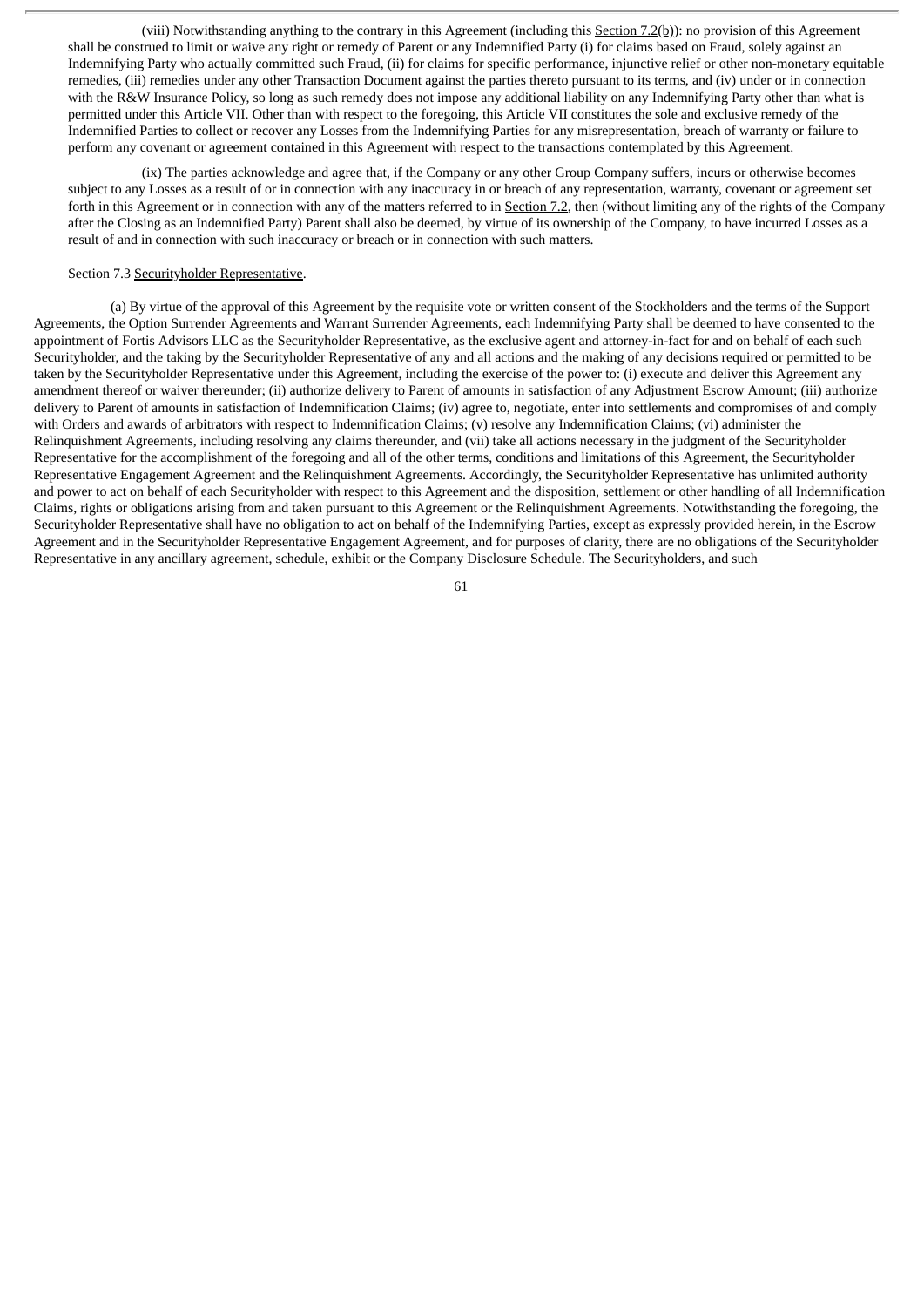(viii) Notwithstanding anything to the contrary in this Agreement (including this Section 7.2(b)): no provision of this Agreement shall be construed to limit or waive any right or remedy of Parent or any Indemnified Party (i) for claims based on Fraud, solely against an Indemnifying Party who actually committed such Fraud, (ii) for claims for specific performance, injunctive relief or other non-monetary equitable remedies, (iii) remedies under any other Transaction Document against the parties thereto pursuant to its terms, and (iv) under or in connection with the R&W Insurance Policy, so long as such remedy does not impose any additional liability on any Indemnifying Party other than what is permitted under this Article VII. Other than with respect to the foregoing, this Article VII constitutes the sole and exclusive remedy of the Indemnified Parties to collect or recover any Losses from the Indemnifying Parties for any misrepresentation, breach of warranty or failure to perform any covenant or agreement contained in this Agreement with respect to the transactions contemplated by this Agreement.

(ix) The parties acknowledge and agree that, if the Company or any other Group Company suffers, incurs or otherwise becomes subject to any Losses as a result of or in connection with any inaccuracy in or breach of any representation, warranty, covenant or agreement set forth in this Agreement or in connection with any of the matters referred to in Section 7.2, then (without limiting any of the rights of the Company after the Closing as an Indemnified Party) Parent shall also be deemed, by virtue of its ownership of the Company, to have incurred Losses as a result of and in connection with such inaccuracy or breach or in connection with such matters.

Section 7.3 Securityholder Representative.

(a) By virtue of the approval of this Agreement by the requisite vote or written consent of the Stockholders and the terms of the Support Agreements, the Option Surrender Agreements and Warrant Surrender Agreements, each Indemnifying Party shall be deemed to have consented to the appointment of Fortis Advisors LLC as the Securityholder Representative, as the exclusive agent and attorney-in-fact for and on behalf of each such Securityholder, and the taking by the Securityholder Representative of any and all actions and the making of any decisions required or permitted to be taken by the Securityholder Representative under this Agreement, including the exercise of the power to: (i) execute and deliver this Agreement any amendment thereof or waiver thereunder; (ii) authorize delivery to Parent of amounts in satisfaction of any Adjustment Escrow Amount; (iii) authorize delivery to Parent of amounts in satisfaction of Indemnification Claims; (iv) agree to, negotiate, enter into settlements and compromises of and comply with Orders and awards of arbitrators with respect to Indemnification Claims; (v) resolve any Indemnification Claims; (vi) administer the Relinquishment Agreements, including resolving any claims thereunder, and (vii) take all actions necessary in the judgment of the Securityholder Representative for the accomplishment of the foregoing and all of the other terms, conditions and limitations of this Agreement, the Securityholder Representative Engagement Agreement and the Relinquishment Agreements. Accordingly, the Securityholder Representative has unlimited authority and power to act on behalf of each Securityholder with respect to this Agreement and the disposition, settlement or other handling of all Indemnification Claims, rights or obligations arising from and taken pursuant to this Agreement or the Relinquishment Agreements. Notwithstanding the foregoing, the Securityholder Representative shall have no obligation to act on behalf of the Indemnifying Parties, except as expressly provided herein, in the Escrow Agreement and in the Securityholder Representative Engagement Agreement, and for purposes of clarity, there are no obligations of the Securityholder Representative in any ancillary agreement, schedule, exhibit or the Company Disclosure Schedule. The Securityholders, and such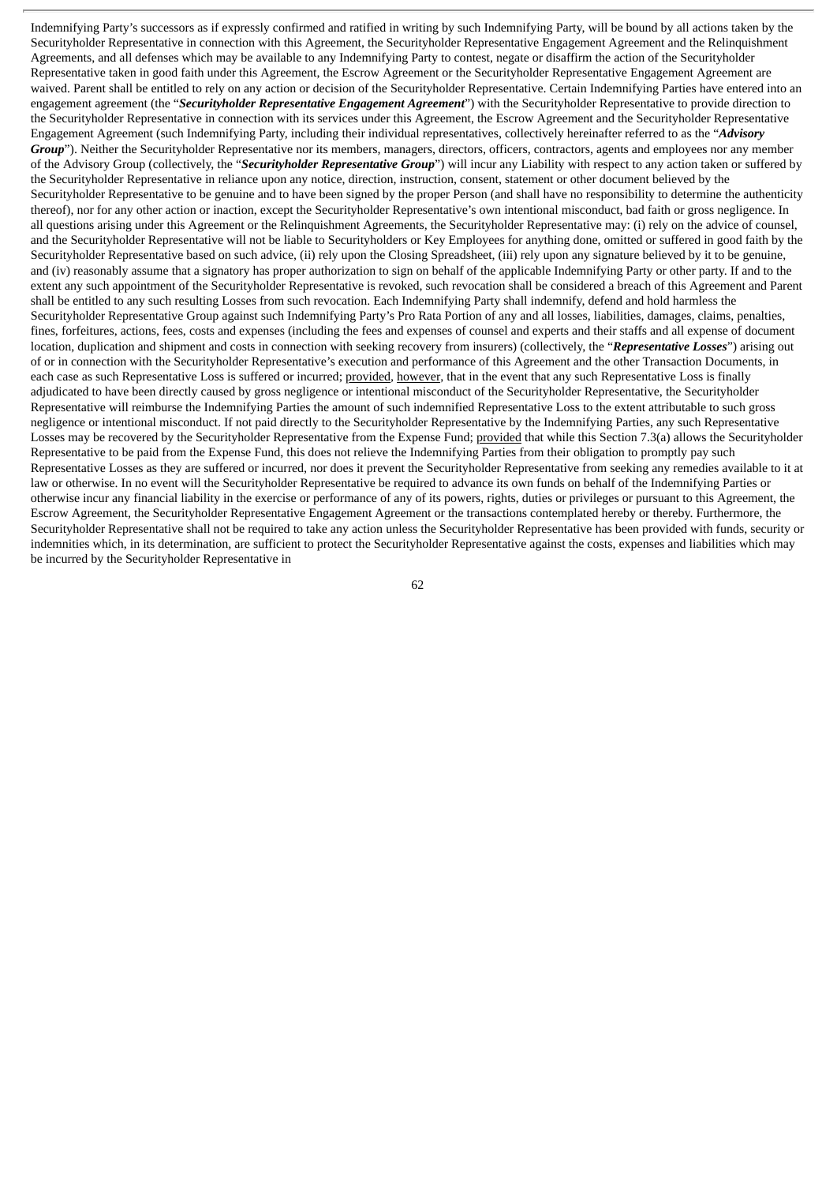Indemnifying Party's successors as if expressly confirmed and ratified in writing by such Indemnifying Party, will be bound by all actions taken by the Securityholder Representative in connection with this Agreement, the Securityholder Representative Engagement Agreement and the Relinquishment Agreements, and all defenses which may be available to any Indemnifying Party to contest, negate or disaffirm the action of the Securityholder Representative taken in good faith under this Agreement, the Escrow Agreement or the Securityholder Representative Engagement Agreement are waived. Parent shall be entitled to rely on any action or decision of the Securityholder Representative. Certain Indemnifying Parties have entered into an engagement agreement (the "***Securityholder Representative Engagement Agreement***") with the Securityholder Representative to provide direction to the Securityholder Representative in connection with its services under this Agreement, the Escrow Agreement and the Securityholder Representative Engagement Agreement (such Indemnifying Party, including their individual representatives, collectively hereinafter referred to as the "***Advisory Group***"). Neither the Securityholder Representative nor its members, managers, directors, officers, contractors, agents and employees nor any member of the Advisory Group (collectively, the "***Securityholder Representative Group***") will incur any Liability with respect to any action taken or suffered by the Securityholder Representative in reliance upon any notice, direction, instruction, consent, statement or other document believed by the Securityholder Representative to be genuine and to have been signed by the proper Person (and shall have no responsibility to determine the authenticity thereof), nor for any other action or inaction, except the Securityholder Representative's own intentional misconduct, bad faith or gross negligence. In all questions arising under this Agreement or the Relinquishment Agreements, the Securityholder Representative may: (i) rely on the advice of counsel, and the Securityholder Representative will not be liable to Securityholders or Key Employees for anything done, omitted or suffered in good faith by the Securityholder Representative based on such advice, (ii) rely upon the Closing Spreadsheet, (iii) rely upon any signature believed by it to be genuine, and (iv) reasonably assume that a signatory has proper authorization to sign on behalf of the applicable Indemnifying Party or other party. If and to the extent any such appointment of the Securityholder Representative is revoked, such revocation shall be considered a breach of this Agreement and Parent shall be entitled to any such resulting Losses from such revocation. Each Indemnifying Party shall indemnify, defend and hold harmless the Securityholder Representative Group against such Indemnifying Party's Pro Rata Portion of any and all losses, liabilities, damages, claims, penalties, fines, forfeitures, actions, fees, costs and expenses (including the fees and expenses of counsel and experts and their staffs and all expense of document location, duplication and shipment and costs in connection with seeking recovery from insurers) (collectively, the "***Representative Losses***") arising out of or in connection with the Securityholder Representative's execution and performance of this Agreement and the other Transaction Documents, in each case as such Representative Loss is suffered or incurred; provided, however, that in the event that any such Representative Loss is finally adjudicated to have been directly caused by gross negligence or intentional misconduct of the Securityholder Representative, the Securityholder Representative will reimburse the Indemnifying Parties the amount of such indemnified Representative Loss to the extent attributable to such gross negligence or intentional misconduct. If not paid directly to the Securityholder Representative by the Indemnifying Parties, any such Representative Losses may be recovered by the Securityholder Representative from the Expense Fund; provided that while this Section 7.3(a) allows the Securityholder Representative to be paid from the Expense Fund, this does not relieve the Indemnifying Parties from their obligation to promptly pay such Representative Losses as they are suffered or incurred, nor does it prevent the Securityholder Representative from seeking any remedies available to it at law or otherwise. In no event will the Securityholder Representative be required to advance its own funds on behalf of the Indemnifying Parties or otherwise incur any financial liability in the exercise or performance of any of its powers, rights, duties or privileges or pursuant to this Agreement, the Escrow Agreement, the Securityholder Representative Engagement Agreement or the transactions contemplated hereby or thereby. Furthermore, the Securityholder Representative shall not be required to take any action unless the Securityholder Representative has been provided with funds, security or indemnities which, in its determination, are sufficient to protect the Securityholder Representative against the costs, expenses and liabilities which may be incurred by the Securityholder Representative in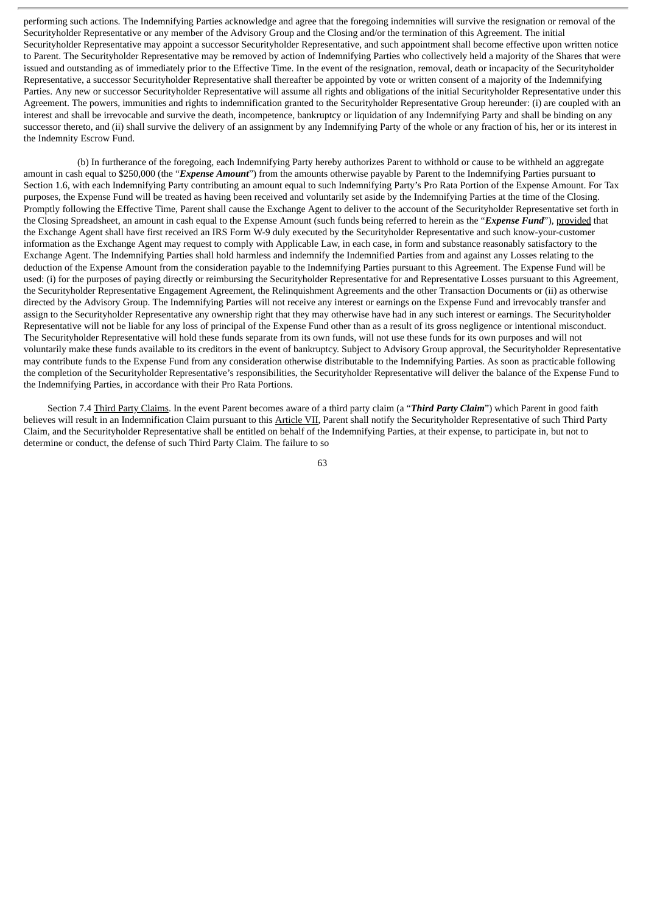performing such actions. The Indemnifying Parties acknowledge and agree that the foregoing indemnities will survive the resignation or removal of the Securityholder Representative or any member of the Advisory Group and the Closing and/or the termination of this Agreement. The initial Securityholder Representative may appoint a successor Securityholder Representative, and such appointment shall become effective upon written notice to Parent. The Securityholder Representative may be removed by action of Indemnifying Parties who collectively held a majority of the Shares that were issued and outstanding as of immediately prior to the Effective Time. In the event of the resignation, removal, death or incapacity of the Securityholder Representative, a successor Securityholder Representative shall thereafter be appointed by vote or written consent of a majority of the Indemnifying Parties. Any new or successor Securityholder Representative will assume all rights and obligations of the initial Securityholder Representative under this Agreement. The powers, immunities and rights to indemnification granted to the Securityholder Representative Group hereunder: (i) are coupled with an interest and shall be irrevocable and survive the death, incompetence, bankruptcy or liquidation of any Indemnifying Party and shall be binding on any successor thereto, and (ii) shall survive the delivery of an assignment by any Indemnifying Party of the whole or any fraction of his, her or its interest in the Indemnity Escrow Fund.

(b) In furtherance of the foregoing, each Indemnifying Party hereby authorizes Parent to withhold or cause to be withheld an aggregate amount in cash equal to $250,000 (the "***Expense Amount***") from the amounts otherwise payable by Parent to the Indemnifying Parties pursuant to Section 1.6, with each Indemnifying Party contributing an amount equal to such Indemnifying Party's Pro Rata Portion of the Expense Amount. For Tax purposes, the Expense Fund will be treated as having been received and voluntarily set aside by the Indemnifying Parties at the time of the Closing. Promptly following the Effective Time, Parent shall cause the Exchange Agent to deliver to the account of the Securityholder Representative set forth in the Closing Spreadsheet, an amount in cash equal to the Expense Amount (such funds being referred to herein as the "***Expense Fund***"), provided that the Exchange Agent shall have first received an IRS Form W-9 duly executed by the Securityholder Representative and such know-your-customer information as the Exchange Agent may request to comply with Applicable Law, in each case, in form and substance reasonably satisfactory to the Exchange Agent. The Indemnifying Parties shall hold harmless and indemnify the Indemnified Parties from and against any Losses relating to the deduction of the Expense Amount from the consideration payable to the Indemnifying Parties pursuant to this Agreement. The Expense Fund will be used: (i) for the purposes of paying directly or reimbursing the Securityholder Representative for and Representative Losses pursuant to this Agreement, the Securityholder Representative Engagement Agreement, the Relinquishment Agreements and the other Transaction Documents or (ii) as otherwise directed by the Advisory Group. The Indemnifying Parties will not receive any interest or earnings on the Expense Fund and irrevocably transfer and assign to the Securityholder Representative any ownership right that they may otherwise have had in any such interest or earnings. The Securityholder Representative will not be liable for any loss of principal of the Expense Fund other than as a result of its gross negligence or intentional misconduct. The Securityholder Representative will hold these funds separate from its own funds, will not use these funds for its own purposes and will not voluntarily make these funds available to its creditors in the event of bankruptcy. Subject to Advisory Group approval, the Securityholder Representative may contribute funds to the Expense Fund from any consideration otherwise distributable to the Indemnifying Parties. As soon as practicable following the completion of the Securityholder Representative's responsibilities, the Securityholder Representative will deliver the balance of the Expense Fund to the Indemnifying Parties, in accordance with their Pro Rata Portions.

Section 7.4 Third Party Claims. In the event Parent becomes aware of a third party claim (a "***Third Party Claim***") which Parent in good faith believes will result in an Indemnification Claim pursuant to this Article VII, Parent shall notify the Securityholder Representative of such Third Party Claim, and the Securityholder Representative shall be entitled on behalf of the Indemnifying Parties, at their expense, to participate in, but not to determine or conduct, the defense of such Third Party Claim. The failure to so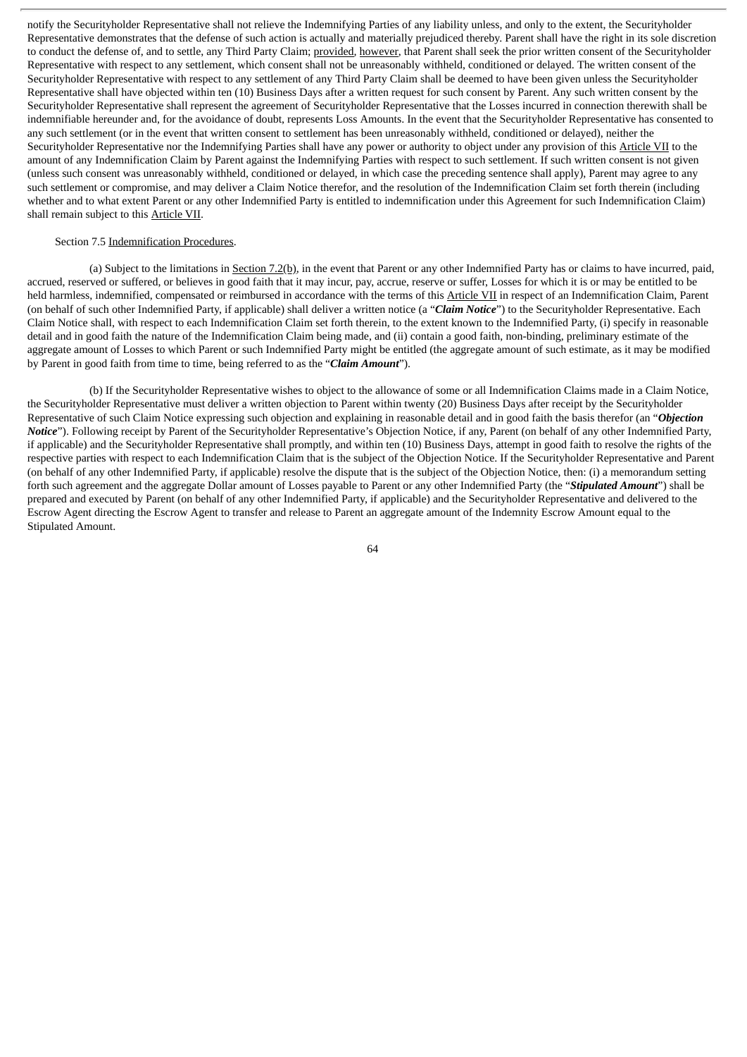notify the Securityholder Representative shall not relieve the Indemnifying Parties of any liability unless, and only to the extent, the Securityholder Representative demonstrates that the defense of such action is actually and materially prejudiced thereby. Parent shall have the right in its sole discretion to conduct the defense of, and to settle, any Third Party Claim; provided, however, that Parent shall seek the prior written consent of the Securityholder Representative with respect to any settlement, which consent shall not be unreasonably withheld, conditioned or delayed. The written consent of the Securityholder Representative with respect to any settlement of any Third Party Claim shall be deemed to have been given unless the Securityholder Representative shall have objected within ten (10) Business Days after a written request for such consent by Parent. Any such written consent by the Securityholder Representative shall represent the agreement of Securityholder Representative that the Losses incurred in connection therewith shall be indemnifiable hereunder and, for the avoidance of doubt, represents Loss Amounts. In the event that the Securityholder Representative has consented to any such settlement (or in the event that written consent to settlement has been unreasonably withheld, conditioned or delayed), neither the Securityholder Representative nor the Indemnifying Parties shall have any power or authority to object under any provision of this Article VII to the amount of any Indemnification Claim by Parent against the Indemnifying Parties with respect to such settlement. If such written consent is not given (unless such consent was unreasonably withheld, conditioned or delayed, in which case the preceding sentence shall apply), Parent may agree to any such settlement or compromise, and may deliver a Claim Notice therefor, and the resolution of the Indemnification Claim set forth therein (including whether and to what extent Parent or any other Indemnified Party is entitled to indemnification under this Agreement for such Indemnification Claim) shall remain subject to this Article VII.

Section 7.5 Indemnification Procedures.

(a) Subject to the limitations in Section 7.2(b), in the event that Parent or any other Indemnified Party has or claims to have incurred, paid, accrued, reserved or suffered, or believes in good faith that it may incur, pay, accrue, reserve or suffer, Losses for which it is or may be entitled to be held harmless, indemnified, compensated or reimbursed in accordance with the terms of this Article VII in respect of an Indemnification Claim, Parent (on behalf of such other Indemnified Party, if applicable) shall deliver a written notice (a "***Claim Notice***") to the Securityholder Representative. Each Claim Notice shall, with respect to each Indemnification Claim set forth therein, to the extent known to the Indemnified Party, (i) specify in reasonable detail and in good faith the nature of the Indemnification Claim being made, and (ii) contain a good faith, non-binding, preliminary estimate of the aggregate amount of Losses to which Parent or such Indemnified Party might be entitled (the aggregate amount of such estimate, as it may be modified by Parent in good faith from time to time, being referred to as the "***Claim Amount***").

(b) If the Securityholder Representative wishes to object to the allowance of some or all Indemnification Claims made in a Claim Notice, the Securityholder Representative must deliver a written objection to Parent within twenty (20) Business Days after receipt by the Securityholder Representative of such Claim Notice expressing such objection and explaining in reasonable detail and in good faith the basis therefor (an "***Objection Notice***"). Following receipt by Parent of the Securityholder Representative's Objection Notice, if any, Parent (on behalf of any other Indemnified Party, if applicable) and the Securityholder Representative shall promptly, and within ten (10) Business Days, attempt in good faith to resolve the rights of the respective parties with respect to each Indemnification Claim that is the subject of the Objection Notice. If the Securityholder Representative and Parent (on behalf of any other Indemnified Party, if applicable) resolve the dispute that is the subject of the Objection Notice, then: (i) a memorandum setting forth such agreement and the aggregate Dollar amount of Losses payable to Parent or any other Indemnified Party (the "***Stipulated Amount***") shall be prepared and executed by Parent (on behalf of any other Indemnified Party, if applicable) and the Securityholder Representative and delivered to the Escrow Agent directing the Escrow Agent to transfer and release to Parent an aggregate amount of the Indemnity Escrow Amount equal to the Stipulated Amount.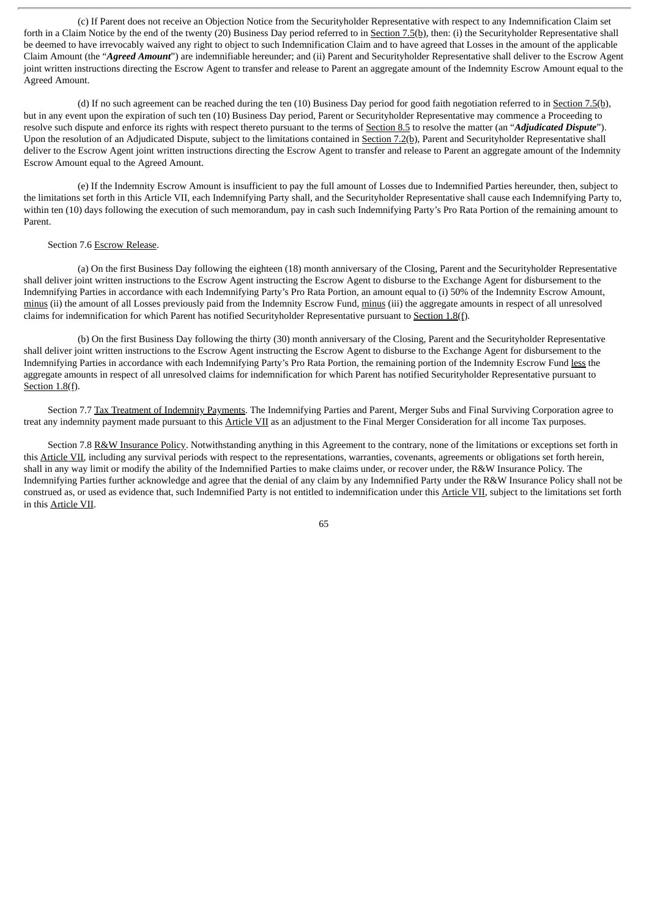(c) If Parent does not receive an Objection Notice from the Securityholder Representative with respect to any Indemnification Claim set forth in a Claim Notice by the end of the twenty (20) Business Day period referred to in Section 7.5(b), then: (i) the Securityholder Representative shall be deemed to have irrevocably waived any right to object to such Indemnification Claim and to have agreed that Losses in the amount of the applicable Claim Amount (the "***Agreed Amount***") are indemnifiable hereunder; and (ii) Parent and Securityholder Representative shall deliver to the Escrow Agent joint written instructions directing the Escrow Agent to transfer and release to Parent an aggregate amount of the Indemnity Escrow Amount equal to the Agreed Amount.

(d) If no such agreement can be reached during the ten (10) Business Day period for good faith negotiation referred to in Section 7.5(b), but in any event upon the expiration of such ten (10) Business Day period, Parent or Securityholder Representative may commence a Proceeding to resolve such dispute and enforce its rights with respect thereto pursuant to the terms of Section 8.5 to resolve the matter (an "***Adjudicated Dispute***"). Upon the resolution of an Adjudicated Dispute, subject to the limitations contained in Section 7.2(b), Parent and Securityholder Representative shall deliver to the Escrow Agent joint written instructions directing the Escrow Agent to transfer and release to Parent an aggregate amount of the Indemnity Escrow Amount equal to the Agreed Amount.

(e) If the Indemnity Escrow Amount is insufficient to pay the full amount of Losses due to Indemnified Parties hereunder, then, subject to the limitations set forth in this Article VII, each Indemnifying Party shall, and the Securityholder Representative shall cause each Indemnifying Party to, within ten (10) days following the execution of such memorandum, pay in cash such Indemnifying Party's Pro Rata Portion of the remaining amount to Parent.

Section 7.6 Escrow Release.

(a) On the first Business Day following the eighteen (18) month anniversary of the Closing, Parent and the Securityholder Representative shall deliver joint written instructions to the Escrow Agent instructing the Escrow Agent to disburse to the Exchange Agent for disbursement to the Indemnifying Parties in accordance with each Indemnifying Party's Pro Rata Portion, an amount equal to (i) 50% of the Indemnity Escrow Amount, minus (ii) the amount of all Losses previously paid from the Indemnity Escrow Fund, minus (iii) the aggregate amounts in respect of all unresolved claims for indemnification for which Parent has notified Securityholder Representative pursuant to Section 1.8(f).

(b) On the first Business Day following the thirty (30) month anniversary of the Closing, Parent and the Securityholder Representative shall deliver joint written instructions to the Escrow Agent instructing the Escrow Agent to disburse to the Exchange Agent for disbursement to the Indemnifying Parties in accordance with each Indemnifying Party's Pro Rata Portion, the remaining portion of the Indemnity Escrow Fund less the aggregate amounts in respect of all unresolved claims for indemnification for which Parent has notified Securityholder Representative pursuant to Section 1.8(f).

Section 7.7 Tax Treatment of Indemnity Payments. The Indemnifying Parties and Parent, Merger Subs and Final Surviving Corporation agree to treat any indemnity payment made pursuant to this Article VII as an adjustment to the Final Merger Consideration for all income Tax purposes.

Section 7.8 R&W Insurance Policy. Notwithstanding anything in this Agreement to the contrary, none of the limitations or exceptions set forth in this Article VII, including any survival periods with respect to the representations, warranties, covenants, agreements or obligations set forth herein, shall in any way limit or modify the ability of the Indemnified Parties to make claims under, or recover under, the R&W Insurance Policy. The Indemnifying Parties further acknowledge and agree that the denial of any claim by any Indemnified Party under the R&W Insurance Policy shall not be construed as, or used as evidence that, such Indemnified Party is not entitled to indemnification under this Article VII, subject to the limitations set forth in this Article VII.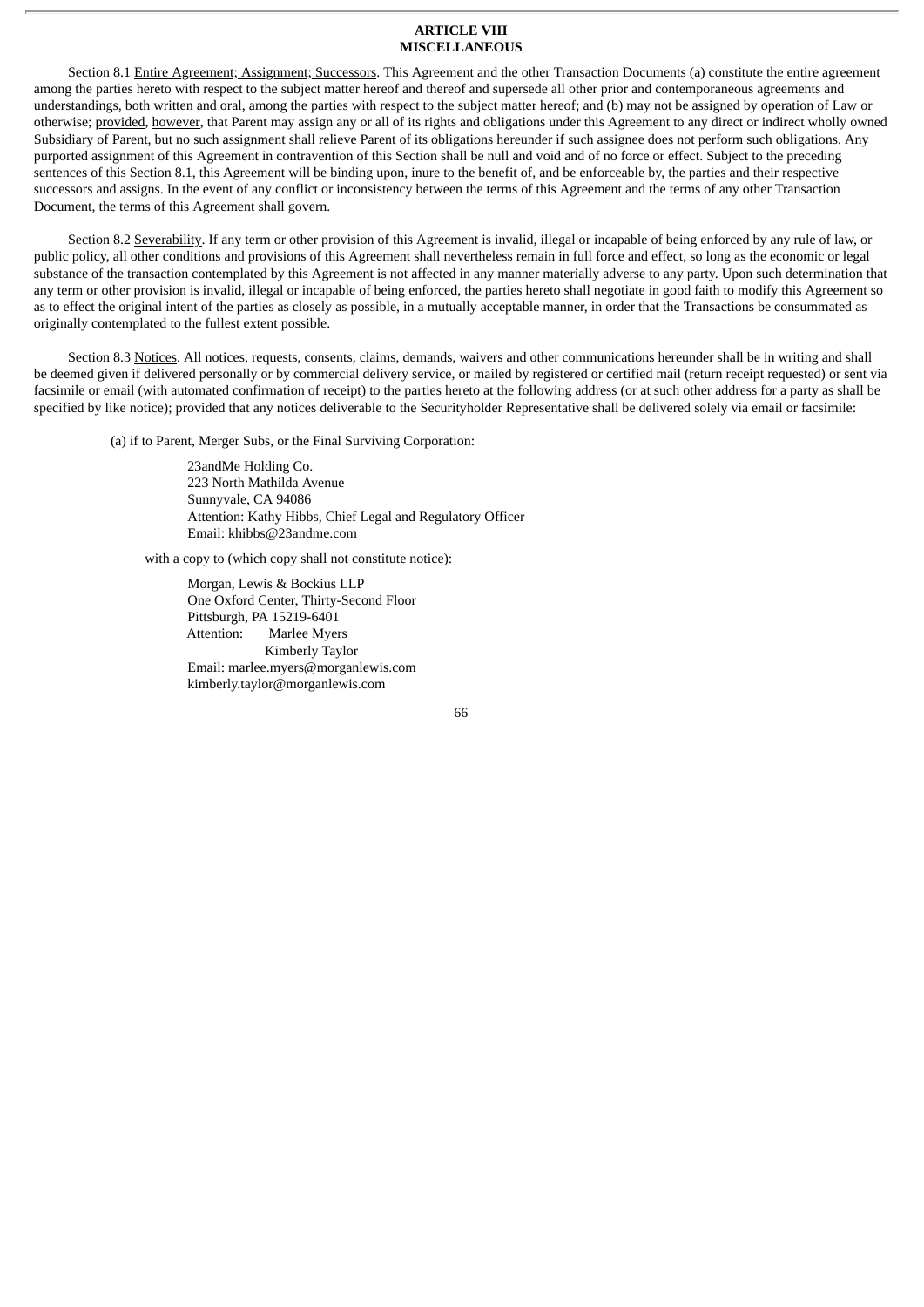**ARTICLE VIII**
**MISCELLANEOUS**

Section 8.1 Entire Agreement; Assignment; Successors. This Agreement and the other Transaction Documents (a) constitute the entire agreement among the parties hereto with respect to the subject matter hereof and thereof and supersede all other prior and contemporaneous agreements and understandings, both written and oral, among the parties with respect to the subject matter hereof; and (b) may not be assigned by operation of Law or otherwise; provided, however, that Parent may assign any or all of its rights and obligations under this Agreement to any direct or indirect wholly owned Subsidiary of Parent, but no such assignment shall relieve Parent of its obligations hereunder if such assignee does not perform such obligations. Any purported assignment of this Agreement in contravention of this Section shall be null and void and of no force or effect. Subject to the preceding sentences of this Section 8.1, this Agreement will be binding upon, inure to the benefit of, and be enforceable by, the parties and their respective successors and assigns. In the event of any conflict or inconsistency between the terms of this Agreement and the terms of any other Transaction Document, the terms of this Agreement shall govern.

Section 8.2 Severability. If any term or other provision of this Agreement is invalid, illegal or incapable of being enforced by any rule of law, or public policy, all other conditions and provisions of this Agreement shall nevertheless remain in full force and effect, so long as the economic or legal substance of the transaction contemplated by this Agreement is not affected in any manner materially adverse to any party. Upon such determination that any term or other provision is invalid, illegal or incapable of being enforced, the parties hereto shall negotiate in good faith to modify this Agreement so as to effect the original intent of the parties as closely as possible, in a mutually acceptable manner, in order that the Transactions be consummated as originally contemplated to the fullest extent possible.

Section 8.3 Notices. All notices, requests, consents, claims, demands, waivers and other communications hereunder shall be in writing and shall be deemed given if delivered personally or by commercial delivery service, or mailed by registered or certified mail (return receipt requested) or sent via facsimile or email (with automated confirmation of receipt) to the parties hereto at the following address (or at such other address for a party as shall be specified by like notice); provided that any notices deliverable to the Securityholder Representative shall be delivered solely via email or facsimile:

(a) if to Parent, Merger Subs, or the Final Surviving Corporation:

23andMe Holding Co.
223 North Mathilda Avenue
Sunnyvale, CA 94086
Attention: Kathy Hibbs, Chief Legal and Regulatory Officer
Email: khibbs@23andme.com

with a copy to (which copy shall not constitute notice):

Morgan, Lewis & Bockius LLP
One Oxford Center, Thirty-Second Floor
Pittsburgh, PA 15219-6401
Attention: Marlee Myers
Kimberly Taylor
Email: marlee.myers@morganlewis.com
kimberly.taylor@morganlewis.com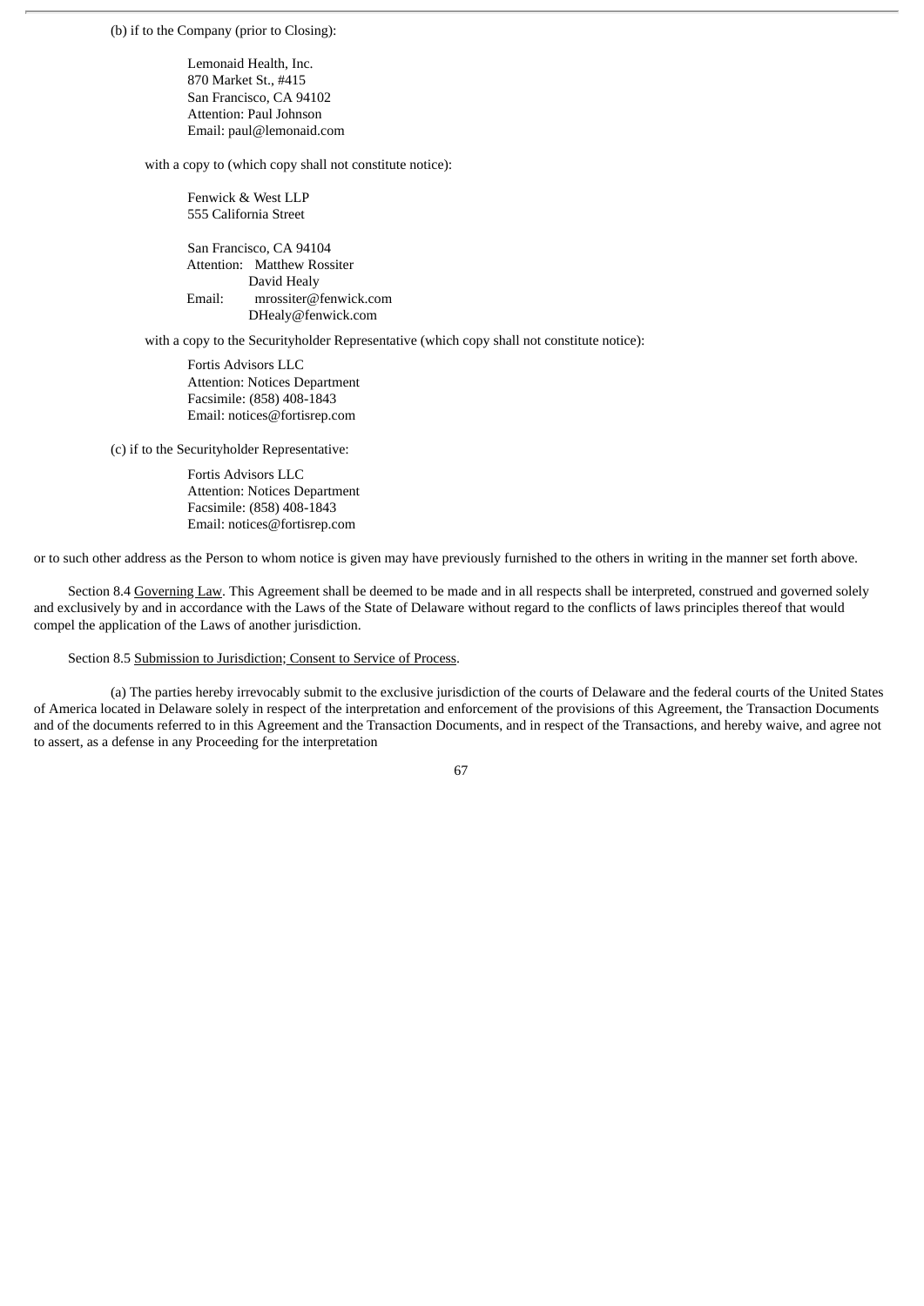(b) if to the Company (prior to Closing):

Lemonaid Health, Inc.
870 Market St., #415
San Francisco, CA 94102
Attention: Paul Johnson
Email: paul@lemonaid.com

with a copy to (which copy shall not constitute notice):

Fenwick & West LLP
555 California Street

San Francisco, CA 94104
Attention: Matthew Rossiter
David Healy
Email: mrossiter@fenwick.com
DHealy@fenwick.com

with a copy to the Securityholder Representative (which copy shall not constitute notice):

Fortis Advisors LLC
Attention: Notices Department
Facsimile: (858) 408-1843
Email: notices@fortisrep.com

(c) if to the Securityholder Representative:

Fortis Advisors LLC
Attention: Notices Department
Facsimile: (858) 408-1843
Email: notices@fortisrep.com

or to such other address as the Person to whom notice is given may have previously furnished to the others in writing in the manner set forth above.

Section 8.4 Governing Law. This Agreement shall be deemed to be made and in all respects shall be interpreted, construed and governed solely and exclusively by and in accordance with the Laws of the State of Delaware without regard to the conflicts of laws principles thereof that would compel the application of the Laws of another jurisdiction.

Section 8.5 Submission to Jurisdiction; Consent to Service of Process.

(a) The parties hereby irrevocably submit to the exclusive jurisdiction of the courts of Delaware and the federal courts of the United States of America located in Delaware solely in respect of the interpretation and enforcement of the provisions of this Agreement, the Transaction Documents and of the documents referred to in this Agreement and the Transaction Documents, and in respect of the Transactions, and hereby waive, and agree not to assert, as a defense in any Proceeding for the interpretation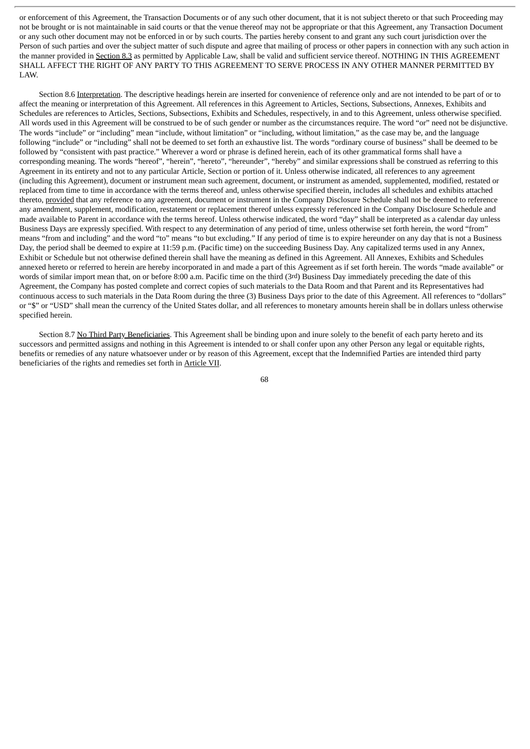or enforcement of this Agreement, the Transaction Documents or of any such other document, that it is not subject thereto or that such Proceeding may not be brought or is not maintainable in said courts or that the venue thereof may not be appropriate or that this Agreement, any Transaction Document or any such other document may not be enforced in or by such courts. The parties hereby consent to and grant any such court jurisdiction over the Person of such parties and over the subject matter of such dispute and agree that mailing of process or other papers in connection with any such action in the manner provided in Section 8.3 as permitted by Applicable Law, shall be valid and sufficient service thereof. NOTHING IN THIS AGREEMENT SHALL AFFECT THE RIGHT OF ANY PARTY TO THIS AGREEMENT TO SERVE PROCESS IN ANY OTHER MANNER PERMITTED BY LAW.

Section 8.6 Interpretation. The descriptive headings herein are inserted for convenience of reference only and are not intended to be part of or to affect the meaning or interpretation of this Agreement. All references in this Agreement to Articles, Sections, Subsections, Annexes, Exhibits and Schedules are references to Articles, Sections, Subsections, Exhibits and Schedules, respectively, in and to this Agreement, unless otherwise specified. All words used in this Agreement will be construed to be of such gender or number as the circumstances require. The word "or" need not be disjunctive. The words "include" or "including" mean "include, without limitation" or "including, without limitation," as the case may be, and the language following "include" or "including" shall not be deemed to set forth an exhaustive list. The words "ordinary course of business" shall be deemed to be followed by "consistent with past practice." Wherever a word or phrase is defined herein, each of its other grammatical forms shall have a corresponding meaning. The words "hereof", "herein", "hereto", "hereunder", "hereby" and similar expressions shall be construed as referring to this Agreement in its entirety and not to any particular Article, Section or portion of it. Unless otherwise indicated, all references to any agreement (including this Agreement), document or instrument mean such agreement, document, or instrument as amended, supplemented, modified, restated or replaced from time to time in accordance with the terms thereof and, unless otherwise specified therein, includes all schedules and exhibits attached thereto, provided that any reference to any agreement, document or instrument in the Company Disclosure Schedule shall not be deemed to reference any amendment, supplement, modification, restatement or replacement thereof unless expressly referenced in the Company Disclosure Schedule and made available to Parent in accordance with the terms hereof. Unless otherwise indicated, the word "day" shall be interpreted as a calendar day unless Business Days are expressly specified. With respect to any determination of any period of time, unless otherwise set forth herein, the word "from" means "from and including" and the word "to" means "to but excluding." If any period of time is to expire hereunder on any day that is not a Business Day, the period shall be deemed to expire at 11:59 p.m. (Pacific time) on the succeeding Business Day. Any capitalized terms used in any Annex, Exhibit or Schedule but not otherwise defined therein shall have the meaning as defined in this Agreement. All Annexes, Exhibits and Schedules annexed hereto or referred to herein are hereby incorporated in and made a part of this Agreement as if set forth herein. The words "made available" or words of similar import mean that, on or before 8:00 a.m. Pacific time on the third (3rd) Business Day immediately preceding the date of this Agreement, the Company has posted complete and correct copies of such materials to the Data Room and that Parent and its Representatives had continuous access to such materials in the Data Room during the three (3) Business Days prior to the date of this Agreement. All references to "dollars" or "$" or "USD" shall mean the currency of the United States dollar, and all references to monetary amounts herein shall be in dollars unless otherwise specified herein.

Section 8.7 No Third Party Beneficiaries. This Agreement shall be binding upon and inure solely to the benefit of each party hereto and its successors and permitted assigns and nothing in this Agreement is intended to or shall confer upon any other Person any legal or equitable rights, benefits or remedies of any nature whatsoever under or by reason of this Agreement, except that the Indemnified Parties are intended third party beneficiaries of the rights and remedies set forth in Article VII.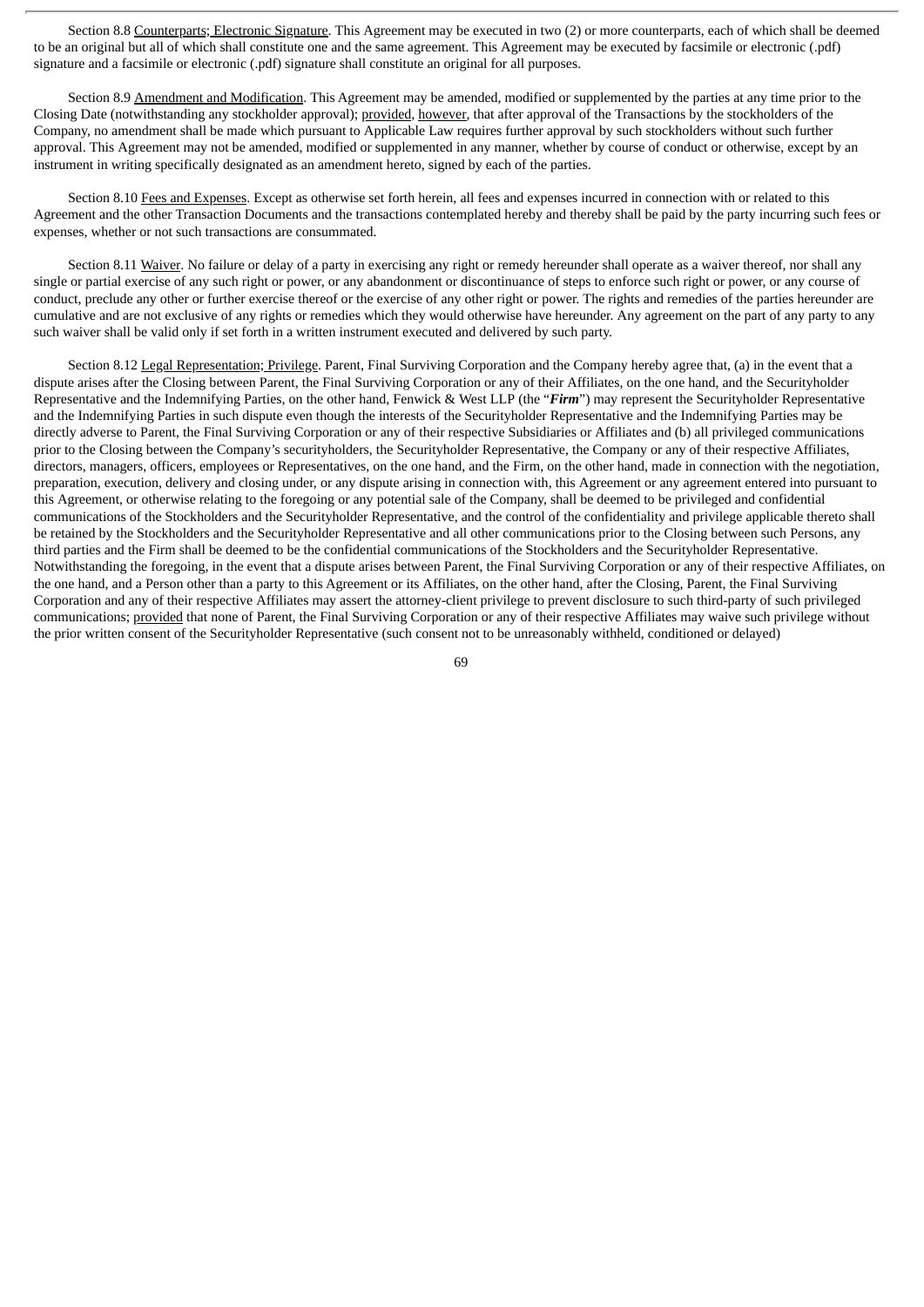Section 8.8 Counterparts; Electronic Signature. This Agreement may be executed in two (2) or more counterparts, each of which shall be deemed to be an original but all of which shall constitute one and the same agreement. This Agreement may be executed by facsimile or electronic (.pdf) signature and a facsimile or electronic (.pdf) signature shall constitute an original for all purposes.

Section 8.9 Amendment and Modification. This Agreement may be amended, modified or supplemented by the parties at any time prior to the Closing Date (notwithstanding any stockholder approval); provided, however, that after approval of the Transactions by the stockholders of the Company, no amendment shall be made which pursuant to Applicable Law requires further approval by such stockholders without such further approval. This Agreement may not be amended, modified or supplemented in any manner, whether by course of conduct or otherwise, except by an instrument in writing specifically designated as an amendment hereto, signed by each of the parties.

Section 8.10 Fees and Expenses. Except as otherwise set forth herein, all fees and expenses incurred in connection with or related to this Agreement and the other Transaction Documents and the transactions contemplated hereby and thereby shall be paid by the party incurring such fees or expenses, whether or not such transactions are consummated.

Section 8.11 Waiver. No failure or delay of a party in exercising any right or remedy hereunder shall operate as a waiver thereof, nor shall any single or partial exercise of any such right or power, or any abandonment or discontinuance of steps to enforce such right or power, or any course of conduct, preclude any other or further exercise thereof or the exercise of any other right or power. The rights and remedies of the parties hereunder are cumulative and are not exclusive of any rights or remedies which they would otherwise have hereunder. Any agreement on the part of any party to any such waiver shall be valid only if set forth in a written instrument executed and delivered by such party.

Section 8.12 Legal Representation; Privilege. Parent, Final Surviving Corporation and the Company hereby agree that, (a) in the event that a dispute arises after the Closing between Parent, the Final Surviving Corporation or any of their Affiliates, on the one hand, and the Securityholder Representative and the Indemnifying Parties, on the other hand, Fenwick & West LLP (the "***Firm***") may represent the Securityholder Representative and the Indemnifying Parties in such dispute even though the interests of the Securityholder Representative and the Indemnifying Parties may be directly adverse to Parent, the Final Surviving Corporation or any of their respective Subsidiaries or Affiliates and (b) all privileged communications prior to the Closing between the Company's securityholders, the Securityholder Representative, the Company or any of their respective Affiliates, directors, managers, officers, employees or Representatives, on the one hand, and the Firm, on the other hand, made in connection with the negotiation, preparation, execution, delivery and closing under, or any dispute arising in connection with, this Agreement or any agreement entered into pursuant to this Agreement, or otherwise relating to the foregoing or any potential sale of the Company, shall be deemed to be privileged and confidential communications of the Stockholders and the Securityholder Representative, and the control of the confidentiality and privilege applicable thereto shall be retained by the Stockholders and the Securityholder Representative and all other communications prior to the Closing between such Persons, any third parties and the Firm shall be deemed to be the confidential communications of the Stockholders and the Securityholder Representative. Notwithstanding the foregoing, in the event that a dispute arises between Parent, the Final Surviving Corporation or any of their respective Affiliates, on the one hand, and a Person other than a party to this Agreement or its Affiliates, on the other hand, after the Closing, Parent, the Final Surviving Corporation and any of their respective Affiliates may assert the attorney-client privilege to prevent disclosure to such third-party of such privileged communications; provided that none of Parent, the Final Surviving Corporation or any of their respective Affiliates may waive such privilege without the prior written consent of the Securityholder Representative (such consent not to be unreasonably withheld, conditioned or delayed)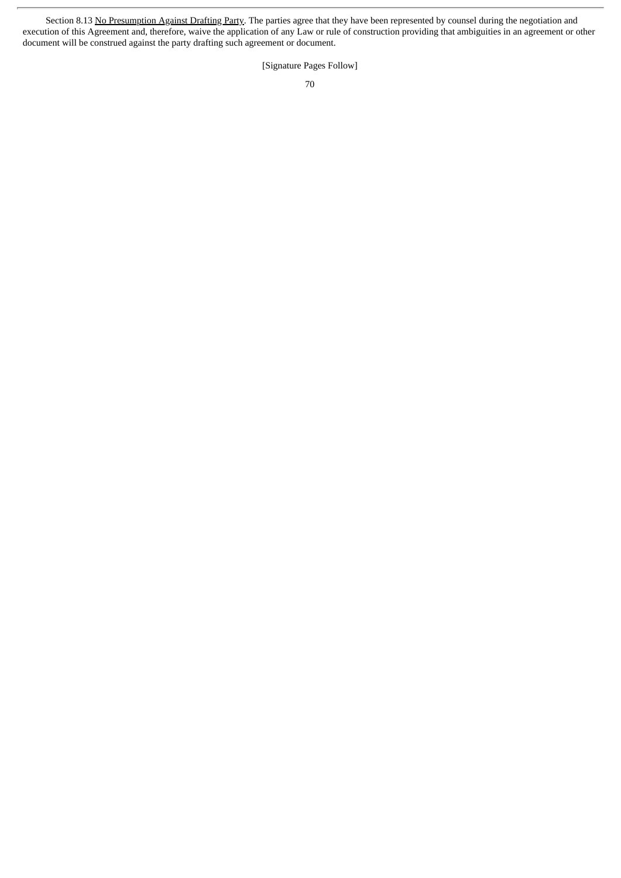Section 8.13 <u>No Presumption Against Drafting Party</u>. The parties agree that they have been represented by counsel during the negotiation and execution of this Agreement and, therefore, waive the application of any Law or rule of construction providing that ambiguities in an agreement or other document will be construed against the party drafting such agreement or document.

[Signature Pages Follow]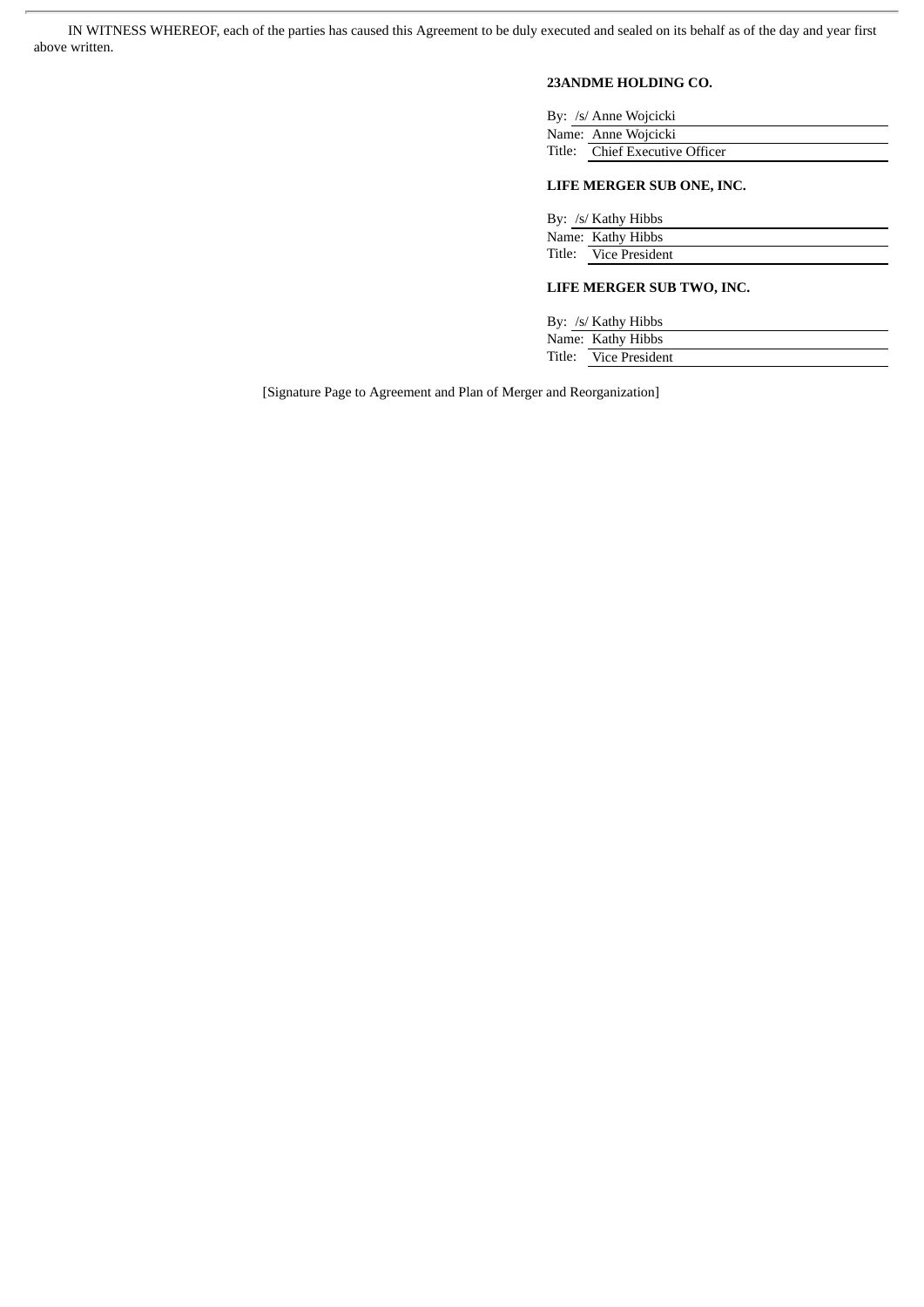IN WITNESS WHEREOF, each of the parties has caused this Agreement to be duly executed and sealed on its behalf as of the day and year first above written.

**23ANDME HOLDING CO.**

By: /s/ Anne Wojcicki
Name: Anne Wojcicki
Title: Chief Executive Officer

**LIFE MERGER SUB ONE, INC.**

By: /s/ Kathy Hibbs
Name: Kathy Hibbs
Title: Vice President

**LIFE MERGER SUB TWO, INC.**

By: /s/ Kathy Hibbs
Name: Kathy Hibbs
Title: Vice President

[Signature Page to Agreement and Plan of Merger and Reorganization]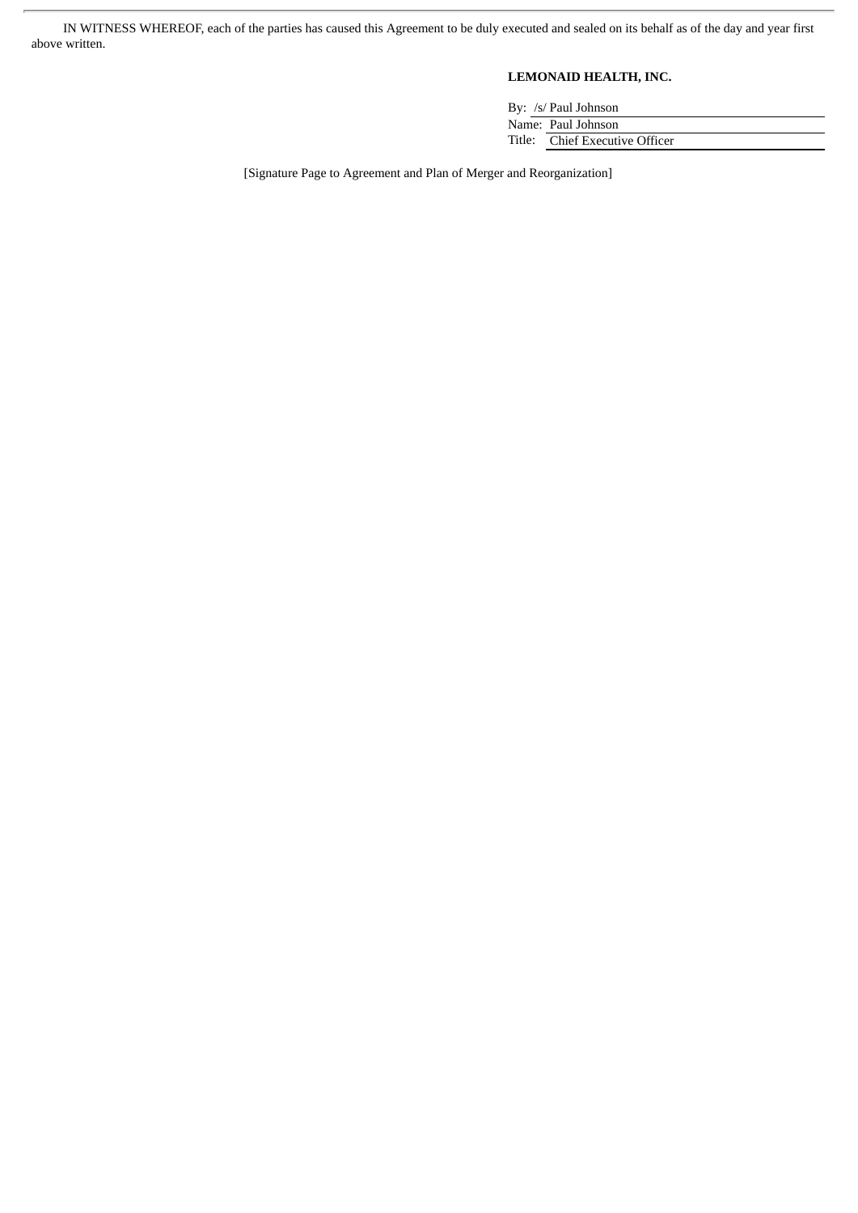IN WITNESS WHEREOF, each of the parties has caused this Agreement to be duly executed and sealed on its behalf as of the day and year first above written.

**LEMONAID HEALTH, INC.**

By: /s/ Paul Johnson

Name: Paul Johnson

Title: Chief Executive Officer

[Signature Page to Agreement and Plan of Merger and Reorganization]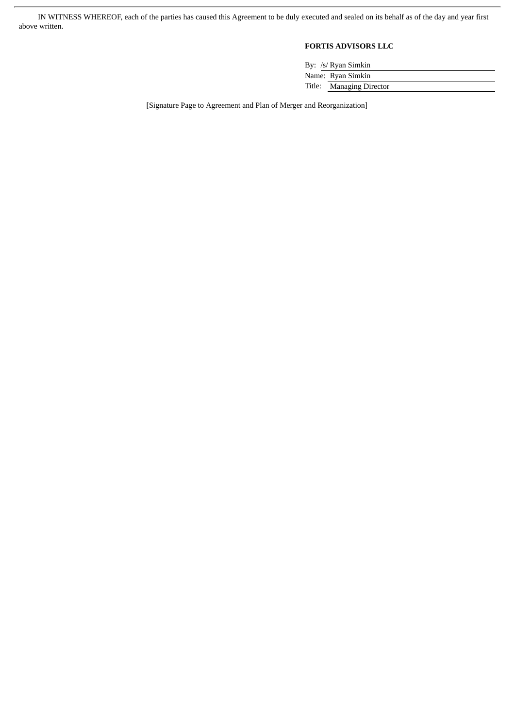IN WITNESS WHEREOF, each of the parties has caused this Agreement to be duly executed and sealed on its behalf as of the day and year first above written.

**FORTIS ADVISORS LLC**

By: /s/ Ryan Simkin

Name: Ryan Simkin

Title: Managing Director

[Signature Page to Agreement and Plan of Merger and Reorganization]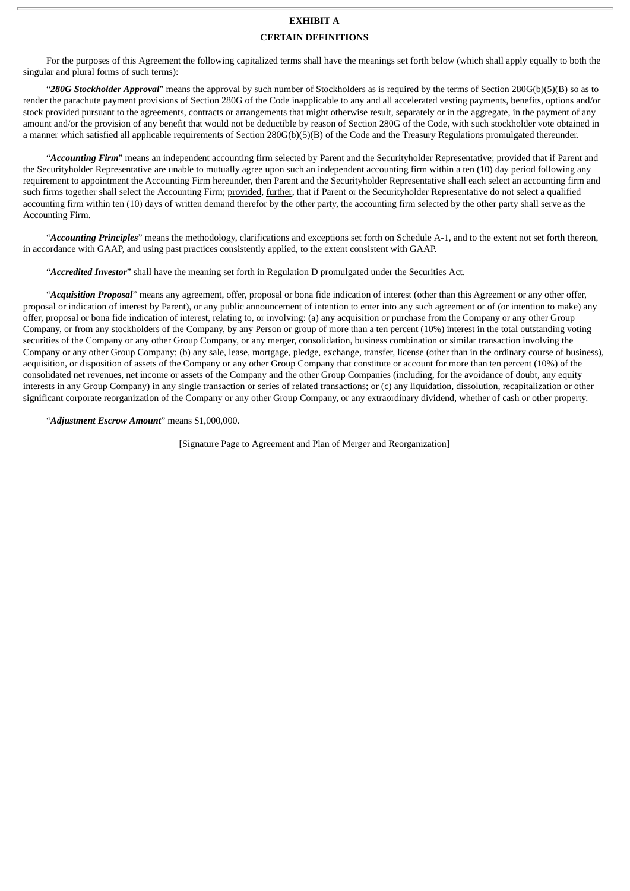# EXHIBIT A

## CERTAIN DEFINITIONS

For the purposes of this Agreement the following capitalized terms shall have the meanings set forth below (which shall apply equally to both the singular and plural forms of such terms):

"***280G Stockholder Approval***" means the approval by such number of Stockholders as is required by the terms of Section 280G(b)(5)(B) so as to render the parachute payment provisions of Section 280G of the Code inapplicable to any and all accelerated vesting payments, benefits, options and/or stock provided pursuant to the agreements, contracts or arrangements that might otherwise result, separately or in the aggregate, in the payment of any amount and/or the provision of any benefit that would not be deductible by reason of Section 280G of the Code, with such stockholder vote obtained in a manner which satisfied all applicable requirements of Section 280G(b)(5)(B) of the Code and the Treasury Regulations promulgated thereunder.

"***Accounting Firm***" means an independent accounting firm selected by Parent and the Securityholder Representative; provided that if Parent and the Securityholder Representative are unable to mutually agree upon such an independent accounting firm within a ten (10) day period following any requirement to appointment the Accounting Firm hereunder, then Parent and the Securityholder Representative shall each select an accounting firm and such firms together shall select the Accounting Firm; provided, further, that if Parent or the Securityholder Representative do not select a qualified accounting firm within ten (10) days of written demand therefor by the other party, the accounting firm selected by the other party shall serve as the Accounting Firm.

"***Accounting Principles***" means the methodology, clarifications and exceptions set forth on Schedule A-1, and to the extent not set forth thereon, in accordance with GAAP, and using past practices consistently applied, to the extent consistent with GAAP.

"***Accredited Investor***" shall have the meaning set forth in Regulation D promulgated under the Securities Act.

"***Acquisition Proposal***" means any agreement, offer, proposal or bona fide indication of interest (other than this Agreement or any other offer, proposal or indication of interest by Parent), or any public announcement of intention to enter into any such agreement or of (or intention to make) any offer, proposal or bona fide indication of interest, relating to, or involving: (a) any acquisition or purchase from the Company or any other Group Company, or from any stockholders of the Company, by any Person or group of more than a ten percent (10%) interest in the total outstanding voting securities of the Company or any other Group Company, or any merger, consolidation, business combination or similar transaction involving the Company or any other Group Company; (b) any sale, lease, mortgage, pledge, exchange, transfer, license (other than in the ordinary course of business), acquisition, or disposition of assets of the Company or any other Group Company that constitute or account for more than ten percent (10%) of the consolidated net revenues, net income or assets of the Company and the other Group Companies (including, for the avoidance of doubt, any equity interests in any Group Company) in any single transaction or series of related transactions; or (c) any liquidation, dissolution, recapitalization or other significant corporate reorganization of the Company or any other Group Company, or any extraordinary dividend, whether of cash or other property.

"***Adjustment Escrow Amount***" means $1,000,000.

[Signature Page to Agreement and Plan of Merger and Reorganization]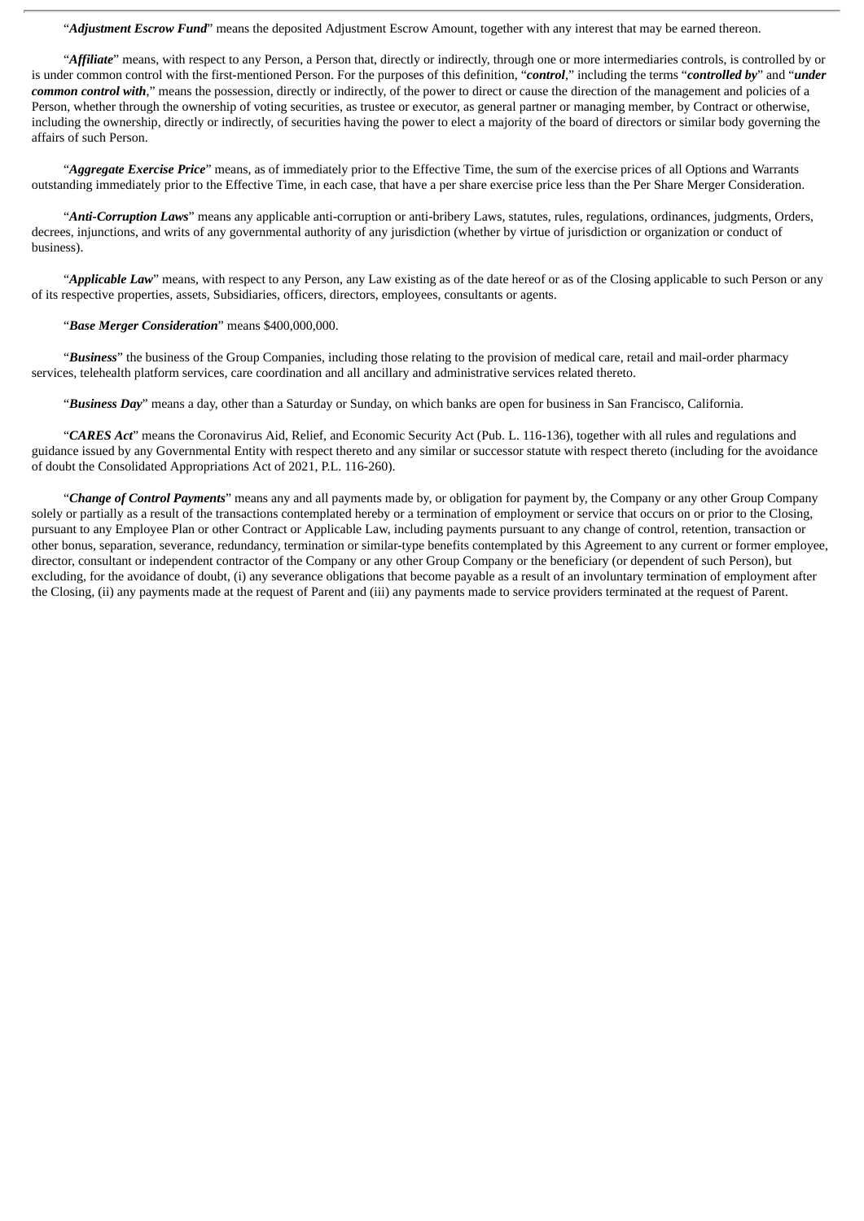"***Adjustment Escrow Fund***" means the deposited Adjustment Escrow Amount, together with any interest that may be earned thereon.

"***Affiliate***" means, with respect to any Person, a Person that, directly or indirectly, through one or more intermediaries controls, is controlled by or is under common control with the first-mentioned Person. For the purposes of this definition, "***control***," including the terms "***controlled by***" and "***under common control with***," means the possession, directly or indirectly, of the power to direct or cause the direction of the management and policies of a Person, whether through the ownership of voting securities, as trustee or executor, as general partner or managing member, by Contract or otherwise, including the ownership, directly or indirectly, of securities having the power to elect a majority of the board of directors or similar body governing the affairs of such Person.

"***Aggregate Exercise Price***" means, as of immediately prior to the Effective Time, the sum of the exercise prices of all Options and Warrants outstanding immediately prior to the Effective Time, in each case, that have a per share exercise price less than the Per Share Merger Consideration.

"***Anti-Corruption Laws***" means any applicable anti-corruption or anti-bribery Laws, statutes, rules, regulations, ordinances, judgments, Orders, decrees, injunctions, and writs of any governmental authority of any jurisdiction (whether by virtue of jurisdiction or organization or conduct of business).

"***Applicable Law***" means, with respect to any Person, any Law existing as of the date hereof or as of the Closing applicable to such Person or any of its respective properties, assets, Subsidiaries, officers, directors, employees, consultants or agents.

"***Base Merger Consideration***" means $400,000,000.

"***Business***" the business of the Group Companies, including those relating to the provision of medical care, retail and mail-order pharmacy services, telehealth platform services, care coordination and all ancillary and administrative services related thereto.

"***Business Day***" means a day, other than a Saturday or Sunday, on which banks are open for business in San Francisco, California.

"***CARES Act***" means the Coronavirus Aid, Relief, and Economic Security Act (Pub. L. 116-136), together with all rules and regulations and guidance issued by any Governmental Entity with respect thereto and any similar or successor statute with respect thereto (including for the avoidance of doubt the Consolidated Appropriations Act of 2021, P.L. 116-260).

"***Change of Control Payments***" means any and all payments made by, or obligation for payment by, the Company or any other Group Company solely or partially as a result of the transactions contemplated hereby or a termination of employment or service that occurs on or prior to the Closing, pursuant to any Employee Plan or other Contract or Applicable Law, including payments pursuant to any change of control, retention, transaction or other bonus, separation, severance, redundancy, termination or similar-type benefits contemplated by this Agreement to any current or former employee, director, consultant or independent contractor of the Company or any other Group Company or the beneficiary (or dependent of such Person), but excluding, for the avoidance of doubt, (i) any severance obligations that become payable as a result of an involuntary termination of employment after the Closing, (ii) any payments made at the request of Parent and (iii) any payments made to service providers terminated at the request of Parent.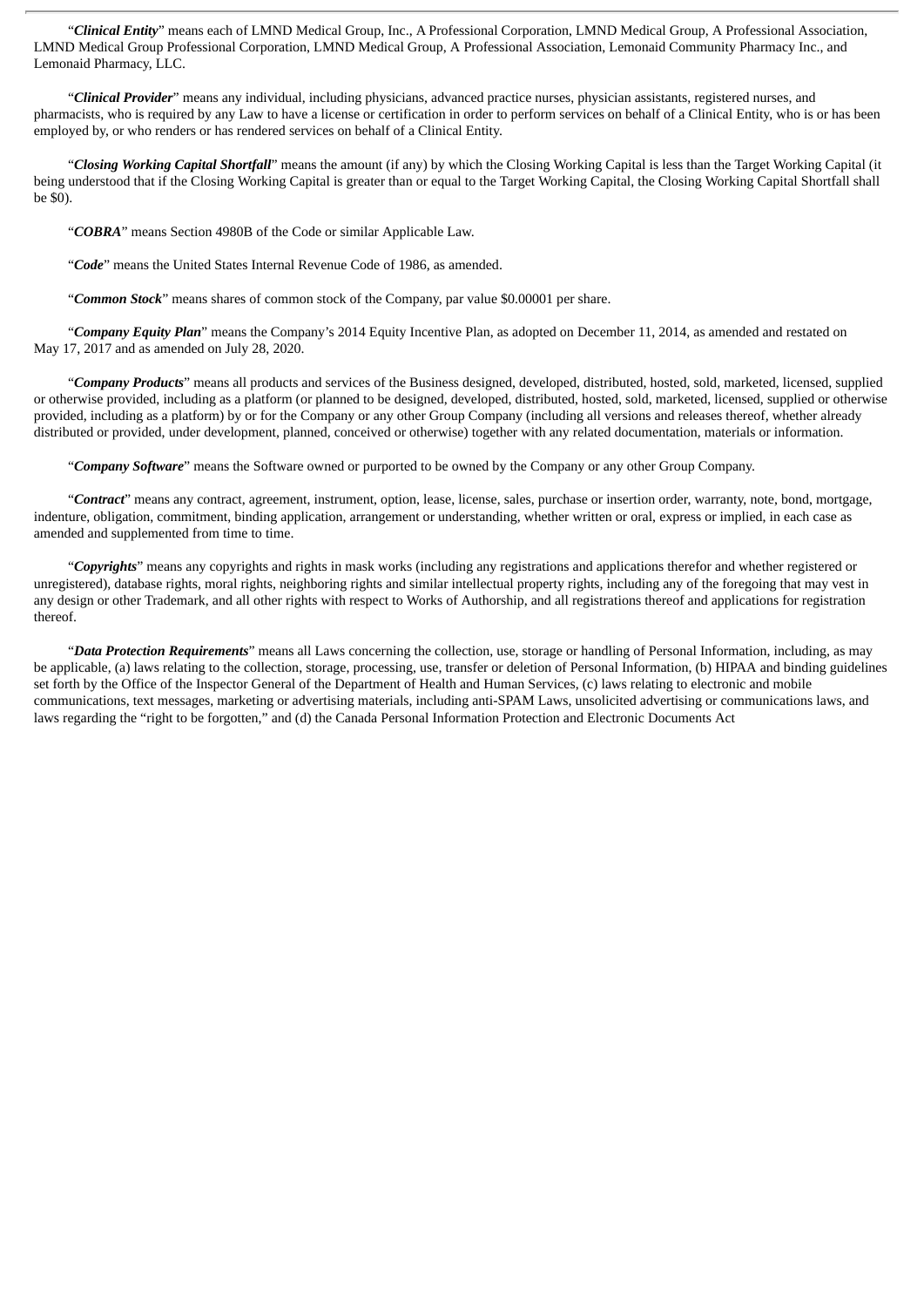"***Clinical Entity***" means each of LMND Medical Group, Inc., A Professional Corporation, LMND Medical Group, A Professional Association, LMND Medical Group Professional Corporation, LMND Medical Group, A Professional Association, Lemonaid Community Pharmacy Inc., and Lemonaid Pharmacy, LLC.

"***Clinical Provider***" means any individual, including physicians, advanced practice nurses, physician assistants, registered nurses, and pharmacists, who is required by any Law to have a license or certification in order to perform services on behalf of a Clinical Entity, who is or has been employed by, or who renders or has rendered services on behalf of a Clinical Entity.

"***Closing Working Capital Shortfall***" means the amount (if any) by which the Closing Working Capital is less than the Target Working Capital (it being understood that if the Closing Working Capital is greater than or equal to the Target Working Capital, the Closing Working Capital Shortfall shall be $0).

"***COBRA***" means Section 4980B of the Code or similar Applicable Law.

"***Code***" means the United States Internal Revenue Code of 1986, as amended.

"***Common Stock***" means shares of common stock of the Company, par value $0.00001 per share.

"***Company Equity Plan***" means the Company's 2014 Equity Incentive Plan, as adopted on December 11, 2014, as amended and restated on May 17, 2017 and as amended on July 28, 2020.

"***Company Products***" means all products and services of the Business designed, developed, distributed, hosted, sold, marketed, licensed, supplied or otherwise provided, including as a platform (or planned to be designed, developed, distributed, hosted, sold, marketed, licensed, supplied or otherwise provided, including as a platform) by or for the Company or any other Group Company (including all versions and releases thereof, whether already distributed or provided, under development, planned, conceived or otherwise) together with any related documentation, materials or information.

"***Company Software***" means the Software owned or purported to be owned by the Company or any other Group Company.

"***Contract***" means any contract, agreement, instrument, option, lease, license, sales, purchase or insertion order, warranty, note, bond, mortgage, indenture, obligation, commitment, binding application, arrangement or understanding, whether written or oral, express or implied, in each case as amended and supplemented from time to time.

"***Copyrights***" means any copyrights and rights in mask works (including any registrations and applications therefor and whether registered or unregistered), database rights, moral rights, neighboring rights and similar intellectual property rights, including any of the foregoing that may vest in any design or other Trademark, and all other rights with respect to Works of Authorship, and all registrations thereof and applications for registration thereof.

"***Data Protection Requirements***" means all Laws concerning the collection, use, storage or handling of Personal Information, including, as may be applicable, (a) laws relating to the collection, storage, processing, use, transfer or deletion of Personal Information, (b) HIPAA and binding guidelines set forth by the Office of the Inspector General of the Department of Health and Human Services, (c) laws relating to electronic and mobile communications, text messages, marketing or advertising materials, including anti-SPAM Laws, unsolicited advertising or communications laws, and laws regarding the "right to be forgotten," and (d) the Canada Personal Information Protection and Electronic Documents Act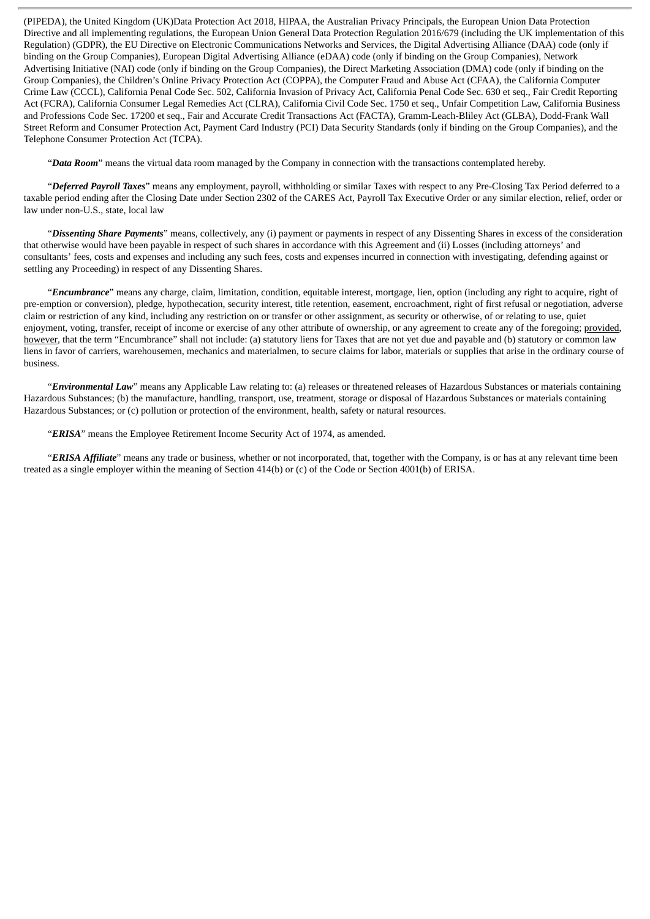(PIPEDA), the United Kingdom (UK)Data Protection Act 2018, HIPAA, the Australian Privacy Principals, the European Union Data Protection Directive and all implementing regulations, the European Union General Data Protection Regulation 2016/679 (including the UK implementation of this Regulation) (GDPR), the EU Directive on Electronic Communications Networks and Services, the Digital Advertising Alliance (DAA) code (only if binding on the Group Companies), European Digital Advertising Alliance (eDAA) code (only if binding on the Group Companies), Network Advertising Initiative (NAI) code (only if binding on the Group Companies), the Direct Marketing Association (DMA) code (only if binding on the Group Companies), the Children's Online Privacy Protection Act (COPPA), the Computer Fraud and Abuse Act (CFAA), the California Computer Crime Law (CCCL), California Penal Code Sec. 502, California Invasion of Privacy Act, California Penal Code Sec. 630 et seq., Fair Credit Reporting Act (FCRA), California Consumer Legal Remedies Act (CLRA), California Civil Code Sec. 1750 et seq., Unfair Competition Law, California Business and Professions Code Sec. 17200 et seq., Fair and Accurate Credit Transactions Act (FACTA), Gramm-Leach-Bliley Act (GLBA), Dodd-Frank Wall Street Reform and Consumer Protection Act, Payment Card Industry (PCI) Data Security Standards (only if binding on the Group Companies), and the Telephone Consumer Protection Act (TCPA).

"***Data Room***" means the virtual data room managed by the Company in connection with the transactions contemplated hereby.

"***Deferred Payroll Taxes***" means any employment, payroll, withholding or similar Taxes with respect to any Pre-Closing Tax Period deferred to a taxable period ending after the Closing Date under Section 2302 of the CARES Act, Payroll Tax Executive Order or any similar election, relief, order or law under non-U.S., state, local law

"***Dissenting Share Payments***" means, collectively, any (i) payment or payments in respect of any Dissenting Shares in excess of the consideration that otherwise would have been payable in respect of such shares in accordance with this Agreement and (ii) Losses (including attorneys' and consultants' fees, costs and expenses and including any such fees, costs and expenses incurred in connection with investigating, defending against or settling any Proceeding) in respect of any Dissenting Shares.

"***Encumbrance***" means any charge, claim, limitation, condition, equitable interest, mortgage, lien, option (including any right to acquire, right of pre-emption or conversion), pledge, hypothecation, security interest, title retention, easement, encroachment, right of first refusal or negotiation, adverse claim or restriction of any kind, including any restriction on or transfer or other assignment, as security or otherwise, of or relating to use, quiet enjoyment, voting, transfer, receipt of income or exercise of any other attribute of ownership, or any agreement to create any of the foregoing; provided, however, that the term "Encumbrance" shall not include: (a) statutory liens for Taxes that are not yet due and payable and (b) statutory or common law liens in favor of carriers, warehousemen, mechanics and materialmen, to secure claims for labor, materials or supplies that arise in the ordinary course of business.

"***Environmental Law***" means any Applicable Law relating to: (a) releases or threatened releases of Hazardous Substances or materials containing Hazardous Substances; (b) the manufacture, handling, transport, use, treatment, storage or disposal of Hazardous Substances or materials containing Hazardous Substances; or (c) pollution or protection of the environment, health, safety or natural resources.

"***ERISA***" means the Employee Retirement Income Security Act of 1974, as amended.

"***ERISA Affiliate***" means any trade or business, whether or not incorporated, that, together with the Company, is or has at any relevant time been treated as a single employer within the meaning of Section 414(b) or (c) of the Code or Section 4001(b) of ERISA.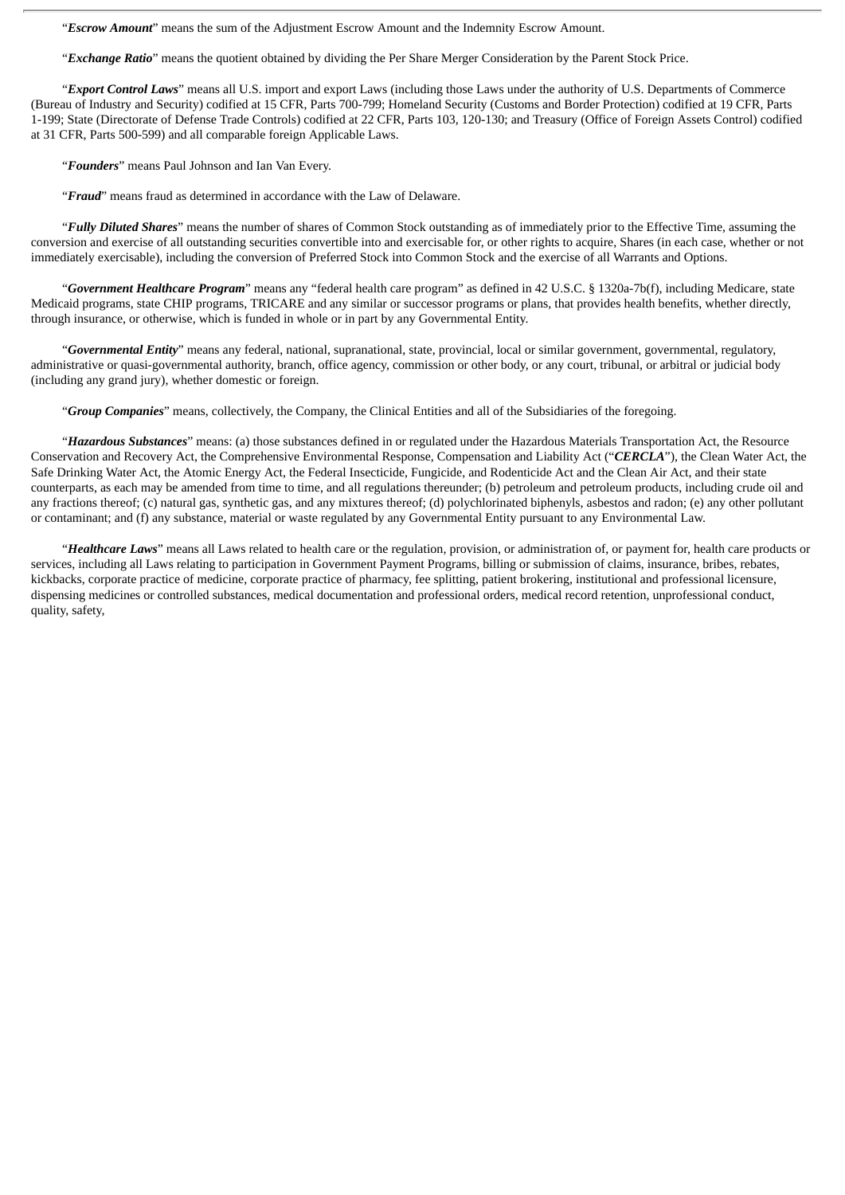"***Escrow Amount***" means the sum of the Adjustment Escrow Amount and the Indemnity Escrow Amount.

"***Exchange Ratio***" means the quotient obtained by dividing the Per Share Merger Consideration by the Parent Stock Price.

"***Export Control Laws***" means all U.S. import and export Laws (including those Laws under the authority of U.S. Departments of Commerce (Bureau of Industry and Security) codified at 15 CFR, Parts 700-799; Homeland Security (Customs and Border Protection) codified at 19 CFR, Parts 1-199; State (Directorate of Defense Trade Controls) codified at 22 CFR, Parts 103, 120-130; and Treasury (Office of Foreign Assets Control) codified at 31 CFR, Parts 500-599) and all comparable foreign Applicable Laws.

"***Founders***" means Paul Johnson and Ian Van Every.

"***Fraud***" means fraud as determined in accordance with the Law of Delaware.

"***Fully Diluted Shares***" means the number of shares of Common Stock outstanding as of immediately prior to the Effective Time, assuming the conversion and exercise of all outstanding securities convertible into and exercisable for, or other rights to acquire, Shares (in each case, whether or not immediately exercisable), including the conversion of Preferred Stock into Common Stock and the exercise of all Warrants and Options.

"***Government Healthcare Program***" means any "federal health care program" as defined in 42 U.S.C. § 1320a-7b(f), including Medicare, state Medicaid programs, state CHIP programs, TRICARE and any similar or successor programs or plans, that provides health benefits, whether directly, through insurance, or otherwise, which is funded in whole or in part by any Governmental Entity.

"***Governmental Entity***" means any federal, national, supranational, state, provincial, local or similar government, governmental, regulatory, administrative or quasi-governmental authority, branch, office agency, commission or other body, or any court, tribunal, or arbitral or judicial body (including any grand jury), whether domestic or foreign.

"***Group Companies***" means, collectively, the Company, the Clinical Entities and all of the Subsidiaries of the foregoing.

"***Hazardous Substances***" means: (a) those substances defined in or regulated under the Hazardous Materials Transportation Act, the Resource Conservation and Recovery Act, the Comprehensive Environmental Response, Compensation and Liability Act ("***CERCLA***"), the Clean Water Act, the Safe Drinking Water Act, the Atomic Energy Act, the Federal Insecticide, Fungicide, and Rodenticide Act and the Clean Air Act, and their state counterparts, as each may be amended from time to time, and all regulations thereunder; (b) petroleum and petroleum products, including crude oil and any fractions thereof; (c) natural gas, synthetic gas, and any mixtures thereof; (d) polychlorinated biphenyls, asbestos and radon; (e) any other pollutant or contaminant; and (f) any substance, material or waste regulated by any Governmental Entity pursuant to any Environmental Law.

"***Healthcare Laws***" means all Laws related to health care or the regulation, provision, or administration of, or payment for, health care products or services, including all Laws relating to participation in Government Payment Programs, billing or submission of claims, insurance, bribes, rebates, kickbacks, corporate practice of medicine, corporate practice of pharmacy, fee splitting, patient brokering, institutional and professional licensure, dispensing medicines or controlled substances, medical documentation and professional orders, medical record retention, unprofessional conduct, quality, safety,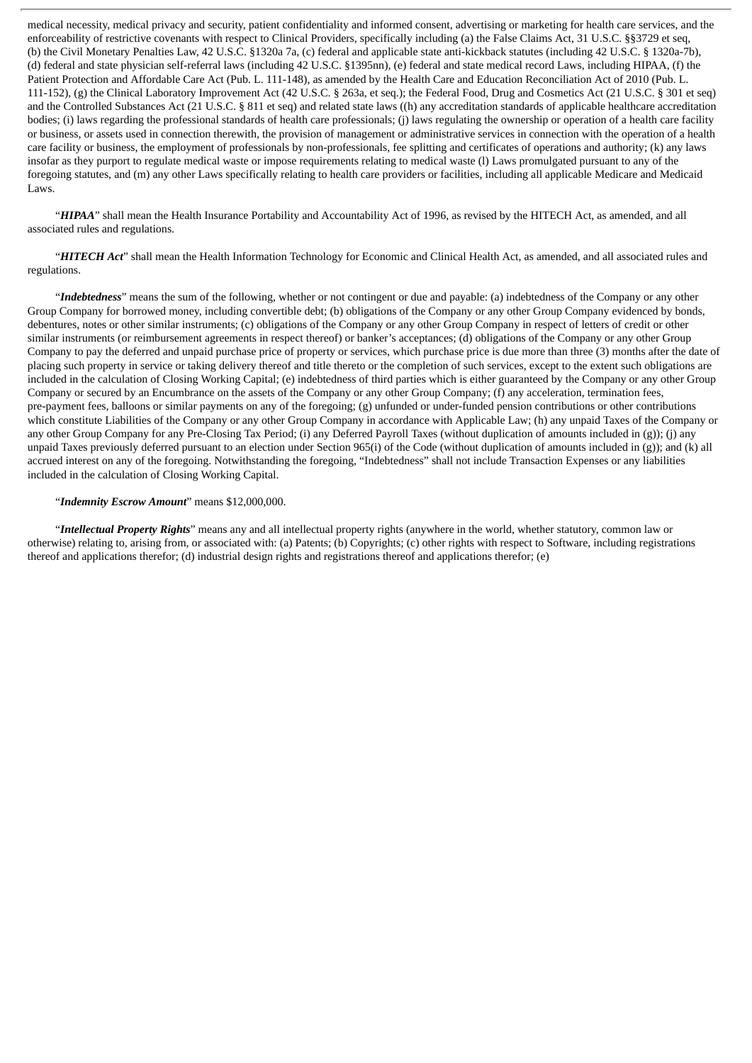medical necessity, medical privacy and security, patient confidentiality and informed consent, advertising or marketing for health care services, and the enforceability of restrictive covenants with respect to Clinical Providers, specifically including (a) the False Claims Act, 31 U.S.C. §§3729 et seq, (b) the Civil Monetary Penalties Law, 42 U.S.C. §1320a 7a, (c) federal and applicable state anti-kickback statutes (including 42 U.S.C. § 1320a-7b), (d) federal and state physician self-referral laws (including 42 U.S.C. §1395nn), (e) federal and state medical record Laws, including HIPAA, (f) the Patient Protection and Affordable Care Act (Pub. L. 111-148), as amended by the Health Care and Education Reconciliation Act of 2010 (Pub. L. 111-152), (g) the Clinical Laboratory Improvement Act (42 U.S.C. § 263a, et seq.); the Federal Food, Drug and Cosmetics Act (21 U.S.C. § 301 et seq) and the Controlled Substances Act (21 U.S.C. § 811 et seq) and related state laws ((h) any accreditation standards of applicable healthcare accreditation bodies; (i) laws regarding the professional standards of health care professionals; (j) laws regulating the ownership or operation of a health care facility or business, or assets used in connection therewith, the provision of management or administrative services in connection with the operation of a health care facility or business, the employment of professionals by non-professionals, fee splitting and certificates of operations and authority; (k) any laws insofar as they purport to regulate medical waste or impose requirements relating to medical waste (l) Laws promulgated pursuant to any of the foregoing statutes, and (m) any other Laws specifically relating to health care providers or facilities, including all applicable Medicare and Medicaid Laws.

"***HIPAA***" shall mean the Health Insurance Portability and Accountability Act of 1996, as revised by the HITECH Act, as amended, and all associated rules and regulations.

"***HITECH Act***" shall mean the Health Information Technology for Economic and Clinical Health Act, as amended, and all associated rules and regulations.

"***Indebtedness***" means the sum of the following, whether or not contingent or due and payable: (a) indebtedness of the Company or any other Group Company for borrowed money, including convertible debt; (b) obligations of the Company or any other Group Company evidenced by bonds, debentures, notes or other similar instruments; (c) obligations of the Company or any other Group Company in respect of letters of credit or other similar instruments (or reimbursement agreements in respect thereof) or banker's acceptances; (d) obligations of the Company or any other Group Company to pay the deferred and unpaid purchase price of property or services, which purchase price is due more than three (3) months after the date of placing such property in service or taking delivery thereof and title thereto or the completion of such services, except to the extent such obligations are included in the calculation of Closing Working Capital; (e) indebtedness of third parties which is either guaranteed by the Company or any other Group Company or secured by an Encumbrance on the assets of the Company or any other Group Company; (f) any acceleration, termination fees, pre-payment fees, balloons or similar payments on any of the foregoing; (g) unfunded or under-funded pension contributions or other contributions which constitute Liabilities of the Company or any other Group Company in accordance with Applicable Law; (h) any unpaid Taxes of the Company or any other Group Company for any Pre-Closing Tax Period; (i) any Deferred Payroll Taxes (without duplication of amounts included in (g)); (j) any unpaid Taxes previously deferred pursuant to an election under Section 965(i) of the Code (without duplication of amounts included in (g)); and (k) all accrued interest on any of the foregoing. Notwithstanding the foregoing, "Indebtedness" shall not include Transaction Expenses or any liabilities included in the calculation of Closing Working Capital.

"***Indemnity Escrow Amount***" means $12,000,000.

"***Intellectual Property Rights***" means any and all intellectual property rights (anywhere in the world, whether statutory, common law or otherwise) relating to, arising from, or associated with: (a) Patents; (b) Copyrights; (c) other rights with respect to Software, including registrations thereof and applications therefor; (d) industrial design rights and registrations thereof and applications therefor; (e)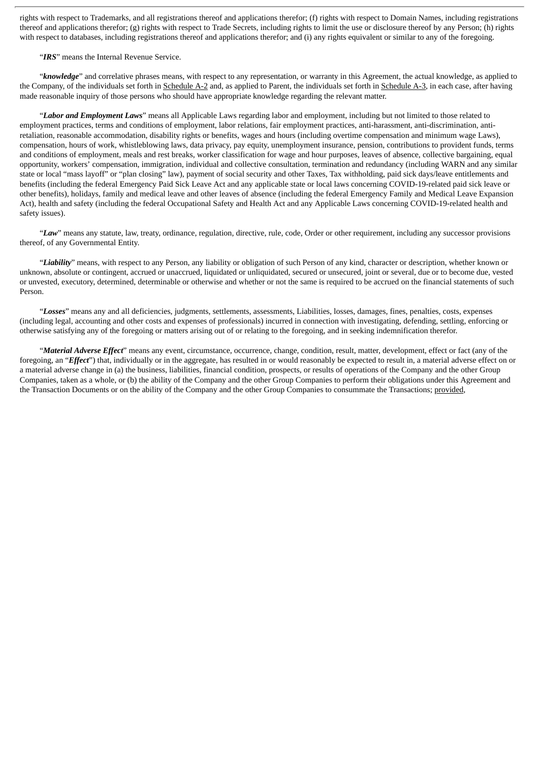rights with respect to Trademarks, and all registrations thereof and applications therefor; (f) rights with respect to Domain Names, including registrations thereof and applications therefor; (g) rights with respect to Trade Secrets, including rights to limit the use or disclosure thereof by any Person; (h) rights with respect to databases, including registrations thereof and applications therefor; and (i) any rights equivalent or similar to any of the foregoing.

"***IRS***" means the Internal Revenue Service.

"***knowledge***" and correlative phrases means, with respect to any representation, or warranty in this Agreement, the actual knowledge, as applied to the Company, of the individuals set forth in Schedule A-2 and, as applied to Parent, the individuals set forth in Schedule A-3, in each case, after having made reasonable inquiry of those persons who should have appropriate knowledge regarding the relevant matter.

"***Labor and Employment Laws***" means all Applicable Laws regarding labor and employment, including but not limited to those related to employment practices, terms and conditions of employment, labor relations, fair employment practices, anti-harassment, anti-discrimination, anti-retaliation, reasonable accommodation, disability rights or benefits, wages and hours (including overtime compensation and minimum wage Laws), compensation, hours of work, whistleblowing laws, data privacy, pay equity, unemployment insurance, pension, contributions to provident funds, terms and conditions of employment, meals and rest breaks, worker classification for wage and hour purposes, leaves of absence, collective bargaining, equal opportunity, workers' compensation, immigration, individual and collective consultation, termination and redundancy (including WARN and any similar state or local "mass layoff" or "plan closing" law), payment of social security and other Taxes, Tax withholding, paid sick days/leave entitlements and benefits (including the federal Emergency Paid Sick Leave Act and any applicable state or local laws concerning COVID-19-related paid sick leave or other benefits), holidays, family and medical leave and other leaves of absence (including the federal Emergency Family and Medical Leave Expansion Act), health and safety (including the federal Occupational Safety and Health Act and any Applicable Laws concerning COVID-19-related health and safety issues).

"***Law***" means any statute, law, treaty, ordinance, regulation, directive, rule, code, Order or other requirement, including any successor provisions thereof, of any Governmental Entity.

"***Liability***" means, with respect to any Person, any liability or obligation of such Person of any kind, character or description, whether known or unknown, absolute or contingent, accrued or unaccrued, liquidated or unliquidated, secured or unsecured, joint or several, due or to become due, vested or unvested, executory, determined, determinable or otherwise and whether or not the same is required to be accrued on the financial statements of such Person.

"***Losses***" means any and all deficiencies, judgments, settlements, assessments, Liabilities, losses, damages, fines, penalties, costs, expenses (including legal, accounting and other costs and expenses of professionals) incurred in connection with investigating, defending, settling, enforcing or otherwise satisfying any of the foregoing or matters arising out of or relating to the foregoing, and in seeking indemnification therefor.

"***Material Adverse Effect***" means any event, circumstance, occurrence, change, condition, result, matter, development, effect or fact (any of the foregoing, an "***Effect***") that, individually or in the aggregate, has resulted in or would reasonably be expected to result in, a material adverse effect on or a material adverse change in (a) the business, liabilities, financial condition, prospects, or results of operations of the Company and the other Group Companies, taken as a whole, or (b) the ability of the Company and the other Group Companies to perform their obligations under this Agreement and the Transaction Documents or on the ability of the Company and the other Group Companies to consummate the Transactions; provided,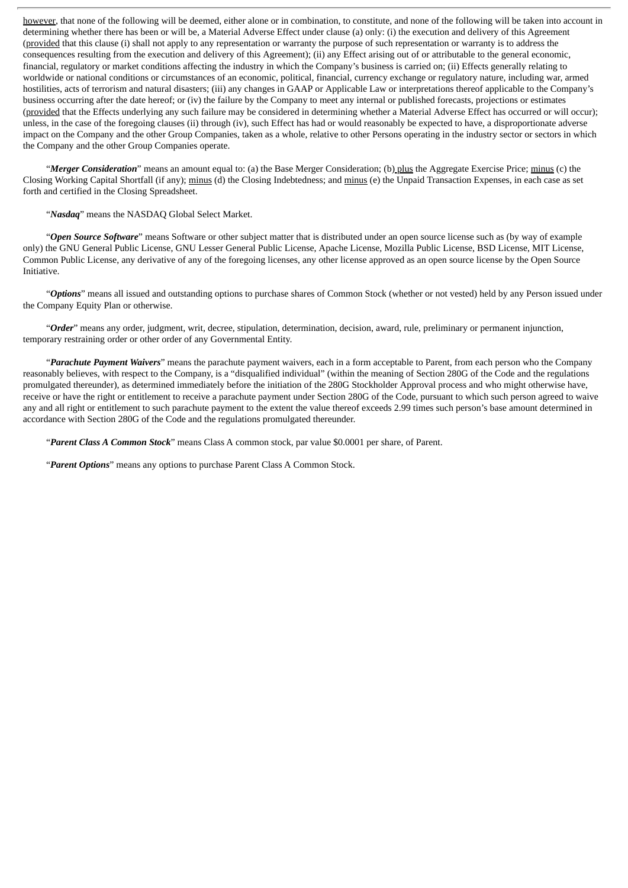however, that none of the following will be deemed, either alone or in combination, to constitute, and none of the following will be taken into account in determining whether there has been or will be, a Material Adverse Effect under clause (a) only: (i) the execution and delivery of this Agreement (provided that this clause (i) shall not apply to any representation or warranty the purpose of such representation or warranty is to address the consequences resulting from the execution and delivery of this Agreement); (ii) any Effect arising out of or attributable to the general economic, financial, regulatory or market conditions affecting the industry in which the Company's business is carried on; (ii) Effects generally relating to worldwide or national conditions or circumstances of an economic, political, financial, currency exchange or regulatory nature, including war, armed hostilities, acts of terrorism and natural disasters; (iii) any changes in GAAP or Applicable Law or interpretations thereof applicable to the Company's business occurring after the date hereof; or (iv) the failure by the Company to meet any internal or published forecasts, projections or estimates (provided that the Effects underlying any such failure may be considered in determining whether a Material Adverse Effect has occurred or will occur); unless, in the case of the foregoing clauses (ii) through (iv), such Effect has had or would reasonably be expected to have, a disproportionate adverse impact on the Company and the other Group Companies, taken as a whole, relative to other Persons operating in the industry sector or sectors in which the Company and the other Group Companies operate.

"***Merger Consideration***" means an amount equal to: (a) the Base Merger Consideration; (b) plus the Aggregate Exercise Price; minus (c) the Closing Working Capital Shortfall (if any); minus (d) the Closing Indebtedness; and minus (e) the Unpaid Transaction Expenses, in each case as set forth and certified in the Closing Spreadsheet.

"***Nasdaq***" means the NASDAQ Global Select Market.

"***Open Source Software***" means Software or other subject matter that is distributed under an open source license such as (by way of example only) the GNU General Public License, GNU Lesser General Public License, Apache License, Mozilla Public License, BSD License, MIT License, Common Public License, any derivative of any of the foregoing licenses, any other license approved as an open source license by the Open Source Initiative.

"***Options***" means all issued and outstanding options to purchase shares of Common Stock (whether or not vested) held by any Person issued under the Company Equity Plan or otherwise.

"***Order***" means any order, judgment, writ, decree, stipulation, determination, decision, award, rule, preliminary or permanent injunction, temporary restraining order or other order of any Governmental Entity.

"***Parachute Payment Waivers***" means the parachute payment waivers, each in a form acceptable to Parent, from each person who the Company reasonably believes, with respect to the Company, is a "disqualified individual" (within the meaning of Section 280G of the Code and the regulations promulgated thereunder), as determined immediately before the initiation of the 280G Stockholder Approval process and who might otherwise have, receive or have the right or entitlement to receive a parachute payment under Section 280G of the Code, pursuant to which such person agreed to waive any and all right or entitlement to such parachute payment to the extent the value thereof exceeds 2.99 times such person's base amount determined in accordance with Section 280G of the Code and the regulations promulgated thereunder.

"***Parent Class A Common Stock***" means Class A common stock, par value $0.0001 per share, of Parent.

"***Parent Options***" means any options to purchase Parent Class A Common Stock.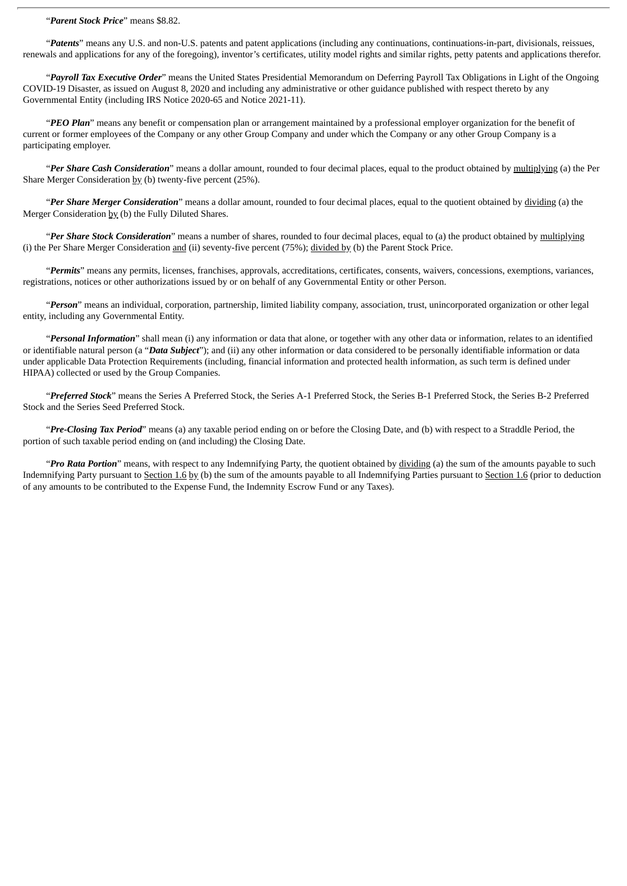"***Parent Stock Price***" means $8.82.

"***Patents***" means any U.S. and non-U.S. patents and patent applications (including any continuations, continuations-in-part, divisionals, reissues, renewals and applications for any of the foregoing), inventor's certificates, utility model rights and similar rights, petty patents and applications therefor.

"***Payroll Tax Executive Order***" means the United States Presidential Memorandum on Deferring Payroll Tax Obligations in Light of the Ongoing COVID-19 Disaster, as issued on August 8, 2020 and including any administrative or other guidance published with respect thereto by any Governmental Entity (including IRS Notice 2020-65 and Notice 2021-11).

"***PEO Plan***" means any benefit or compensation plan or arrangement maintained by a professional employer organization for the benefit of current or former employees of the Company or any other Group Company and under which the Company or any other Group Company is a participating employer.

"***Per Share Cash Consideration***" means a dollar amount, rounded to four decimal places, equal to the product obtained by multiplying (a) the Per Share Merger Consideration by (b) twenty-five percent (25%).

"***Per Share Merger Consideration***" means a dollar amount, rounded to four decimal places, equal to the quotient obtained by dividing (a) the Merger Consideration by (b) the Fully Diluted Shares.

"***Per Share Stock Consideration***" means a number of shares, rounded to four decimal places, equal to (a) the product obtained by multiplying (i) the Per Share Merger Consideration and (ii) seventy-five percent (75%); divided by (b) the Parent Stock Price.

"***Permits***" means any permits, licenses, franchises, approvals, accreditations, certificates, consents, waivers, concessions, exemptions, variances, registrations, notices or other authorizations issued by or on behalf of any Governmental Entity or other Person.

"***Person***" means an individual, corporation, partnership, limited liability company, association, trust, unincorporated organization or other legal entity, including any Governmental Entity.

"***Personal Information***" shall mean (i) any information or data that alone, or together with any other data or information, relates to an identified or identifiable natural person (a "***Data Subject***"); and (ii) any other information or data considered to be personally identifiable information or data under applicable Data Protection Requirements (including, financial information and protected health information, as such term is defined under HIPAA) collected or used by the Group Companies.

"***Preferred Stock***" means the Series A Preferred Stock, the Series A-1 Preferred Stock, the Series B-1 Preferred Stock, the Series B-2 Preferred Stock and the Series Seed Preferred Stock.

"***Pre-Closing Tax Period***" means (a) any taxable period ending on or before the Closing Date, and (b) with respect to a Straddle Period, the portion of such taxable period ending on (and including) the Closing Date.

"***Pro Rata Portion***" means, with respect to any Indemnifying Party, the quotient obtained by dividing (a) the sum of the amounts payable to such Indemnifying Party pursuant to Section 1.6 by (b) the sum of the amounts payable to all Indemnifying Parties pursuant to Section 1.6 (prior to deduction of any amounts to be contributed to the Expense Fund, the Indemnity Escrow Fund or any Taxes).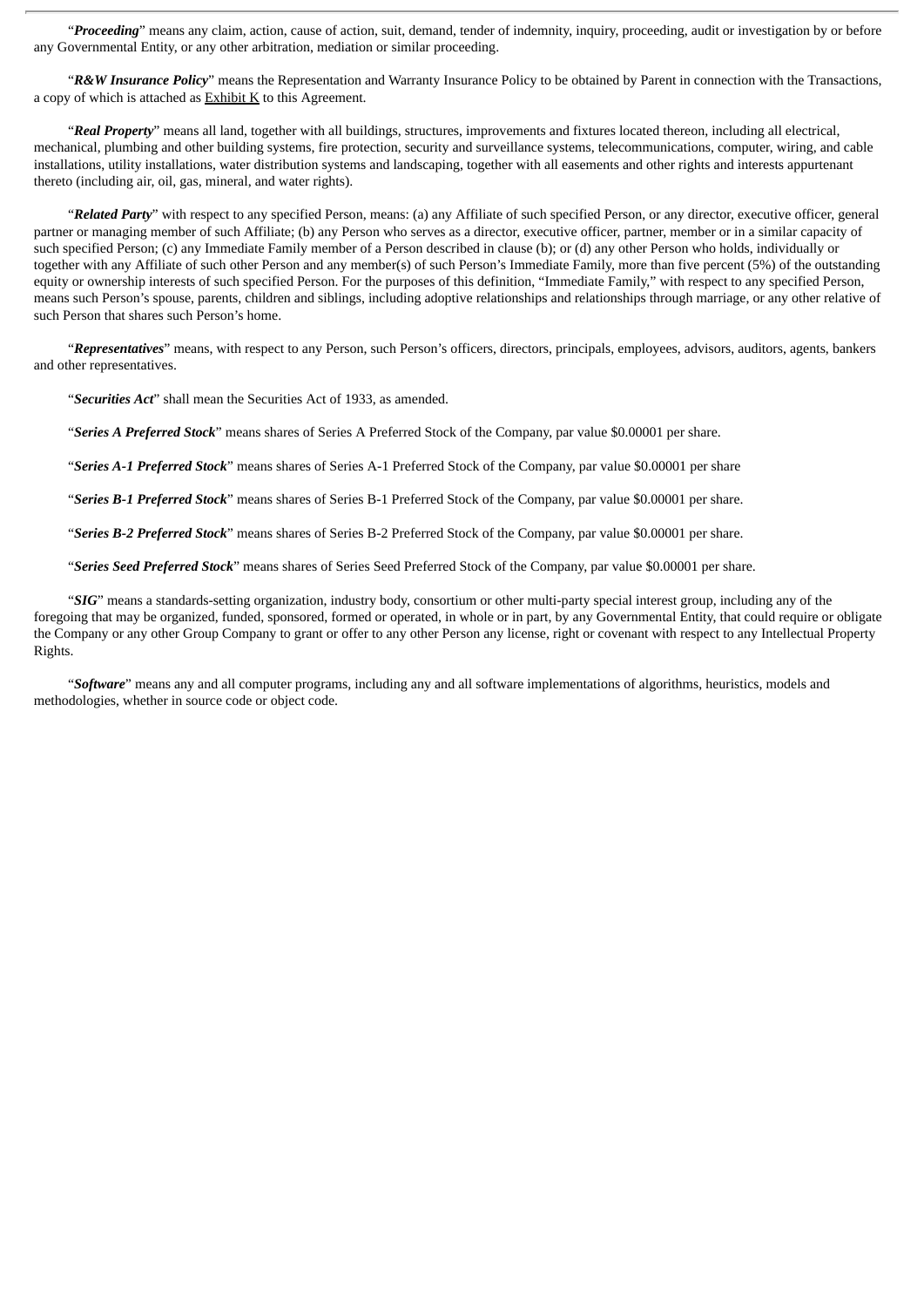"***Proceeding***" means any claim, action, cause of action, suit, demand, tender of indemnity, inquiry, proceeding, audit or investigation by or before any Governmental Entity, or any other arbitration, mediation or similar proceeding.

"***R&W Insurance Policy***" means the Representation and Warranty Insurance Policy to be obtained by Parent in connection with the Transactions, a copy of which is attached as Exhibit K to this Agreement.

"***Real Property***" means all land, together with all buildings, structures, improvements and fixtures located thereon, including all electrical, mechanical, plumbing and other building systems, fire protection, security and surveillance systems, telecommunications, computer, wiring, and cable installations, utility installations, water distribution systems and landscaping, together with all easements and other rights and interests appurtenant thereto (including air, oil, gas, mineral, and water rights).

"***Related Party***" with respect to any specified Person, means: (a) any Affiliate of such specified Person, or any director, executive officer, general partner or managing member of such Affiliate; (b) any Person who serves as a director, executive officer, partner, member or in a similar capacity of such specified Person; (c) any Immediate Family member of a Person described in clause (b); or (d) any other Person who holds, individually or together with any Affiliate of such other Person and any member(s) of such Person's Immediate Family, more than five percent (5%) of the outstanding equity or ownership interests of such specified Person. For the purposes of this definition, "Immediate Family," with respect to any specified Person, means such Person's spouse, parents, children and siblings, including adoptive relationships and relationships through marriage, or any other relative of such Person that shares such Person's home.

"***Representatives***" means, with respect to any Person, such Person's officers, directors, principals, employees, advisors, auditors, agents, bankers and other representatives.

"***Securities Act***" shall mean the Securities Act of 1933, as amended.

"***Series A Preferred Stock***" means shares of Series A Preferred Stock of the Company, par value $0.00001 per share.

"***Series A-1 Preferred Stock***" means shares of Series A-1 Preferred Stock of the Company, par value $0.00001 per share

"***Series B-1 Preferred Stock***" means shares of Series B-1 Preferred Stock of the Company, par value $0.00001 per share.

"***Series B-2 Preferred Stock***" means shares of Series B-2 Preferred Stock of the Company, par value $0.00001 per share.

"***Series Seed Preferred Stock***" means shares of Series Seed Preferred Stock of the Company, par value $0.00001 per share.

"***SIG***" means a standards-setting organization, industry body, consortium or other multi-party special interest group, including any of the foregoing that may be organized, funded, sponsored, formed or operated, in whole or in part, by any Governmental Entity, that could require or obligate the Company or any other Group Company to grant or offer to any other Person any license, right or covenant with respect to any Intellectual Property Rights.

"***Software***" means any and all computer programs, including any and all software implementations of algorithms, heuristics, models and methodologies, whether in source code or object code.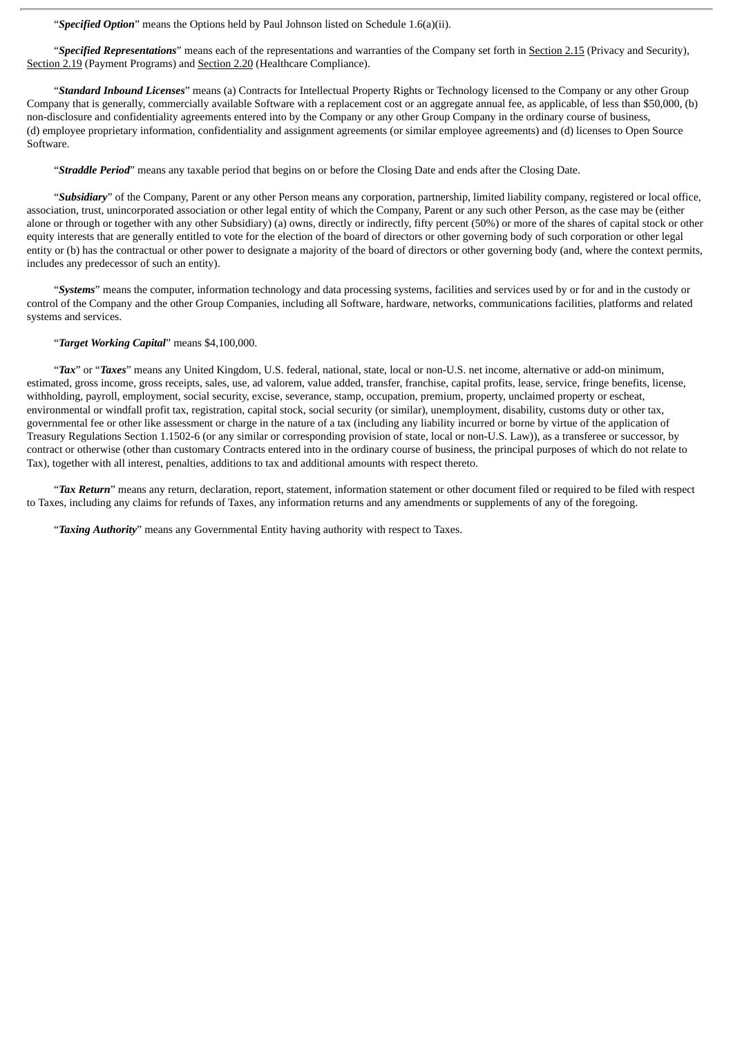"***Specified Option***" means the Options held by Paul Johnson listed on Schedule 1.6(a)(ii).

"***Specified Representations***" means each of the representations and warranties of the Company set forth in Section 2.15 (Privacy and Security), Section 2.19 (Payment Programs) and Section 2.20 (Healthcare Compliance).

"***Standard Inbound Licenses***" means (a) Contracts for Intellectual Property Rights or Technology licensed to the Company or any other Group Company that is generally, commercially available Software with a replacement cost or an aggregate annual fee, as applicable, of less than $50,000, (b) non-disclosure and confidentiality agreements entered into by the Company or any other Group Company in the ordinary course of business, (d) employee proprietary information, confidentiality and assignment agreements (or similar employee agreements) and (d) licenses to Open Source Software.

"***Straddle Period***" means any taxable period that begins on or before the Closing Date and ends after the Closing Date.

"***Subsidiary***" of the Company, Parent or any other Person means any corporation, partnership, limited liability company, registered or local office, association, trust, unincorporated association or other legal entity of which the Company, Parent or any such other Person, as the case may be (either alone or through or together with any other Subsidiary) (a) owns, directly or indirectly, fifty percent (50%) or more of the shares of capital stock or other equity interests that are generally entitled to vote for the election of the board of directors or other governing body of such corporation or other legal entity or (b) has the contractual or other power to designate a majority of the board of directors or other governing body (and, where the context permits, includes any predecessor of such an entity).

"***Systems***" means the computer, information technology and data processing systems, facilities and services used by or for and in the custody or control of the Company and the other Group Companies, including all Software, hardware, networks, communications facilities, platforms and related systems and services.

"***Target Working Capital***" means $4,100,000.

"***Tax***" or "***Taxes***" means any United Kingdom, U.S. federal, national, state, local or non-U.S. net income, alternative or add-on minimum, estimated, gross income, gross receipts, sales, use, ad valorem, value added, transfer, franchise, capital profits, lease, service, fringe benefits, license, withholding, payroll, employment, social security, excise, severance, stamp, occupation, premium, property, unclaimed property or escheat, environmental or windfall profit tax, registration, capital stock, social security (or similar), unemployment, disability, customs duty or other tax, governmental fee or other like assessment or charge in the nature of a tax (including any liability incurred or borne by virtue of the application of Treasury Regulations Section 1.1502-6 (or any similar or corresponding provision of state, local or non-U.S. Law)), as a transferee or successor, by contract or otherwise (other than customary Contracts entered into in the ordinary course of business, the principal purposes of which do not relate to Tax), together with all interest, penalties, additions to tax and additional amounts with respect thereto.

"***Tax Return***" means any return, declaration, report, statement, information statement or other document filed or required to be filed with respect to Taxes, including any claims for refunds of Taxes, any information returns and any amendments or supplements of any of the foregoing.

"***Taxing Authority***" means any Governmental Entity having authority with respect to Taxes.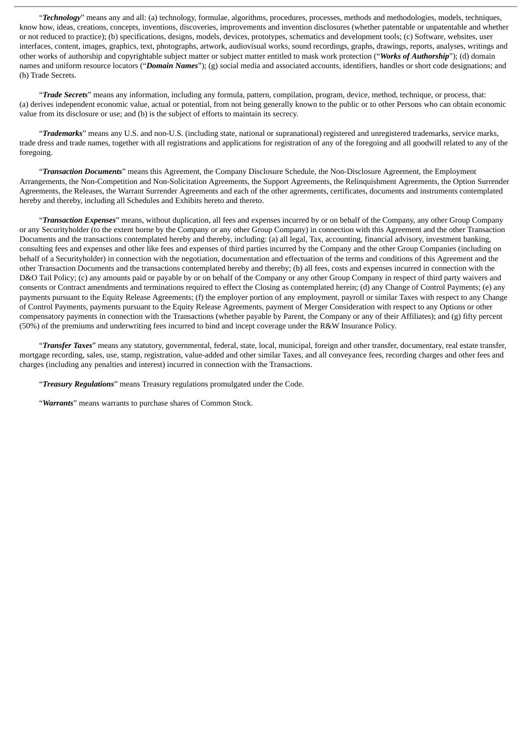"***Technology***" means any and all: (a) technology, formulae, algorithms, procedures, processes, methods and methodologies, models, techniques, know how, ideas, creations, concepts, inventions, discoveries, improvements and invention disclosures (whether patentable or unpatentable and whether or not reduced to practice); (b) specifications, designs, models, devices, prototypes, schematics and development tools; (c) Software, websites, user interfaces, content, images, graphics, text, photographs, artwork, audiovisual works, sound recordings, graphs, drawings, reports, analyses, writings and other works of authorship and copyrightable subject matter or subject matter entitled to mask work protection ("***Works of Authorship***"); (d) domain names and uniform resource locators ("***Domain Names***"); (g) social media and associated accounts, identifiers, handles or short code designations; and (h) Trade Secrets.

"***Trade Secrets***" means any information, including any formula, pattern, compilation, program, device, method, technique, or process, that: (a) derives independent economic value, actual or potential, from not being generally known to the public or to other Persons who can obtain economic value from its disclosure or use; and (b) is the subject of efforts to maintain its secrecy.

"***Trademarks***" means any U.S. and non-U.S. (including state, national or supranational) registered and unregistered trademarks, service marks, trade dress and trade names, together with all registrations and applications for registration of any of the foregoing and all goodwill related to any of the foregoing.

"***Transaction Documents***" means this Agreement, the Company Disclosure Schedule, the Non-Disclosure Agreement, the Employment Arrangements, the Non-Competition and Non-Solicitation Agreements, the Support Agreements, the Relinquishment Agreements, the Option Surrender Agreements, the Releases, the Warrant Surrender Agreements and each of the other agreements, certificates, documents and instruments contemplated hereby and thereby, including all Schedules and Exhibits hereto and thereto.

"***Transaction Expenses***" means, without duplication, all fees and expenses incurred by or on behalf of the Company, any other Group Company or any Securityholder (to the extent borne by the Company or any other Group Company) in connection with this Agreement and the other Transaction Documents and the transactions contemplated hereby and thereby, including: (a) all legal, Tax, accounting, financial advisory, investment banking, consulting fees and expenses and other like fees and expenses of third parties incurred by the Company and the other Group Companies (including on behalf of a Securityholder) in connection with the negotiation, documentation and effectuation of the terms and conditions of this Agreement and the other Transaction Documents and the transactions contemplated hereby and thereby; (b) all fees, costs and expenses incurred in connection with the D&O Tail Policy; (c) any amounts paid or payable by or on behalf of the Company or any other Group Company in respect of third party waivers and consents or Contract amendments and terminations required to effect the Closing as contemplated herein; (d) any Change of Control Payments; (e) any payments pursuant to the Equity Release Agreements; (f) the employer portion of any employment, payroll or similar Taxes with respect to any Change of Control Payments, payments pursuant to the Equity Release Agreements, payment of Merger Consideration with respect to any Options or other compensatory payments in connection with the Transactions (whether payable by Parent, the Company or any of their Affiliates); and (g) fifty percent (50%) of the premiums and underwriting fees incurred to bind and incept coverage under the R&W Insurance Policy.

"***Transfer Taxes***" means any statutory, governmental, federal, state, local, municipal, foreign and other transfer, documentary, real estate transfer, mortgage recording, sales, use, stamp, registration, value-added and other similar Taxes, and all conveyance fees, recording charges and other fees and charges (including any penalties and interest) incurred in connection with the Transactions.

"***Treasury Regulations***" means Treasury regulations promulgated under the Code.

"***Warrants***" means warrants to purchase shares of Common Stock.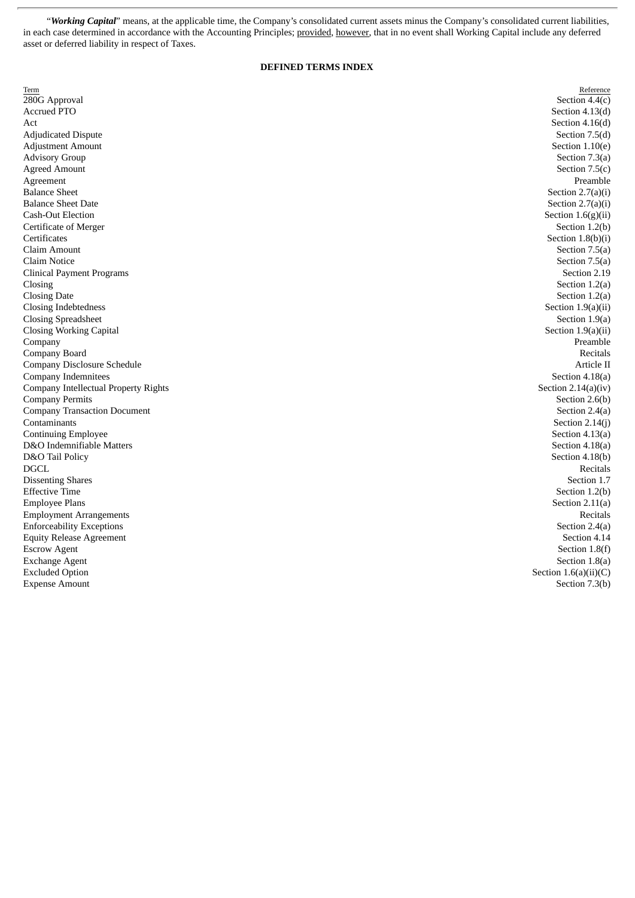"***Working Capital***" means, at the applicable time, the Company's consolidated current assets minus the Company's consolidated current liabilities, in each case determined in accordance with the Accounting Principles; provided, however, that in no event shall Working Capital include any deferred asset or deferred liability in respect of Taxes.

**DEFINED TERMS INDEX**

| Term | Reference |
|---|---|
| 280G Approval | Section 4.4(c) |
| Accrued PTO | Section 4.13(d) |
| Act | Section 4.16(d) |
| Adjudicated Dispute | Section 7.5(d) |
| Adjustment Amount | Section 1.10(e) |
| Advisory Group | Section 7.3(a) |
| Agreed Amount | Section 7.5(c) |
| Agreement | Preamble |
| Balance Sheet | Section 2.7(a)(i) |
| Balance Sheet Date | Section 2.7(a)(i) |
| Cash-Out Election | Section 1.6(g)(ii) |
| Certificate of Merger | Section 1.2(b) |
| Certificates | Section 1.8(b)(i) |
| Claim Amount | Section 7.5(a) |
| Claim Notice | Section 7.5(a) |
| Clinical Payment Programs | Section 2.19 |
| Closing | Section 1.2(a) |
| Closing Date | Section 1.2(a) |
| Closing Indebtedness | Section 1.9(a)(ii) |
| Closing Spreadsheet | Section 1.9(a) |
| Closing Working Capital | Section 1.9(a)(ii) |
| Company | Preamble |
| Company Board | Recitals |
| Company Disclosure Schedule | Article II |
| Company Indemnitees | Section 4.18(a) |
| Company Intellectual Property Rights | Section 2.14(a)(iv) |
| Company Permits | Section 2.6(b) |
| Company Transaction Document | Section 2.4(a) |
| Contaminants | Section 2.14(j) |
| Continuing Employee | Section 4.13(a) |
| D&O Indemnifiable Matters | Section 4.18(a) |
| D&O Tail Policy | Section 4.18(b) |
| DGCL | Recitals |
| Dissenting Shares | Section 1.7 |
| Effective Time | Section 1.2(b) |
| Employee Plans | Section 2.11(a) |
| Employment Arrangements | Recitals |
| Enforceability Exceptions | Section 2.4(a) |
| Equity Release Agreement | Section 4.14 |
| Escrow Agent | Section 1.8(f) |
| Exchange Agent | Section 1.8(a) |
| Excluded Option | Section 1.6(a)(ii)(C) |
| Expense Amount | Section 7.3(b) |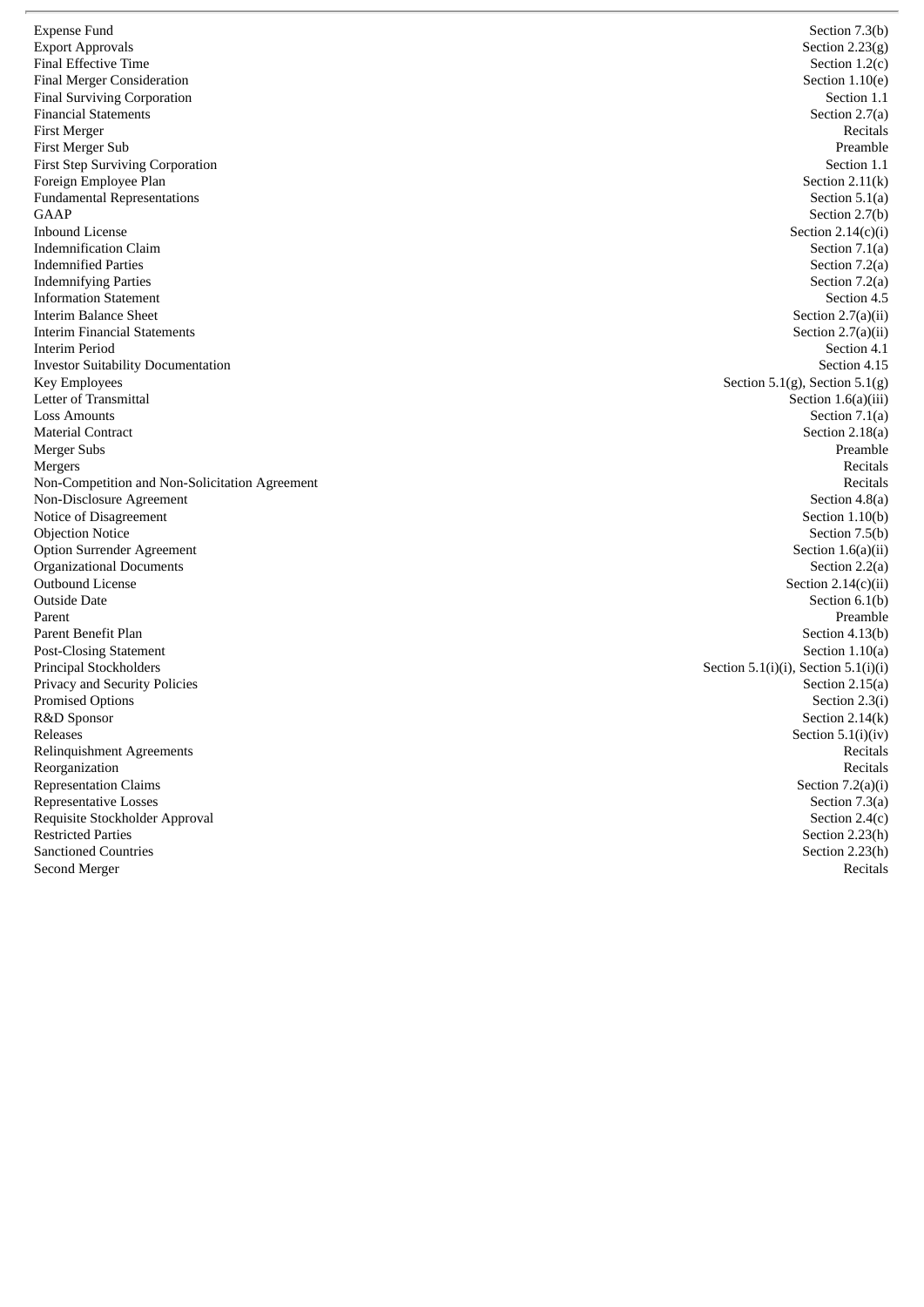| | |
|---|---|
| Expense Fund | Section 7.3(b) |
| Export Approvals | Section 2.23(g) |
| Final Effective Time | Section 1.2(c) |
| Final Merger Consideration | Section 1.10(e) |
| Final Surviving Corporation | Section 1.1 |
| Financial Statements | Section 2.7(a) |
| First Merger | Recitals |
| First Merger Sub | Preamble |
| First Step Surviving Corporation | Section 1.1 |
| Foreign Employee Plan | Section 2.11(k) |
| Fundamental Representations | Section 5.1(a) |
| GAAP | Section 2.7(b) |
| Inbound License | Section 2.14(c)(i) |
| Indemnification Claim | Section 7.1(a) |
| Indemnified Parties | Section 7.2(a) |
| Indemnifying Parties | Section 7.2(a) |
| Information Statement | Section 4.5 |
| Interim Balance Sheet | Section 2.7(a)(ii) |
| Interim Financial Statements | Section 2.7(a)(ii) |
| Interim Period | Section 4.1 |
| Investor Suitability Documentation | Section 4.15 |
| Key Employees | Section 5.1(g), Section 5.1(g) |
| Letter of Transmittal | Section 1.6(a)(iii) |
| Loss Amounts | Section 7.1(a) |
| Material Contract | Section 2.18(a) |
| Merger Subs | Preamble |
| Mergers | Recitals |
| Non-Competition and Non-Solicitation Agreement | Recitals |
| Non-Disclosure Agreement | Section 4.8(a) |
| Notice of Disagreement | Section 1.10(b) |
| Objection Notice | Section 7.5(b) |
| Option Surrender Agreement | Section 1.6(a)(ii) |
| Organizational Documents | Section 2.2(a) |
| Outbound License | Section 2.14(c)(ii) |
| Outside Date | Section 6.1(b) |
| Parent | Preamble |
| Parent Benefit Plan | Section 4.13(b) |
| Post-Closing Statement | Section 1.10(a) |
| Principal Stockholders | Section 5.1(i)(i), Section 5.1(i)(i) |
| Privacy and Security Policies | Section 2.15(a) |
| Promised Options | Section 2.3(i) |
| R&D Sponsor | Section 2.14(k) |
| Releases | Section 5.1(i)(iv) |
| Relinquishment Agreements | Recitals |
| Reorganization | Recitals |
| Representation Claims | Section 7.2(a)(i) |
| Representative Losses | Section 7.3(a) |
| Requisite Stockholder Approval | Section 2.4(c) |
| Restricted Parties | Section 2.23(h) |
| Sanctioned Countries | Section 2.23(h) |
| Second Merger | Recitals |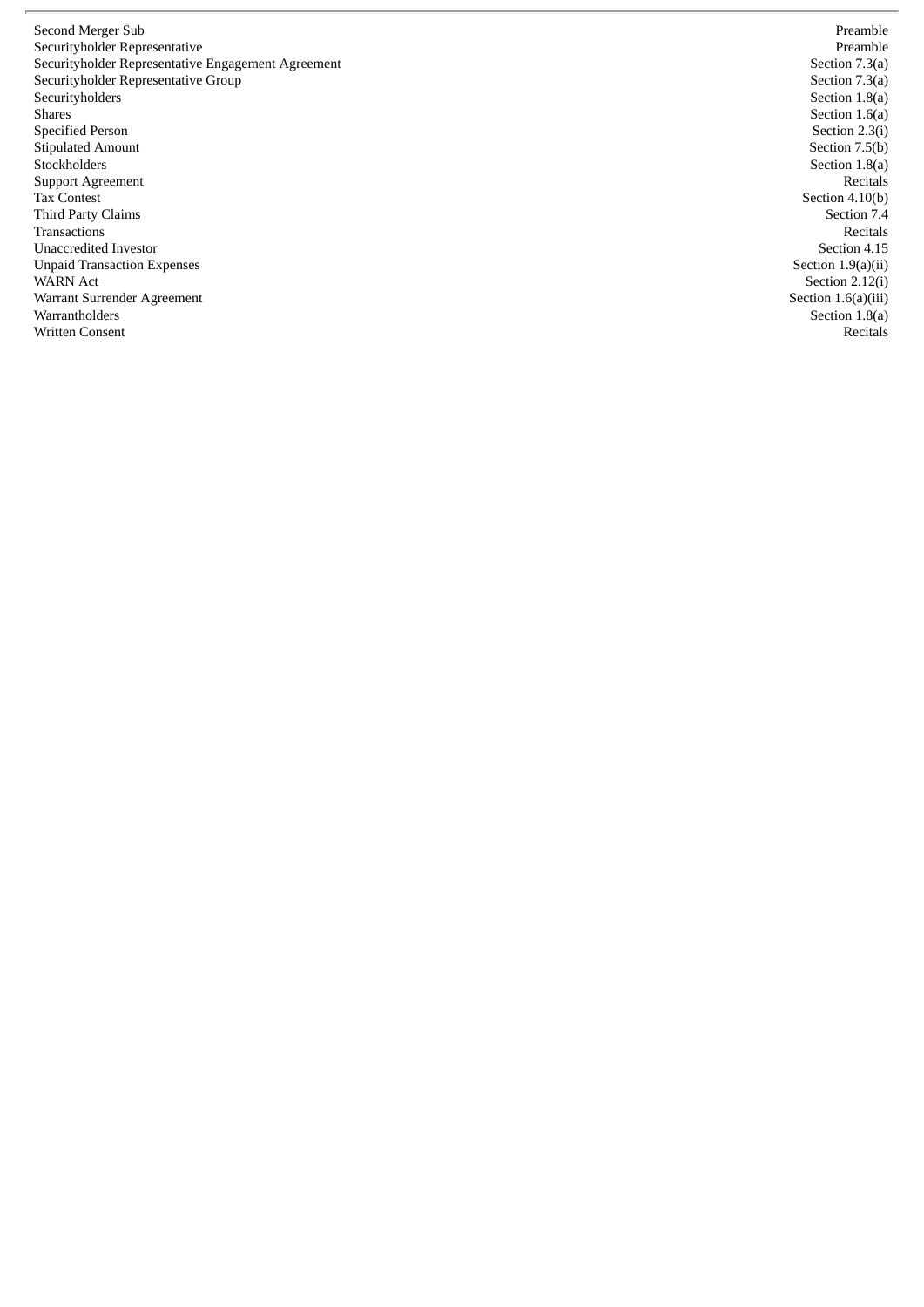| | |
|---|---|
| Second Merger Sub | Preamble |
| Securityholder Representative | Preamble |
| Securityholder Representative Engagement Agreement | Section 7.3(a) |
| Securityholder Representative Group | Section 7.3(a) |
| Securityholders | Section 1.8(a) |
| Shares | Section 1.6(a) |
| Specified Person | Section 2.3(i) |
| Stipulated Amount | Section 7.5(b) |
| Stockholders | Section 1.8(a) |
| Support Agreement | Recitals |
| Tax Contest | Section 4.10(b) |
| Third Party Claims | Section 7.4 |
| Transactions | Recitals |
| Unaccredited Investor | Section 4.15 |
| Unpaid Transaction Expenses | Section 1.9(a)(ii) |
| WARN Act | Section 2.12(i) |
| Warrant Surrender Agreement | Section 1.6(a)(iii) |
| Warrantholders | Section 1.8(a) |
| Written Consent | Recitals |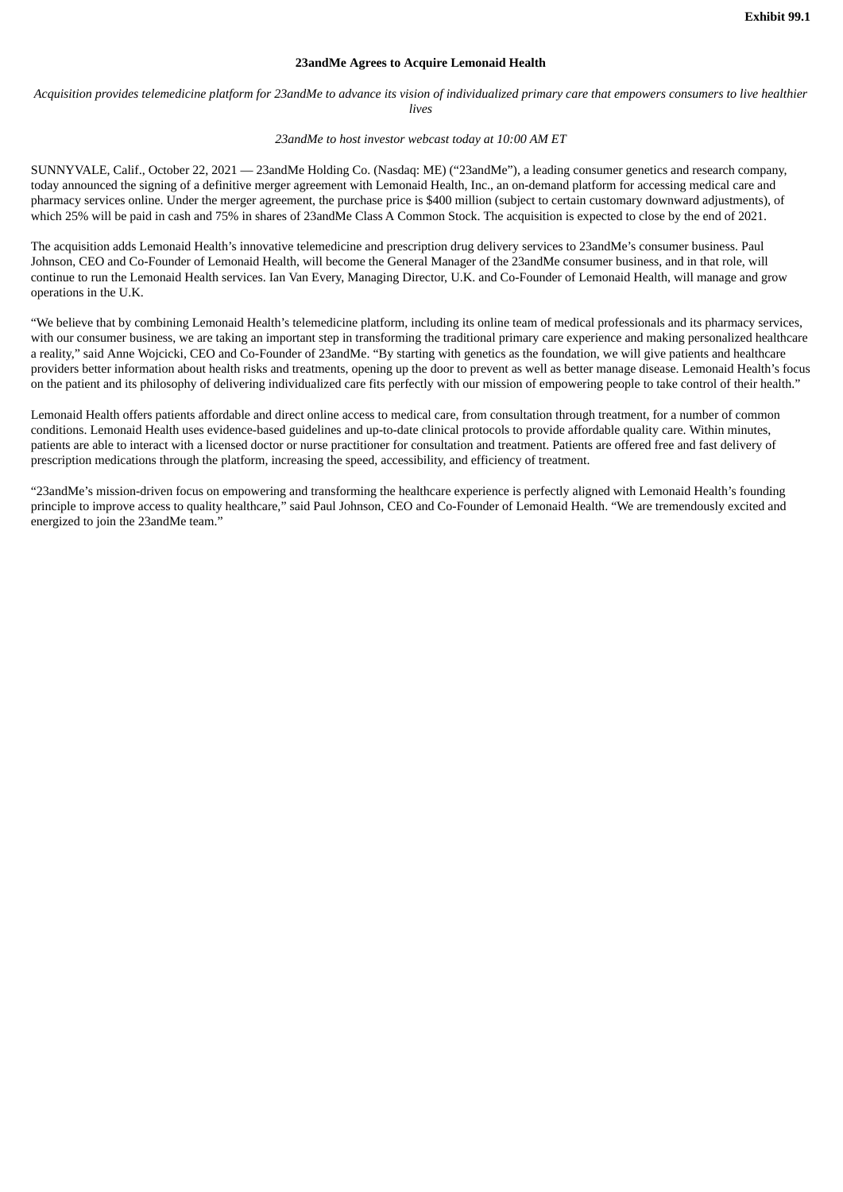**Exhibit 99.1**

# 23andMe Agrees to Acquire Lemonaid Health

*Acquisition provides telemedicine platform for 23andMe to advance its vision of individualized primary care that empowers consumers to live healthier lives*

*23andMe to host investor webcast today at 10:00 AM ET*

SUNNYVALE, Calif., October 22, 2021 — 23andMe Holding Co. (Nasdaq: ME) ("23andMe"), a leading consumer genetics and research company, today announced the signing of a definitive merger agreement with Lemonaid Health, Inc., an on-demand platform for accessing medical care and pharmacy services online. Under the merger agreement, the purchase price is $400 million (subject to certain customary downward adjustments), of which 25% will be paid in cash and 75% in shares of 23andMe Class A Common Stock. The acquisition is expected to close by the end of 2021.

The acquisition adds Lemonaid Health's innovative telemedicine and prescription drug delivery services to 23andMe's consumer business. Paul Johnson, CEO and Co-Founder of Lemonaid Health, will become the General Manager of the 23andMe consumer business, and in that role, will continue to run the Lemonaid Health services. Ian Van Every, Managing Director, U.K. and Co-Founder of Lemonaid Health, will manage and grow operations in the U.K.

"We believe that by combining Lemonaid Health's telemedicine platform, including its online team of medical professionals and its pharmacy services, with our consumer business, we are taking an important step in transforming the traditional primary care experience and making personalized healthcare a reality," said Anne Wojcicki, CEO and Co-Founder of 23andMe. "By starting with genetics as the foundation, we will give patients and healthcare providers better information about health risks and treatments, opening up the door to prevent as well as better manage disease. Lemonaid Health's focus on the patient and its philosophy of delivering individualized care fits perfectly with our mission of empowering people to take control of their health."

Lemonaid Health offers patients affordable and direct online access to medical care, from consultation through treatment, for a number of common conditions. Lemonaid Health uses evidence-based guidelines and up-to-date clinical protocols to provide affordable quality care. Within minutes, patients are able to interact with a licensed doctor or nurse practitioner for consultation and treatment. Patients are offered free and fast delivery of prescription medications through the platform, increasing the speed, accessibility, and efficiency of treatment.

"23andMe's mission-driven focus on empowering and transforming the healthcare experience is perfectly aligned with Lemonaid Health's founding principle to improve access to quality healthcare," said Paul Johnson, CEO and Co-Founder of Lemonaid Health. "We are tremendously excited and energized to join the 23andMe team."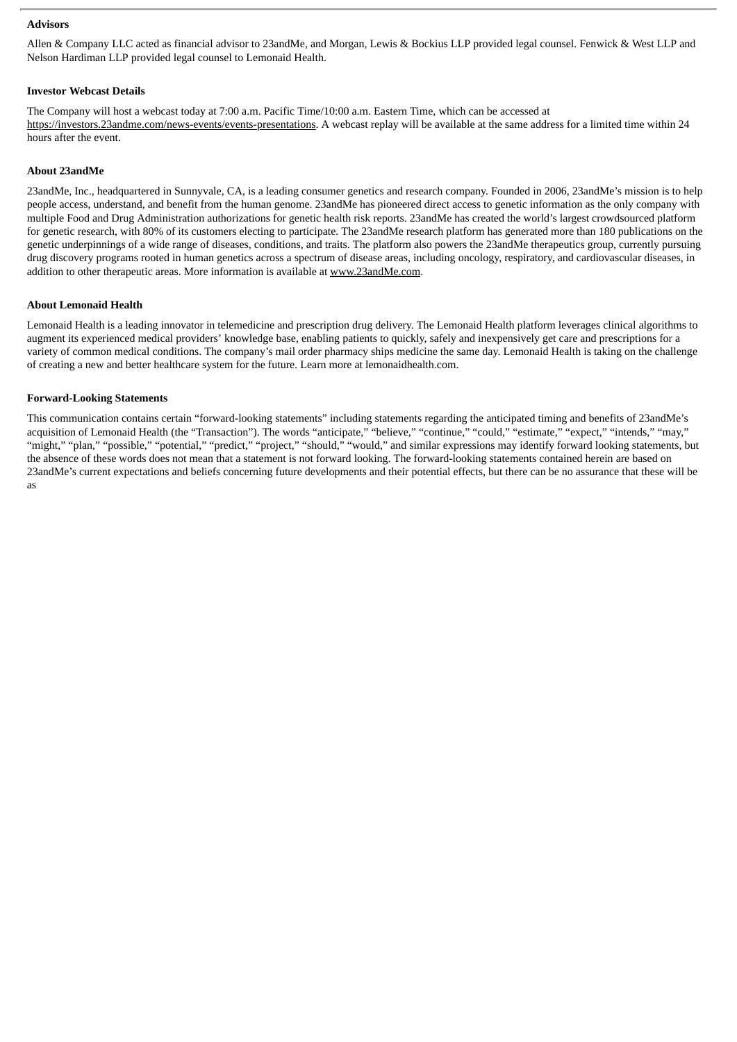**Advisors**

Allen & Company LLC acted as financial advisor to 23andMe, and Morgan, Lewis & Bockius LLP provided legal counsel. Fenwick & West LLP and Nelson Hardiman LLP provided legal counsel to Lemonaid Health.

**Investor Webcast Details**

The Company will host a webcast today at 7:00 a.m. Pacific Time/10:00 a.m. Eastern Time, which can be accessed at https://investors.23andme.com/news-events/events-presentations. A webcast replay will be available at the same address for a limited time within 24 hours after the event.

**About 23andMe**

23andMe, Inc., headquartered in Sunnyvale, CA, is a leading consumer genetics and research company. Founded in 2006, 23andMe's mission is to help people access, understand, and benefit from the human genome. 23andMe has pioneered direct access to genetic information as the only company with multiple Food and Drug Administration authorizations for genetic health risk reports. 23andMe has created the world's largest crowdsourced platform for genetic research, with 80% of its customers electing to participate. The 23andMe research platform has generated more than 180 publications on the genetic underpinnings of a wide range of diseases, conditions, and traits. The platform also powers the 23andMe therapeutics group, currently pursuing drug discovery programs rooted in human genetics across a spectrum of disease areas, including oncology, respiratory, and cardiovascular diseases, in addition to other therapeutic areas. More information is available at www.23andMe.com.

**About Lemonaid Health**

Lemonaid Health is a leading innovator in telemedicine and prescription drug delivery. The Lemonaid Health platform leverages clinical algorithms to augment its experienced medical providers' knowledge base, enabling patients to quickly, safely and inexpensively get care and prescriptions for a variety of common medical conditions. The company's mail order pharmacy ships medicine the same day. Lemonaid Health is taking on the challenge of creating a new and better healthcare system for the future. Learn more at lemonaidhealth.com.

**Forward-Looking Statements**

This communication contains certain "forward-looking statements" including statements regarding the anticipated timing and benefits of 23andMe's acquisition of Lemonaid Health (the "Transaction"). The words "anticipate," "believe," "continue," "could," "estimate," "expect," "intends," "may," "might," "plan," "possible," "potential," "predict," "project," "should," "would," and similar expressions may identify forward looking statements, but the absence of these words does not mean that a statement is not forward looking. The forward-looking statements contained herein are based on 23andMe's current expectations and beliefs concerning future developments and their potential effects, but there can be no assurance that these will be as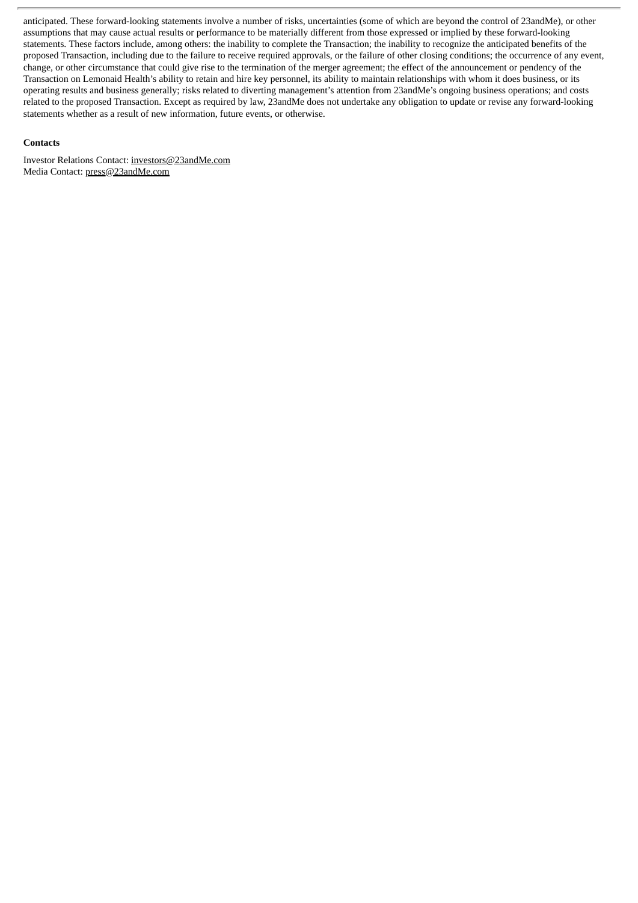anticipated. These forward-looking statements involve a number of risks, uncertainties (some of which are beyond the control of 23andMe), or other assumptions that may cause actual results or performance to be materially different from those expressed or implied by these forward-looking statements. These factors include, among others: the inability to complete the Transaction; the inability to recognize the anticipated benefits of the proposed Transaction, including due to the failure to receive required approvals, or the failure of other closing conditions; the occurrence of any event, change, or other circumstance that could give rise to the termination of the merger agreement; the effect of the announcement or pendency of the Transaction on Lemonaid Health's ability to retain and hire key personnel, its ability to maintain relationships with whom it does business, or its operating results and business generally; risks related to diverting management's attention from 23andMe's ongoing business operations; and costs related to the proposed Transaction. Except as required by law, 23andMe does not undertake any obligation to update or revise any forward-looking statements whether as a result of new information, future events, or otherwise.

**Contacts**

Investor Relations Contact: investors@23andMe.com
Media Contact: press@23andMe.com